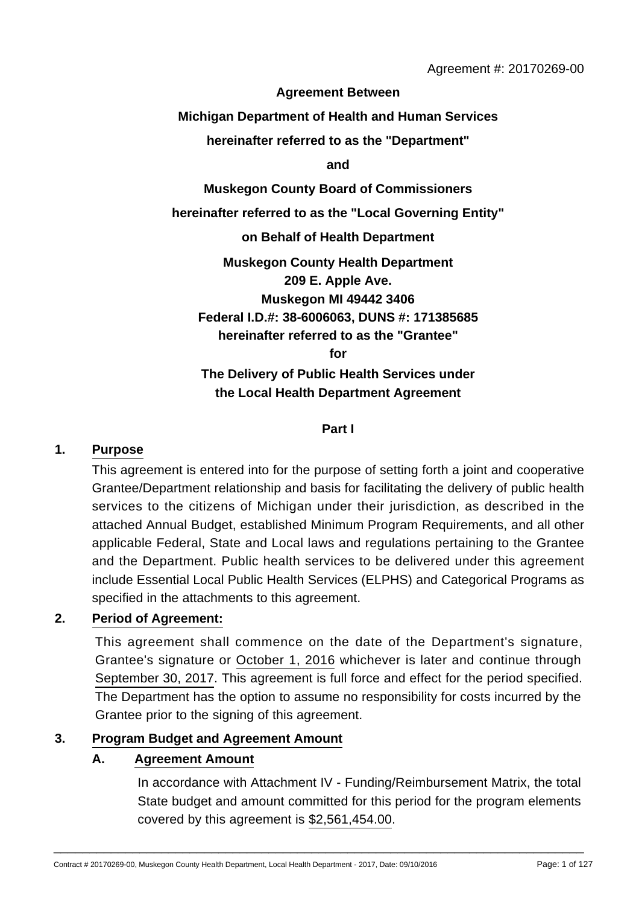Agreement #: 20170269-00

**Agreement Between**

**Michigan Department of Health and Human Services**

**hereinafter referred to as the "Department"**

**and**

**Muskegon County Board of Commissioners**

**hereinafter referred to as the "Local Governing Entity"**

**on Behalf of Health Department**

**Muskegon County Health Department**
**209 E. Apple Ave.**
**Muskegon MI 49442 3406**
**Federal I.D.#: 38-6006063, DUNS #: 171385685**
**hereinafter referred to as the "Grantee"**
**for**
**The Delivery of Public Health Services under the Local Health Department Agreement**

## Part I

### 1. Purpose

This agreement is entered into for the purpose of setting forth a joint and cooperative Grantee/Department relationship and basis for facilitating the delivery of public health services to the citizens of Michigan under their jurisdiction, as described in the attached Annual Budget, established Minimum Program Requirements, and all other applicable Federal, State and Local laws and regulations pertaining to the Grantee and the Department. Public health services to be delivered under this agreement include Essential Local Public Health Services (ELPHS) and Categorical Programs as specified in the attachments to this agreement.

### 2. Period of Agreement:

This agreement shall commence on the date of the Department's signature, Grantee's signature or October 1, 2016 whichever is later and continue through September 30, 2017. This agreement is full force and effect for the period specified. The Department has the option to assume no responsibility for costs incurred by the Grantee prior to the signing of this agreement.

### 3. Program Budget and Agreement Amount

#### A. Agreement Amount

In accordance with Attachment IV - Funding/Reimbursement Matrix, the total State budget and amount committed for this period for the program elements covered by this agreement is $2,561,454.00.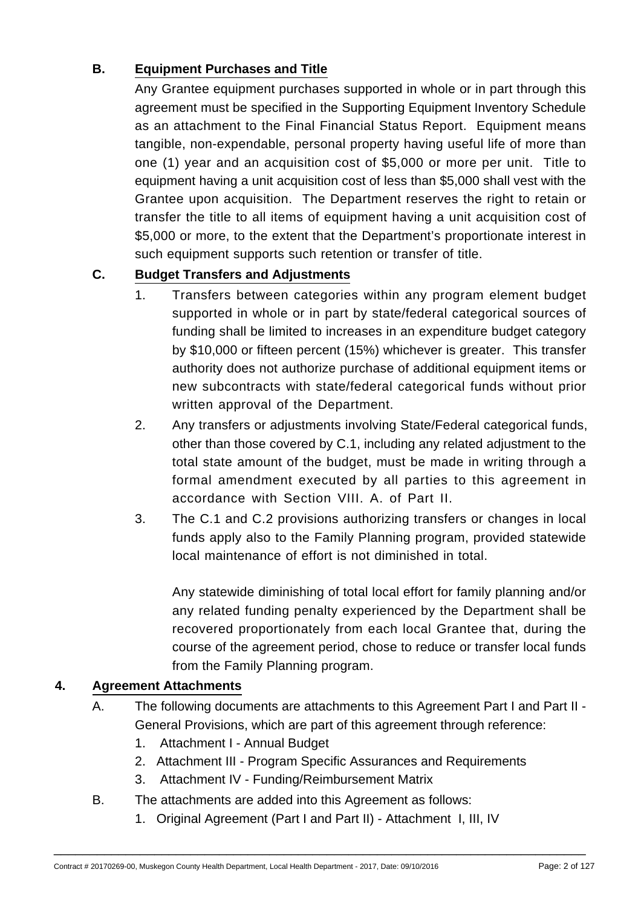### B. Equipment Purchases and Title

Any Grantee equipment purchases supported in whole or in part through this agreement must be specified in the Supporting Equipment Inventory Schedule as an attachment to the Final Financial Status Report. Equipment means tangible, non-expendable, personal property having useful life of more than one (1) year and an acquisition cost of $5,000 or more per unit. Title to equipment having a unit acquisition cost of less than $5,000 shall vest with the Grantee upon acquisition. The Department reserves the right to retain or transfer the title to all items of equipment having a unit acquisition cost of $5,000 or more, to the extent that the Department's proportionate interest in such equipment supports such retention or transfer of title.

### C. Budget Transfers and Adjustments

1. Transfers between categories within any program element budget supported in whole or in part by state/federal categorical sources of funding shall be limited to increases in an expenditure budget category by $10,000 or fifteen percent (15%) whichever is greater. This transfer authority does not authorize purchase of additional equipment items or new subcontracts with state/federal categorical funds without prior written approval of the Department.
2. Any transfers or adjustments involving State/Federal categorical funds, other than those covered by C.1, including any related adjustment to the total state amount of the budget, must be made in writing through a formal amendment executed by all parties to this agreement in accordance with Section VIII. A. of Part II.
3. The C.1 and C.2 provisions authorizing transfers or changes in local funds apply also to the Family Planning program, provided statewide local maintenance of effort is not diminished in total.

   Any statewide diminishing of total local effort for family planning and/or any related funding penalty experienced by the Department shall be recovered proportionately from each local Grantee that, during the course of the agreement period, chose to reduce or transfer local funds from the Family Planning program.

## 4. Agreement Attachments

A. The following documents are attachments to this Agreement Part I and Part II - General Provisions, which are part of this agreement through reference:
   1. Attachment I - Annual Budget
   2. Attachment III - Program Specific Assurances and Requirements
   3. Attachment IV - Funding/Reimbursement Matrix

B. The attachments are added into this Agreement as follows:
   1. Original Agreement (Part I and Part II) - Attachment I, III, IV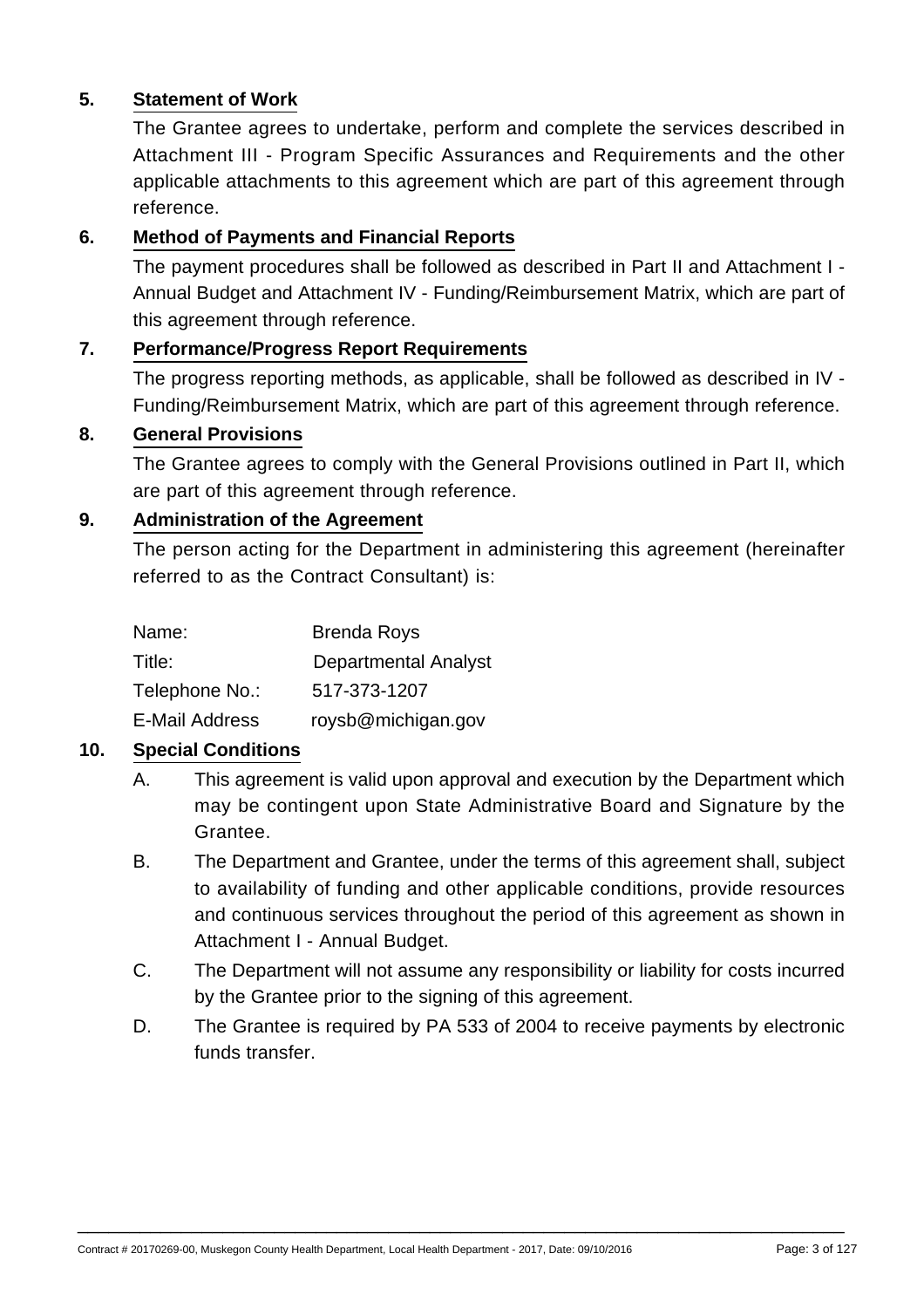## 5. Statement of Work

The Grantee agrees to undertake, perform and complete the services described in Attachment III - Program Specific Assurances and Requirements and the other applicable attachments to this agreement which are part of this agreement through reference.

## 6. Method of Payments and Financial Reports

The payment procedures shall be followed as described in Part II and Attachment I - Annual Budget and Attachment IV - Funding/Reimbursement Matrix, which are part of this agreement through reference.

## 7. Performance/Progress Report Requirements

The progress reporting methods, as applicable, shall be followed as described in IV - Funding/Reimbursement Matrix, which are part of this agreement through reference.

## 8. General Provisions

The Grantee agrees to comply with the General Provisions outlined in Part II, which are part of this agreement through reference.

## 9. Administration of the Agreement

The person acting for the Department in administering this agreement (hereinafter referred to as the Contract Consultant) is:

| | |
|---|---|
| Name: | Brenda Roys |
| Title: | Departmental Analyst |
| Telephone No.: | 517-373-1207 |
| E-Mail Address | roysb@michigan.gov |

## 10. Special Conditions

A. This agreement is valid upon approval and execution by the Department which may be contingent upon State Administrative Board and Signature by the Grantee.

B. The Department and Grantee, under the terms of this agreement shall, subject to availability of funding and other applicable conditions, provide resources and continuous services throughout the period of this agreement as shown in Attachment I - Annual Budget.

C. The Department will not assume any responsibility or liability for costs incurred by the Grantee prior to the signing of this agreement.

D. The Grantee is required by PA 533 of 2004 to receive payments by electronic funds transfer.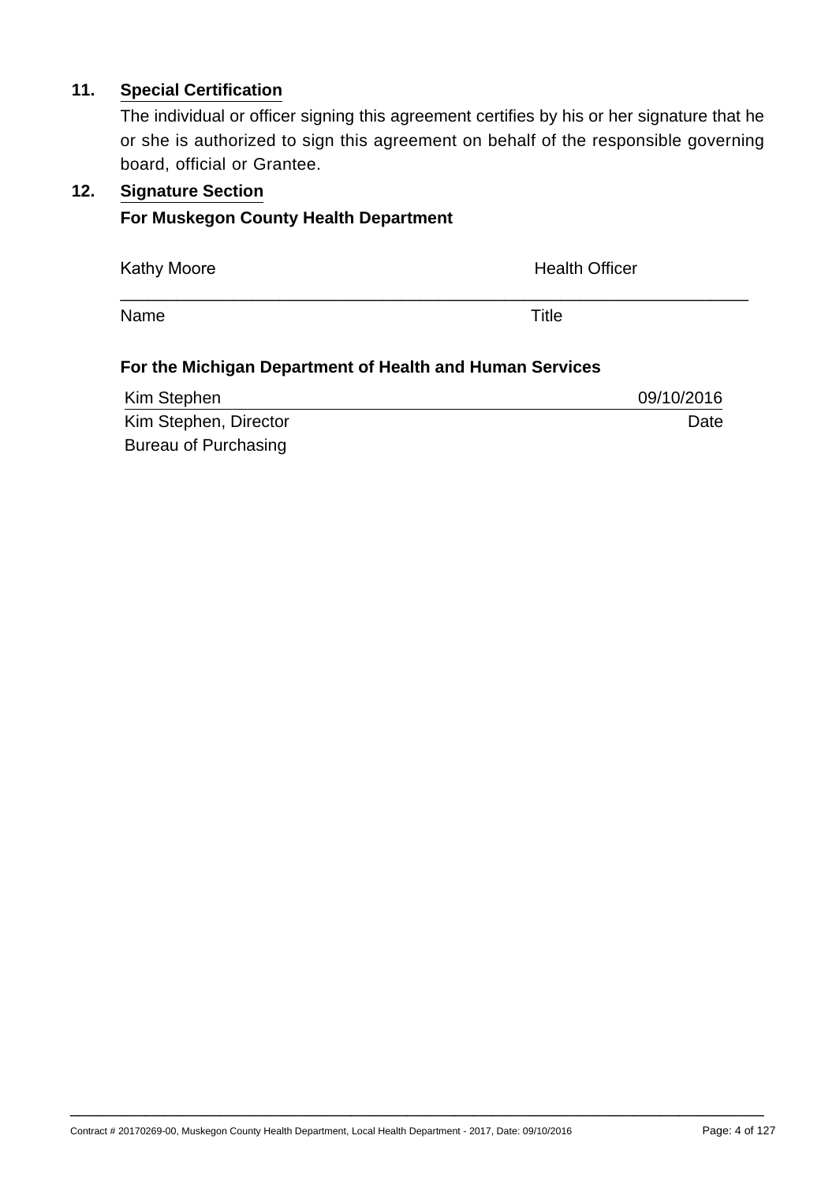**11. Special Certification**

The individual or officer signing this agreement certifies by his or her signature that he or she is authorized to sign this agreement on behalf of the responsible governing board, official or Grantee.

**12. Signature Section**

**For Muskegon County Health Department**

| Kathy Moore | Health Officer |
|---|---|
| Name | Title |

**For the Michigan Department of Health and Human Services**

| Kim Stephen | 09/10/2016 |
|---|---|
| Kim Stephen, Director | Date |
| Bureau of Purchasing | |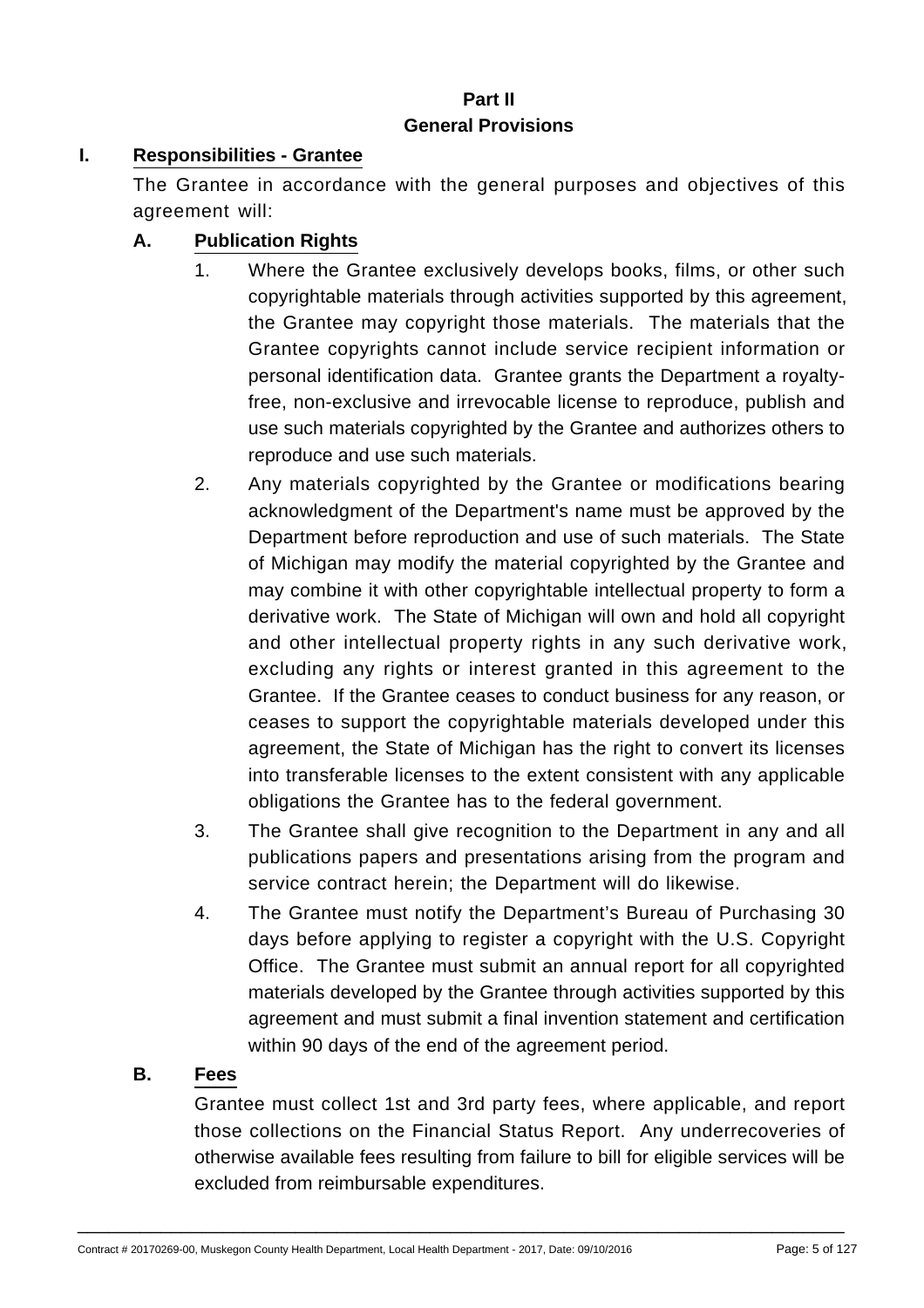# Part II
# General Provisions

## I. Responsibilities - Grantee

The Grantee in accordance with the general purposes and objectives of this agreement will:

### A. Publication Rights

1. Where the Grantee exclusively develops books, films, or other such copyrightable materials through activities supported by this agreement, the Grantee may copyright those materials. The materials that the Grantee copyrights cannot include service recipient information or personal identification data. Grantee grants the Department a royalty-free, non-exclusive and irrevocable license to reproduce, publish and use such materials copyrighted by the Grantee and authorizes others to reproduce and use such materials.
2. Any materials copyrighted by the Grantee or modifications bearing acknowledgment of the Department's name must be approved by the Department before reproduction and use of such materials. The State of Michigan may modify the material copyrighted by the Grantee and may combine it with other copyrightable intellectual property to form a derivative work. The State of Michigan will own and hold all copyright and other intellectual property rights in any such derivative work, excluding any rights or interest granted in this agreement to the Grantee. If the Grantee ceases to conduct business for any reason, or ceases to support the copyrightable materials developed under this agreement, the State of Michigan has the right to convert its licenses into transferable licenses to the extent consistent with any applicable obligations the Grantee has to the federal government.
3. The Grantee shall give recognition to the Department in any and all publications papers and presentations arising from the program and service contract herein; the Department will do likewise.
4. The Grantee must notify the Department's Bureau of Purchasing 30 days before applying to register a copyright with the U.S. Copyright Office. The Grantee must submit an annual report for all copyrighted materials developed by the Grantee through activities supported by this agreement and must submit a final invention statement and certification within 90 days of the end of the agreement period.

### B. Fees

Grantee must collect 1st and 3rd party fees, where applicable, and report those collections on the Financial Status Report. Any underrecoveries of otherwise available fees resulting from failure to bill for eligible services will be excluded from reimbursable expenditures.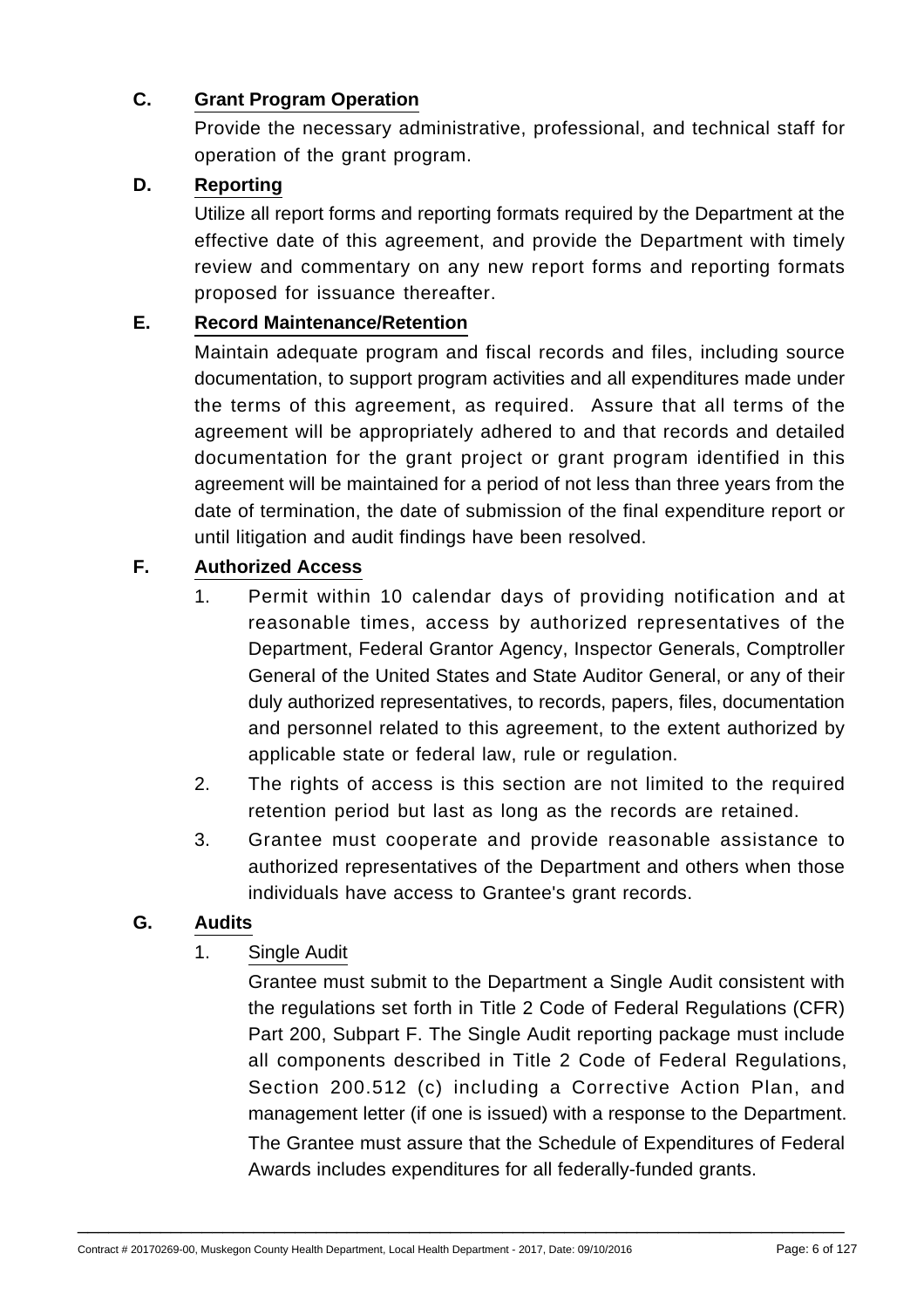### C. Grant Program Operation

Provide the necessary administrative, professional, and technical staff for operation of the grant program.

### D. Reporting

Utilize all report forms and reporting formats required by the Department at the effective date of this agreement, and provide the Department with timely review and commentary on any new report forms and reporting formats proposed for issuance thereafter.

### E. Record Maintenance/Retention

Maintain adequate program and fiscal records and files, including source documentation, to support program activities and all expenditures made under the terms of this agreement, as required. Assure that all terms of the agreement will be appropriately adhered to and that records and detailed documentation for the grant project or grant program identified in this agreement will be maintained for a period of not less than three years from the date of termination, the date of submission of the final expenditure report or until litigation and audit findings have been resolved.

### F. Authorized Access

1. Permit within 10 calendar days of providing notification and at reasonable times, access by authorized representatives of the Department, Federal Grantor Agency, Inspector Generals, Comptroller General of the United States and State Auditor General, or any of their duly authorized representatives, to records, papers, files, documentation and personnel related to this agreement, to the extent authorized by applicable state or federal law, rule or regulation.
2. The rights of access is this section are not limited to the required retention period but last as long as the records are retained.
3. Grantee must cooperate and provide reasonable assistance to authorized representatives of the Department and others when those individuals have access to Grantee's grant records.

### G. Audits

1. Single Audit

   Grantee must submit to the Department a Single Audit consistent with the regulations set forth in Title 2 Code of Federal Regulations (CFR) Part 200, Subpart F. The Single Audit reporting package must include all components described in Title 2 Code of Federal Regulations, Section 200.512 (c) including a Corrective Action Plan, and management letter (if one is issued) with a response to the Department. The Grantee must assure that the Schedule of Expenditures of Federal Awards includes expenditures for all federally-funded grants.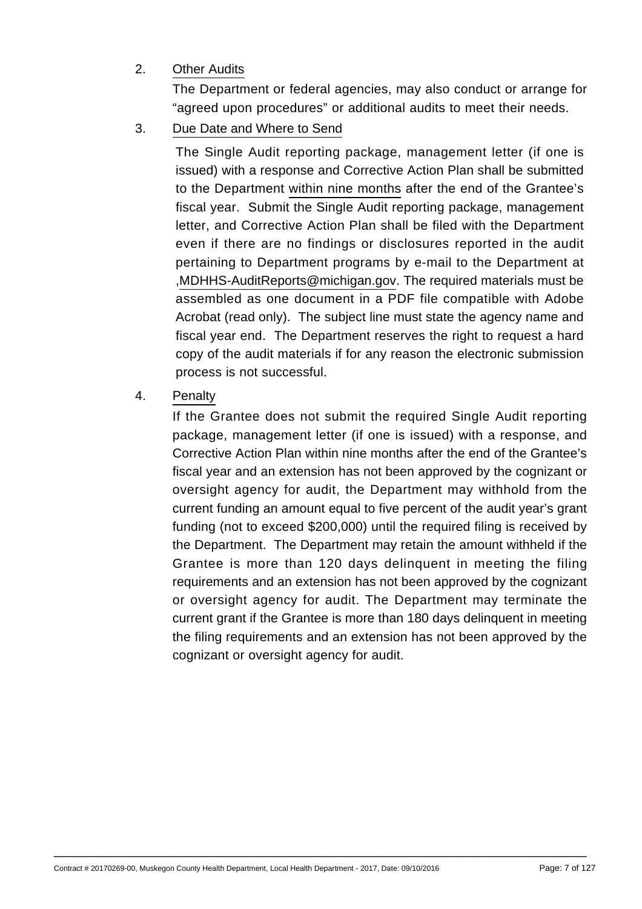2. Other Audits

   The Department or federal agencies, may also conduct or arrange for "agreed upon procedures" or additional audits to meet their needs.

3. Due Date and Where to Send

   The Single Audit reporting package, management letter (if one is issued) with a response and Corrective Action Plan shall be submitted to the Department within nine months after the end of the Grantee's fiscal year. Submit the Single Audit reporting package, management letter, and Corrective Action Plan shall be filed with the Department even if there are no findings or disclosures reported in the audit pertaining to Department programs by e-mail to the Department at ,MDHHS-AuditReports@michigan.gov. The required materials must be assembled as one document in a PDF file compatible with Adobe Acrobat (read only). The subject line must state the agency name and fiscal year end. The Department reserves the right to request a hard copy of the audit materials if for any reason the electronic submission process is not successful.

4. Penalty

   If the Grantee does not submit the required Single Audit reporting package, management letter (if one is issued) with a response, and Corrective Action Plan within nine months after the end of the Grantee's fiscal year and an extension has not been approved by the cognizant or oversight agency for audit, the Department may withhold from the current funding an amount equal to five percent of the audit year's grant funding (not to exceed $200,000) until the required filing is received by the Department. The Department may retain the amount withheld if the Grantee is more than 120 days delinquent in meeting the filing requirements and an extension has not been approved by the cognizant or oversight agency for audit. The Department may terminate the current grant if the Grantee is more than 180 days delinquent in meeting the filing requirements and an extension has not been approved by the cognizant or oversight agency for audit.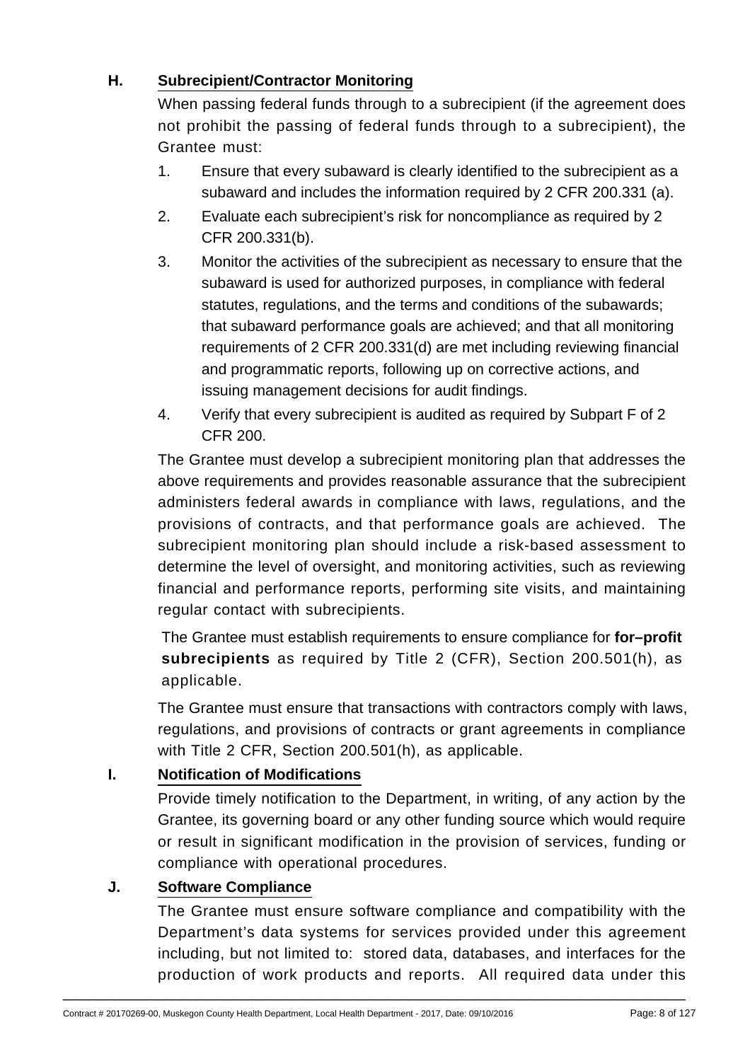**H. Subrecipient/Contractor Monitoring**

When passing federal funds through to a subrecipient (if the agreement does not prohibit the passing of federal funds through to a subrecipient), the Grantee must:

1. Ensure that every subaward is clearly identified to the subrecipient as a subaward and includes the information required by 2 CFR 200.331 (a).
2. Evaluate each subrecipient's risk for noncompliance as required by 2 CFR 200.331(b).
3. Monitor the activities of the subrecipient as necessary to ensure that the subaward is used for authorized purposes, in compliance with federal statutes, regulations, and the terms and conditions of the subawards; that subaward performance goals are achieved; and that all monitoring requirements of 2 CFR 200.331(d) are met including reviewing financial and programmatic reports, following up on corrective actions, and issuing management decisions for audit findings.
4. Verify that every subrecipient is audited as required by Subpart F of 2 CFR 200.

The Grantee must develop a subrecipient monitoring plan that addresses the above requirements and provides reasonable assurance that the subrecipient administers federal awards in compliance with laws, regulations, and the provisions of contracts, and that performance goals are achieved. The subrecipient monitoring plan should include a risk-based assessment to determine the level of oversight, and monitoring activities, such as reviewing financial and performance reports, performing site visits, and maintaining regular contact with subrecipients.

The Grantee must establish requirements to ensure compliance for **for–profit subrecipients** as required by Title 2 (CFR), Section 200.501(h), as applicable.

The Grantee must ensure that transactions with contractors comply with laws, regulations, and provisions of contracts or grant agreements in compliance with Title 2 CFR, Section 200.501(h), as applicable.

**I. Notification of Modifications**

Provide timely notification to the Department, in writing, of any action by the Grantee, its governing board or any other funding source which would require or result in significant modification in the provision of services, funding or compliance with operational procedures.

**J. Software Compliance**

The Grantee must ensure software compliance and compatibility with the Department's data systems for services provided under this agreement including, but not limited to: stored data, databases, and interfaces for the production of work products and reports. All required data under this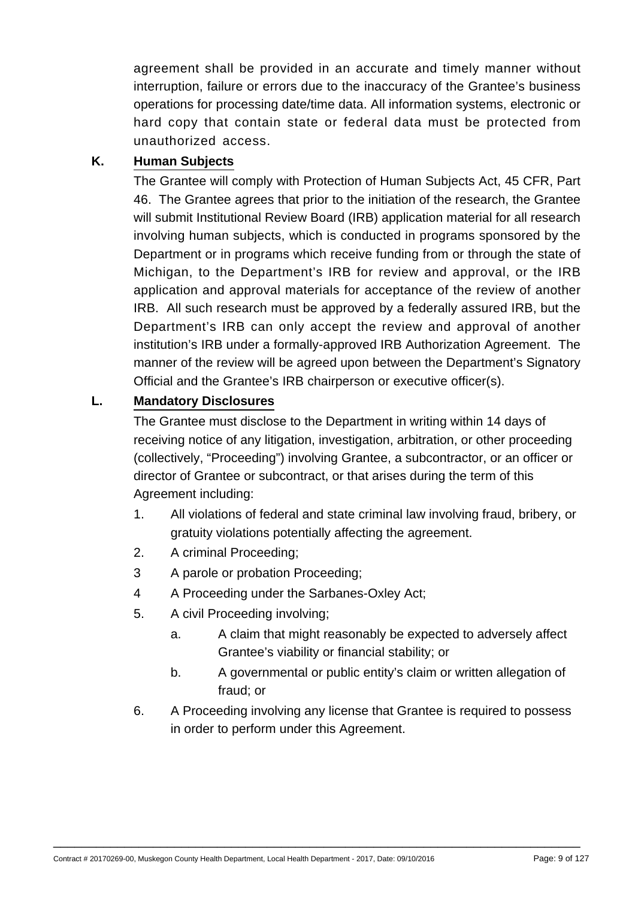agreement shall be provided in an accurate and timely manner without interruption, failure or errors due to the inaccuracy of the Grantee's business operations for processing date/time data. All information systems, electronic or hard copy that contain state or federal data must be protected from unauthorized access.

**K. Human Subjects**

The Grantee will comply with Protection of Human Subjects Act, 45 CFR, Part 46. The Grantee agrees that prior to the initiation of the research, the Grantee will submit Institutional Review Board (IRB) application material for all research involving human subjects, which is conducted in programs sponsored by the Department or in programs which receive funding from or through the state of Michigan, to the Department's IRB for review and approval, or the IRB application and approval materials for acceptance of the review of another IRB. All such research must be approved by a federally assured IRB, but the Department's IRB can only accept the review and approval of another institution's IRB under a formally-approved IRB Authorization Agreement. The manner of the review will be agreed upon between the Department's Signatory Official and the Grantee's IRB chairperson or executive officer(s).

**L. Mandatory Disclosures**

The Grantee must disclose to the Department in writing within 14 days of receiving notice of any litigation, investigation, arbitration, or other proceeding (collectively, "Proceeding") involving Grantee, a subcontractor, or an officer or director of Grantee or subcontract, or that arises during the term of this Agreement including:

1. All violations of federal and state criminal law involving fraud, bribery, or gratuity violations potentially affecting the agreement.
2. A criminal Proceeding;
3. A parole or probation Proceeding;
4. A Proceeding under the Sarbanes-Oxley Act;
5. A civil Proceeding involving;
   a. A claim that might reasonably be expected to adversely affect Grantee's viability or financial stability; or
   b. A governmental or public entity's claim or written allegation of fraud; or
6. A Proceeding involving any license that Grantee is required to possess in order to perform under this Agreement.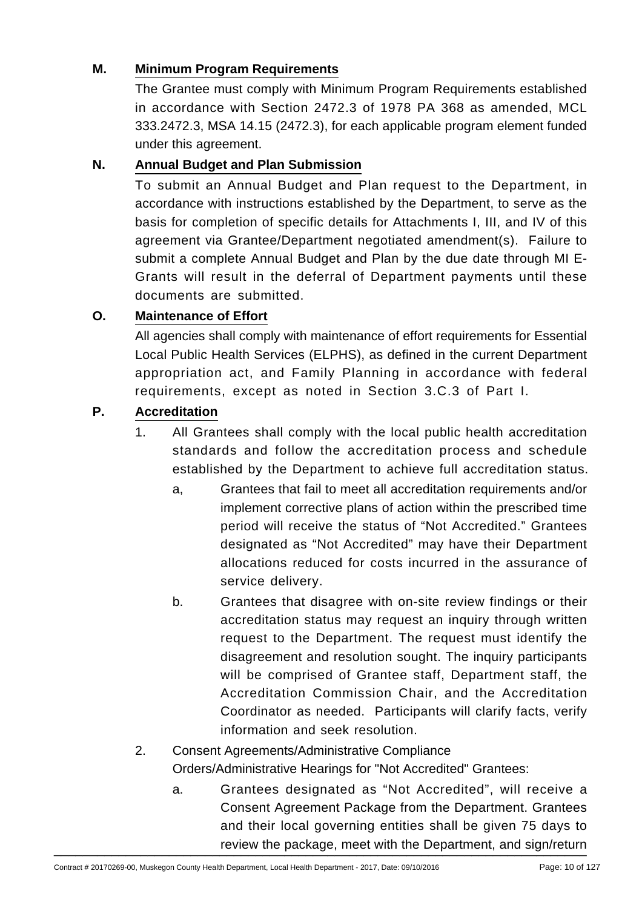**M. Minimum Program Requirements**

The Grantee must comply with Minimum Program Requirements established in accordance with Section 2472.3 of 1978 PA 368 as amended, MCL 333.2472.3, MSA 14.15 (2472.3), for each applicable program element funded under this agreement.

**N. Annual Budget and Plan Submission**

To submit an Annual Budget and Plan request to the Department, in accordance with instructions established by the Department, to serve as the basis for completion of specific details for Attachments I, III, and IV of this agreement via Grantee/Department negotiated amendment(s). Failure to submit a complete Annual Budget and Plan by the due date through MI E-Grants will result in the deferral of Department payments until these documents are submitted.

**O. Maintenance of Effort**

All agencies shall comply with maintenance of effort requirements for Essential Local Public Health Services (ELPHS), as defined in the current Department appropriation act, and Family Planning in accordance with federal requirements, except as noted in Section 3.C.3 of Part I.

**P. Accreditation**

1. All Grantees shall comply with the local public health accreditation standards and follow the accreditation process and schedule established by the Department to achieve full accreditation status.

   a, Grantees that fail to meet all accreditation requirements and/or implement corrective plans of action within the prescribed time period will receive the status of "Not Accredited." Grantees designated as "Not Accredited" may have their Department allocations reduced for costs incurred in the assurance of service delivery.

   b. Grantees that disagree with on-site review findings or their accreditation status may request an inquiry through written request to the Department. The request must identify the disagreement and resolution sought. The inquiry participants will be comprised of Grantee staff, Department staff, the Accreditation Commission Chair, and the Accreditation Coordinator as needed. Participants will clarify facts, verify information and seek resolution.

2. Consent Agreements/Administrative Compliance Orders/Administrative Hearings for "Not Accredited" Grantees:

   a. Grantees designated as "Not Accredited", will receive a Consent Agreement Package from the Department. Grantees and their local governing entities shall be given 75 days to review the package, meet with the Department, and sign/return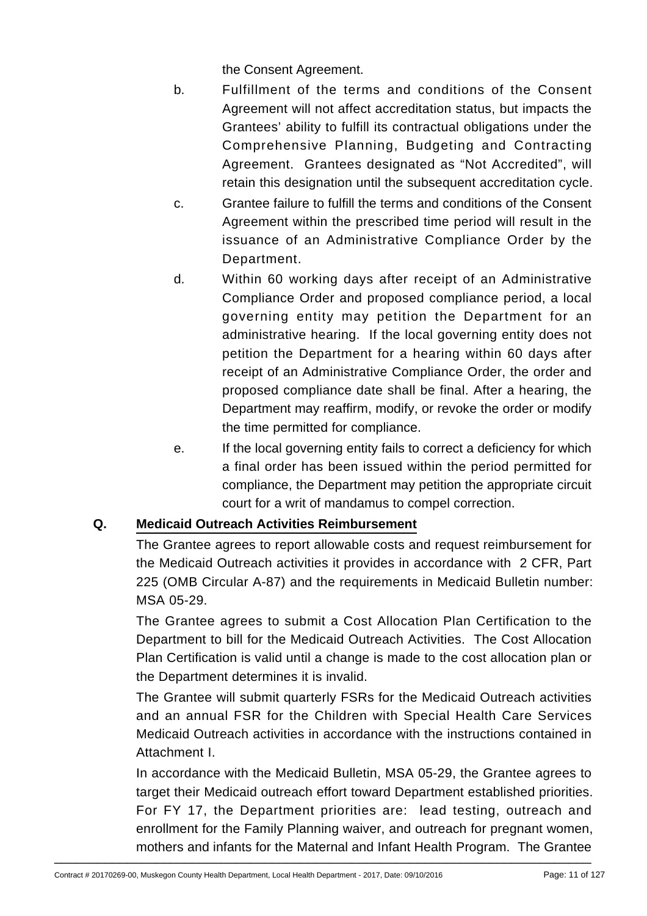the Consent Agreement.

b. Fulfillment of the terms and conditions of the Consent Agreement will not affect accreditation status, but impacts the Grantees' ability to fulfill its contractual obligations under the Comprehensive Planning, Budgeting and Contracting Agreement. Grantees designated as "Not Accredited", will retain this designation until the subsequent accreditation cycle.

c. Grantee failure to fulfill the terms and conditions of the Consent Agreement within the prescribed time period will result in the issuance of an Administrative Compliance Order by the Department.

d. Within 60 working days after receipt of an Administrative Compliance Order and proposed compliance period, a local governing entity may petition the Department for an administrative hearing. If the local governing entity does not petition the Department for a hearing within 60 days after receipt of an Administrative Compliance Order, the order and proposed compliance date shall be final. After a hearing, the Department may reaffirm, modify, or revoke the order or modify the time permitted for compliance.

e. If the local governing entity fails to correct a deficiency for which a final order has been issued within the period permitted for compliance, the Department may petition the appropriate circuit court for a writ of mandamus to compel correction.

**Q. Medicaid Outreach Activities Reimbursement**

The Grantee agrees to report allowable costs and request reimbursement for the Medicaid Outreach activities it provides in accordance with 2 CFR, Part 225 (OMB Circular A-87) and the requirements in Medicaid Bulletin number: MSA 05-29.

The Grantee agrees to submit a Cost Allocation Plan Certification to the Department to bill for the Medicaid Outreach Activities. The Cost Allocation Plan Certification is valid until a change is made to the cost allocation plan or the Department determines it is invalid.

The Grantee will submit quarterly FSRs for the Medicaid Outreach activities and an annual FSR for the Children with Special Health Care Services Medicaid Outreach activities in accordance with the instructions contained in Attachment I.

In accordance with the Medicaid Bulletin, MSA 05-29, the Grantee agrees to target their Medicaid outreach effort toward Department established priorities. For FY 17, the Department priorities are: lead testing, outreach and enrollment for the Family Planning waiver, and outreach for pregnant women, mothers and infants for the Maternal and Infant Health Program. The Grantee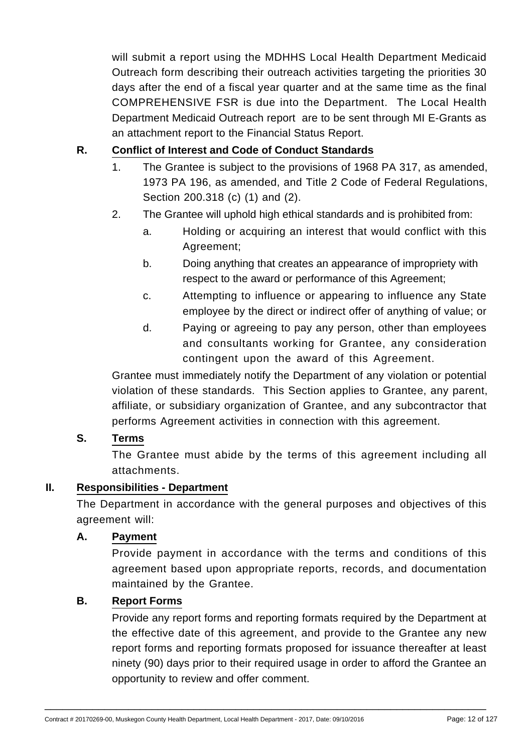will submit a report using the MDHHS Local Health Department Medicaid Outreach form describing their outreach activities targeting the priorities 30 days after the end of a fiscal year quarter and at the same time as the final COMPREHENSIVE FSR is due into the Department. The Local Health Department Medicaid Outreach report are to be sent through MI E-Grants as an attachment report to the Financial Status Report.

**R. Conflict of Interest and Code of Conduct Standards**

1. The Grantee is subject to the provisions of 1968 PA 317, as amended, 1973 PA 196, as amended, and Title 2 Code of Federal Regulations, Section 200.318 (c) (1) and (2).
2. The Grantee will uphold high ethical standards and is prohibited from:
   a. Holding or acquiring an interest that would conflict with this Agreement;
   b. Doing anything that creates an appearance of impropriety with respect to the award or performance of this Agreement;
   c. Attempting to influence or appearing to influence any State employee by the direct or indirect offer of anything of value; or
   d. Paying or agreeing to pay any person, other than employees and consultants working for Grantee, any consideration contingent upon the award of this Agreement.

Grantee must immediately notify the Department of any violation or potential violation of these standards. This Section applies to Grantee, any parent, affiliate, or subsidiary organization of Grantee, and any subcontractor that performs Agreement activities in connection with this agreement.

**S. Terms**

The Grantee must abide by the terms of this agreement including all attachments.

## II. Responsibilities - Department

The Department in accordance with the general purposes and objectives of this agreement will:

**A. Payment**

Provide payment in accordance with the terms and conditions of this agreement based upon appropriate reports, records, and documentation maintained by the Grantee.

**B. Report Forms**

Provide any report forms and reporting formats required by the Department at the effective date of this agreement, and provide to the Grantee any new report forms and reporting formats proposed for issuance thereafter at least ninety (90) days prior to their required usage in order to afford the Grantee an opportunity to review and offer comment.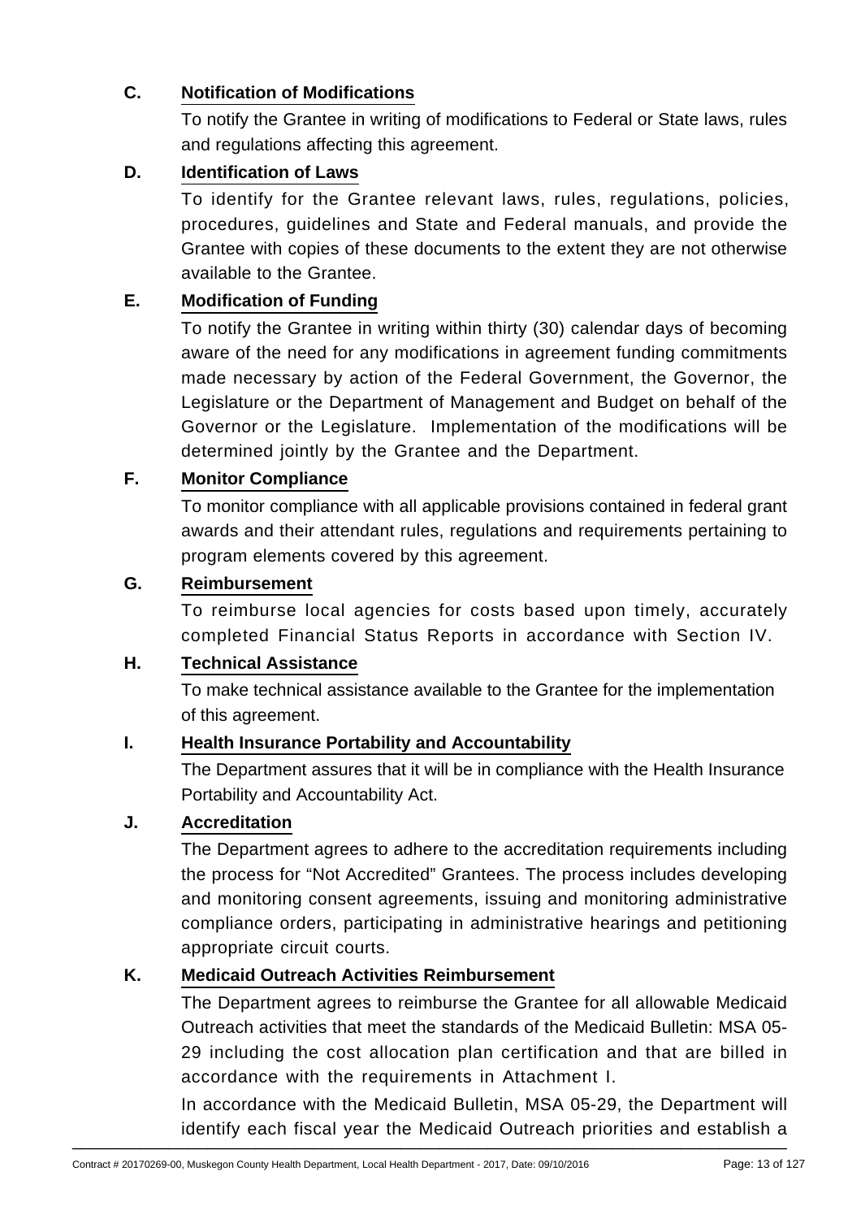**C. Notification of Modifications**

To notify the Grantee in writing of modifications to Federal or State laws, rules and regulations affecting this agreement.

**D. Identification of Laws**

To identify for the Grantee relevant laws, rules, regulations, policies, procedures, guidelines and State and Federal manuals, and provide the Grantee with copies of these documents to the extent they are not otherwise available to the Grantee.

**E. Modification of Funding**

To notify the Grantee in writing within thirty (30) calendar days of becoming aware of the need for any modifications in agreement funding commitments made necessary by action of the Federal Government, the Governor, the Legislature or the Department of Management and Budget on behalf of the Governor or the Legislature. Implementation of the modifications will be determined jointly by the Grantee and the Department.

**F. Monitor Compliance**

To monitor compliance with all applicable provisions contained in federal grant awards and their attendant rules, regulations and requirements pertaining to program elements covered by this agreement.

**G. Reimbursement**

To reimburse local agencies for costs based upon timely, accurately completed Financial Status Reports in accordance with Section IV.

**H. Technical Assistance**

To make technical assistance available to the Grantee for the implementation of this agreement.

**I. Health Insurance Portability and Accountability**

The Department assures that it will be in compliance with the Health Insurance Portability and Accountability Act.

**J. Accreditation**

The Department agrees to adhere to the accreditation requirements including the process for "Not Accredited" Grantees. The process includes developing and monitoring consent agreements, issuing and monitoring administrative compliance orders, participating in administrative hearings and petitioning appropriate circuit courts.

**K. Medicaid Outreach Activities Reimbursement**

The Department agrees to reimburse the Grantee for all allowable Medicaid Outreach activities that meet the standards of the Medicaid Bulletin: MSA 05-29 including the cost allocation plan certification and that are billed in accordance with the requirements in Attachment I.

In accordance with the Medicaid Bulletin, MSA 05-29, the Department will identify each fiscal year the Medicaid Outreach priorities and establish a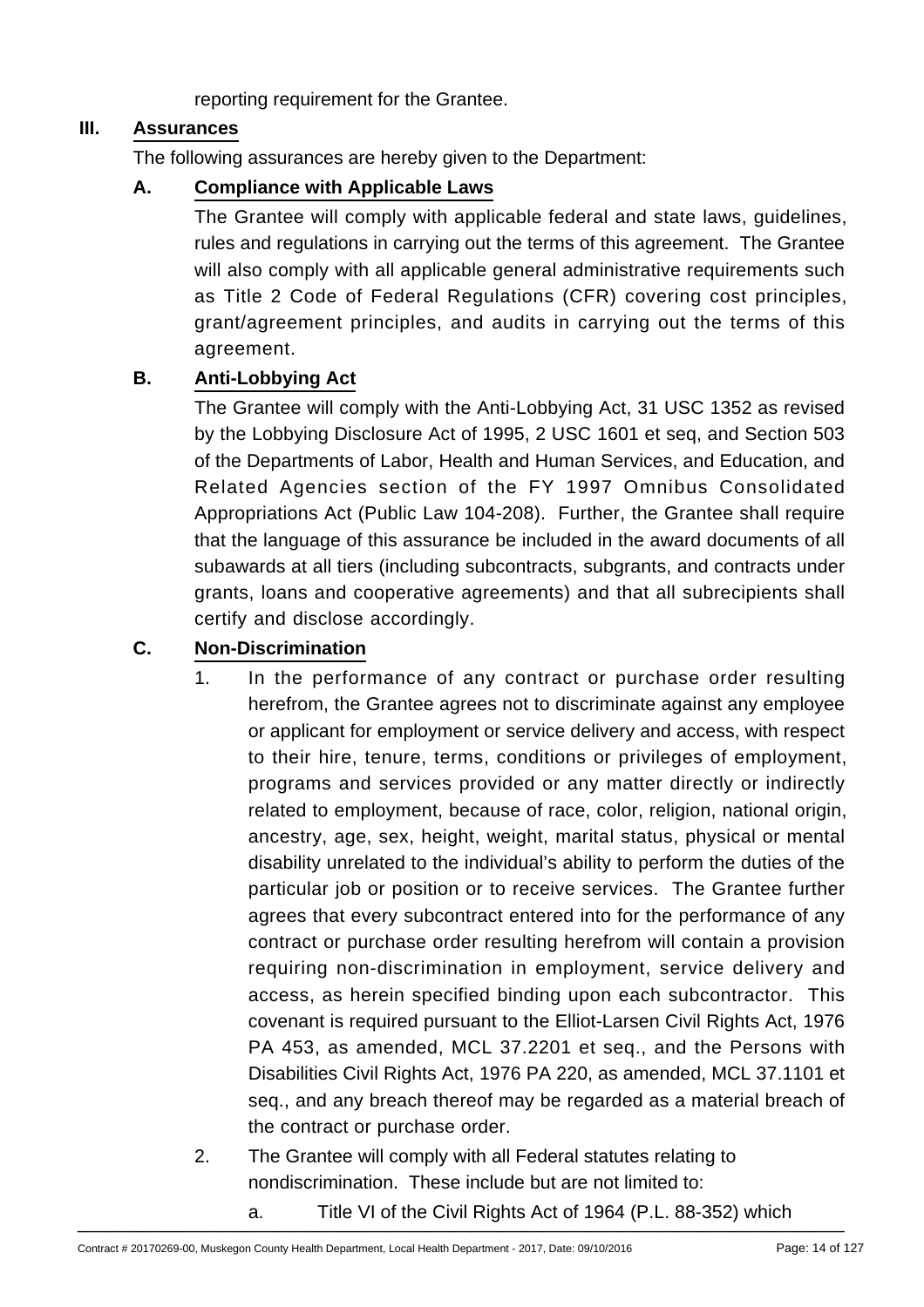reporting requirement for the Grantee.

## III. Assurances

The following assurances are hereby given to the Department:

### A. Compliance with Applicable Laws

The Grantee will comply with applicable federal and state laws, guidelines, rules and regulations in carrying out the terms of this agreement. The Grantee will also comply with all applicable general administrative requirements such as Title 2 Code of Federal Regulations (CFR) covering cost principles, grant/agreement principles, and audits in carrying out the terms of this agreement.

### B. Anti-Lobbying Act

The Grantee will comply with the Anti-Lobbying Act, 31 USC 1352 as revised by the Lobbying Disclosure Act of 1995, 2 USC 1601 et seq, and Section 503 of the Departments of Labor, Health and Human Services, and Education, and Related Agencies section of the FY 1997 Omnibus Consolidated Appropriations Act (Public Law 104-208). Further, the Grantee shall require that the language of this assurance be included in the award documents of all subawards at all tiers (including subcontracts, subgrants, and contracts under grants, loans and cooperative agreements) and that all subrecipients shall certify and disclose accordingly.

### C. Non-Discrimination

1. In the performance of any contract or purchase order resulting herefrom, the Grantee agrees not to discriminate against any employee or applicant for employment or service delivery and access, with respect to their hire, tenure, terms, conditions or privileges of employment, programs and services provided or any matter directly or indirectly related to employment, because of race, color, religion, national origin, ancestry, age, sex, height, weight, marital status, physical or mental disability unrelated to the individual's ability to perform the duties of the particular job or position or to receive services. The Grantee further agrees that every subcontract entered into for the performance of any contract or purchase order resulting herefrom will contain a provision requiring non-discrimination in employment, service delivery and access, as herein specified binding upon each subcontractor. This covenant is required pursuant to the Elliot-Larsen Civil Rights Act, 1976 PA 453, as amended, MCL 37.2201 et seq., and the Persons with Disabilities Civil Rights Act, 1976 PA 220, as amended, MCL 37.1101 et seq., and any breach thereof may be regarded as a material breach of the contract or purchase order.
2. The Grantee will comply with all Federal statutes relating to nondiscrimination. These include but are not limited to:
   a. Title VI of the Civil Rights Act of 1964 (P.L. 88-352) which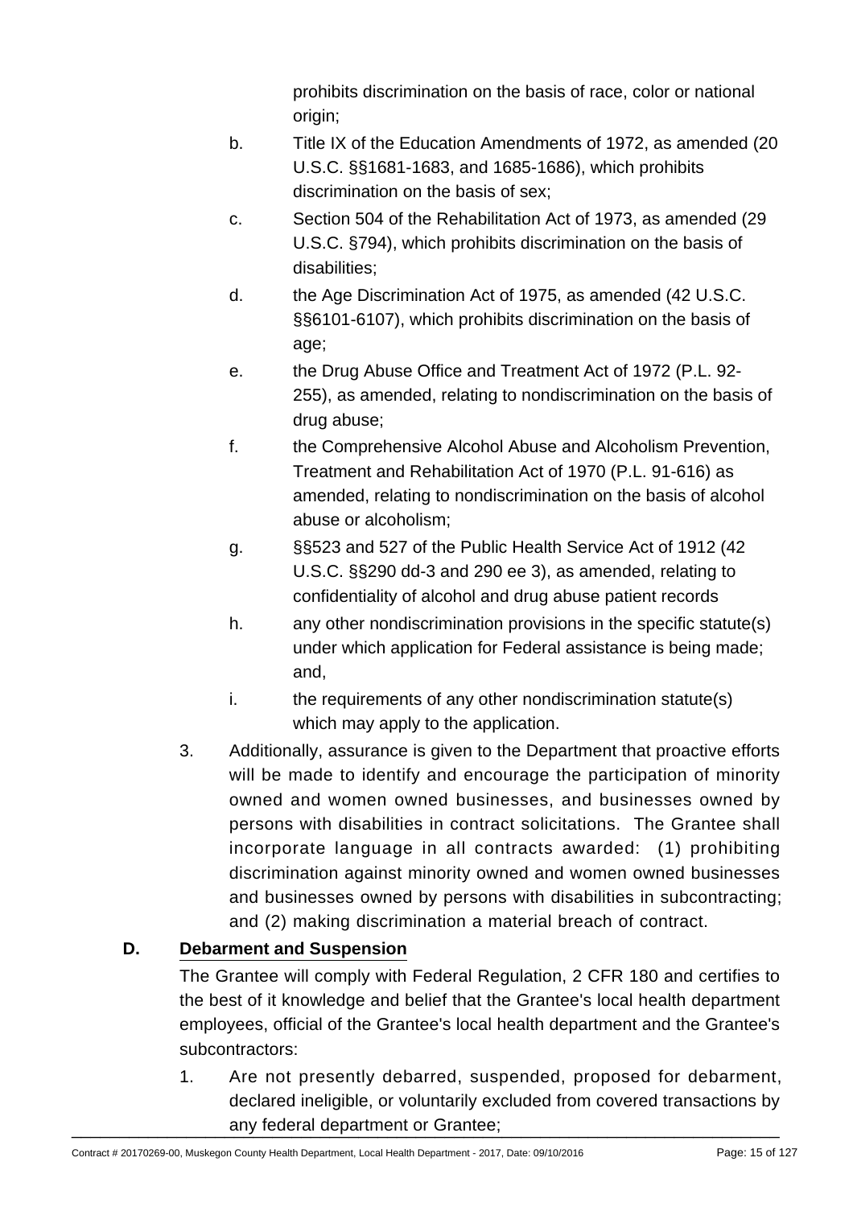prohibits discrimination on the basis of race, color or national origin;

b. Title IX of the Education Amendments of 1972, as amended (20 U.S.C. §§1681-1683, and 1685-1686), which prohibits discrimination on the basis of sex;

c. Section 504 of the Rehabilitation Act of 1973, as amended (29 U.S.C. §794), which prohibits discrimination on the basis of disabilities;

d. the Age Discrimination Act of 1975, as amended (42 U.S.C. §§6101-6107), which prohibits discrimination on the basis of age;

e. the Drug Abuse Office and Treatment Act of 1972 (P.L. 92-255), as amended, relating to nondiscrimination on the basis of drug abuse;

f. the Comprehensive Alcohol Abuse and Alcoholism Prevention, Treatment and Rehabilitation Act of 1970 (P.L. 91-616) as amended, relating to nondiscrimination on the basis of alcohol abuse or alcoholism;

g. §§523 and 527 of the Public Health Service Act of 1912 (42 U.S.C. §§290 dd-3 and 290 ee 3), as amended, relating to confidentiality of alcohol and drug abuse patient records

h. any other nondiscrimination provisions in the specific statute(s) under which application for Federal assistance is being made; and,

i. the requirements of any other nondiscrimination statute(s) which may apply to the application.

3. Additionally, assurance is given to the Department that proactive efforts will be made to identify and encourage the participation of minority owned and women owned businesses, and businesses owned by persons with disabilities in contract solicitations. The Grantee shall incorporate language in all contracts awarded: (1) prohibiting discrimination against minority owned and women owned businesses and businesses owned by persons with disabilities in subcontracting; and (2) making discrimination a material breach of contract.

**D. Debarment and Suspension**

The Grantee will comply with Federal Regulation, 2 CFR 180 and certifies to the best of it knowledge and belief that the Grantee's local health department employees, official of the Grantee's local health department and the Grantee's subcontractors:

1. Are not presently debarred, suspended, proposed for debarment, declared ineligible, or voluntarily excluded from covered transactions by any federal department or Grantee;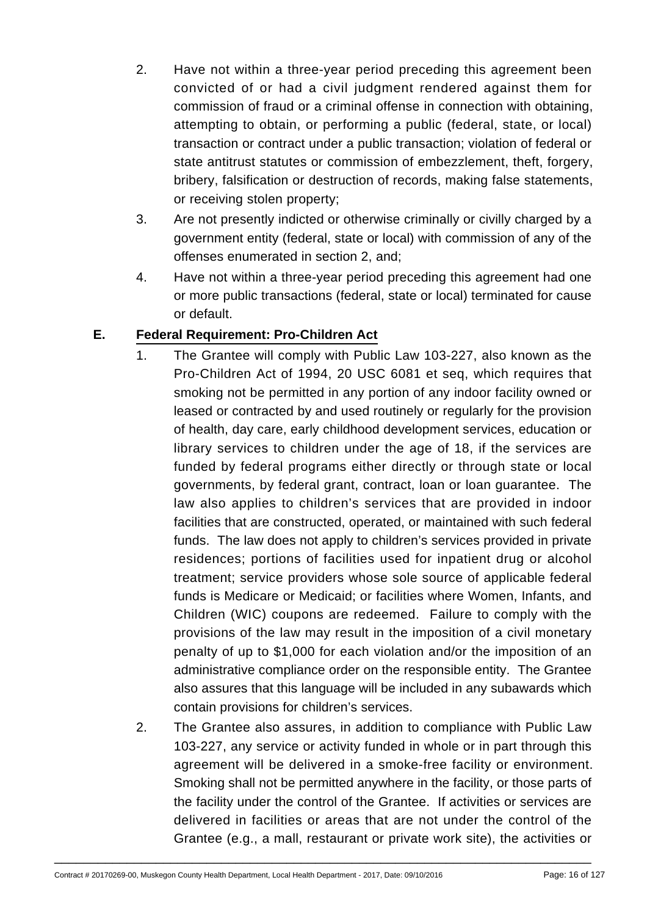2. Have not within a three-year period preceding this agreement been convicted of or had a civil judgment rendered against them for commission of fraud or a criminal offense in connection with obtaining, attempting to obtain, or performing a public (federal, state, or local) transaction or contract under a public transaction; violation of federal or state antitrust statutes or commission of embezzlement, theft, forgery, bribery, falsification or destruction of records, making false statements, or receiving stolen property;
3. Are not presently indicted or otherwise criminally or civilly charged by a government entity (federal, state or local) with commission of any of the offenses enumerated in section 2, and;
4. Have not within a three-year period preceding this agreement had one or more public transactions (federal, state or local) terminated for cause or default.

## E. Federal Requirement: Pro-Children Act

1. The Grantee will comply with Public Law 103-227, also known as the Pro-Children Act of 1994, 20 USC 6081 et seq, which requires that smoking not be permitted in any portion of any indoor facility owned or leased or contracted by and used routinely or regularly for the provision of health, day care, early childhood development services, education or library services to children under the age of 18, if the services are funded by federal programs either directly or through state or local governments, by federal grant, contract, loan or loan guarantee. The law also applies to children's services that are provided in indoor facilities that are constructed, operated, or maintained with such federal funds. The law does not apply to children's services provided in private residences; portions of facilities used for inpatient drug or alcohol treatment; service providers whose sole source of applicable federal funds is Medicare or Medicaid; or facilities where Women, Infants, and Children (WIC) coupons are redeemed. Failure to comply with the provisions of the law may result in the imposition of a civil monetary penalty of up to $1,000 for each violation and/or the imposition of an administrative compliance order on the responsible entity. The Grantee also assures that this language will be included in any subawards which contain provisions for children's services.
2. The Grantee also assures, in addition to compliance with Public Law 103-227, any service or activity funded in whole or in part through this agreement will be delivered in a smoke-free facility or environment. Smoking shall not be permitted anywhere in the facility, or those parts of the facility under the control of the Grantee. If activities or services are delivered in facilities or areas that are not under the control of the Grantee (e.g., a mall, restaurant or private work site), the activities or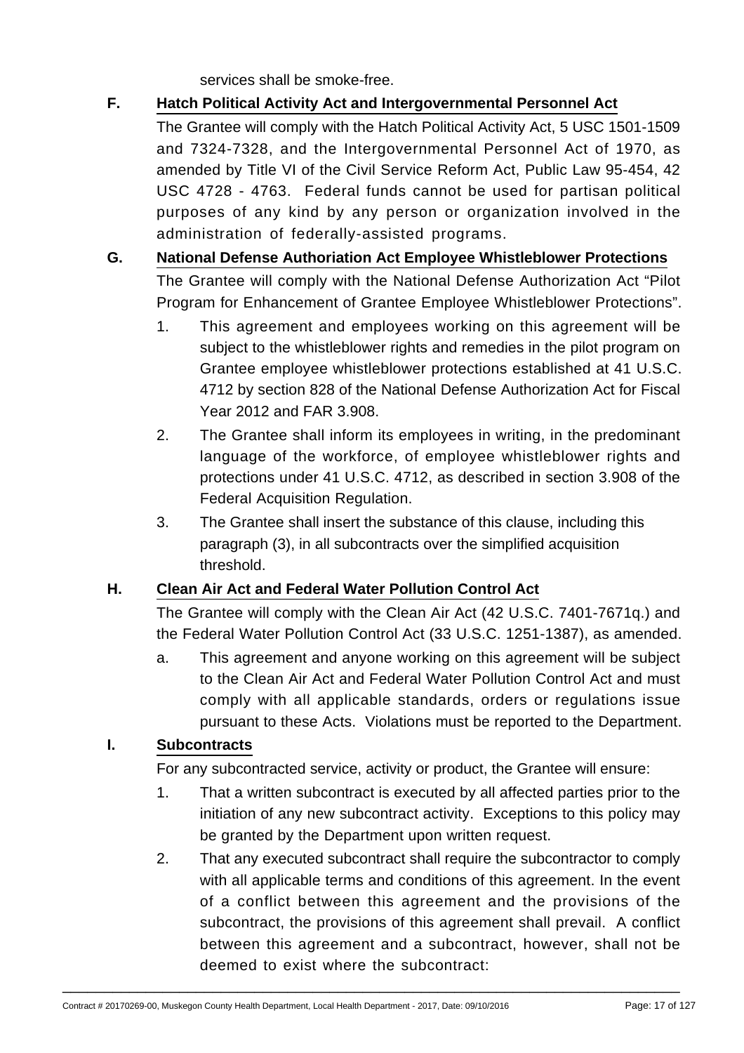services shall be smoke-free.

**F. Hatch Political Activity Act and Intergovernmental Personnel Act**

The Grantee will comply with the Hatch Political Activity Act, 5 USC 1501-1509 and 7324-7328, and the Intergovernmental Personnel Act of 1970, as amended by Title VI of the Civil Service Reform Act, Public Law 95-454, 42 USC 4728 - 4763. Federal funds cannot be used for partisan political purposes of any kind by any person or organization involved in the administration of federally-assisted programs.

**G. National Defense Authoriation Act Employee Whistleblower Protections**

The Grantee will comply with the National Defense Authorization Act "Pilot Program for Enhancement of Grantee Employee Whistleblower Protections".

1. This agreement and employees working on this agreement will be subject to the whistleblower rights and remedies in the pilot program on Grantee employee whistleblower protections established at 41 U.S.C. 4712 by section 828 of the National Defense Authorization Act for Fiscal Year 2012 and FAR 3.908.
2. The Grantee shall inform its employees in writing, in the predominant language of the workforce, of employee whistleblower rights and protections under 41 U.S.C. 4712, as described in section 3.908 of the Federal Acquisition Regulation.
3. The Grantee shall insert the substance of this clause, including this paragraph (3), in all subcontracts over the simplified acquisition threshold.

**H. Clean Air Act and Federal Water Pollution Control Act**

The Grantee will comply with the Clean Air Act (42 U.S.C. 7401-7671q.) and the Federal Water Pollution Control Act (33 U.S.C. 1251-1387), as amended.

a. This agreement and anyone working on this agreement will be subject to the Clean Air Act and Federal Water Pollution Control Act and must comply with all applicable standards, orders or regulations issue pursuant to these Acts. Violations must be reported to the Department.

**I. Subcontracts**

For any subcontracted service, activity or product, the Grantee will ensure:

1. That a written subcontract is executed by all affected parties prior to the initiation of any new subcontract activity. Exceptions to this policy may be granted by the Department upon written request.
2. That any executed subcontract shall require the subcontractor to comply with all applicable terms and conditions of this agreement. In the event of a conflict between this agreement and the provisions of the subcontract, the provisions of this agreement shall prevail. A conflict between this agreement and a subcontract, however, shall not be deemed to exist where the subcontract: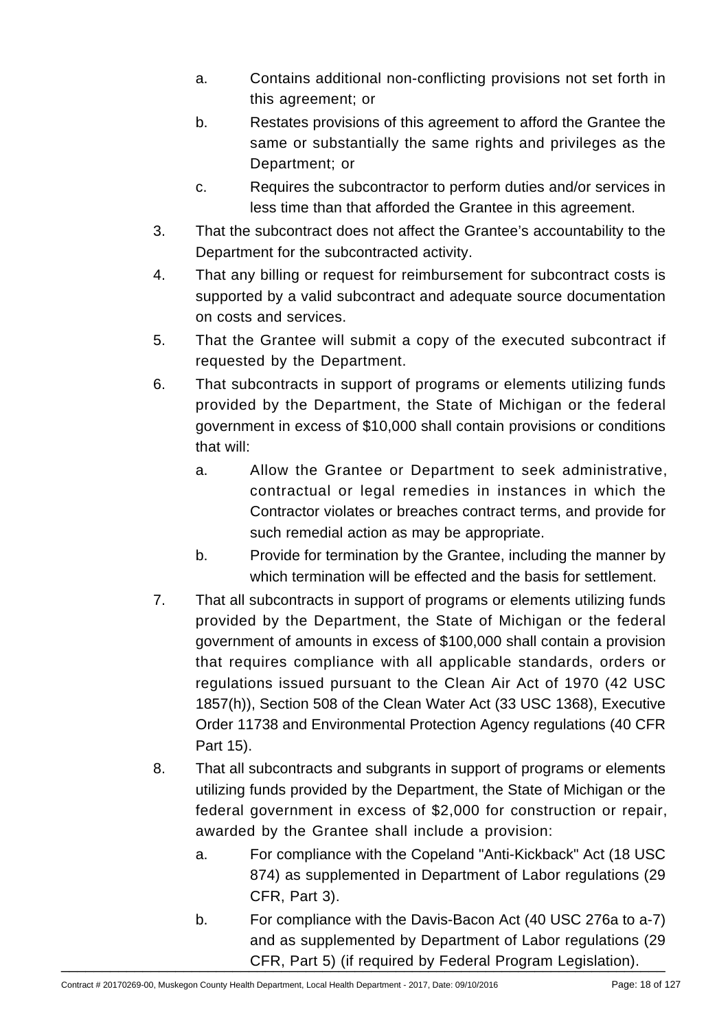a. Contains additional non-conflicting provisions not set forth in this agreement; or
   b. Restates provisions of this agreement to afford the Grantee the same or substantially the same rights and privileges as the Department; or
   c. Requires the subcontractor to perform duties and/or services in less time than that afforded the Grantee in this agreement.

3. That the subcontract does not affect the Grantee's accountability to the Department for the subcontracted activity.
4. That any billing or request for reimbursement for subcontract costs is supported by a valid subcontract and adequate source documentation on costs and services.
5. That the Grantee will submit a copy of the executed subcontract if requested by the Department.
6. That subcontracts in support of programs or elements utilizing funds provided by the Department, the State of Michigan or the federal government in excess of $10,000 shall contain provisions or conditions that will:
   a. Allow the Grantee or Department to seek administrative, contractual or legal remedies in instances in which the Contractor violates or breaches contract terms, and provide for such remedial action as may be appropriate.
   b. Provide for termination by the Grantee, including the manner by which termination will be effected and the basis for settlement.
7. That all subcontracts in support of programs or elements utilizing funds provided by the Department, the State of Michigan or the federal government of amounts in excess of $100,000 shall contain a provision that requires compliance with all applicable standards, orders or regulations issued pursuant to the Clean Air Act of 1970 (42 USC 1857(h)), Section 508 of the Clean Water Act (33 USC 1368), Executive Order 11738 and Environmental Protection Agency regulations (40 CFR Part 15).
8. That all subcontracts and subgrants in support of programs or elements utilizing funds provided by the Department, the State of Michigan or the federal government in excess of $2,000 for construction or repair, awarded by the Grantee shall include a provision:
   a. For compliance with the Copeland "Anti-Kickback" Act (18 USC 874) as supplemented in Department of Labor regulations (29 CFR, Part 3).
   b. For compliance with the Davis-Bacon Act (40 USC 276a to a-7) and as supplemented by Department of Labor regulations (29 CFR, Part 5) (if required by Federal Program Legislation).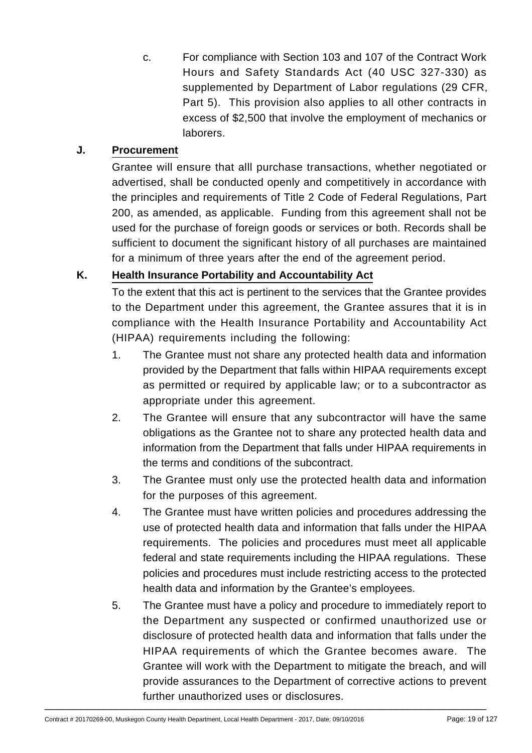c. For compliance with Section 103 and 107 of the Contract Work Hours and Safety Standards Act (40 USC 327-330) as supplemented by Department of Labor regulations (29 CFR, Part 5). This provision also applies to all other contracts in excess of $2,500 that involve the employment of mechanics or laborers.

**J. Procurement**

Grantee will ensure that alll purchase transactions, whether negotiated or advertised, shall be conducted openly and competitively in accordance with the principles and requirements of Title 2 Code of Federal Regulations, Part 200, as amended, as applicable. Funding from this agreement shall not be used for the purchase of foreign goods or services or both. Records shall be sufficient to document the significant history of all purchases are maintained for a minimum of three years after the end of the agreement period.

**K. Health Insurance Portability and Accountability Act**

To the extent that this act is pertinent to the services that the Grantee provides to the Department under this agreement, the Grantee assures that it is in compliance with the Health Insurance Portability and Accountability Act (HIPAA) requirements including the following:

1. The Grantee must not share any protected health data and information provided by the Department that falls within HIPAA requirements except as permitted or required by applicable law; or to a subcontractor as appropriate under this agreement.
2. The Grantee will ensure that any subcontractor will have the same obligations as the Grantee not to share any protected health data and information from the Department that falls under HIPAA requirements in the terms and conditions of the subcontract.
3. The Grantee must only use the protected health data and information for the purposes of this agreement.
4. The Grantee must have written policies and procedures addressing the use of protected health data and information that falls under the HIPAA requirements. The policies and procedures must meet all applicable federal and state requirements including the HIPAA regulations. These policies and procedures must include restricting access to the protected health data and information by the Grantee's employees.
5. The Grantee must have a policy and procedure to immediately report to the Department any suspected or confirmed unauthorized use or disclosure of protected health data and information that falls under the HIPAA requirements of which the Grantee becomes aware. The Grantee will work with the Department to mitigate the breach, and will provide assurances to the Department of corrective actions to prevent further unauthorized uses or disclosures.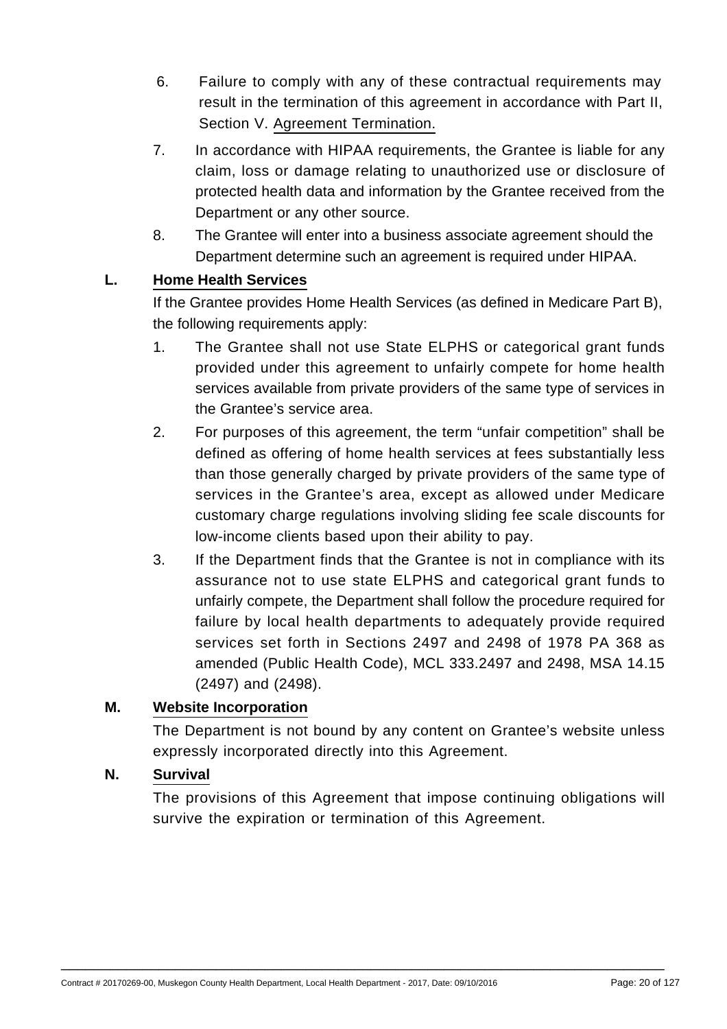6. Failure to comply with any of these contractual requirements may result in the termination of this agreement in accordance with Part II, Section V. Agreement Termination.
7. In accordance with HIPAA requirements, the Grantee is liable for any claim, loss or damage relating to unauthorized use or disclosure of protected health data and information by the Grantee received from the Department or any other source.
8. The Grantee will enter into a business associate agreement should the Department determine such an agreement is required under HIPAA.

**L. Home Health Services**

If the Grantee provides Home Health Services (as defined in Medicare Part B), the following requirements apply:

1. The Grantee shall not use State ELPHS or categorical grant funds provided under this agreement to unfairly compete for home health services available from private providers of the same type of services in the Grantee's service area.
2. For purposes of this agreement, the term "unfair competition" shall be defined as offering of home health services at fees substantially less than those generally charged by private providers of the same type of services in the Grantee's area, except as allowed under Medicare customary charge regulations involving sliding fee scale discounts for low-income clients based upon their ability to pay.
3. If the Department finds that the Grantee is not in compliance with its assurance not to use state ELPHS and categorical grant funds to unfairly compete, the Department shall follow the procedure required for failure by local health departments to adequately provide required services set forth in Sections 2497 and 2498 of 1978 PA 368 as amended (Public Health Code), MCL 333.2497 and 2498, MSA 14.15 (2497) and (2498).

**M. Website Incorporation**

The Department is not bound by any content on Grantee's website unless expressly incorporated directly into this Agreement.

**N. Survival**

The provisions of this Agreement that impose continuing obligations will survive the expiration or termination of this Agreement.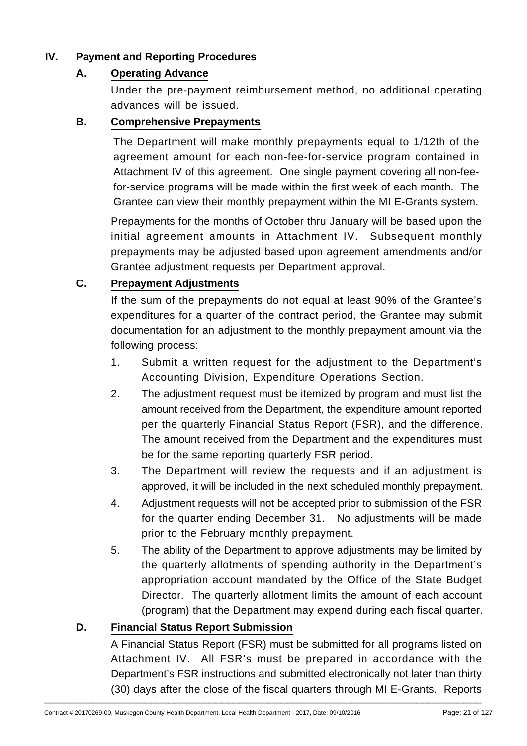## IV. Payment and Reporting Procedures

### A. Operating Advance

Under the pre-payment reimbursement method, no additional operating advances will be issued.

### B. Comprehensive Prepayments

The Department will make monthly prepayments equal to 1/12th of the agreement amount for each non-fee-for-service program contained in Attachment IV of this agreement. One single payment covering all non-fee-for-service programs will be made within the first week of each month. The Grantee can view their monthly prepayment within the MI E-Grants system.

Prepayments for the months of October thru January will be based upon the initial agreement amounts in Attachment IV. Subsequent monthly prepayments may be adjusted based upon agreement amendments and/or Grantee adjustment requests per Department approval.

### C. Prepayment Adjustments

If the sum of the prepayments do not equal at least 90% of the Grantee's expenditures for a quarter of the contract period, the Grantee may submit documentation for an adjustment to the monthly prepayment amount via the following process:

1. Submit a written request for the adjustment to the Department's Accounting Division, Expenditure Operations Section.
2. The adjustment request must be itemized by program and must list the amount received from the Department, the expenditure amount reported per the quarterly Financial Status Report (FSR), and the difference. The amount received from the Department and the expenditures must be for the same reporting quarterly FSR period.
3. The Department will review the requests and if an adjustment is approved, it will be included in the next scheduled monthly prepayment.
4. Adjustment requests will not be accepted prior to submission of the FSR for the quarter ending December 31. No adjustments will be made prior to the February monthly prepayment.
5. The ability of the Department to approve adjustments may be limited by the quarterly allotments of spending authority in the Department's appropriation account mandated by the Office of the State Budget Director. The quarterly allotment limits the amount of each account (program) that the Department may expend during each fiscal quarter.

### D. Financial Status Report Submission

A Financial Status Report (FSR) must be submitted for all programs listed on Attachment IV. All FSR's must be prepared in accordance with the Department's FSR instructions and submitted electronically not later than thirty (30) days after the close of the fiscal quarters through MI E-Grants. Reports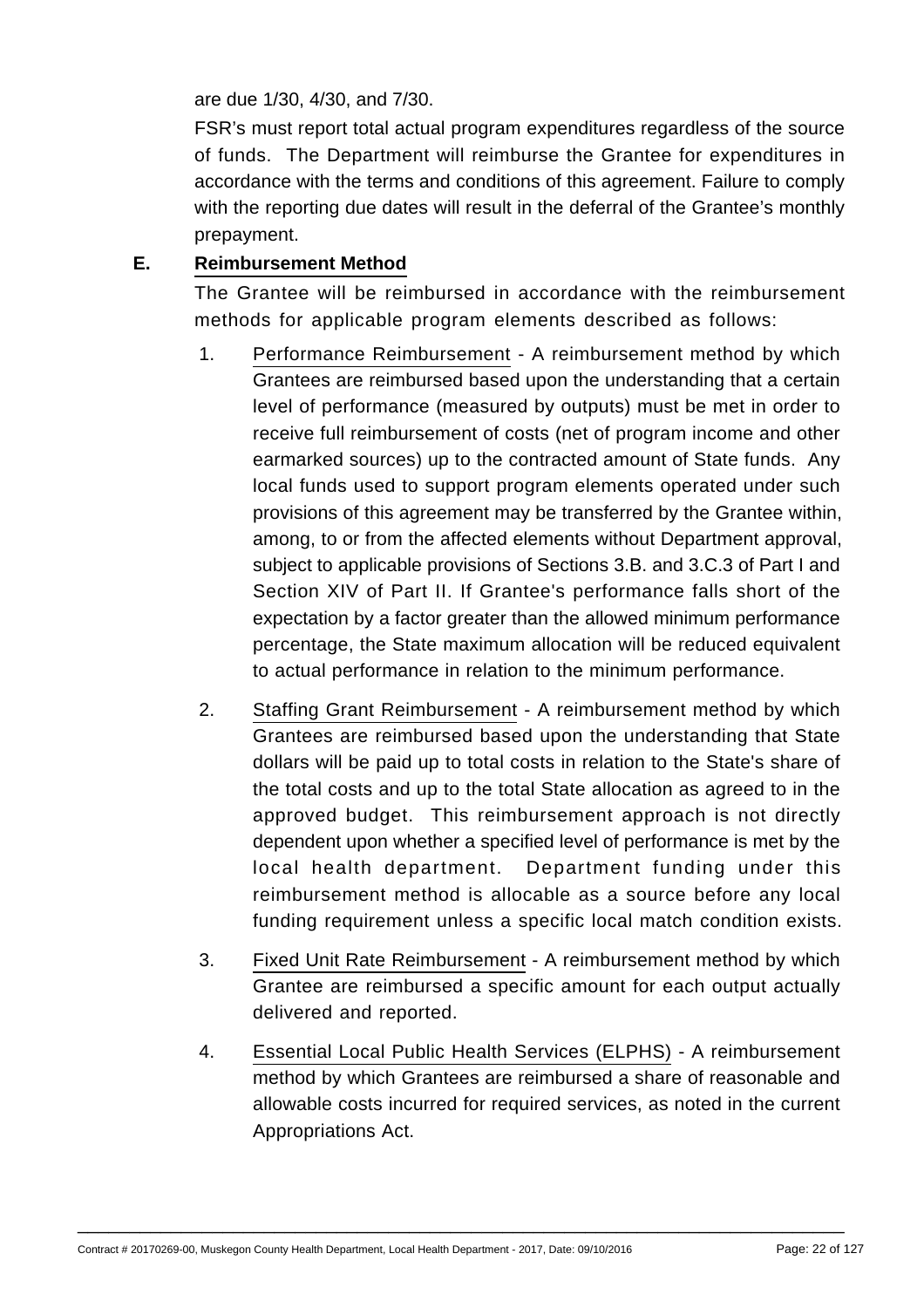are due 1/30, 4/30, and 7/30.

FSR's must report total actual program expenditures regardless of the source of funds. The Department will reimburse the Grantee for expenditures in accordance with the terms and conditions of this agreement. Failure to comply with the reporting due dates will result in the deferral of the Grantee's monthly prepayment.

**E. Reimbursement Method**

The Grantee will be reimbursed in accordance with the reimbursement methods for applicable program elements described as follows:

1. Performance Reimbursement - A reimbursement method by which Grantees are reimbursed based upon the understanding that a certain level of performance (measured by outputs) must be met in order to receive full reimbursement of costs (net of program income and other earmarked sources) up to the contracted amount of State funds. Any local funds used to support program elements operated under such provisions of this agreement may be transferred by the Grantee within, among, to or from the affected elements without Department approval, subject to applicable provisions of Sections 3.B. and 3.C.3 of Part I and Section XIV of Part II. If Grantee's performance falls short of the expectation by a factor greater than the allowed minimum performance percentage, the State maximum allocation will be reduced equivalent to actual performance in relation to the minimum performance.

2. Staffing Grant Reimbursement - A reimbursement method by which Grantees are reimbursed based upon the understanding that State dollars will be paid up to total costs in relation to the State's share of the total costs and up to the total State allocation as agreed to in the approved budget. This reimbursement approach is not directly dependent upon whether a specified level of performance is met by the local health department. Department funding under this reimbursement method is allocable as a source before any local funding requirement unless a specific local match condition exists.

3. Fixed Unit Rate Reimbursement - A reimbursement method by which Grantee are reimbursed a specific amount for each output actually delivered and reported.

4. Essential Local Public Health Services (ELPHS) - A reimbursement method by which Grantees are reimbursed a share of reasonable and allowable costs incurred for required services, as noted in the current Appropriations Act.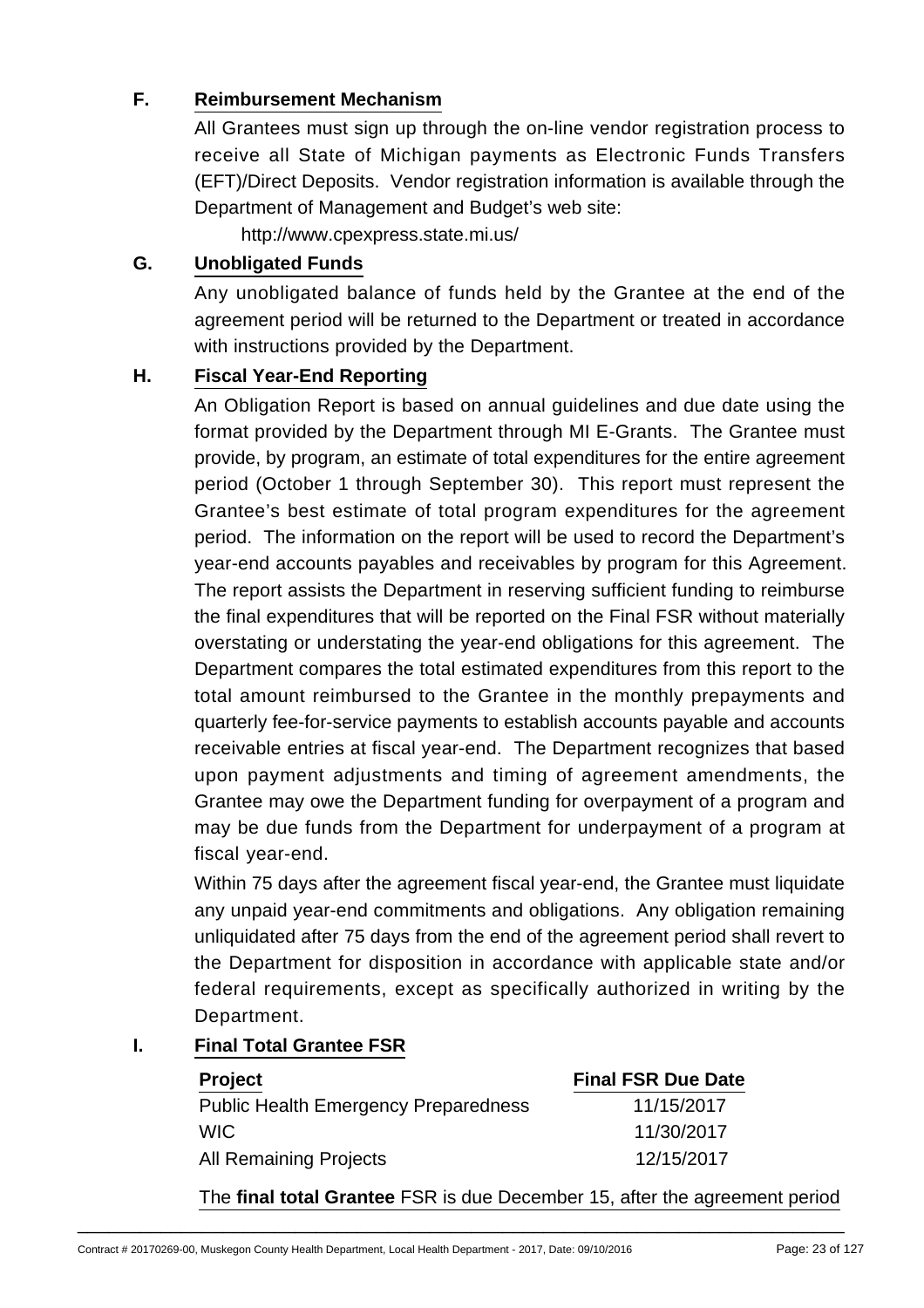### F. Reimbursement Mechanism

All Grantees must sign up through the on-line vendor registration process to receive all State of Michigan payments as Electronic Funds Transfers (EFT)/Direct Deposits. Vendor registration information is available through the Department of Management and Budget's web site:

http://www.cpexpress.state.mi.us/

### G. Unobligated Funds

Any unobligated balance of funds held by the Grantee at the end of the agreement period will be returned to the Department or treated in accordance with instructions provided by the Department.

### H. Fiscal Year-End Reporting

An Obligation Report is based on annual guidelines and due date using the format provided by the Department through MI E-Grants. The Grantee must provide, by program, an estimate of total expenditures for the entire agreement period (October 1 through September 30). This report must represent the Grantee's best estimate of total program expenditures for the agreement period. The information on the report will be used to record the Department's year-end accounts payables and receivables by program for this Agreement. The report assists the Department in reserving sufficient funding to reimburse the final expenditures that will be reported on the Final FSR without materially overstating or understating the year-end obligations for this agreement. The Department compares the total estimated expenditures from this report to the total amount reimbursed to the Grantee in the monthly prepayments and quarterly fee-for-service payments to establish accounts payable and accounts receivable entries at fiscal year-end. The Department recognizes that based upon payment adjustments and timing of agreement amendments, the Grantee may owe the Department funding for overpayment of a program and may be due funds from the Department for underpayment of a program at fiscal year-end.

Within 75 days after the agreement fiscal year-end, the Grantee must liquidate any unpaid year-end commitments and obligations. Any obligation remaining unliquidated after 75 days from the end of the agreement period shall revert to the Department for disposition in accordance with applicable state and/or federal requirements, except as specifically authorized in writing by the Department.

### I. Final Total Grantee FSR

| Project | Final FSR Due Date |
|---|---|
| Public Health Emergency Preparedness | 11/15/2017 |
| WIC | 11/30/2017 |
| All Remaining Projects | 12/15/2017 |

The **final total Grantee** FSR is due December 15, after the agreement period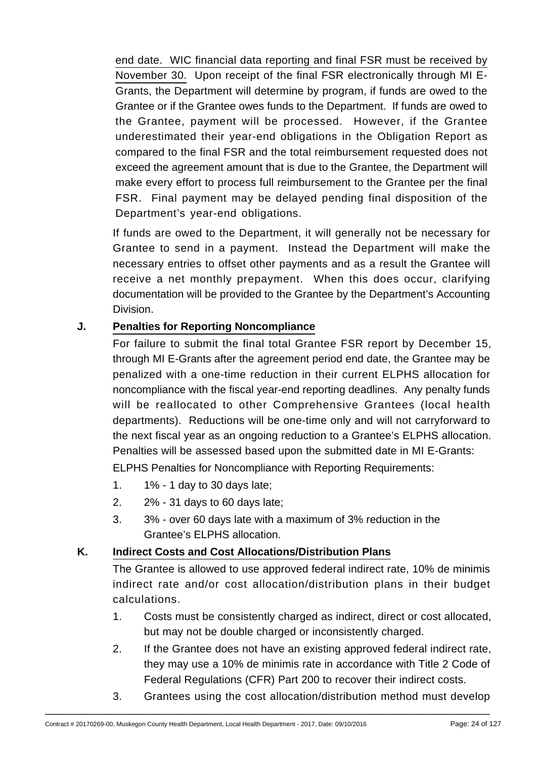end date. WIC financial data reporting and final FSR must be received by November 30. Upon receipt of the final FSR electronically through MI E-Grants, the Department will determine by program, if funds are owed to the Grantee or if the Grantee owes funds to the Department. If funds are owed to the Grantee, payment will be processed. However, if the Grantee underestimated their year-end obligations in the Obligation Report as compared to the final FSR and the total reimbursement requested does not exceed the agreement amount that is due to the Grantee, the Department will make every effort to process full reimbursement to the Grantee per the final FSR. Final payment may be delayed pending final disposition of the Department's year-end obligations.

If funds are owed to the Department, it will generally not be necessary for Grantee to send in a payment. Instead the Department will make the necessary entries to offset other payments and as a result the Grantee will receive a net monthly prepayment. When this does occur, clarifying documentation will be provided to the Grantee by the Department's Accounting Division.

**J. Penalties for Reporting Noncompliance**

For failure to submit the final total Grantee FSR report by December 15, through MI E-Grants after the agreement period end date, the Grantee may be penalized with a one-time reduction in their current ELPHS allocation for noncompliance with the fiscal year-end reporting deadlines. Any penalty funds will be reallocated to other Comprehensive Grantees (local health departments). Reductions will be one-time only and will not carryforward to the next fiscal year as an ongoing reduction to a Grantee's ELPHS allocation. Penalties will be assessed based upon the submitted date in MI E-Grants:

ELPHS Penalties for Noncompliance with Reporting Requirements:

1. 1% - 1 day to 30 days late;
2. 2% - 31 days to 60 days late;
3. 3% - over 60 days late with a maximum of 3% reduction in the Grantee's ELPHS allocation.

**K. Indirect Costs and Cost Allocations/Distribution Plans**

The Grantee is allowed to use approved federal indirect rate, 10% de minimis indirect rate and/or cost allocation/distribution plans in their budget calculations.

1. Costs must be consistently charged as indirect, direct or cost allocated, but may not be double charged or inconsistently charged.
2. If the Grantee does not have an existing approved federal indirect rate, they may use a 10% de minimis rate in accordance with Title 2 Code of Federal Regulations (CFR) Part 200 to recover their indirect costs.
3. Grantees using the cost allocation/distribution method must develop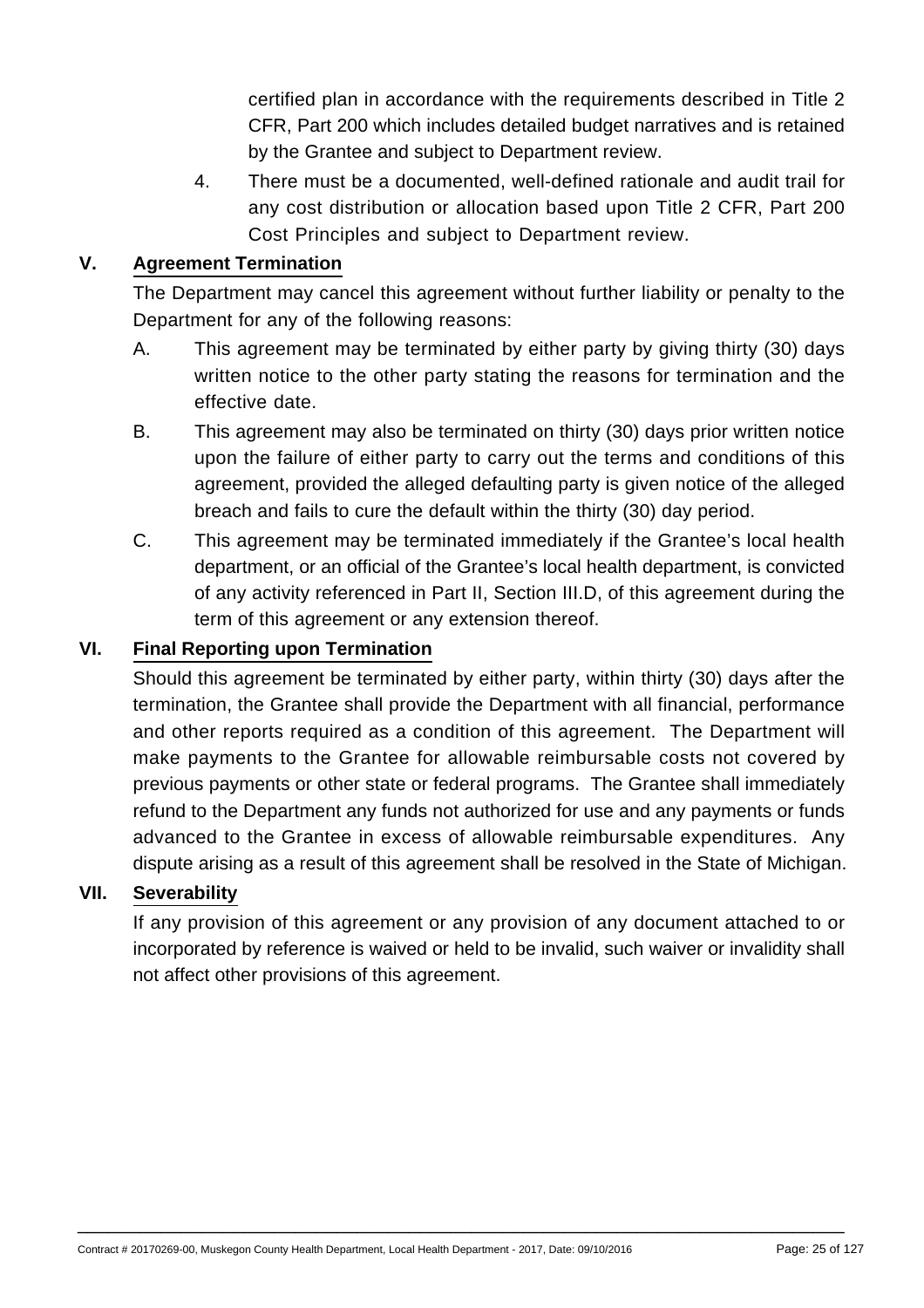certified plan in accordance with the requirements described in Title 2 CFR, Part 200 which includes detailed budget narratives and is retained by the Grantee and subject to Department review.

4. There must be a documented, well-defined rationale and audit trail for any cost distribution or allocation based upon Title 2 CFR, Part 200 Cost Principles and subject to Department review.

## V. Agreement Termination

The Department may cancel this agreement without further liability or penalty to the Department for any of the following reasons:

A. This agreement may be terminated by either party by giving thirty (30) days written notice to the other party stating the reasons for termination and the effective date.

B. This agreement may also be terminated on thirty (30) days prior written notice upon the failure of either party to carry out the terms and conditions of this agreement, provided the alleged defaulting party is given notice of the alleged breach and fails to cure the default within the thirty (30) day period.

C. This agreement may be terminated immediately if the Grantee's local health department, or an official of the Grantee's local health department, is convicted of any activity referenced in Part II, Section III.D, of this agreement during the term of this agreement or any extension thereof.

## VI. Final Reporting upon Termination

Should this agreement be terminated by either party, within thirty (30) days after the termination, the Grantee shall provide the Department with all financial, performance and other reports required as a condition of this agreement. The Department will make payments to the Grantee for allowable reimbursable costs not covered by previous payments or other state or federal programs. The Grantee shall immediately refund to the Department any funds not authorized for use and any payments or funds advanced to the Grantee in excess of allowable reimbursable expenditures. Any dispute arising as a result of this agreement shall be resolved in the State of Michigan.

## VII. Severability

If any provision of this agreement or any provision of any document attached to or incorporated by reference is waived or held to be invalid, such waiver or invalidity shall not affect other provisions of this agreement.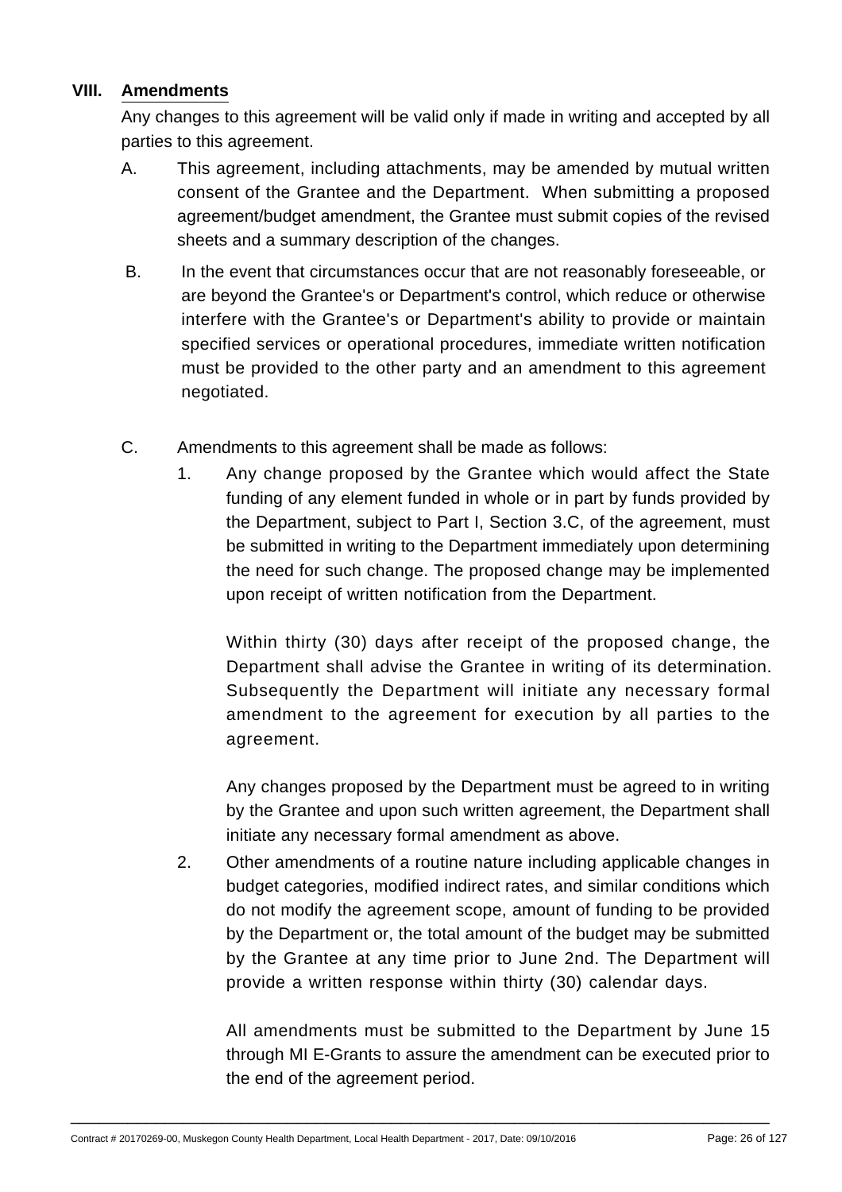## VIII. Amendments

Any changes to this agreement will be valid only if made in writing and accepted by all parties to this agreement.

A. This agreement, including attachments, may be amended by mutual written consent of the Grantee and the Department. When submitting a proposed agreement/budget amendment, the Grantee must submit copies of the revised sheets and a summary description of the changes.

B. In the event that circumstances occur that are not reasonably foreseeable, or are beyond the Grantee's or Department's control, which reduce or otherwise interfere with the Grantee's or Department's ability to provide or maintain specified services or operational procedures, immediate written notification must be provided to the other party and an amendment to this agreement negotiated.

C. Amendments to this agreement shall be made as follows:

1. Any change proposed by the Grantee which would affect the State funding of any element funded in whole or in part by funds provided by the Department, subject to Part I, Section 3.C, of the agreement, must be submitted in writing to the Department immediately upon determining the need for such change. The proposed change may be implemented upon receipt of written notification from the Department.

   Within thirty (30) days after receipt of the proposed change, the Department shall advise the Grantee in writing of its determination. Subsequently the Department will initiate any necessary formal amendment to the agreement for execution by all parties to the agreement.

   Any changes proposed by the Department must be agreed to in writing by the Grantee and upon such written agreement, the Department shall initiate any necessary formal amendment as above.

2. Other amendments of a routine nature including applicable changes in budget categories, modified indirect rates, and similar conditions which do not modify the agreement scope, amount of funding to be provided by the Department or, the total amount of the budget may be submitted by the Grantee at any time prior to June 2nd. The Department will provide a written response within thirty (30) calendar days.

   All amendments must be submitted to the Department by June 15 through MI E-Grants to assure the amendment can be executed prior to the end of the agreement period.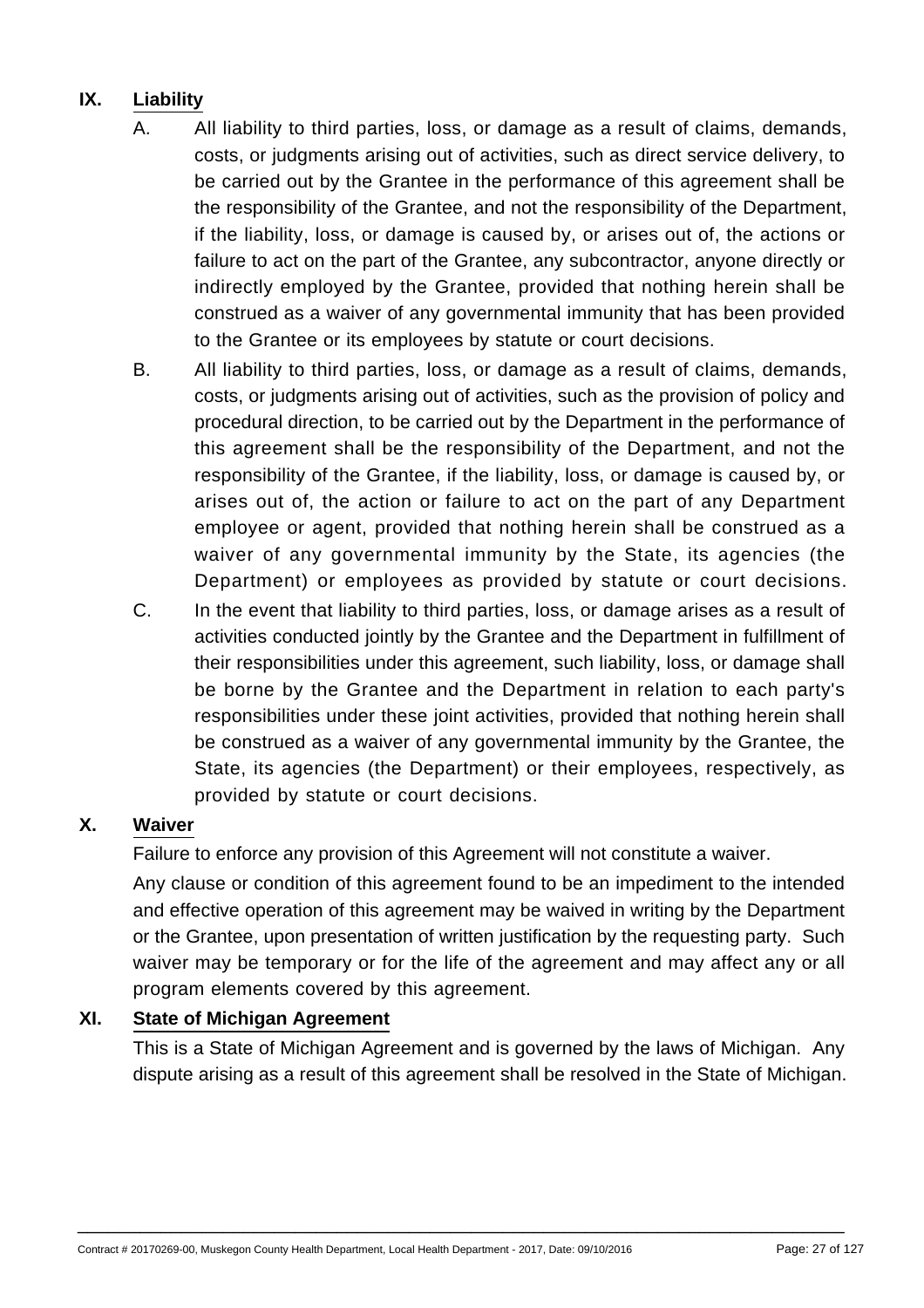## IX. Liability

A. All liability to third parties, loss, or damage as a result of claims, demands, costs, or judgments arising out of activities, such as direct service delivery, to be carried out by the Grantee in the performance of this agreement shall be the responsibility of the Grantee, and not the responsibility of the Department, if the liability, loss, or damage is caused by, or arises out of, the actions or failure to act on the part of the Grantee, any subcontractor, anyone directly or indirectly employed by the Grantee, provided that nothing herein shall be construed as a waiver of any governmental immunity that has been provided to the Grantee or its employees by statute or court decisions.

B. All liability to third parties, loss, or damage as a result of claims, demands, costs, or judgments arising out of activities, such as the provision of policy and procedural direction, to be carried out by the Department in the performance of this agreement shall be the responsibility of the Department, and not the responsibility of the Grantee, if the liability, loss, or damage is caused by, or arises out of, the action or failure to act on the part of any Department employee or agent, provided that nothing herein shall be construed as a waiver of any governmental immunity by the State, its agencies (the Department) or employees as provided by statute or court decisions.

C. In the event that liability to third parties, loss, or damage arises as a result of activities conducted jointly by the Grantee and the Department in fulfillment of their responsibilities under this agreement, such liability, loss, or damage shall be borne by the Grantee and the Department in relation to each party's responsibilities under these joint activities, provided that nothing herein shall be construed as a waiver of any governmental immunity by the Grantee, the State, its agencies (the Department) or their employees, respectively, as provided by statute or court decisions.

## X. Waiver

Failure to enforce any provision of this Agreement will not constitute a waiver.

Any clause or condition of this agreement found to be an impediment to the intended and effective operation of this agreement may be waived in writing by the Department or the Grantee, upon presentation of written justification by the requesting party. Such waiver may be temporary or for the life of the agreement and may affect any or all program elements covered by this agreement.

## XI. State of Michigan Agreement

This is a State of Michigan Agreement and is governed by the laws of Michigan. Any dispute arising as a result of this agreement shall be resolved in the State of Michigan.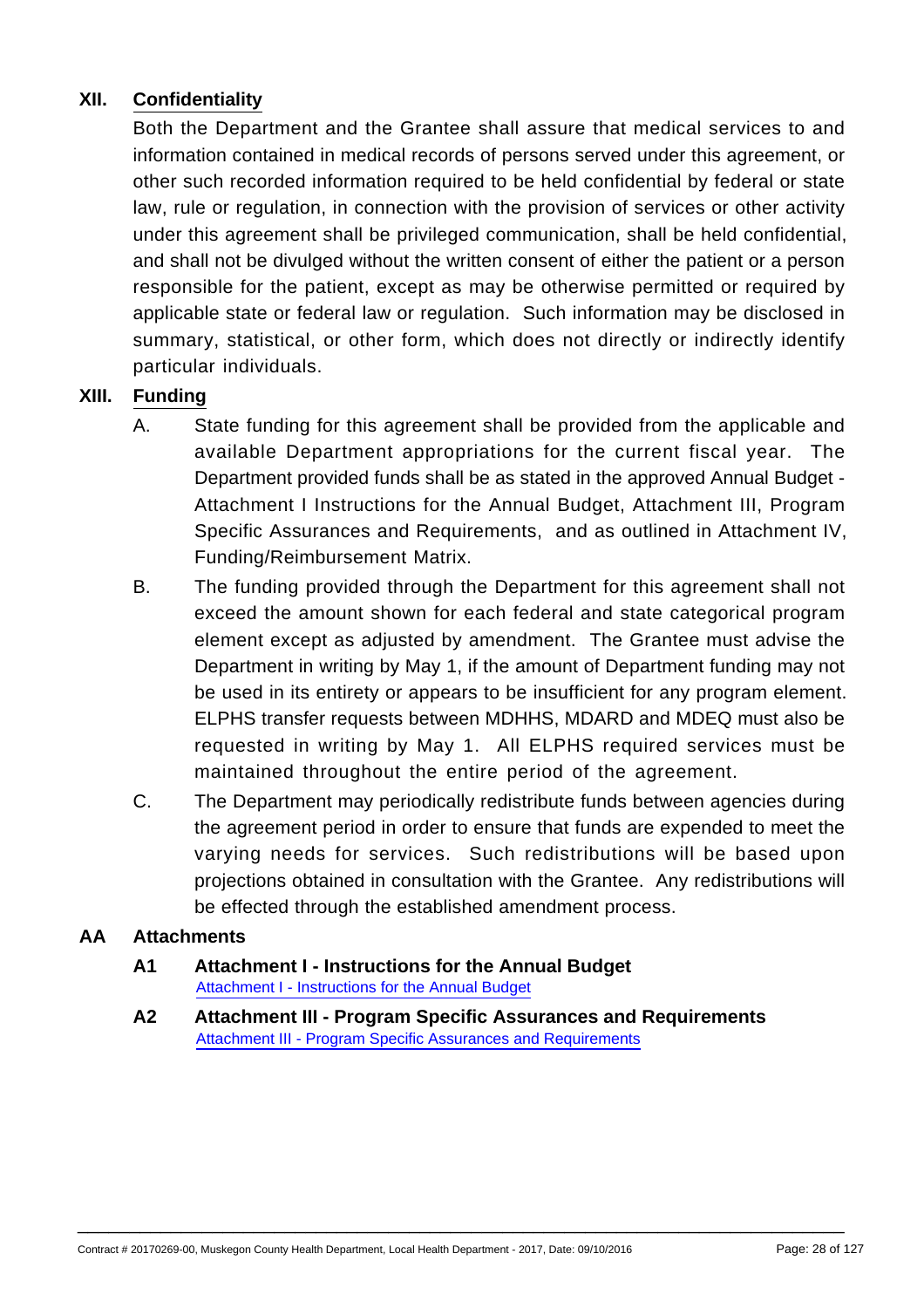## XII. Confidentiality

Both the Department and the Grantee shall assure that medical services to and information contained in medical records of persons served under this agreement, or other such recorded information required to be held confidential by federal or state law, rule or regulation, in connection with the provision of services or other activity under this agreement shall be privileged communication, shall be held confidential, and shall not be divulged without the written consent of either the patient or a person responsible for the patient, except as may be otherwise permitted or required by applicable state or federal law or regulation. Such information may be disclosed in summary, statistical, or other form, which does not directly or indirectly identify particular individuals.

## XIII. Funding

A. State funding for this agreement shall be provided from the applicable and available Department appropriations for the current fiscal year. The Department provided funds shall be as stated in the approved Annual Budget - Attachment I Instructions for the Annual Budget, Attachment III, Program Specific Assurances and Requirements, and as outlined in Attachment IV, Funding/Reimbursement Matrix.

B. The funding provided through the Department for this agreement shall not exceed the amount shown for each federal and state categorical program element except as adjusted by amendment. The Grantee must advise the Department in writing by May 1, if the amount of Department funding may not be used in its entirety or appears to be insufficient for any program element. ELPHS transfer requests between MDHHS, MDARD and MDEQ must also be requested in writing by May 1. All ELPHS required services must be maintained throughout the entire period of the agreement.

C. The Department may periodically redistribute funds between agencies during the agreement period in order to ensure that funds are expended to meet the varying needs for services. Such redistributions will be based upon projections obtained in consultation with the Grantee. Any redistributions will be effected through the established amendment process.

## AA Attachments

### A1 Attachment I - Instructions for the Annual Budget

Attachment I - Instructions for the Annual Budget

### A2 Attachment III - Program Specific Assurances and Requirements

Attachment III - Program Specific Assurances and Requirements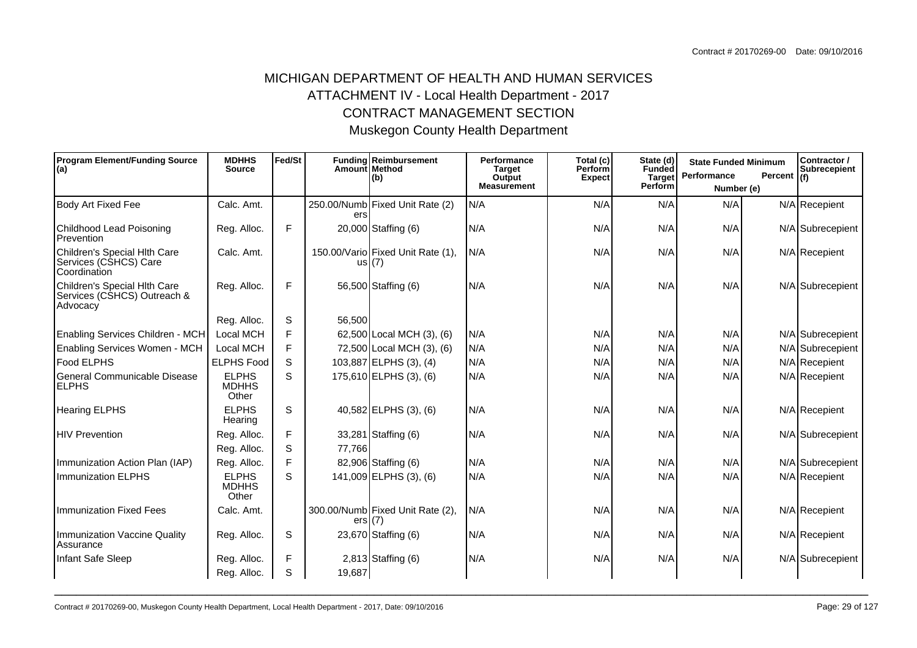# MICHIGAN DEPARTMENT OF HEALTH AND HUMAN SERVICES

## ATTACHMENT IV - Local Health Department - 2017

## CONTRACT MANAGEMENT SECTION

## Muskegon County Health Department

| Program Element/Funding Source (a) | MDHHS Source | Fed/St | Funding Amount | Reimbursement Method (b) | Performance Target Output Measurement | Total (c) Perform Expect | State (d) Funded Target Perform | State Funded Minimum Performance Number (e) | Percent | Contractor / Subrecepient (f) |
|---|---|---|---|---|---|---|---|---|---|---|
| Body Art Fixed Fee | Calc. Amt. | | 250.00/Numbers | Fixed Unit Rate (2) | N/A | N/A | N/A | N/A | N/A | Recepient |
| Childhood Lead Poisoning Prevention | Reg. Alloc. | F | 20,000 | Staffing (6) | N/A | N/A | N/A | N/A | N/A | Subrecepient |
| Children's Special Hlth Care Services (CSHCS) Care Coordination | Calc. Amt. | | 150.00/Various | Fixed Unit Rate (1), (7) | N/A | N/A | N/A | N/A | N/A | Recepient |
| Children's Special Hlth Care Services (CSHCS) Outreach & Advocacy | Reg. Alloc. | F | 56,500 | Staffing (6) | N/A | N/A | N/A | N/A | N/A | Subrecepient |
| | Reg. Alloc. | S | 56,500 | | | | | | | |
| Enabling Services Children - MCH | Local MCH | F | 62,500 | Local MCH (3), (6) | N/A | N/A | N/A | N/A | N/A | Subrecepient |
| Enabling Services Women - MCH | Local MCH | F | 72,500 | Local MCH (3), (6) | N/A | N/A | N/A | N/A | N/A | Subrecepient |
| Food ELPHS | ELPHS Food | S | 103,887 | ELPHS (3), (4) | N/A | N/A | N/A | N/A | N/A | Recepient |
| General Communicable Disease ELPHS | ELPHS MDHHS Other | S | 175,610 | ELPHS (3), (6) | N/A | N/A | N/A | N/A | N/A | Recepient |
| Hearing ELPHS | ELPHS Hearing | S | 40,582 | ELPHS (3), (6) | N/A | N/A | N/A | N/A | N/A | Recepient |
| HIV Prevention | Reg. Alloc. | F | 33,281 | Staffing (6) | N/A | N/A | N/A | N/A | N/A | Subrecepient |
| | Reg. Alloc. | S | 77,766 | | | | | | | |
| Immunization Action Plan (IAP) | Reg. Alloc. | F | 82,906 | Staffing (6) | N/A | N/A | N/A | N/A | N/A | Subrecepient |
| Immunization ELPHS | ELPHS MDHHS Other | S | 141,009 | ELPHS (3), (6) | N/A | N/A | N/A | N/A | N/A | Recepient |
| Immunization Fixed Fees | Calc. Amt. | | 300.00/Numbers | Fixed Unit Rate (2), (7) | N/A | N/A | N/A | N/A | N/A | Recepient |
| Immunization Vaccine Quality Assurance | Reg. Alloc. | S | 23,670 | Staffing (6) | N/A | N/A | N/A | N/A | N/A | Recepient |
| Infant Safe Sleep | Reg. Alloc. | F | 2,813 | Staffing (6) | N/A | N/A | N/A | N/A | N/A | Subrecepient |
| | Reg. Alloc. | S | 19,687 | | | | | | | |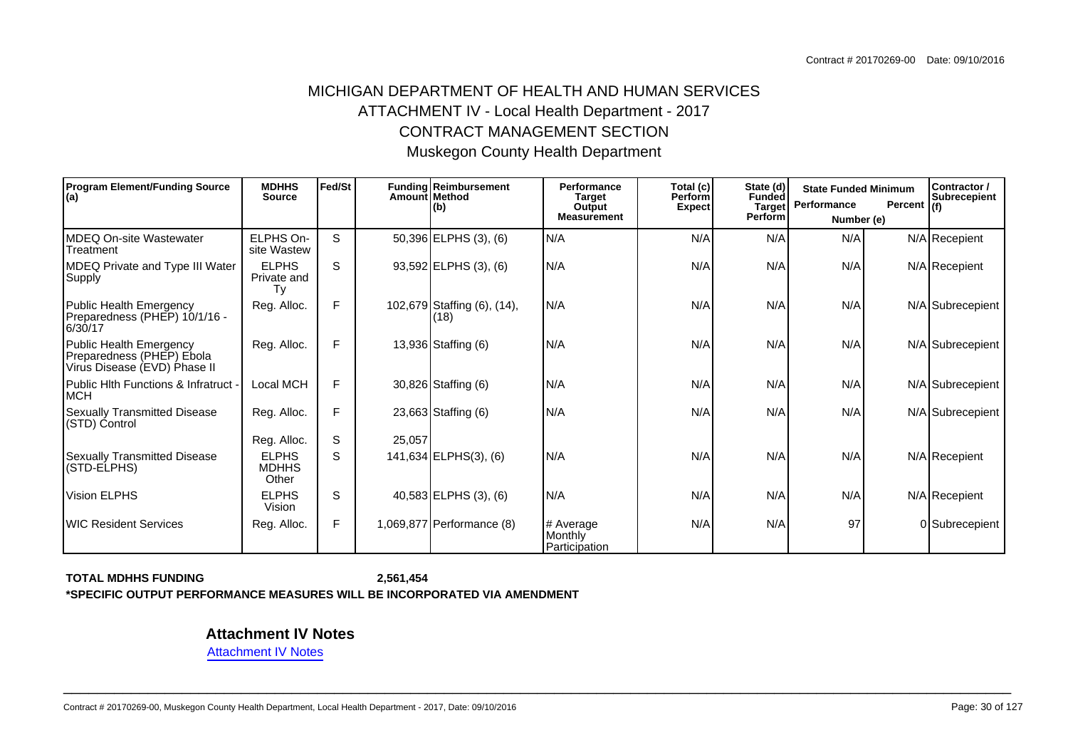Contract # 20170269-00 Date: 09/10/2016

# MICHIGAN DEPARTMENT OF HEALTH AND HUMAN SERVICES

## ATTACHMENT IV - Local Health Department - 2017

## CONTRACT MANAGEMENT SECTION

## Muskegon County Health Department

| Program Element/Funding Source (a) | MDHHS Source | Fed/St | Funding Amount | Reimbursement Method (b) | Performance Target Output Measurement | Total (c) Perform Expect | State (d) Funded Target Perform | State Funded Minimum Performance Number (e) | Percent | Contractor / Subrecepient (f) |
|---|---|---|---|---|---|---|---|---|---|---|
| MDEQ On-site Wastewater Treatment | ELPHS On-site Wastew | S | 50,396 | ELPHS (3), (6) | N/A | N/A | N/A | N/A | N/A | Recepient |
| MDEQ Private and Type III Water Supply | ELPHS Private and Ty | S | 93,592 | ELPHS (3), (6) | N/A | N/A | N/A | N/A | N/A | Recepient |
| Public Health Emergency Preparedness (PHEP) 10/1/16 - 6/30/17 | Reg. Alloc. | F | 102,679 | Staffing (6), (14), (18) | N/A | N/A | N/A | N/A | N/A | Subrecepient |
| Public Health Emergency Preparedness (PHEP) Ebola Virus Disease (EVD) Phase II | Reg. Alloc. | F | 13,936 | Staffing (6) | N/A | N/A | N/A | N/A | N/A | Subrecepient |
| Public Hlth Functions & Infratruct - MCH | Local MCH | F | 30,826 | Staffing (6) | N/A | N/A | N/A | N/A | N/A | Subrecepient |
| Sexually Transmitted Disease (STD) Control | Reg. Alloc. | F | 23,663 | Staffing (6) | N/A | N/A | N/A | N/A | N/A | Subrecepient |
| | Reg. Alloc. | S | 25,057 | | | | | | | |
| Sexually Transmitted Disease (STD-ELPHS) | ELPHS MDHHS Other | S | 141,634 | ELPHS(3), (6) | N/A | N/A | N/A | N/A | N/A | Recepient |
| Vision ELPHS | ELPHS Vision | S | 40,583 | ELPHS (3), (6) | N/A | N/A | N/A | N/A | N/A | Recepient |
| WIC Resident Services | Reg. Alloc. | F | 1,069,877 | Performance (8) | # Average Monthly Participation | N/A | N/A | 97 | 0 | Subrecepient |

**TOTAL MDHHS FUNDING** **2,561,454**

**\*SPECIFIC OUTPUT PERFORMANCE MEASURES WILL BE INCORPORATED VIA AMENDMENT**

### Attachment IV Notes

Attachment IV Notes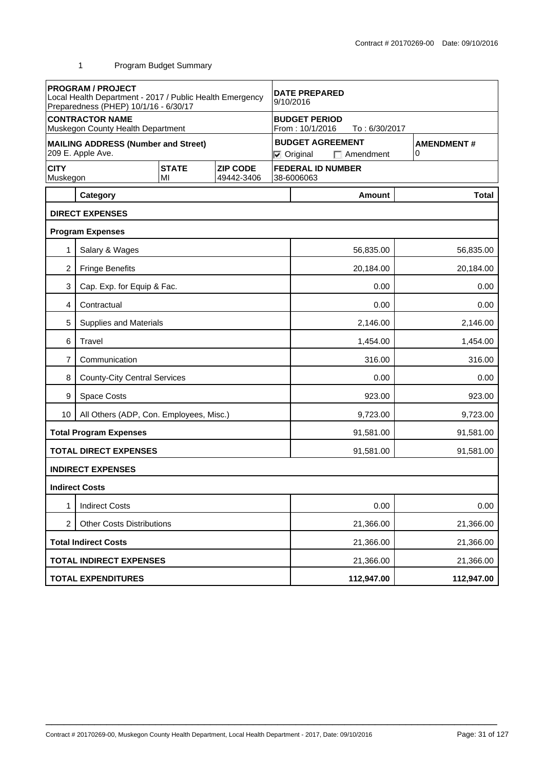Contract # 20170269-00 Date: 09/10/2016

1 Program Budget Summary

| **PROGRAM / PROJECT**<br>Local Health Department - 2017 / Public Health Emergency Preparedness (PHEP) 10/1/16 - 6/30/17 | | | **DATE PREPARED**<br>9/10/2016 | |
|---|---|---|---|---|
| **CONTRACTOR NAME**<br>Muskegon County Health Department | | | **BUDGET PERIOD**<br>From : 10/1/2016 To : 6/30/2017 | |
| **MAILING ADDRESS (Number and Street)**<br>209 E. Apple Ave. | | | **BUDGET AGREEMENT**<br>☑ Original ☐ Amendment | **AMENDMENT #**<br>0 |
| **CITY**<br>Muskegon | **STATE**<br>MI | **ZIP CODE**<br>49442-3406 | **FEDERAL ID NUMBER**<br>38-6006063 | |

| | Category | Amount | Total |
|---|---|---|---|
| | **DIRECT EXPENSES** | | |
| | **Program Expenses** | | |
| 1 | Salary & Wages | 56,835.00 | 56,835.00 |
| 2 | Fringe Benefits | 20,184.00 | 20,184.00 |
| 3 | Cap. Exp. for Equip & Fac. | 0.00 | 0.00 |
| 4 | Contractual | 0.00 | 0.00 |
| 5 | Supplies and Materials | 2,146.00 | 2,146.00 |
| 6 | Travel | 1,454.00 | 1,454.00 |
| 7 | Communication | 316.00 | 316.00 |
| 8 | County-City Central Services | 0.00 | 0.00 |
| 9 | Space Costs | 923.00 | 923.00 |
| 10 | All Others (ADP, Con. Employees, Misc.) | 9,723.00 | 9,723.00 |
| | **Total Program Expenses** | 91,581.00 | 91,581.00 |
| | **TOTAL DIRECT EXPENSES** | 91,581.00 | 91,581.00 |
| | **INDIRECT EXPENSES** | | |
| | **Indirect Costs** | | |
| 1 | Indirect Costs | 0.00 | 0.00 |
| 2 | Other Costs Distributions | 21,366.00 | 21,366.00 |
| | **Total Indirect Costs** | 21,366.00 | 21,366.00 |
| | **TOTAL INDIRECT EXPENSES** | 21,366.00 | 21,366.00 |
| | **TOTAL EXPENDITURES** | **112,947.00** | **112,947.00** |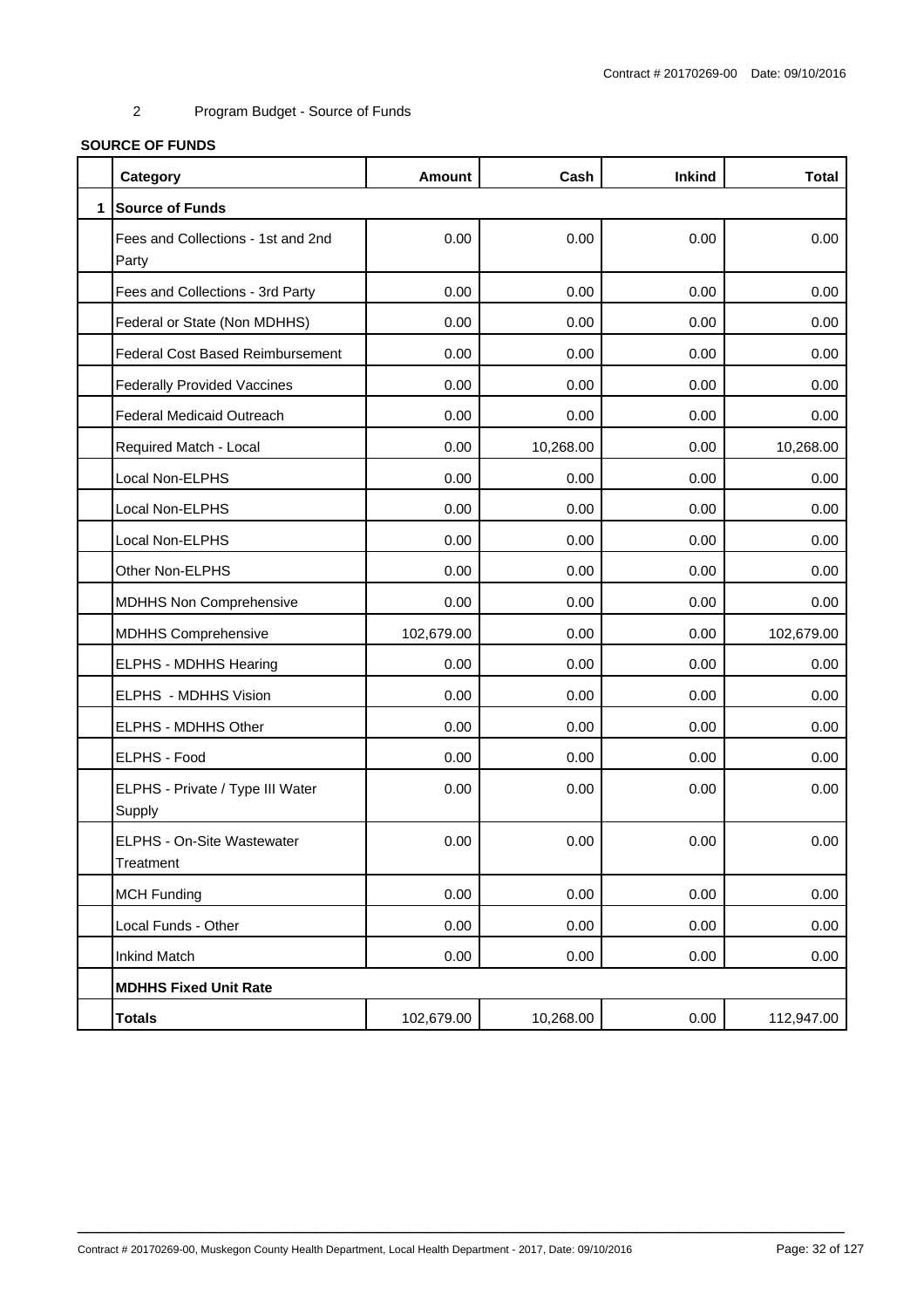2 Program Budget - Source of Funds

**SOURCE OF FUNDS**

| | Category | Amount | Cash | Inkind | Total |
|---|---|---|---|---|---|
| 1 | **Source of Funds** | | | | |
| | Fees and Collections - 1st and 2nd Party | 0.00 | 0.00 | 0.00 | 0.00 |
| | Fees and Collections - 3rd Party | 0.00 | 0.00 | 0.00 | 0.00 |
| | Federal or State (Non MDHHS) | 0.00 | 0.00 | 0.00 | 0.00 |
| | Federal Cost Based Reimbursement | 0.00 | 0.00 | 0.00 | 0.00 |
| | Federally Provided Vaccines | 0.00 | 0.00 | 0.00 | 0.00 |
| | Federal Medicaid Outreach | 0.00 | 0.00 | 0.00 | 0.00 |
| | Required Match - Local | 0.00 | 10,268.00 | 0.00 | 10,268.00 |
| | Local Non-ELPHS | 0.00 | 0.00 | 0.00 | 0.00 |
| | Local Non-ELPHS | 0.00 | 0.00 | 0.00 | 0.00 |
| | Local Non-ELPHS | 0.00 | 0.00 | 0.00 | 0.00 |
| | Other Non-ELPHS | 0.00 | 0.00 | 0.00 | 0.00 |
| | MDHHS Non Comprehensive | 0.00 | 0.00 | 0.00 | 0.00 |
| | MDHHS Comprehensive | 102,679.00 | 0.00 | 0.00 | 102,679.00 |
| | ELPHS - MDHHS Hearing | 0.00 | 0.00 | 0.00 | 0.00 |
| | ELPHS - MDHHS Vision | 0.00 | 0.00 | 0.00 | 0.00 |
| | ELPHS - MDHHS Other | 0.00 | 0.00 | 0.00 | 0.00 |
| | ELPHS - Food | 0.00 | 0.00 | 0.00 | 0.00 |
| | ELPHS - Private / Type III Water Supply | 0.00 | 0.00 | 0.00 | 0.00 |
| | ELPHS - On-Site Wastewater Treatment | 0.00 | 0.00 | 0.00 | 0.00 |
| | MCH Funding | 0.00 | 0.00 | 0.00 | 0.00 |
| | Local Funds - Other | 0.00 | 0.00 | 0.00 | 0.00 |
| | Inkind Match | 0.00 | 0.00 | 0.00 | 0.00 |
| | **MDHHS Fixed Unit Rate** | | | | |
| | **Totals** | 102,679.00 | 10,268.00 | 0.00 | 112,947.00 |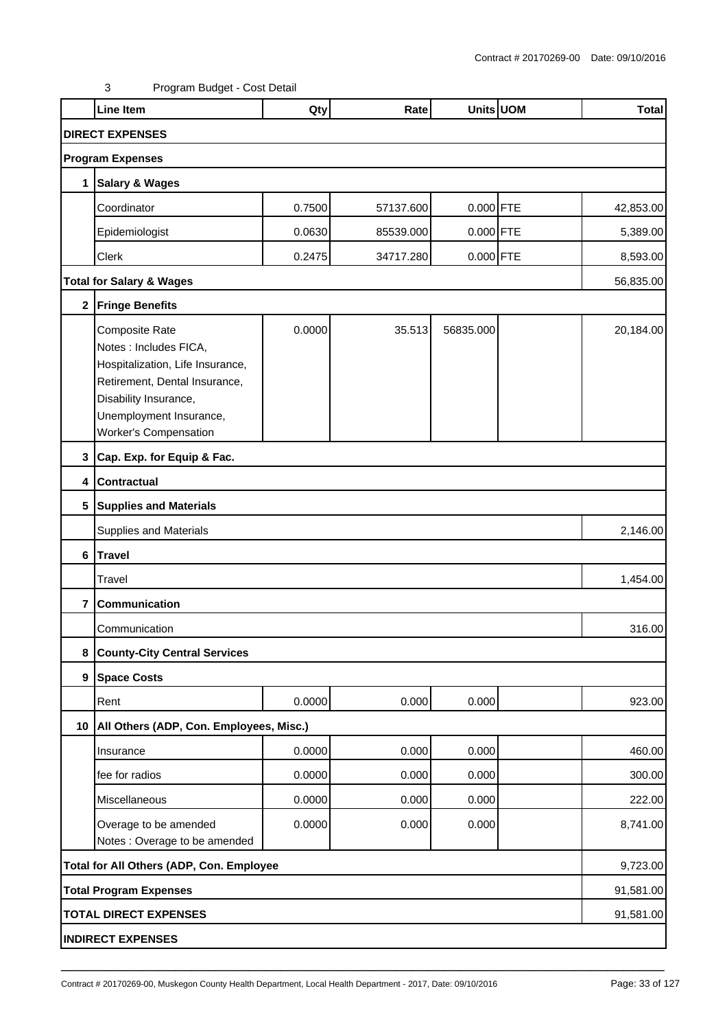Contract # 20170269-00 Date: 09/10/2016

3 Program Budget - Cost Detail

| | Line Item | Qty | Rate | Units | UOM | Total |
|---|---|---|---|---|---|---|
| **DIRECT EXPENSES** | | | | | | |
| **Program Expenses** | | | | | | |
| **1** | **Salary & Wages** | | | | | |
| | Coordinator | 0.7500 | 57137.600 | 0.000 | FTE | 42,853.00 |
| | Epidemiologist | 0.0630 | 85539.000 | 0.000 | FTE | 5,389.00 |
| | Clerk | 0.2475 | 34717.280 | 0.000 | FTE | 8,593.00 |
| **Total for Salary & Wages** | | | | | | 56,835.00 |
| **2** | **Fringe Benefits** | | | | | |
| | Composite Rate<br>Notes : Includes FICA, Hospitalization, Life Insurance, Retirement, Dental Insurance, Disability Insurance, Unemployment Insurance, Worker's Compensation | 0.0000 | 35.513 | 56835.000 | | 20,184.00 |
| **3** | **Cap. Exp. for Equip & Fac.** | | | | | |
| **4** | **Contractual** | | | | | |
| **5** | **Supplies and Materials** | | | | | |
| | Supplies and Materials | | | | | 2,146.00 |
| **6** | **Travel** | | | | | |
| | Travel | | | | | 1,454.00 |
| **7** | **Communication** | | | | | |
| | Communication | | | | | 316.00 |
| **8** | **County-City Central Services** | | | | | |
| **9** | **Space Costs** | | | | | |
| | Rent | 0.0000 | 0.000 | 0.000 | | 923.00 |
| **10** | **All Others (ADP, Con. Employees, Misc.)** | | | | | |
| | Insurance | 0.0000 | 0.000 | 0.000 | | 460.00 |
| | fee for radios | 0.0000 | 0.000 | 0.000 | | 300.00 |
| | Miscellaneous | 0.0000 | 0.000 | 0.000 | | 222.00 |
| | Overage to be amended<br>Notes : Overage to be amended | 0.0000 | 0.000 | 0.000 | | 8,741.00 |
| **Total for All Others (ADP, Con. Employee** | | | | | | 9,723.00 |
| **Total Program Expenses** | | | | | | 91,581.00 |
| **TOTAL DIRECT EXPENSES** | | | | | | 91,581.00 |
| **INDIRECT EXPENSES** | | | | | | |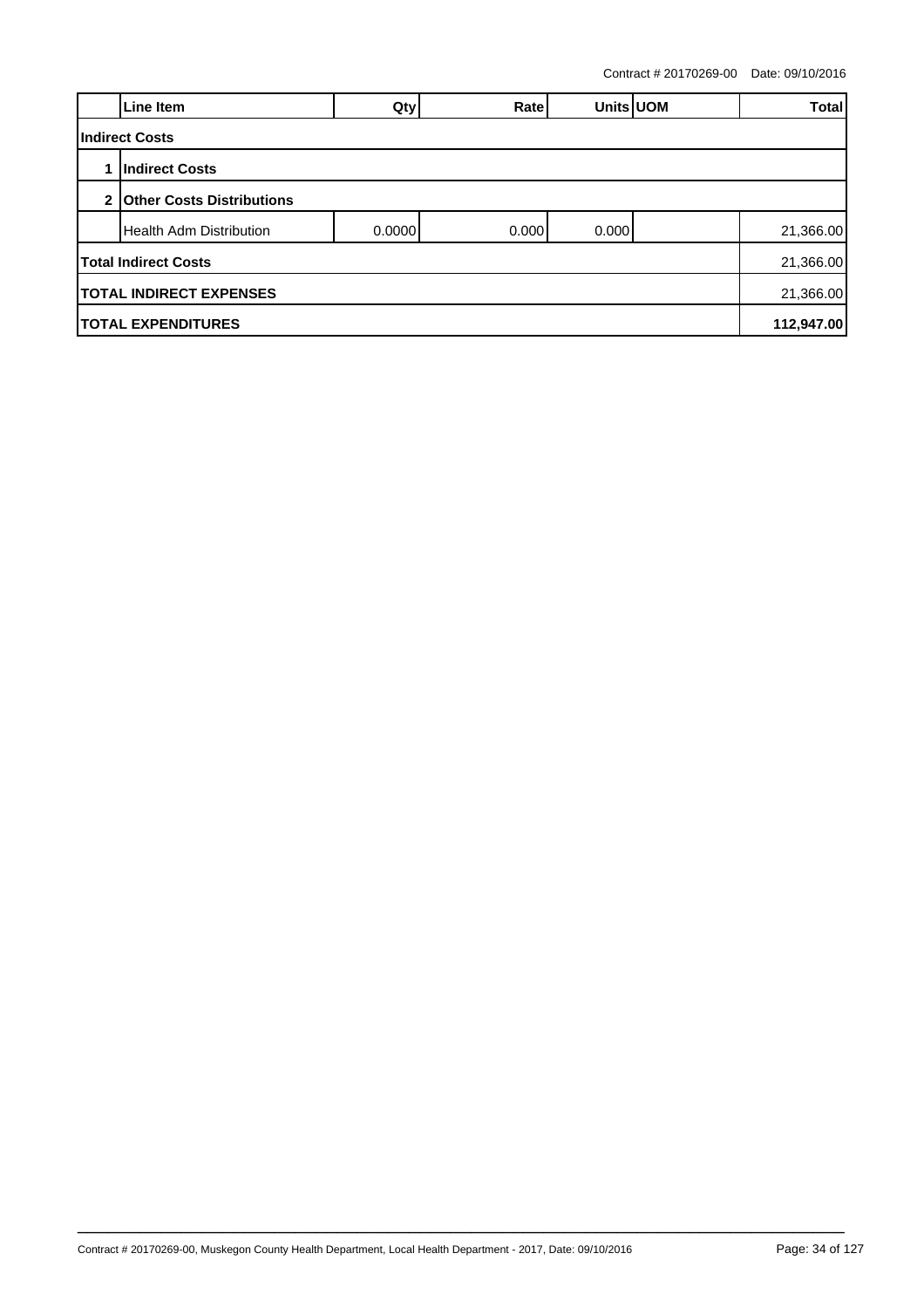Contract # 20170269-00 Date: 09/10/2016

|   | Line Item | Qty | Rate | Units | UOM | Total |
|---|---|---|---|---|---|---|
| **Indirect Costs** | | | | | | |
| 1 | **Indirect Costs** | | | | | |
| 2 | **Other Costs Distributions** | | | | | |
|   | Health Adm Distribution | 0.0000 | 0.000 | 0.000 | | 21,366.00 |
| **Total Indirect Costs** | | | | | | 21,366.00 |
| **TOTAL INDIRECT EXPENSES** | | | | | | 21,366.00 |
| **TOTAL EXPENDITURES** | | | | | | **112,947.00** |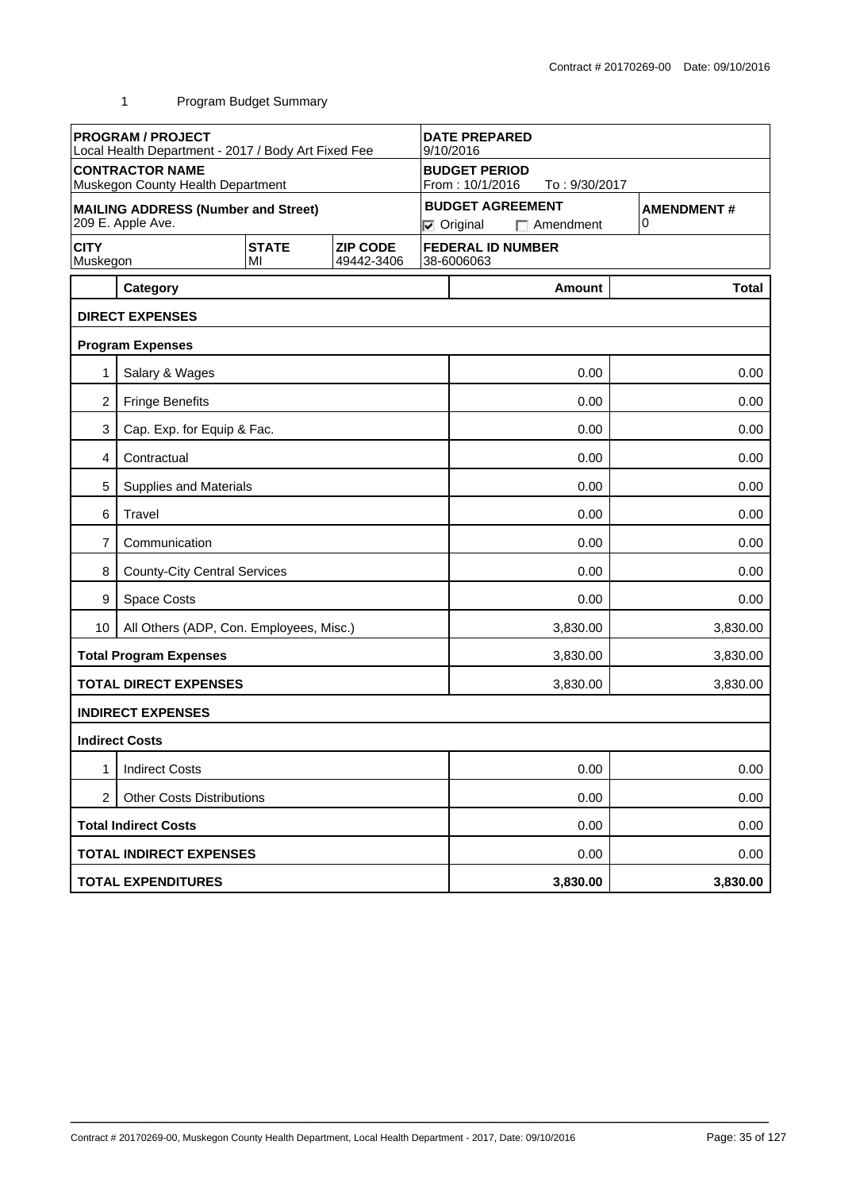Contract # 20170269-00 Date: 09/10/2016

1 Program Budget Summary

| **PROGRAM / PROJECT**<br>Local Health Department - 2017 / Body Art Fixed Fee | | | **DATE PREPARED**<br>9/10/2016 | |
|---|---|---|---|---|
| **CONTRACTOR NAME**<br>Muskegon County Health Department | | | **BUDGET PERIOD**<br>From : 10/1/2016 To : 9/30/2017 | |
| **MAILING ADDRESS (Number and Street)**<br>209 E. Apple Ave. | | | **BUDGET AGREEMENT**<br>☑ Original ☐ Amendment | **AMENDMENT #**<br>0 |
| **CITY**<br>Muskegon | **STATE**<br>MI | **ZIP CODE**<br>49442-3406 | **FEDERAL ID NUMBER**<br>38-6006063 | |

| | Category | Amount | Total |
|---|---|---|---|
| **DIRECT EXPENSES** | | | |
| **Program Expenses** | | | |
| 1 | Salary & Wages | 0.00 | 0.00 |
| 2 | Fringe Benefits | 0.00 | 0.00 |
| 3 | Cap. Exp. for Equip & Fac. | 0.00 | 0.00 |
| 4 | Contractual | 0.00 | 0.00 |
| 5 | Supplies and Materials | 0.00 | 0.00 |
| 6 | Travel | 0.00 | 0.00 |
| 7 | Communication | 0.00 | 0.00 |
| 8 | County-City Central Services | 0.00 | 0.00 |
| 9 | Space Costs | 0.00 | 0.00 |
| 10 | All Others (ADP, Con. Employees, Misc.) | 3,830.00 | 3,830.00 |
| **Total Program Expenses** | | 3,830.00 | 3,830.00 |
| **TOTAL DIRECT EXPENSES** | | 3,830.00 | 3,830.00 |
| **INDIRECT EXPENSES** | | | |
| **Indirect Costs** | | | |
| 1 | Indirect Costs | 0.00 | 0.00 |
| 2 | Other Costs Distributions | 0.00 | 0.00 |
| **Total Indirect Costs** | | 0.00 | 0.00 |
| **TOTAL INDIRECT EXPENSES** | | 0.00 | 0.00 |
| **TOTAL EXPENDITURES** | | **3,830.00** | **3,830.00** |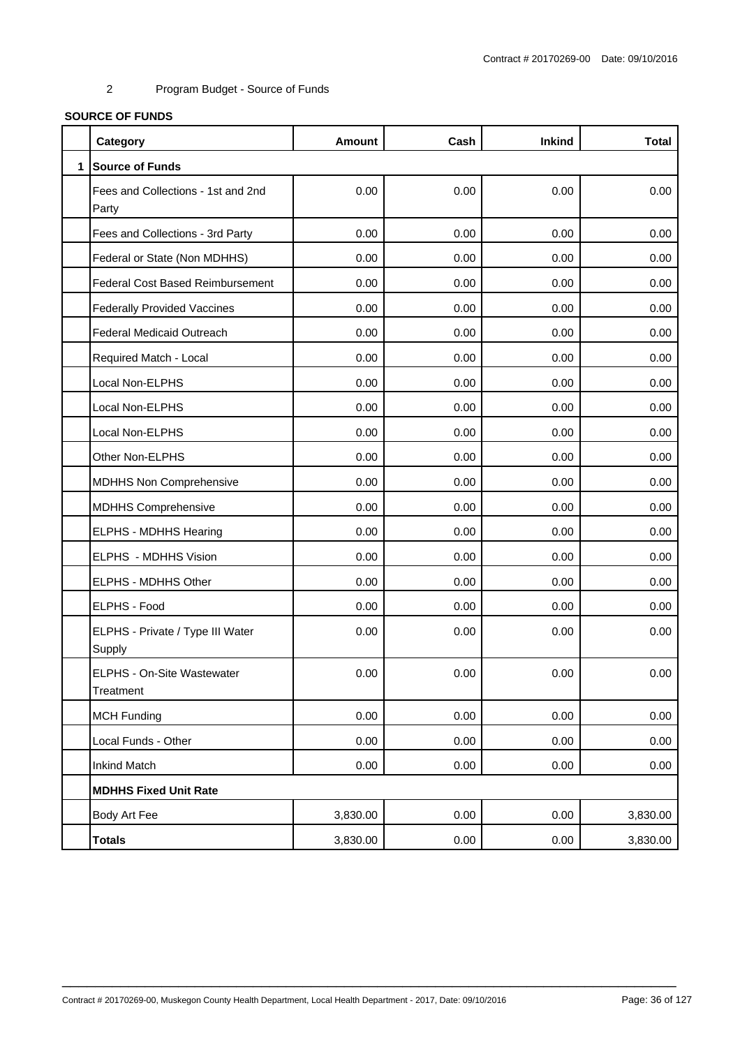2 Program Budget - Source of Funds

**SOURCE OF FUNDS**

| | Category | Amount | Cash | Inkind | Total |
|---|---|---|---|---|---|
| 1 | **Source of Funds** | | | | |
| | Fees and Collections - 1st and 2nd Party | 0.00 | 0.00 | 0.00 | 0.00 |
| | Fees and Collections - 3rd Party | 0.00 | 0.00 | 0.00 | 0.00 |
| | Federal or State (Non MDHHS) | 0.00 | 0.00 | 0.00 | 0.00 |
| | Federal Cost Based Reimbursement | 0.00 | 0.00 | 0.00 | 0.00 |
| | Federally Provided Vaccines | 0.00 | 0.00 | 0.00 | 0.00 |
| | Federal Medicaid Outreach | 0.00 | 0.00 | 0.00 | 0.00 |
| | Required Match - Local | 0.00 | 0.00 | 0.00 | 0.00 |
| | Local Non-ELPHS | 0.00 | 0.00 | 0.00 | 0.00 |
| | Local Non-ELPHS | 0.00 | 0.00 | 0.00 | 0.00 |
| | Local Non-ELPHS | 0.00 | 0.00 | 0.00 | 0.00 |
| | Other Non-ELPHS | 0.00 | 0.00 | 0.00 | 0.00 |
| | MDHHS Non Comprehensive | 0.00 | 0.00 | 0.00 | 0.00 |
| | MDHHS Comprehensive | 0.00 | 0.00 | 0.00 | 0.00 |
| | ELPHS - MDHHS Hearing | 0.00 | 0.00 | 0.00 | 0.00 |
| | ELPHS - MDHHS Vision | 0.00 | 0.00 | 0.00 | 0.00 |
| | ELPHS - MDHHS Other | 0.00 | 0.00 | 0.00 | 0.00 |
| | ELPHS - Food | 0.00 | 0.00 | 0.00 | 0.00 |
| | ELPHS - Private / Type III Water Supply | 0.00 | 0.00 | 0.00 | 0.00 |
| | ELPHS - On-Site Wastewater Treatment | 0.00 | 0.00 | 0.00 | 0.00 |
| | MCH Funding | 0.00 | 0.00 | 0.00 | 0.00 |
| | Local Funds - Other | 0.00 | 0.00 | 0.00 | 0.00 |
| | Inkind Match | 0.00 | 0.00 | 0.00 | 0.00 |
| | **MDHHS Fixed Unit Rate** | | | | |
| | Body Art Fee | 3,830.00 | 0.00 | 0.00 | 3,830.00 |
| | **Totals** | 3,830.00 | 0.00 | 0.00 | 3,830.00 |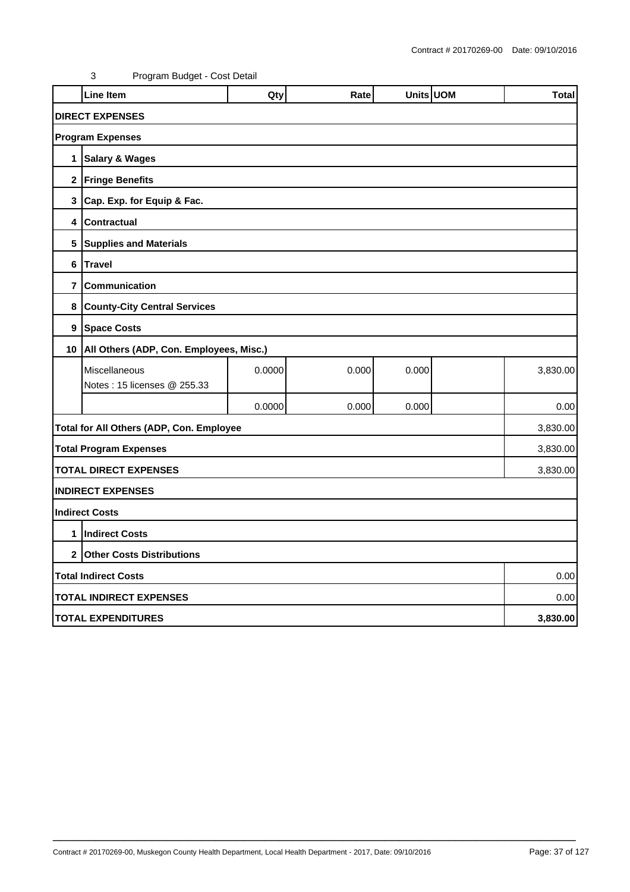Contract # 20170269-00 Date: 09/10/2016

3 Program Budget - Cost Detail

| | Line Item | Qty | Rate | Units | UOM | Total |
|---|---|---|---|---|---|---|
| **DIRECT EXPENSES** | | | | | | |
| **Program Expenses** | | | | | | |
| **1** | **Salary & Wages** | | | | | |
| **2** | **Fringe Benefits** | | | | | |
| **3** | **Cap. Exp. for Equip & Fac.** | | | | | |
| **4** | **Contractual** | | | | | |
| **5** | **Supplies and Materials** | | | | | |
| **6** | **Travel** | | | | | |
| **7** | **Communication** | | | | | |
| **8** | **County-City Central Services** | | | | | |
| **9** | **Space Costs** | | | | | |
| **10** | **All Others (ADP, Con. Employees, Misc.)** | | | | | |
| | Miscellaneous<br>Notes : 15 licenses @ 255.33 | 0.0000 | 0.000 | 0.000 | | 3,830.00 |
| | | 0.0000 | 0.000 | 0.000 | | 0.00 |
| **Total for All Others (ADP, Con. Employee** | | | | | | 3,830.00 |
| **Total Program Expenses** | | | | | | 3,830.00 |
| **TOTAL DIRECT EXPENSES** | | | | | | 3,830.00 |
| **INDIRECT EXPENSES** | | | | | | |
| **Indirect Costs** | | | | | | |
| **1** | **Indirect Costs** | | | | | |
| **2** | **Other Costs Distributions** | | | | | |
| **Total Indirect Costs** | | | | | | 0.00 |
| **TOTAL INDIRECT EXPENSES** | | | | | | 0.00 |
| **TOTAL EXPENDITURES** | | | | | | **3,830.00** |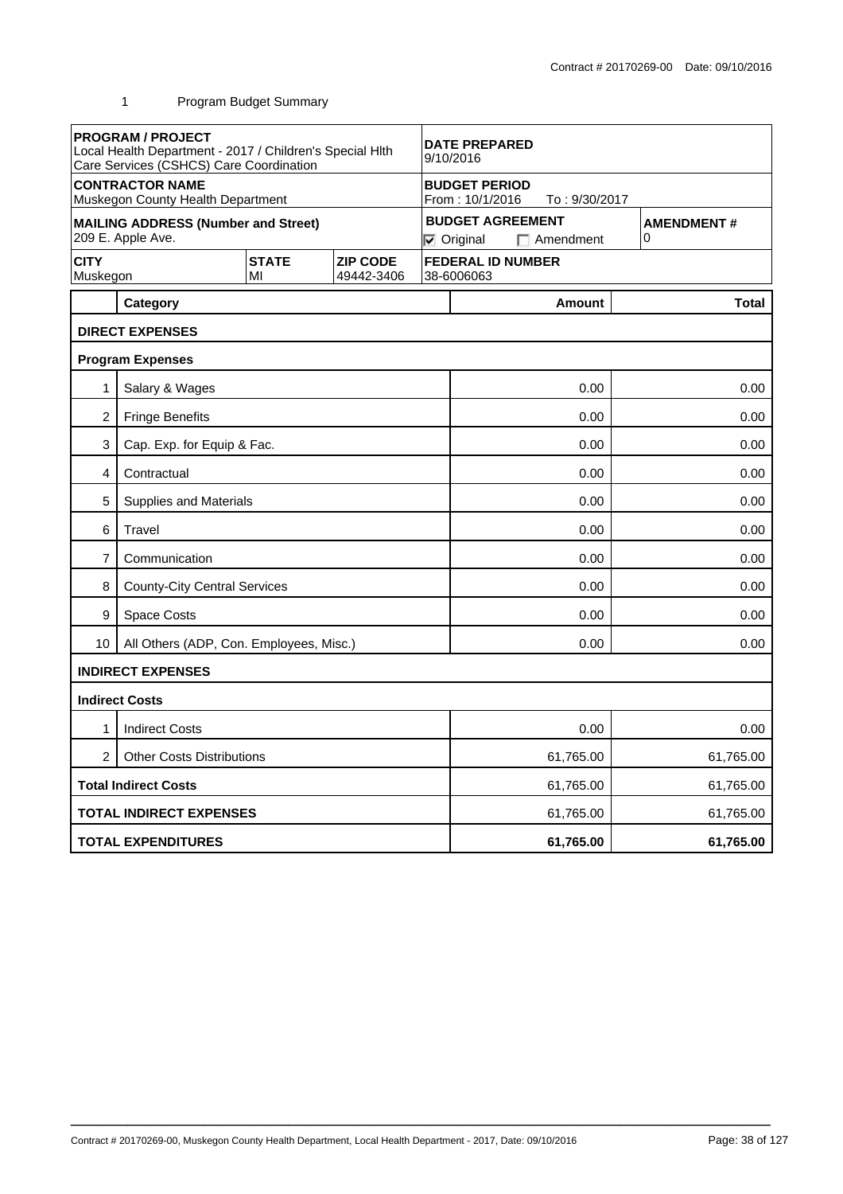Contract # 20170269-00 Date: 09/10/2016

1 Program Budget Summary

| **PROGRAM / PROJECT**<br>Local Health Department - 2017 / Children's Special Hlth Care Services (CSHCS) Care Coordination | | | **DATE PREPARED**<br>9/10/2016 | |
|---|---|---|---|---|
| **CONTRACTOR NAME**<br>Muskegon County Health Department | | | **BUDGET PERIOD**<br>From : 10/1/2016 To : 9/30/2017 | |
| **MAILING ADDRESS (Number and Street)**<br>209 E. Apple Ave. | | | **BUDGET AGREEMENT**<br>☑ Original ☐ Amendment | **AMENDMENT #**<br>0 |
| **CITY**<br>Muskegon | **STATE**<br>MI | **ZIP CODE**<br>49442-3406 | **FEDERAL ID NUMBER**<br>38-6006063 | |

| | Category | Amount | Total |
|---|---|---:|---:|
| | **DIRECT EXPENSES** | | |
| | **Program Expenses** | | |
| 1 | Salary & Wages | 0.00 | 0.00 |
| 2 | Fringe Benefits | 0.00 | 0.00 |
| 3 | Cap. Exp. for Equip & Fac. | 0.00 | 0.00 |
| 4 | Contractual | 0.00 | 0.00 |
| 5 | Supplies and Materials | 0.00 | 0.00 |
| 6 | Travel | 0.00 | 0.00 |
| 7 | Communication | 0.00 | 0.00 |
| 8 | County-City Central Services | 0.00 | 0.00 |
| 9 | Space Costs | 0.00 | 0.00 |
| 10 | All Others (ADP, Con. Employees, Misc.) | 0.00 | 0.00 |
| | **INDIRECT EXPENSES** | | |
| | **Indirect Costs** | | |
| 1 | Indirect Costs | 0.00 | 0.00 |
| 2 | Other Costs Distributions | 61,765.00 | 61,765.00 |
| | **Total Indirect Costs** | 61,765.00 | 61,765.00 |
| | **TOTAL INDIRECT EXPENSES** | 61,765.00 | 61,765.00 |
| | **TOTAL EXPENDITURES** | **61,765.00** | **61,765.00** |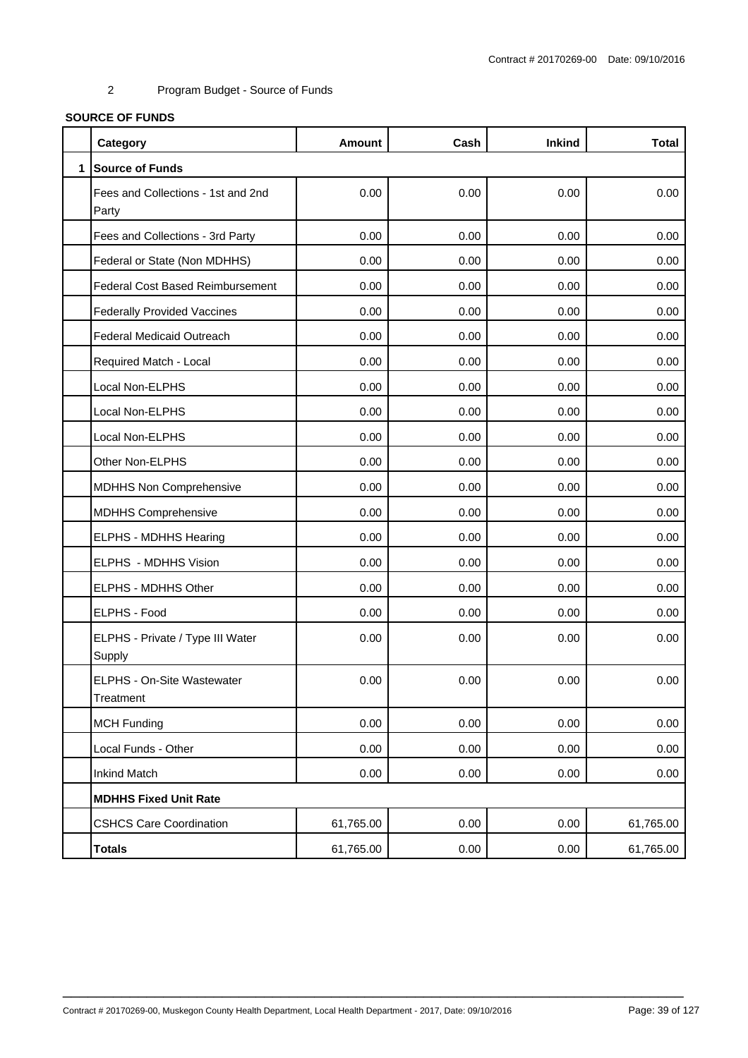2 Program Budget - Source of Funds

**SOURCE OF FUNDS**

| | Category | Amount | Cash | Inkind | Total |
|---|---|---|---|---|---|
| 1 | **Source of Funds** | | | | |
| | Fees and Collections - 1st and 2nd Party | 0.00 | 0.00 | 0.00 | 0.00 |
| | Fees and Collections - 3rd Party | 0.00 | 0.00 | 0.00 | 0.00 |
| | Federal or State (Non MDHHS) | 0.00 | 0.00 | 0.00 | 0.00 |
| | Federal Cost Based Reimbursement | 0.00 | 0.00 | 0.00 | 0.00 |
| | Federally Provided Vaccines | 0.00 | 0.00 | 0.00 | 0.00 |
| | Federal Medicaid Outreach | 0.00 | 0.00 | 0.00 | 0.00 |
| | Required Match - Local | 0.00 | 0.00 | 0.00 | 0.00 |
| | Local Non-ELPHS | 0.00 | 0.00 | 0.00 | 0.00 |
| | Local Non-ELPHS | 0.00 | 0.00 | 0.00 | 0.00 |
| | Local Non-ELPHS | 0.00 | 0.00 | 0.00 | 0.00 |
| | Other Non-ELPHS | 0.00 | 0.00 | 0.00 | 0.00 |
| | MDHHS Non Comprehensive | 0.00 | 0.00 | 0.00 | 0.00 |
| | MDHHS Comprehensive | 0.00 | 0.00 | 0.00 | 0.00 |
| | ELPHS - MDHHS Hearing | 0.00 | 0.00 | 0.00 | 0.00 |
| | ELPHS - MDHHS Vision | 0.00 | 0.00 | 0.00 | 0.00 |
| | ELPHS - MDHHS Other | 0.00 | 0.00 | 0.00 | 0.00 |
| | ELPHS - Food | 0.00 | 0.00 | 0.00 | 0.00 |
| | ELPHS - Private / Type III Water Supply | 0.00 | 0.00 | 0.00 | 0.00 |
| | ELPHS - On-Site Wastewater Treatment | 0.00 | 0.00 | 0.00 | 0.00 |
| | MCH Funding | 0.00 | 0.00 | 0.00 | 0.00 |
| | Local Funds - Other | 0.00 | 0.00 | 0.00 | 0.00 |
| | Inkind Match | 0.00 | 0.00 | 0.00 | 0.00 |
| | **MDHHS Fixed Unit Rate** | | | | |
| | CSHCS Care Coordination | 61,765.00 | 0.00 | 0.00 | 61,765.00 |
| | **Totals** | 61,765.00 | 0.00 | 0.00 | 61,765.00 |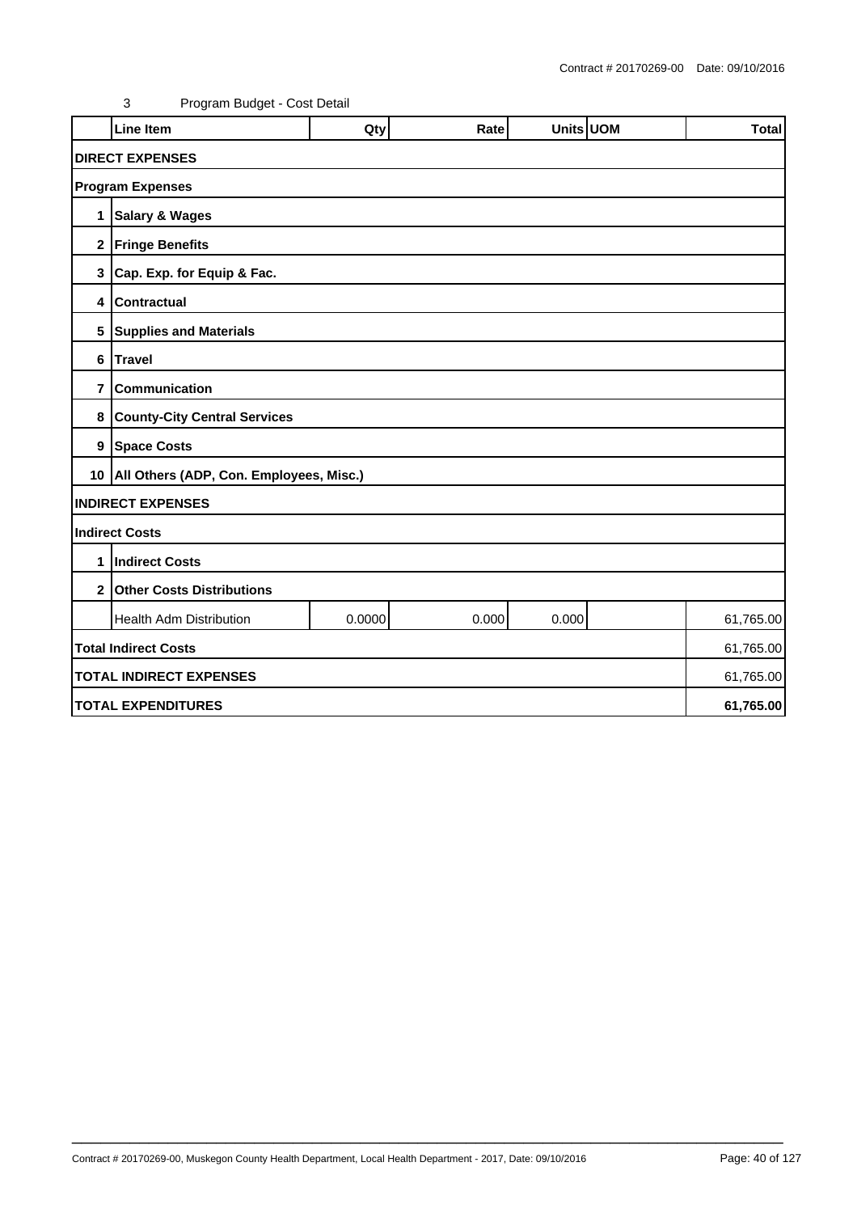Contract # 20170269-00 Date: 09/10/2016

3 Program Budget - Cost Detail

| | Line Item | Qty | Rate | Units | UOM | Total |
|---|---|---|---|---|---|---|
| **DIRECT EXPENSES** | | | | | | |
| **Program Expenses** | | | | | | |
| **1** | **Salary & Wages** | | | | | |
| **2** | **Fringe Benefits** | | | | | |
| **3** | **Cap. Exp. for Equip & Fac.** | | | | | |
| **4** | **Contractual** | | | | | |
| **5** | **Supplies and Materials** | | | | | |
| **6** | **Travel** | | | | | |
| **7** | **Communication** | | | | | |
| **8** | **County-City Central Services** | | | | | |
| **9** | **Space Costs** | | | | | |
| **10** | **All Others (ADP, Con. Employees, Misc.)** | | | | | |
| **INDIRECT EXPENSES** | | | | | | |
| **Indirect Costs** | | | | | | |
| **1** | **Indirect Costs** | | | | | |
| **2** | **Other Costs Distributions** | | | | | |
| | Health Adm Distribution | 0.0000 | 0.000 | 0.000 | | 61,765.00 |
| **Total Indirect Costs** | | | | | | 61,765.00 |
| **TOTAL INDIRECT EXPENSES** | | | | | | 61,765.00 |
| **TOTAL EXPENDITURES** | | | | | | **61,765.00** |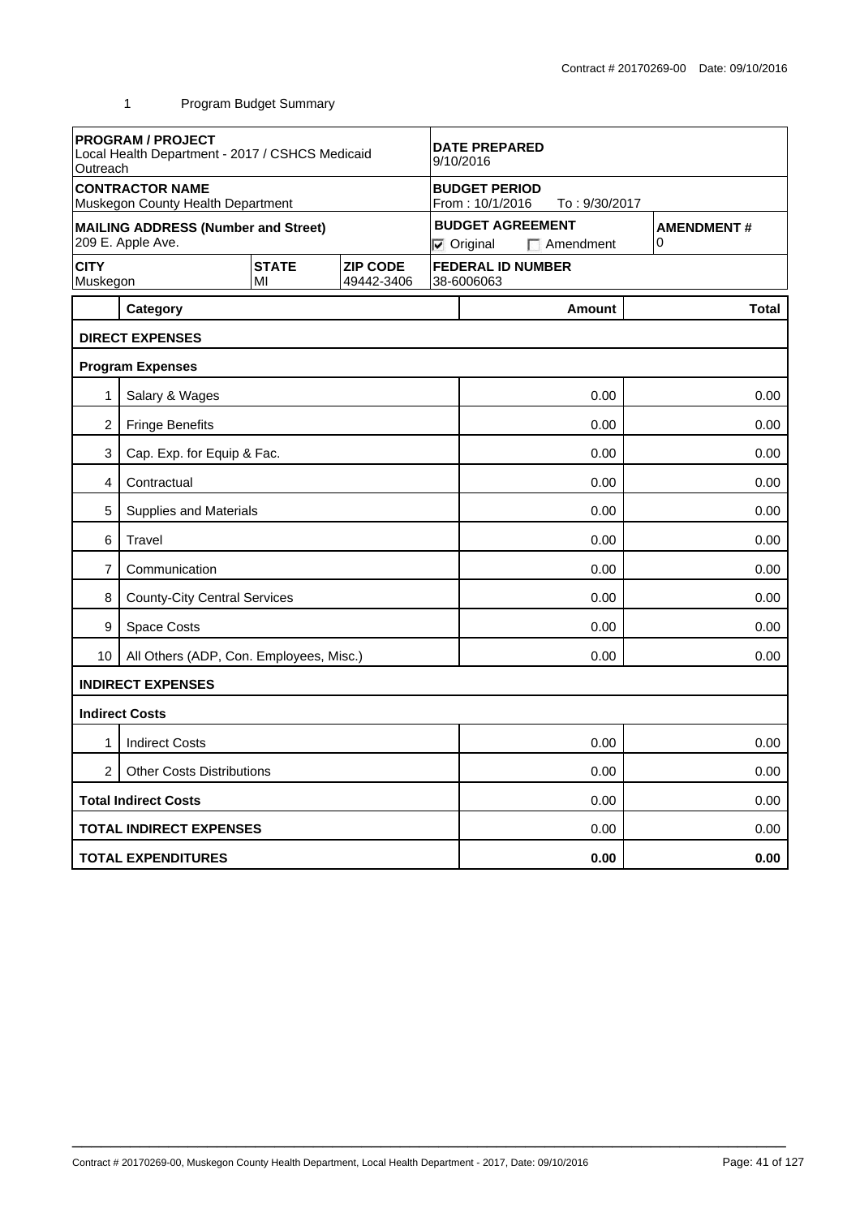Contract # 20170269-00 Date: 09/10/2016

1 Program Budget Summary

| **PROGRAM / PROJECT** Local Health Department - 2017 / CSHCS Medicaid Outreach | | | **DATE PREPARED** 9/10/2016 | |
|---|---|---|---|---|
| **CONTRACTOR NAME** Muskegon County Health Department | | | **BUDGET PERIOD** From : 10/1/2016 To : 9/30/2017 | |
| **MAILING ADDRESS (Number and Street)** 209 E. Apple Ave. | | | **BUDGET AGREEMENT** ☑ Original ☐ Amendment | **AMENDMENT #** 0 |
| **CITY** Muskegon | **STATE** MI | **ZIP CODE** 49442-3406 | **FEDERAL ID NUMBER** 38-6006063 | |

| | Category | Amount | Total |
|---|---|---|---|
| | **DIRECT EXPENSES** | | |
| | **Program Expenses** | | |
| 1 | Salary & Wages | 0.00 | 0.00 |
| 2 | Fringe Benefits | 0.00 | 0.00 |
| 3 | Cap. Exp. for Equip & Fac. | 0.00 | 0.00 |
| 4 | Contractual | 0.00 | 0.00 |
| 5 | Supplies and Materials | 0.00 | 0.00 |
| 6 | Travel | 0.00 | 0.00 |
| 7 | Communication | 0.00 | 0.00 |
| 8 | County-City Central Services | 0.00 | 0.00 |
| 9 | Space Costs | 0.00 | 0.00 |
| 10 | All Others (ADP, Con. Employees, Misc.) | 0.00 | 0.00 |
| | **INDIRECT EXPENSES** | | |
| | **Indirect Costs** | | |
| 1 | Indirect Costs | 0.00 | 0.00 |
| 2 | Other Costs Distributions | 0.00 | 0.00 |
| | **Total Indirect Costs** | 0.00 | 0.00 |
| | **TOTAL INDIRECT EXPENSES** | 0.00 | 0.00 |
| | **TOTAL EXPENDITURES** | **0.00** | **0.00** |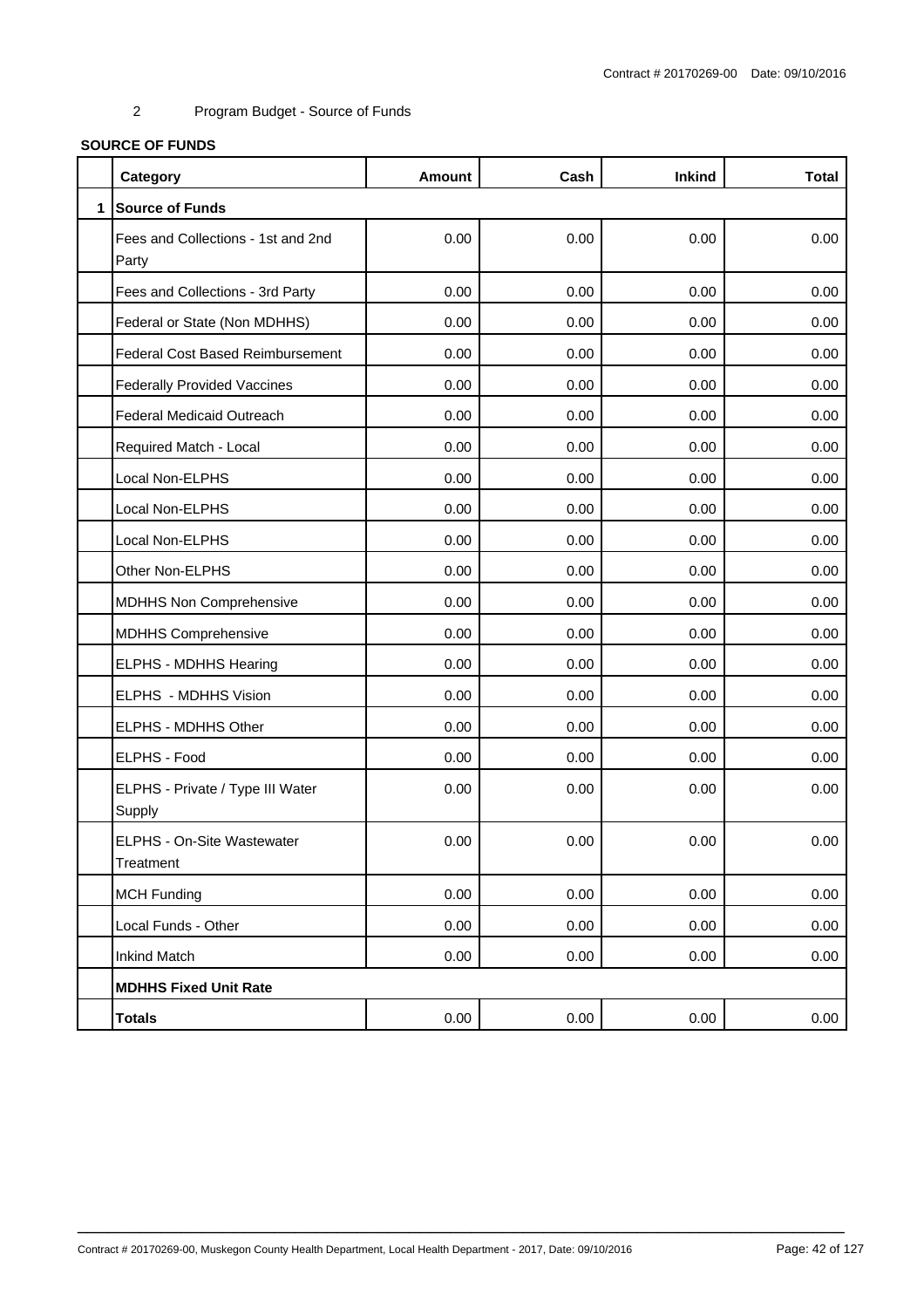Contract # 20170269-00 Date: 09/10/2016

2 Program Budget - Source of Funds

**SOURCE OF FUNDS**

| | Category | Amount | Cash | Inkind | Total |
|---|---|---|---|---|---|
| 1 | **Source of Funds** | | | | |
| | Fees and Collections - 1st and 2nd Party | 0.00 | 0.00 | 0.00 | 0.00 |
| | Fees and Collections - 3rd Party | 0.00 | 0.00 | 0.00 | 0.00 |
| | Federal or State (Non MDHHS) | 0.00 | 0.00 | 0.00 | 0.00 |
| | Federal Cost Based Reimbursement | 0.00 | 0.00 | 0.00 | 0.00 |
| | Federally Provided Vaccines | 0.00 | 0.00 | 0.00 | 0.00 |
| | Federal Medicaid Outreach | 0.00 | 0.00 | 0.00 | 0.00 |
| | Required Match - Local | 0.00 | 0.00 | 0.00 | 0.00 |
| | Local Non-ELPHS | 0.00 | 0.00 | 0.00 | 0.00 |
| | Local Non-ELPHS | 0.00 | 0.00 | 0.00 | 0.00 |
| | Local Non-ELPHS | 0.00 | 0.00 | 0.00 | 0.00 |
| | Other Non-ELPHS | 0.00 | 0.00 | 0.00 | 0.00 |
| | MDHHS Non Comprehensive | 0.00 | 0.00 | 0.00 | 0.00 |
| | MDHHS Comprehensive | 0.00 | 0.00 | 0.00 | 0.00 |
| | ELPHS - MDHHS Hearing | 0.00 | 0.00 | 0.00 | 0.00 |
| | ELPHS - MDHHS Vision | 0.00 | 0.00 | 0.00 | 0.00 |
| | ELPHS - MDHHS Other | 0.00 | 0.00 | 0.00 | 0.00 |
| | ELPHS - Food | 0.00 | 0.00 | 0.00 | 0.00 |
| | ELPHS - Private / Type III Water Supply | 0.00 | 0.00 | 0.00 | 0.00 |
| | ELPHS - On-Site Wastewater Treatment | 0.00 | 0.00 | 0.00 | 0.00 |
| | MCH Funding | 0.00 | 0.00 | 0.00 | 0.00 |
| | Local Funds - Other | 0.00 | 0.00 | 0.00 | 0.00 |
| | Inkind Match | 0.00 | 0.00 | 0.00 | 0.00 |
| | **MDHHS Fixed Unit Rate** | | | | |
| | **Totals** | 0.00 | 0.00 | 0.00 | 0.00 |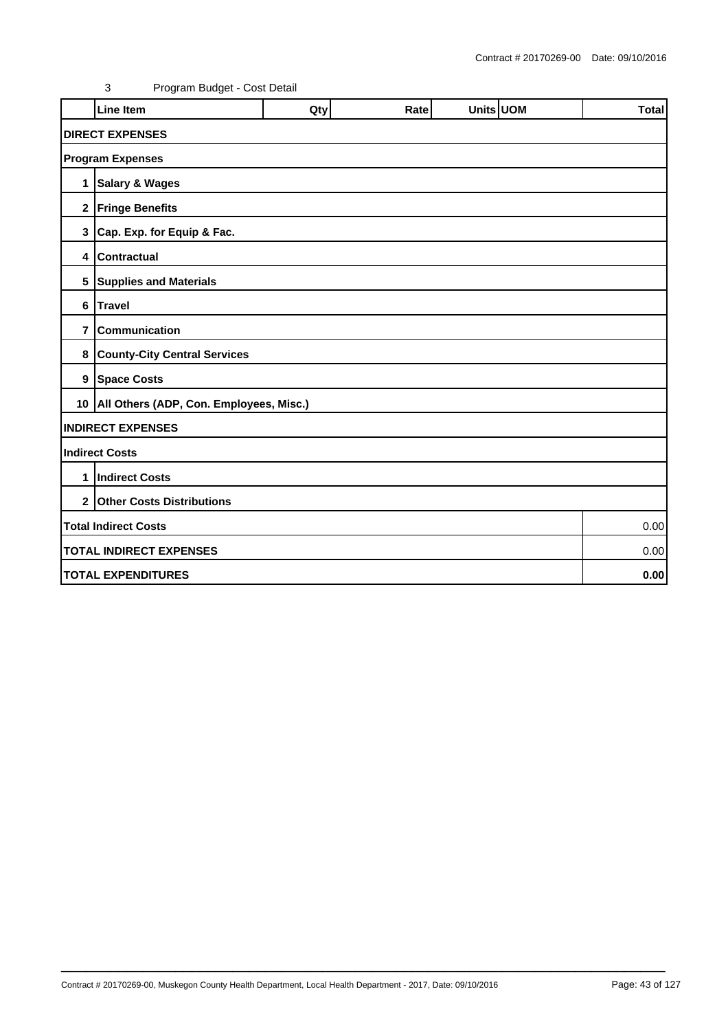Contract # 20170269-00 Date: 09/10/2016

3 Program Budget - Cost Detail

| | Line Item | Qty | Rate | Units | UOM | Total |
|---|---|---|---|---|---|---|
| **DIRECT EXPENSES** | | | | | | |
| **Program Expenses** | | | | | | |
| **1** | **Salary & Wages** | | | | | |
| **2** | **Fringe Benefits** | | | | | |
| **3** | **Cap. Exp. for Equip & Fac.** | | | | | |
| **4** | **Contractual** | | | | | |
| **5** | **Supplies and Materials** | | | | | |
| **6** | **Travel** | | | | | |
| **7** | **Communication** | | | | | |
| **8** | **County-City Central Services** | | | | | |
| **9** | **Space Costs** | | | | | |
| **10** | **All Others (ADP, Con. Employees, Misc.)** | | | | | |
| **INDIRECT EXPENSES** | | | | | | |
| **Indirect Costs** | | | | | | |
| **1** | **Indirect Costs** | | | | | |
| **2** | **Other Costs Distributions** | | | | | |
| **Total Indirect Costs** | | | | | | 0.00 |
| **TOTAL INDIRECT EXPENSES** | | | | | | 0.00 |
| **TOTAL EXPENDITURES** | | | | | | **0.00** |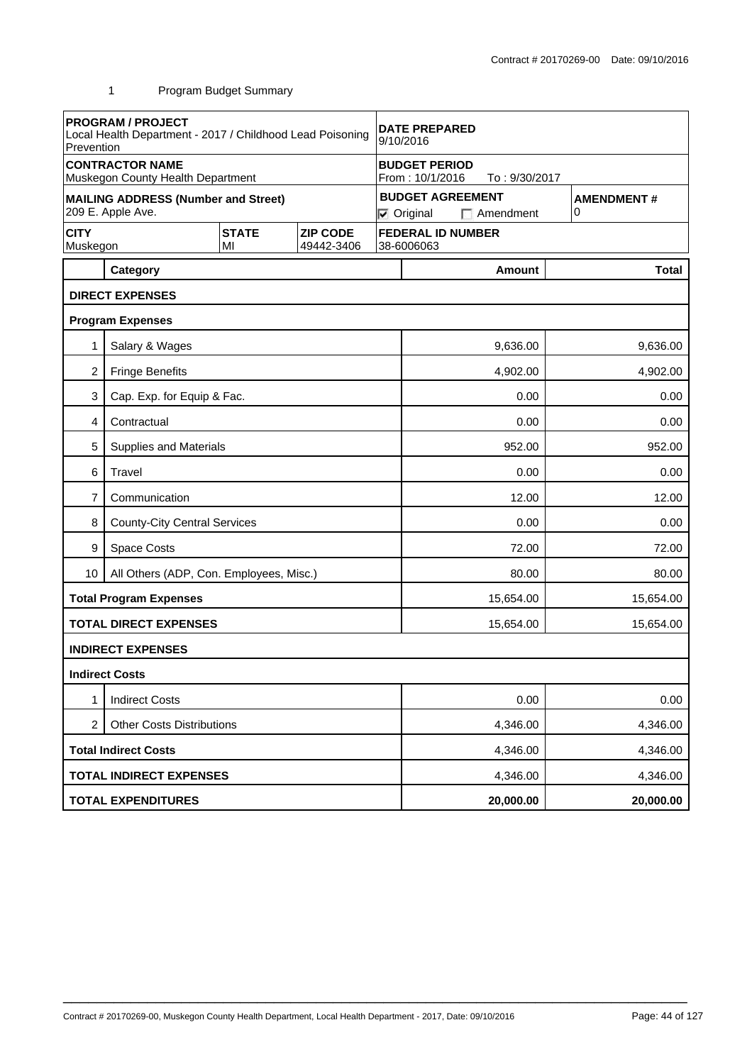1 Program Budget Summary

| PROGRAM / PROJECT<br>Local Health Department - 2017 / Childhood Lead Poisoning Prevention | | | DATE PREPARED<br>9/10/2016 | |
|---|---|---|---|---|
| **CONTRACTOR NAME**<br>Muskegon County Health Department | | | **BUDGET PERIOD**<br>From : 10/1/2016 To : 9/30/2017 | |
| **MAILING ADDRESS (Number and Street)**<br>209 E. Apple Ave. | | | **BUDGET AGREEMENT**<br>☑ Original ☐ Amendment | **AMENDMENT #**<br>0 |
| **CITY**<br>Muskegon | **STATE**<br>MI | **ZIP CODE**<br>49442-3406 | **FEDERAL ID NUMBER**<br>38-6006063 | |

| | Category | Amount | Total |
|---|---|---|---|
| | **DIRECT EXPENSES** | | |
| | **Program Expenses** | | |
| 1 | Salary & Wages | 9,636.00 | 9,636.00 |
| 2 | Fringe Benefits | 4,902.00 | 4,902.00 |
| 3 | Cap. Exp. for Equip & Fac. | 0.00 | 0.00 |
| 4 | Contractual | 0.00 | 0.00 |
| 5 | Supplies and Materials | 952.00 | 952.00 |
| 6 | Travel | 0.00 | 0.00 |
| 7 | Communication | 12.00 | 12.00 |
| 8 | County-City Central Services | 0.00 | 0.00 |
| 9 | Space Costs | 72.00 | 72.00 |
| 10 | All Others (ADP, Con. Employees, Misc.) | 80.00 | 80.00 |
| | **Total Program Expenses** | 15,654.00 | 15,654.00 |
| | **TOTAL DIRECT EXPENSES** | 15,654.00 | 15,654.00 |
| | **INDIRECT EXPENSES** | | |
| | **Indirect Costs** | | |
| 1 | Indirect Costs | 0.00 | 0.00 |
| 2 | Other Costs Distributions | 4,346.00 | 4,346.00 |
| | **Total Indirect Costs** | 4,346.00 | 4,346.00 |
| | **TOTAL INDIRECT EXPENSES** | 4,346.00 | 4,346.00 |
| | **TOTAL EXPENDITURES** | **20,000.00** | **20,000.00** |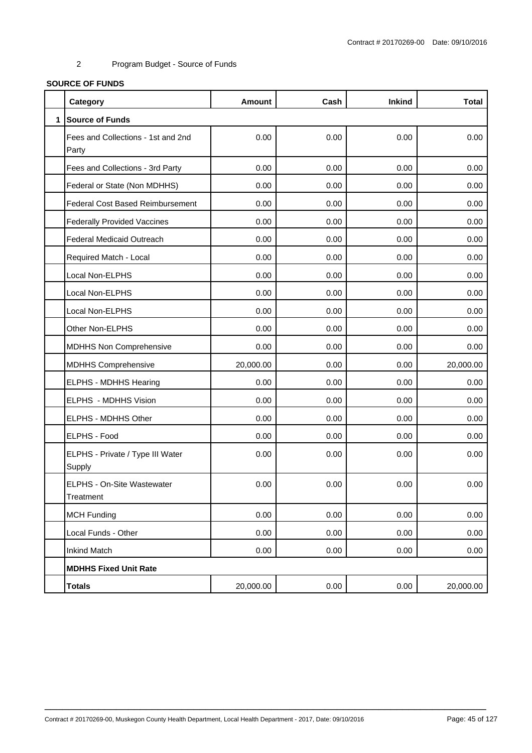2 Program Budget - Source of Funds

**SOURCE OF FUNDS**

| | Category | Amount | Cash | Inkind | Total |
|---|---|---|---|---|---|
| 1 | **Source of Funds** | | | | |
| | Fees and Collections - 1st and 2nd Party | 0.00 | 0.00 | 0.00 | 0.00 |
| | Fees and Collections - 3rd Party | 0.00 | 0.00 | 0.00 | 0.00 |
| | Federal or State (Non MDHHS) | 0.00 | 0.00 | 0.00 | 0.00 |
| | Federal Cost Based Reimbursement | 0.00 | 0.00 | 0.00 | 0.00 |
| | Federally Provided Vaccines | 0.00 | 0.00 | 0.00 | 0.00 |
| | Federal Medicaid Outreach | 0.00 | 0.00 | 0.00 | 0.00 |
| | Required Match - Local | 0.00 | 0.00 | 0.00 | 0.00 |
| | Local Non-ELPHS | 0.00 | 0.00 | 0.00 | 0.00 |
| | Local Non-ELPHS | 0.00 | 0.00 | 0.00 | 0.00 |
| | Local Non-ELPHS | 0.00 | 0.00 | 0.00 | 0.00 |
| | Other Non-ELPHS | 0.00 | 0.00 | 0.00 | 0.00 |
| | MDHHS Non Comprehensive | 0.00 | 0.00 | 0.00 | 0.00 |
| | MDHHS Comprehensive | 20,000.00 | 0.00 | 0.00 | 20,000.00 |
| | ELPHS - MDHHS Hearing | 0.00 | 0.00 | 0.00 | 0.00 |
| | ELPHS - MDHHS Vision | 0.00 | 0.00 | 0.00 | 0.00 |
| | ELPHS - MDHHS Other | 0.00 | 0.00 | 0.00 | 0.00 |
| | ELPHS - Food | 0.00 | 0.00 | 0.00 | 0.00 |
| | ELPHS - Private / Type III Water Supply | 0.00 | 0.00 | 0.00 | 0.00 |
| | ELPHS - On-Site Wastewater Treatment | 0.00 | 0.00 | 0.00 | 0.00 |
| | MCH Funding | 0.00 | 0.00 | 0.00 | 0.00 |
| | Local Funds - Other | 0.00 | 0.00 | 0.00 | 0.00 |
| | Inkind Match | 0.00 | 0.00 | 0.00 | 0.00 |
| | **MDHHS Fixed Unit Rate** | | | | |
| | **Totals** | 20,000.00 | 0.00 | 0.00 | 20,000.00 |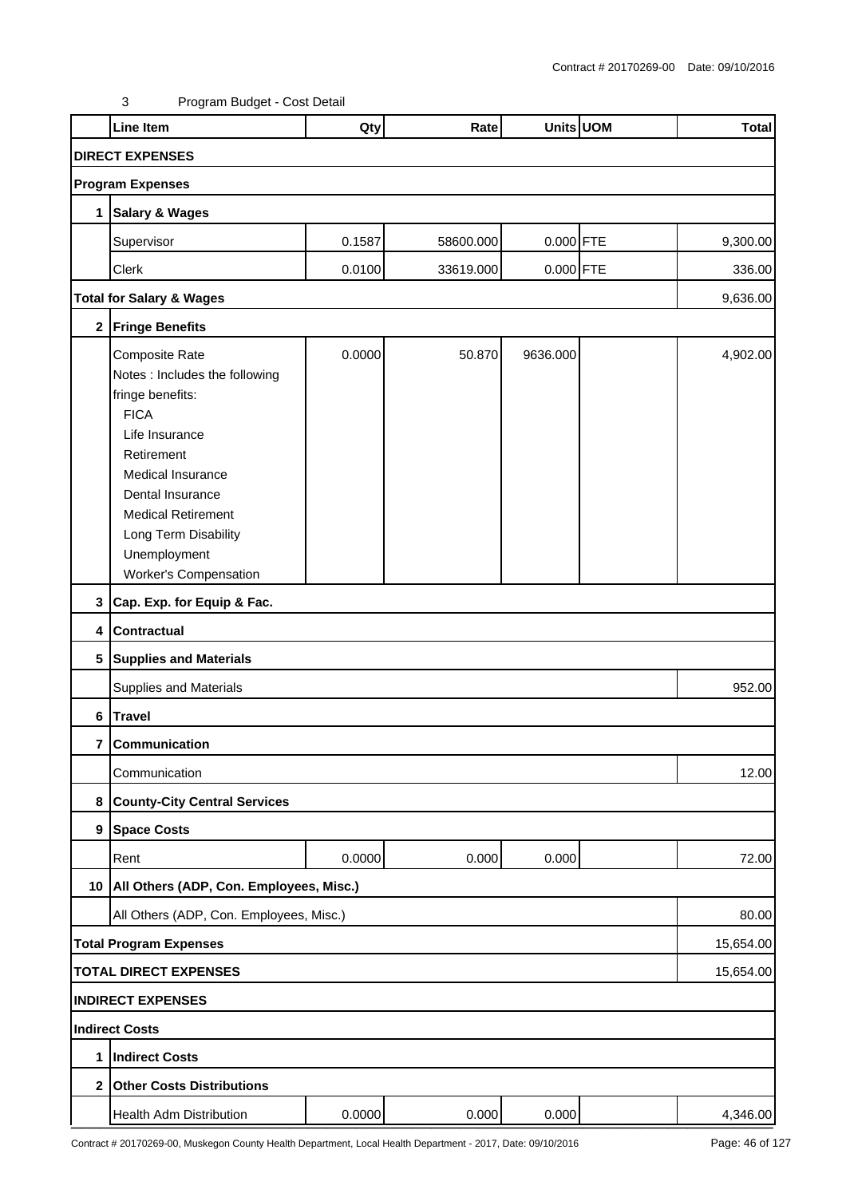3 Program Budget - Cost Detail

| | Line Item | Qty | Rate | Units | UOM | Total |
|---|---|---|---|---|---|---|
| **DIRECT EXPENSES** | | | | | | |
| **Program Expenses** | | | | | | |
| **1** | **Salary & Wages** | | | | | |
| | Supervisor | 0.1587 | 58600.000 | 0.000 | FTE | 9,300.00 |
| | Clerk | 0.0100 | 33619.000 | 0.000 | FTE | 336.00 |
| **Total for Salary & Wages** | | | | | | 9,636.00 |
| **2** | **Fringe Benefits** | | | | | |
| | Composite Rate<br>Notes : Includes the following fringe benefits:<br>FICA<br>Life Insurance<br>Retirement<br>Medical Insurance<br>Dental Insurance<br>Medical Retirement<br>Long Term Disability<br>Unemployment<br>Worker's Compensation | 0.0000 | 50.870 | 9636.000 | | 4,902.00 |
| **3** | **Cap. Exp. for Equip & Fac.** | | | | | |
| **4** | **Contractual** | | | | | |
| **5** | **Supplies and Materials** | | | | | |
| | Supplies and Materials | | | | | 952.00 |
| **6** | **Travel** | | | | | |
| **7** | **Communication** | | | | | |
| | Communication | | | | | 12.00 |
| **8** | **County-City Central Services** | | | | | |
| **9** | **Space Costs** | | | | | |
| | Rent | 0.0000 | 0.000 | 0.000 | | 72.00 |
| **10** | **All Others (ADP, Con. Employees, Misc.)** | | | | | |
| | All Others (ADP, Con. Employees, Misc.) | | | | | 80.00 |
| **Total Program Expenses** | | | | | | 15,654.00 |
| **TOTAL DIRECT EXPENSES** | | | | | | 15,654.00 |
| **INDIRECT EXPENSES** | | | | | | |
| **Indirect Costs** | | | | | | |
| **1** | **Indirect Costs** | | | | | |
| **2** | **Other Costs Distributions** | | | | | |
| | Health Adm Distribution | 0.0000 | 0.000 | 0.000 | | 4,346.00 |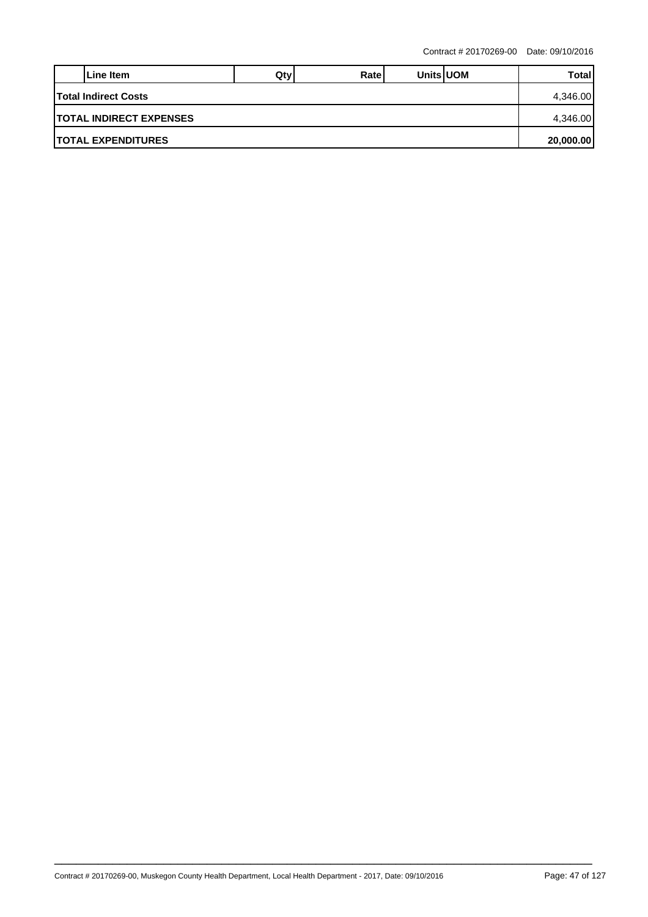Contract # 20170269-00 Date: 09/10/2016

| | Line Item | Qty | Rate | Units | UOM | Total |
|---|---|---|---|---|---|---|
| **Total Indirect Costs** | | | | | | 4,346.00 |
| **TOTAL INDIRECT EXPENSES** | | | | | | 4,346.00 |
| **TOTAL EXPENDITURES** | | | | | | **20,000.00** |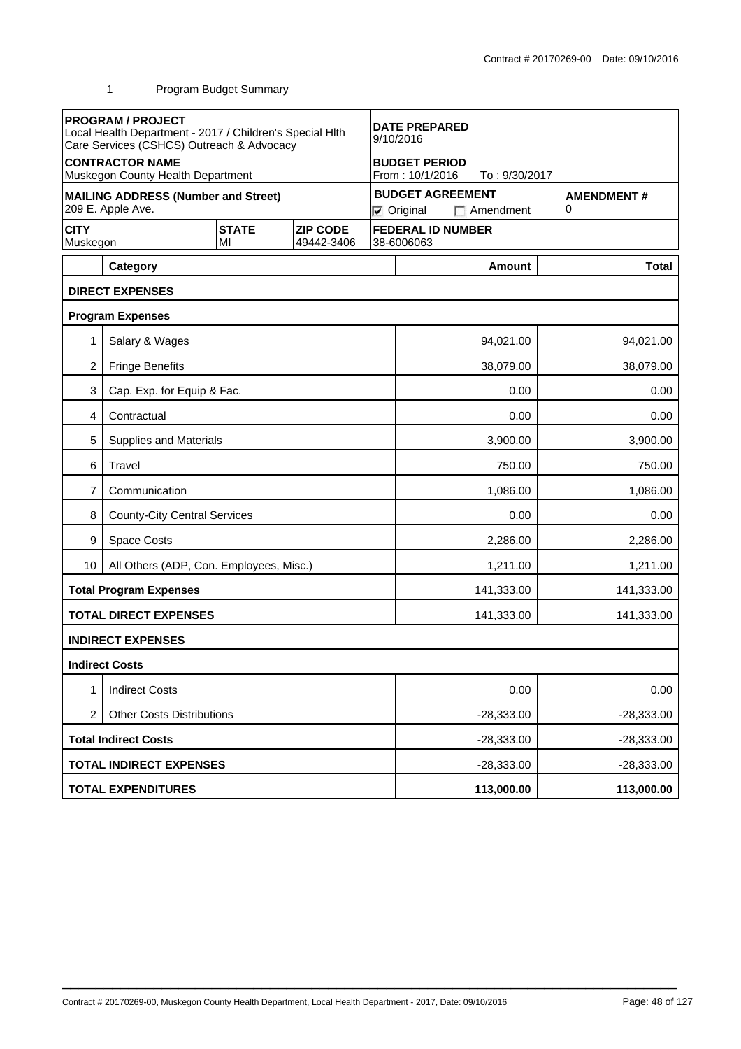Contract # 20170269-00 Date: 09/10/2016

1 Program Budget Summary

| **PROGRAM / PROJECT**<br>Local Health Department - 2017 / Children's Special Hlth Care Services (CSHCS) Outreach & Advocacy | | | **DATE PREPARED**<br>9/10/2016 | |
|---|---|---|---|---|
| **CONTRACTOR NAME**<br>Muskegon County Health Department | | | **BUDGET PERIOD**<br>From : 10/1/2016 To : 9/30/2017 | |
| **MAILING ADDRESS (Number and Street)**<br>209 E. Apple Ave. | | | **BUDGET AGREEMENT**<br>☑ Original ☐ Amendment | **AMENDMENT #**<br>0 |
| **CITY**<br>Muskegon | **STATE**<br>MI | **ZIP CODE**<br>49442-3406 | **FEDERAL ID NUMBER**<br>38-6006063 | |

| | Category | Amount | Total |
|---|---|---|---|
| | **DIRECT EXPENSES** | | |
| | **Program Expenses** | | |
| 1 | Salary & Wages | 94,021.00 | 94,021.00 |
| 2 | Fringe Benefits | 38,079.00 | 38,079.00 |
| 3 | Cap. Exp. for Equip & Fac. | 0.00 | 0.00 |
| 4 | Contractual | 0.00 | 0.00 |
| 5 | Supplies and Materials | 3,900.00 | 3,900.00 |
| 6 | Travel | 750.00 | 750.00 |
| 7 | Communication | 1,086.00 | 1,086.00 |
| 8 | County-City Central Services | 0.00 | 0.00 |
| 9 | Space Costs | 2,286.00 | 2,286.00 |
| 10 | All Others (ADP, Con. Employees, Misc.) | 1,211.00 | 1,211.00 |
| | **Total Program Expenses** | 141,333.00 | 141,333.00 |
| | **TOTAL DIRECT EXPENSES** | 141,333.00 | 141,333.00 |
| | **INDIRECT EXPENSES** | | |
| | **Indirect Costs** | | |
| 1 | Indirect Costs | 0.00 | 0.00 |
| 2 | Other Costs Distributions | -28,333.00 | -28,333.00 |
| | **Total Indirect Costs** | -28,333.00 | -28,333.00 |
| | **TOTAL INDIRECT EXPENSES** | -28,333.00 | -28,333.00 |
| | **TOTAL EXPENDITURES** | **113,000.00** | **113,000.00** |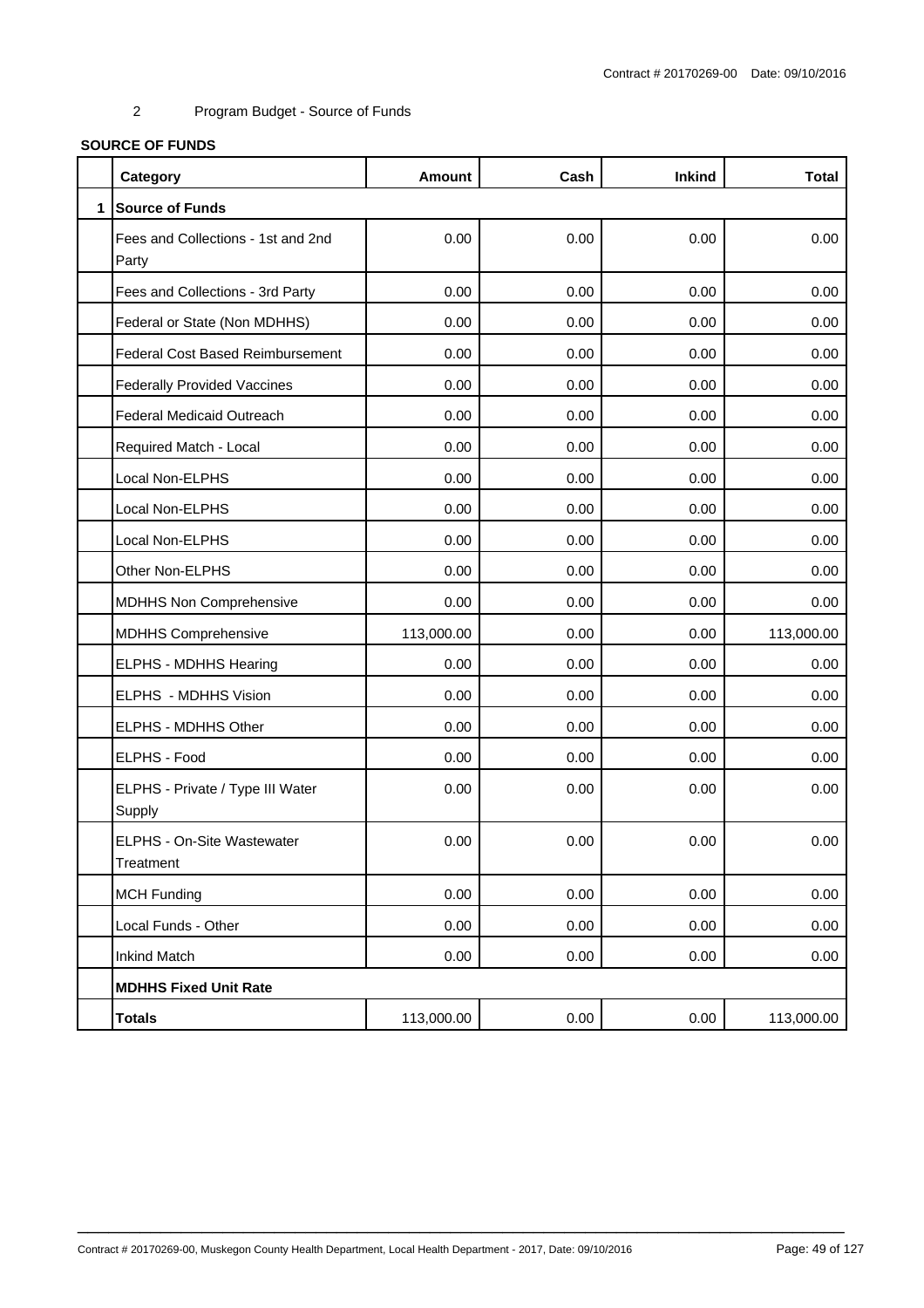Contract # 20170269-00 Date: 09/10/2016

2 Program Budget - Source of Funds

**SOURCE OF FUNDS**

| | Category | Amount | Cash | Inkind | Total |
|---|---|---|---|---|---|
| 1 | **Source of Funds** | | | | |
| | Fees and Collections - 1st and 2nd Party | 0.00 | 0.00 | 0.00 | 0.00 |
| | Fees and Collections - 3rd Party | 0.00 | 0.00 | 0.00 | 0.00 |
| | Federal or State (Non MDHHS) | 0.00 | 0.00 | 0.00 | 0.00 |
| | Federal Cost Based Reimbursement | 0.00 | 0.00 | 0.00 | 0.00 |
| | Federally Provided Vaccines | 0.00 | 0.00 | 0.00 | 0.00 |
| | Federal Medicaid Outreach | 0.00 | 0.00 | 0.00 | 0.00 |
| | Required Match - Local | 0.00 | 0.00 | 0.00 | 0.00 |
| | Local Non-ELPHS | 0.00 | 0.00 | 0.00 | 0.00 |
| | Local Non-ELPHS | 0.00 | 0.00 | 0.00 | 0.00 |
| | Local Non-ELPHS | 0.00 | 0.00 | 0.00 | 0.00 |
| | Other Non-ELPHS | 0.00 | 0.00 | 0.00 | 0.00 |
| | MDHHS Non Comprehensive | 0.00 | 0.00 | 0.00 | 0.00 |
| | MDHHS Comprehensive | 113,000.00 | 0.00 | 0.00 | 113,000.00 |
| | ELPHS - MDHHS Hearing | 0.00 | 0.00 | 0.00 | 0.00 |
| | ELPHS - MDHHS Vision | 0.00 | 0.00 | 0.00 | 0.00 |
| | ELPHS - MDHHS Other | 0.00 | 0.00 | 0.00 | 0.00 |
| | ELPHS - Food | 0.00 | 0.00 | 0.00 | 0.00 |
| | ELPHS - Private / Type III Water Supply | 0.00 | 0.00 | 0.00 | 0.00 |
| | ELPHS - On-Site Wastewater Treatment | 0.00 | 0.00 | 0.00 | 0.00 |
| | MCH Funding | 0.00 | 0.00 | 0.00 | 0.00 |
| | Local Funds - Other | 0.00 | 0.00 | 0.00 | 0.00 |
| | Inkind Match | 0.00 | 0.00 | 0.00 | 0.00 |
| | **MDHHS Fixed Unit Rate** | | | | |
| | **Totals** | 113,000.00 | 0.00 | 0.00 | 113,000.00 |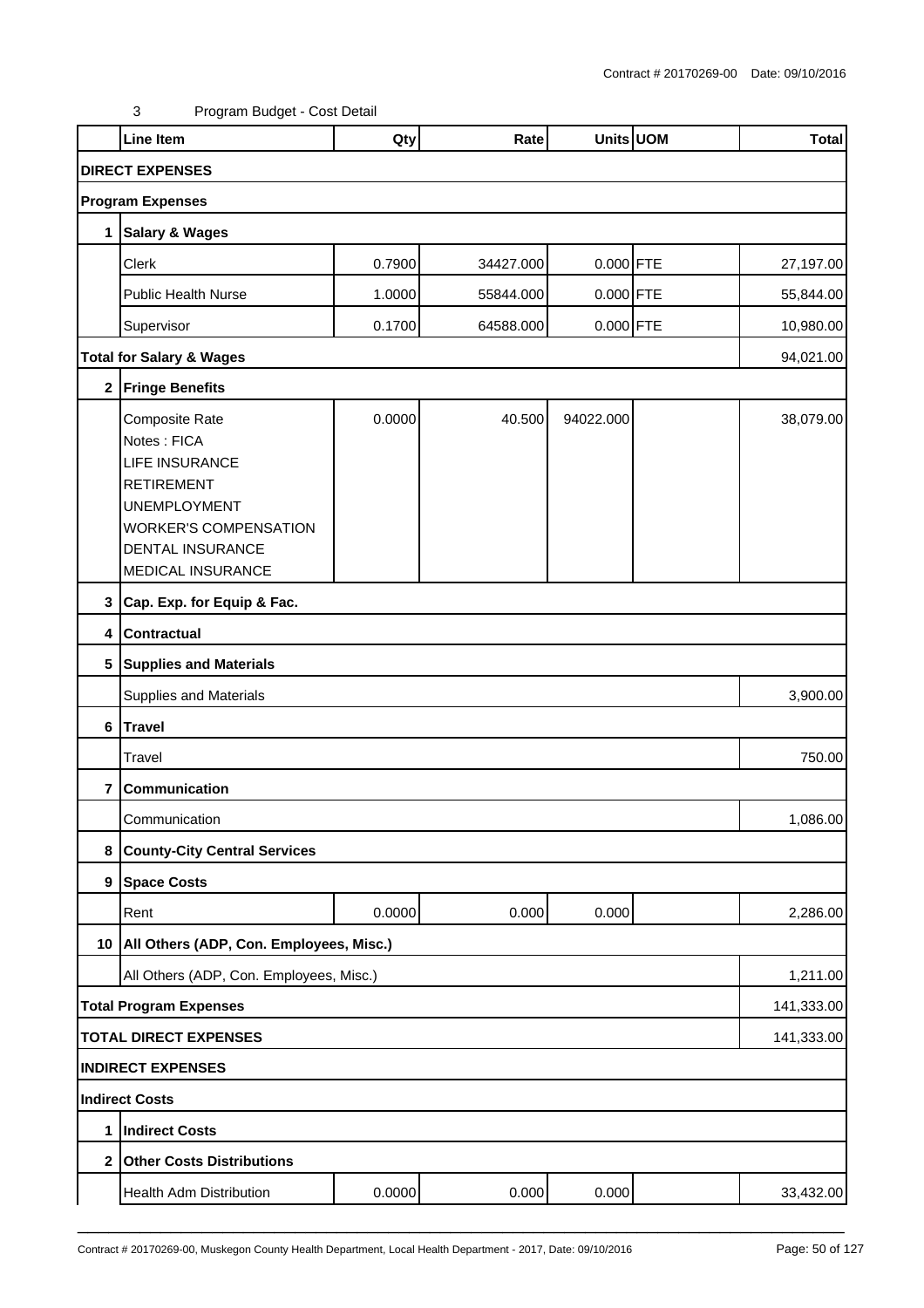3 Program Budget - Cost Detail

| | Line Item | Qty | Rate | Units | UOM | Total |
|---|---|---|---|---|---|---|
| **DIRECT EXPENSES** | | | | | | |
| **Program Expenses** | | | | | | |
| **1** | **Salary & Wages** | | | | | |
| | Clerk | 0.7900 | 34427.000 | 0.000 | FTE | 27,197.00 |
| | Public Health Nurse | 1.0000 | 55844.000 | 0.000 | FTE | 55,844.00 |
| | Supervisor | 0.1700 | 64588.000 | 0.000 | FTE | 10,980.00 |
| **Total for Salary & Wages** | | | | | | 94,021.00 |
| **2** | **Fringe Benefits** | | | | | |
| | Composite Rate<br>Notes : FICA<br>LIFE INSURANCE<br>RETIREMENT<br>UNEMPLOYMENT<br>WORKER'S COMPENSATION<br>DENTAL INSURANCE<br>MEDICAL INSURANCE | 0.0000 | 40.500 | 94022.000 | | 38,079.00 |
| **3** | **Cap. Exp. for Equip & Fac.** | | | | | |
| **4** | **Contractual** | | | | | |
| **5** | **Supplies and Materials** | | | | | |
| | Supplies and Materials | | | | | 3,900.00 |
| **6** | **Travel** | | | | | |
| | Travel | | | | | 750.00 |
| **7** | **Communication** | | | | | |
| | Communication | | | | | 1,086.00 |
| **8** | **County-City Central Services** | | | | | |
| **9** | **Space Costs** | | | | | |
| | Rent | 0.0000 | 0.000 | 0.000 | | 2,286.00 |
| **10** | **All Others (ADP, Con. Employees, Misc.)** | | | | | |
| | All Others (ADP, Con. Employees, Misc.) | | | | | 1,211.00 |
| **Total Program Expenses** | | | | | | 141,333.00 |
| **TOTAL DIRECT EXPENSES** | | | | | | 141,333.00 |
| **INDIRECT EXPENSES** | | | | | | |
| **Indirect Costs** | | | | | | |
| **1** | **Indirect Costs** | | | | | |
| **2** | **Other Costs Distributions** | | | | | |
| | Health Adm Distribution | 0.0000 | 0.000 | 0.000 | | 33,432.00 |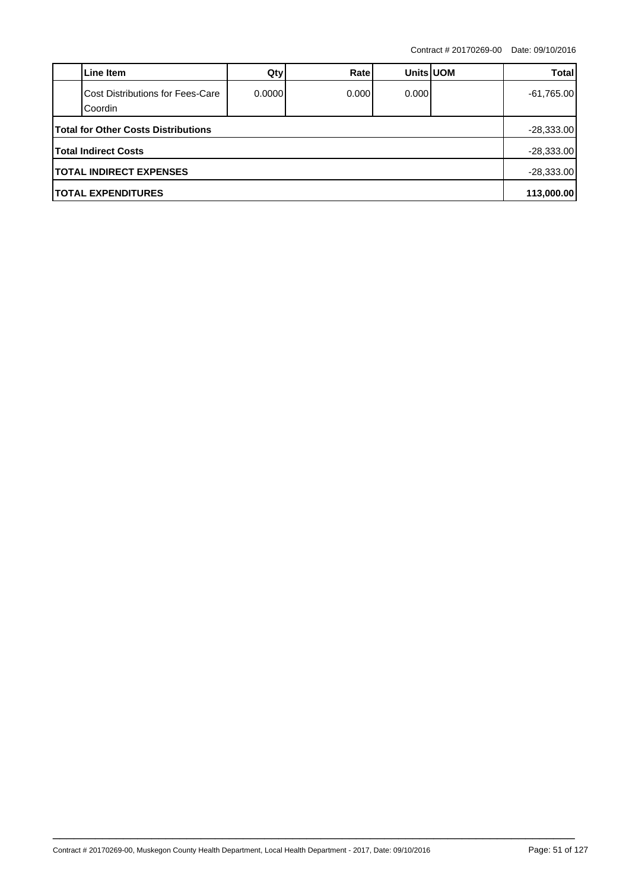| | Line Item | Qty | Rate | Units | UOM | Total |
|---|---|---|---|---|---|---|
| | Cost Distributions for Fees-Care Coordin | 0.0000 | 0.000 | 0.000 | | -61,765.00 |
| **Total for Other Costs Distributions** | | | | | | -28,333.00 |
| **Total Indirect Costs** | | | | | | -28,333.00 |
| **TOTAL INDIRECT EXPENSES** | | | | | | -28,333.00 |
| **TOTAL EXPENDITURES** | | | | | | **113,000.00** |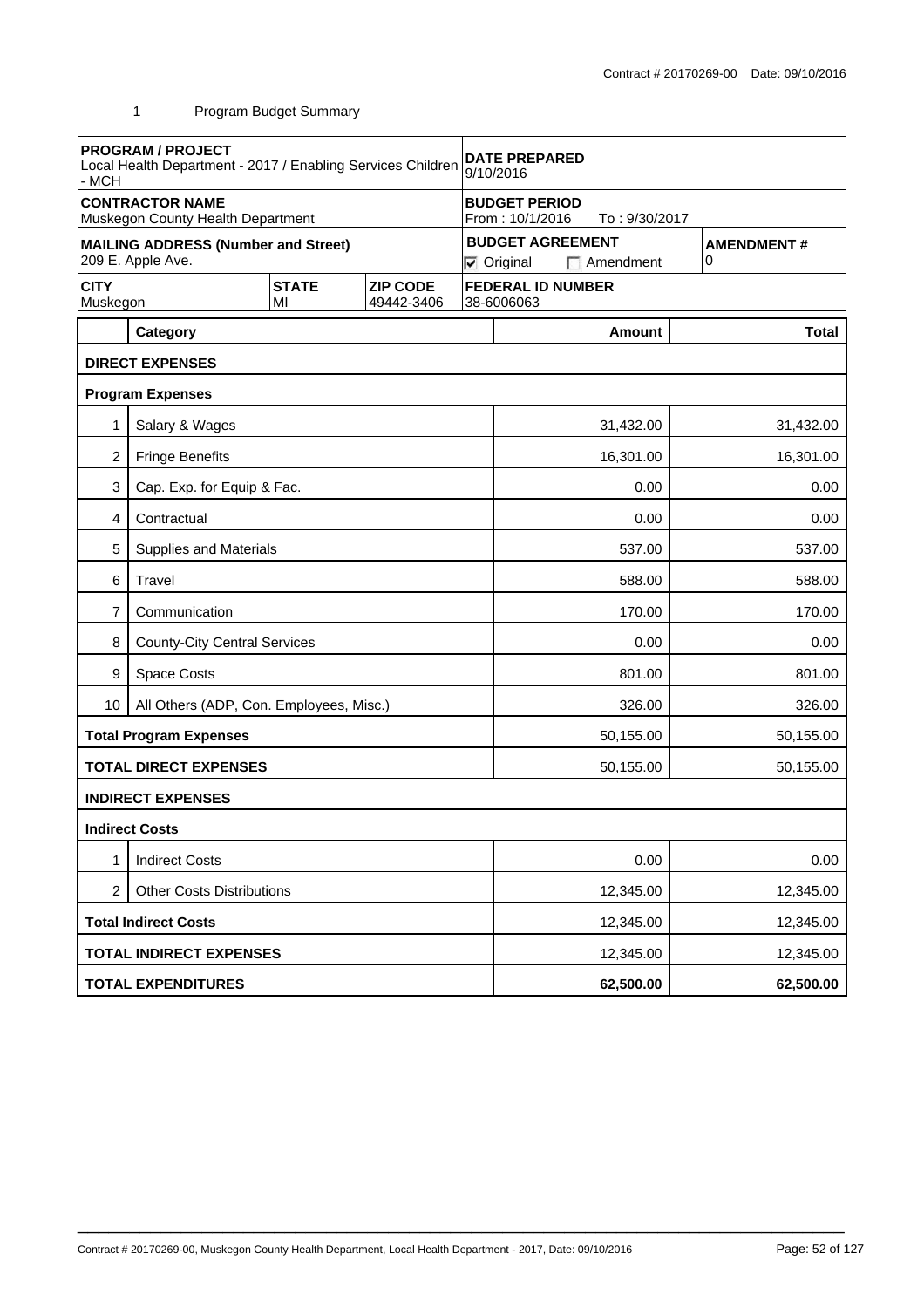1 Program Budget Summary

| PROGRAM / PROJECT | | | DATE PREPARED | |
|---|---|---|---|---|
| Local Health Department - 2017 / Enabling Services Children - MCH | | | 9/10/2016 | |
| **CONTRACTOR NAME**<br>Muskegon County Health Department | | | **BUDGET PERIOD**<br>From : 10/1/2016 To : 9/30/2017 | |
| **MAILING ADDRESS (Number and Street)**<br>209 E. Apple Ave. | | | **BUDGET AGREEMENT**<br>☑ Original ☐ Amendment | **AMENDMENT #**<br>0 |
| **CITY**<br>Muskegon | **STATE**<br>MI | **ZIP CODE**<br>49442-3406 | **FEDERAL ID NUMBER**<br>38-6006063 | |

| | Category | Amount | Total |
|---|---|---|---|
| | **DIRECT EXPENSES** | | |
| | **Program Expenses** | | |
| 1 | Salary & Wages | 31,432.00 | 31,432.00 |
| 2 | Fringe Benefits | 16,301.00 | 16,301.00 |
| 3 | Cap. Exp. for Equip & Fac. | 0.00 | 0.00 |
| 4 | Contractual | 0.00 | 0.00 |
| 5 | Supplies and Materials | 537.00 | 537.00 |
| 6 | Travel | 588.00 | 588.00 |
| 7 | Communication | 170.00 | 170.00 |
| 8 | County-City Central Services | 0.00 | 0.00 |
| 9 | Space Costs | 801.00 | 801.00 |
| 10 | All Others (ADP, Con. Employees, Misc.) | 326.00 | 326.00 |
| | **Total Program Expenses** | 50,155.00 | 50,155.00 |
| | **TOTAL DIRECT EXPENSES** | 50,155.00 | 50,155.00 |
| | **INDIRECT EXPENSES** | | |
| | **Indirect Costs** | | |
| 1 | Indirect Costs | 0.00 | 0.00 |
| 2 | Other Costs Distributions | 12,345.00 | 12,345.00 |
| | **Total Indirect Costs** | 12,345.00 | 12,345.00 |
| | **TOTAL INDIRECT EXPENSES** | 12,345.00 | 12,345.00 |
| | **TOTAL EXPENDITURES** | **62,500.00** | **62,500.00** |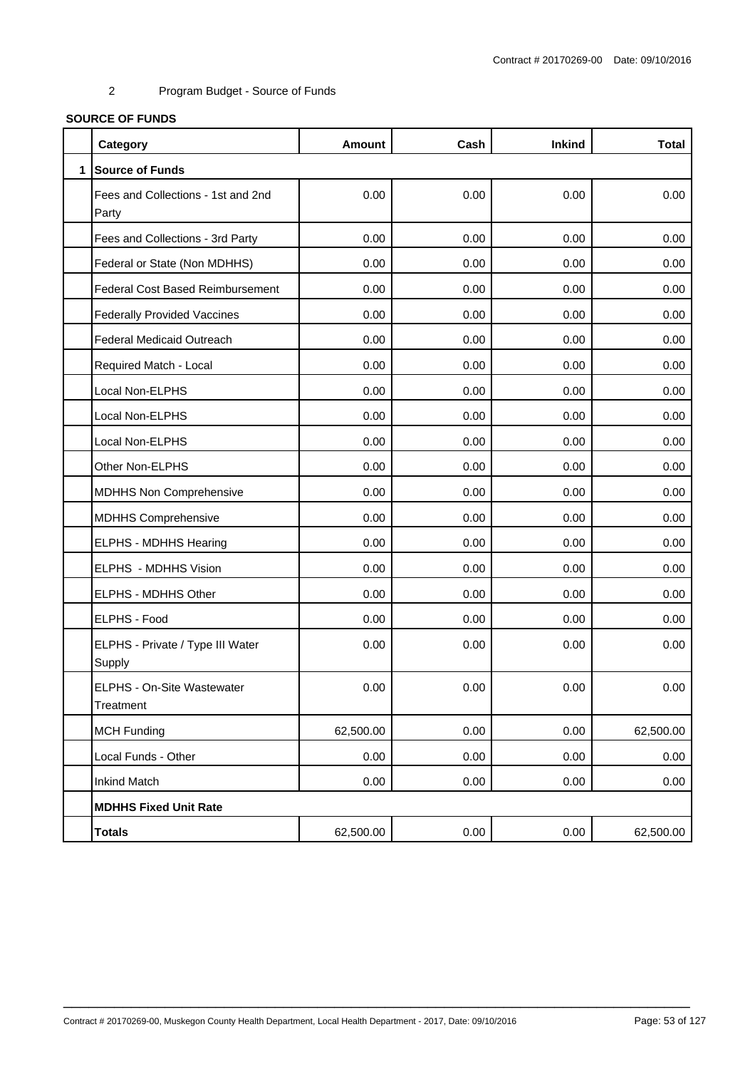2 Program Budget - Source of Funds

**SOURCE OF FUNDS**

| | Category | Amount | Cash | Inkind | Total |
|---|---|---|---|---|---|
| 1 | **Source of Funds** | | | | |
| | Fees and Collections - 1st and 2nd Party | 0.00 | 0.00 | 0.00 | 0.00 |
| | Fees and Collections - 3rd Party | 0.00 | 0.00 | 0.00 | 0.00 |
| | Federal or State (Non MDHHS) | 0.00 | 0.00 | 0.00 | 0.00 |
| | Federal Cost Based Reimbursement | 0.00 | 0.00 | 0.00 | 0.00 |
| | Federally Provided Vaccines | 0.00 | 0.00 | 0.00 | 0.00 |
| | Federal Medicaid Outreach | 0.00 | 0.00 | 0.00 | 0.00 |
| | Required Match - Local | 0.00 | 0.00 | 0.00 | 0.00 |
| | Local Non-ELPHS | 0.00 | 0.00 | 0.00 | 0.00 |
| | Local Non-ELPHS | 0.00 | 0.00 | 0.00 | 0.00 |
| | Local Non-ELPHS | 0.00 | 0.00 | 0.00 | 0.00 |
| | Other Non-ELPHS | 0.00 | 0.00 | 0.00 | 0.00 |
| | MDHHS Non Comprehensive | 0.00 | 0.00 | 0.00 | 0.00 |
| | MDHHS Comprehensive | 0.00 | 0.00 | 0.00 | 0.00 |
| | ELPHS - MDHHS Hearing | 0.00 | 0.00 | 0.00 | 0.00 |
| | ELPHS - MDHHS Vision | 0.00 | 0.00 | 0.00 | 0.00 |
| | ELPHS - MDHHS Other | 0.00 | 0.00 | 0.00 | 0.00 |
| | ELPHS - Food | 0.00 | 0.00 | 0.00 | 0.00 |
| | ELPHS - Private / Type III Water Supply | 0.00 | 0.00 | 0.00 | 0.00 |
| | ELPHS - On-Site Wastewater Treatment | 0.00 | 0.00 | 0.00 | 0.00 |
| | MCH Funding | 62,500.00 | 0.00 | 0.00 | 62,500.00 |
| | Local Funds - Other | 0.00 | 0.00 | 0.00 | 0.00 |
| | Inkind Match | 0.00 | 0.00 | 0.00 | 0.00 |
| | **MDHHS Fixed Unit Rate** | | | | |
| | **Totals** | 62,500.00 | 0.00 | 0.00 | 62,500.00 |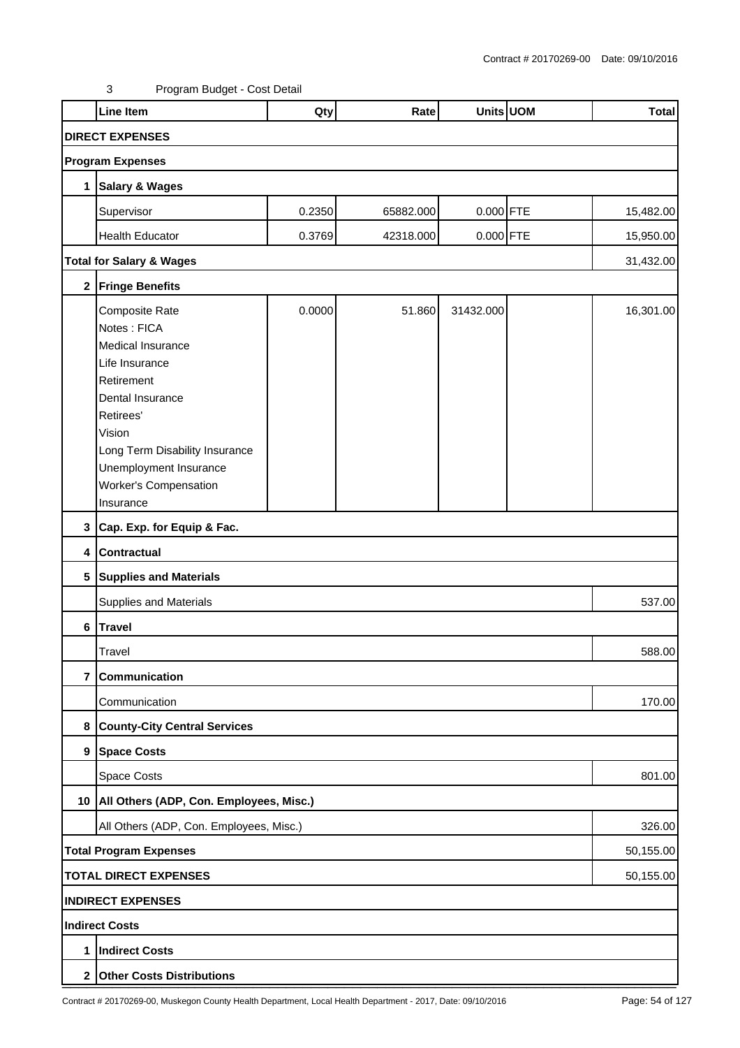Contract # 20170269-00 Date: 09/10/2016

3 Program Budget - Cost Detail

| | Line Item | Qty | Rate | Units | UOM | Total |
|---|---|---|---|---|---|---|
| **DIRECT EXPENSES** | | | | | | |
| **Program Expenses** | | | | | | |
| **1** | **Salary & Wages** | | | | | |
| | Supervisor | 0.2350 | 65882.000 | 0.000 | FTE | 15,482.00 |
| | Health Educator | 0.3769 | 42318.000 | 0.000 | FTE | 15,950.00 |
| **Total for Salary & Wages** | | | | | | 31,432.00 |
| **2** | **Fringe Benefits** | | | | | |
| | Composite Rate<br>Notes : FICA<br>Medical Insurance<br>Life Insurance<br>Retirement<br>Dental Insurance<br>Retirees'<br>Vision<br>Long Term Disability Insurance<br>Unemployment Insurance<br>Worker's Compensation<br>Insurance | 0.0000 | 51.860 | 31432.000 | | 16,301.00 |
| **3** | **Cap. Exp. for Equip & Fac.** | | | | | |
| **4** | **Contractual** | | | | | |
| **5** | **Supplies and Materials** | | | | | |
| | Supplies and Materials | | | | | 537.00 |
| **6** | **Travel** | | | | | |
| | Travel | | | | | 588.00 |
| **7** | **Communication** | | | | | |
| | Communication | | | | | 170.00 |
| **8** | **County-City Central Services** | | | | | |
| **9** | **Space Costs** | | | | | |
| | Space Costs | | | | | 801.00 |
| **10** | **All Others (ADP, Con. Employees, Misc.)** | | | | | |
| | All Others (ADP, Con. Employees, Misc.) | | | | | 326.00 |
| **Total Program Expenses** | | | | | | 50,155.00 |
| **TOTAL DIRECT EXPENSES** | | | | | | 50,155.00 |
| **INDIRECT EXPENSES** | | | | | | |
| **Indirect Costs** | | | | | | |
| **1** | **Indirect Costs** | | | | | |
| **2** | **Other Costs Distributions** | | | | | |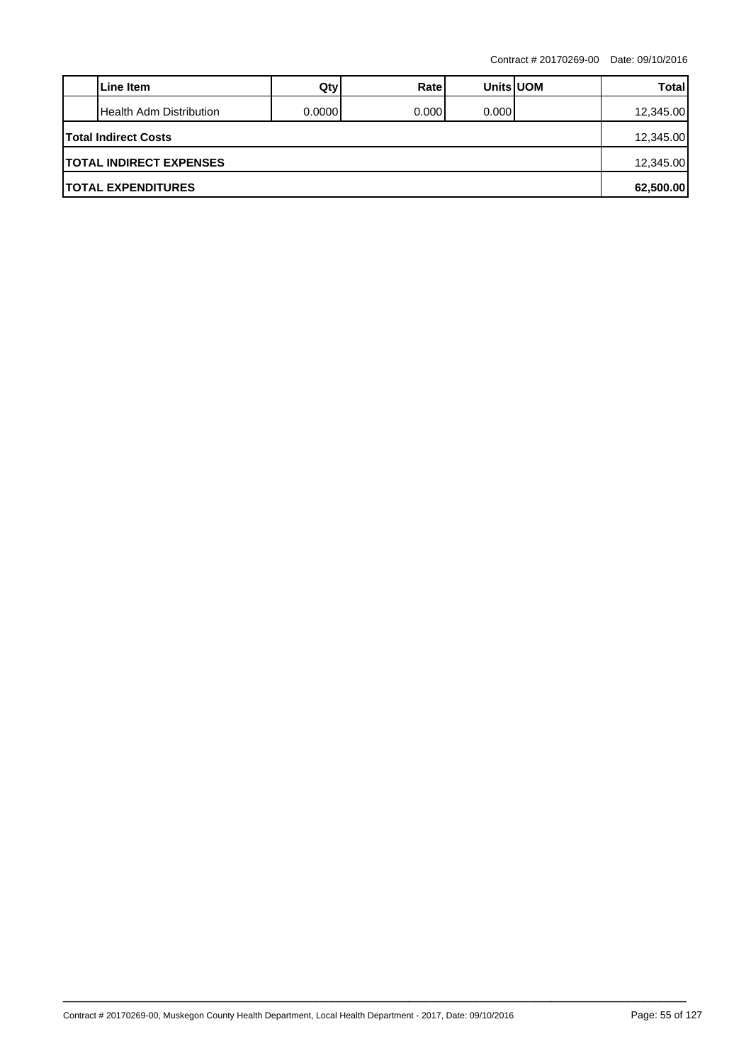| | Line Item | Qty | Rate | Units | UOM | Total |
|---|---|---|---|---|---|---|
| | Health Adm Distribution | 0.0000 | 0.000 | 0.000 | | 12,345.00 |
| **Total Indirect Costs** | | | | | | 12,345.00 |
| **TOTAL INDIRECT EXPENSES** | | | | | | 12,345.00 |
| **TOTAL EXPENDITURES** | | | | | | **62,500.00** |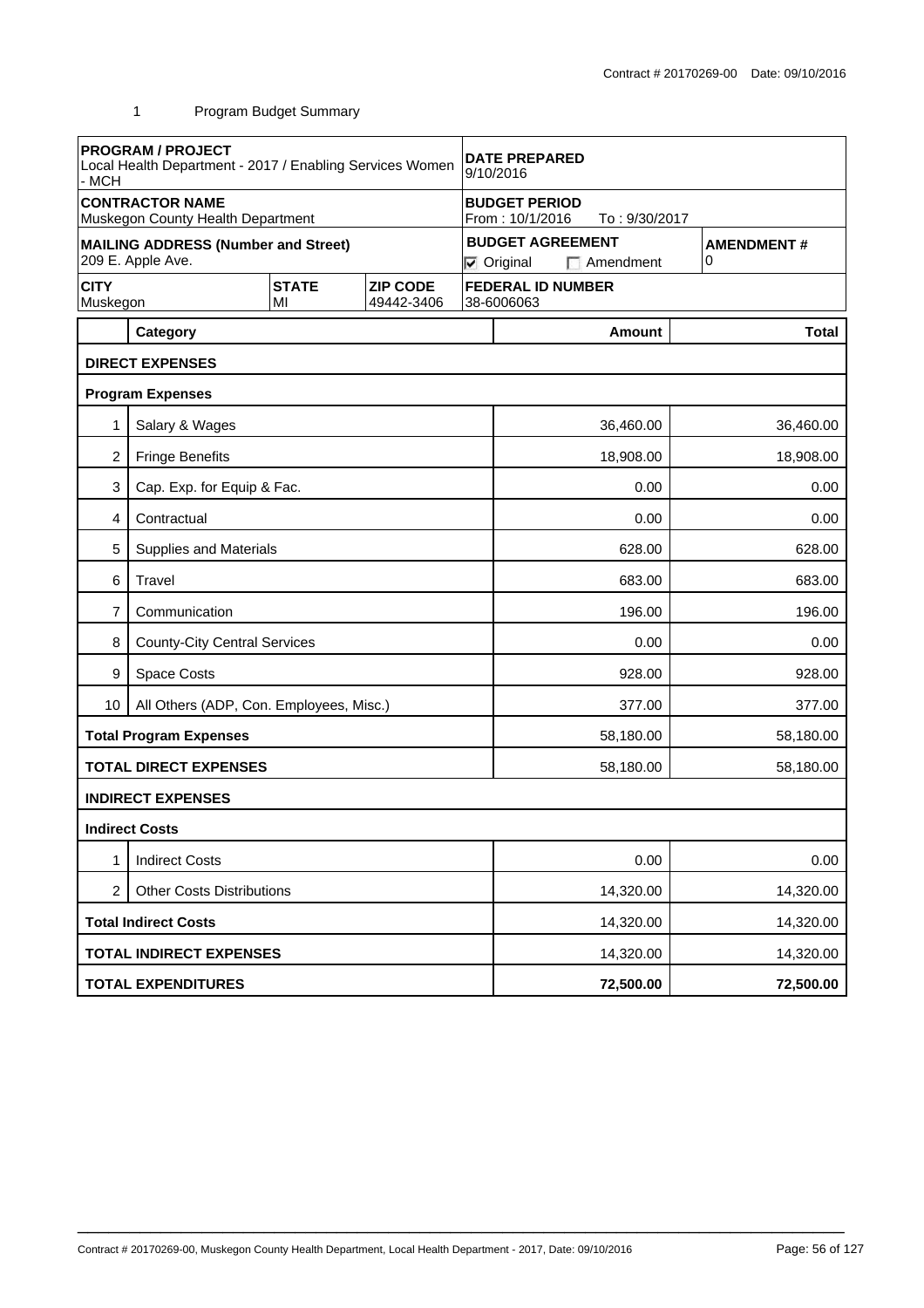Contract # 20170269-00 Date: 09/10/2016

1 Program Budget Summary

| **PROGRAM / PROJECT** Local Health Department - 2017 / Enabling Services Women - MCH | | | **DATE PREPARED** 9/10/2016 | |
|---|---|---|---|---|
| **CONTRACTOR NAME** Muskegon County Health Department | | | **BUDGET PERIOD** From : 10/1/2016 To : 9/30/2017 | |
| **MAILING ADDRESS (Number and Street)** 209 E. Apple Ave. | | | **BUDGET AGREEMENT** ☑ Original ☐ Amendment | **AMENDMENT #** 0 |
| **CITY** Muskegon | **STATE** MI | **ZIP CODE** 49442-3406 | **FEDERAL ID NUMBER** 38-6006063 | |

| | Category | Amount | Total |
|---|---|---|---|
| | **DIRECT EXPENSES** | | |
| | **Program Expenses** | | |
| 1 | Salary & Wages | 36,460.00 | 36,460.00 |
| 2 | Fringe Benefits | 18,908.00 | 18,908.00 |
| 3 | Cap. Exp. for Equip & Fac. | 0.00 | 0.00 |
| 4 | Contractual | 0.00 | 0.00 |
| 5 | Supplies and Materials | 628.00 | 628.00 |
| 6 | Travel | 683.00 | 683.00 |
| 7 | Communication | 196.00 | 196.00 |
| 8 | County-City Central Services | 0.00 | 0.00 |
| 9 | Space Costs | 928.00 | 928.00 |
| 10 | All Others (ADP, Con. Employees, Misc.) | 377.00 | 377.00 |
| | **Total Program Expenses** | 58,180.00 | 58,180.00 |
| | **TOTAL DIRECT EXPENSES** | 58,180.00 | 58,180.00 |
| | **INDIRECT EXPENSES** | | |
| | **Indirect Costs** | | |
| 1 | Indirect Costs | 0.00 | 0.00 |
| 2 | Other Costs Distributions | 14,320.00 | 14,320.00 |
| | **Total Indirect Costs** | 14,320.00 | 14,320.00 |
| | **TOTAL INDIRECT EXPENSES** | 14,320.00 | 14,320.00 |
| | **TOTAL EXPENDITURES** | **72,500.00** | **72,500.00** |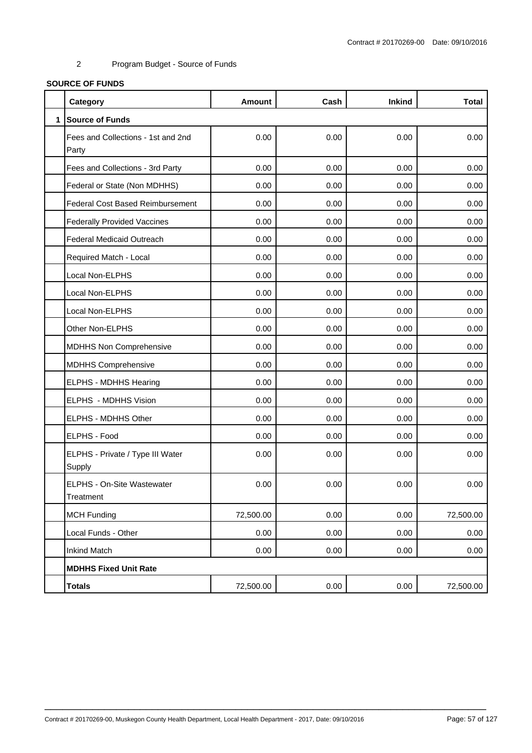Contract # 20170269-00 Date: 09/10/2016

2 Program Budget - Source of Funds

**SOURCE OF FUNDS**

| | Category | Amount | Cash | Inkind | Total |
|---|---|---|---|---|---|
| 1 | **Source of Funds** | | | | |
| | Fees and Collections - 1st and 2nd Party | 0.00 | 0.00 | 0.00 | 0.00 |
| | Fees and Collections - 3rd Party | 0.00 | 0.00 | 0.00 | 0.00 |
| | Federal or State (Non MDHHS) | 0.00 | 0.00 | 0.00 | 0.00 |
| | Federal Cost Based Reimbursement | 0.00 | 0.00 | 0.00 | 0.00 |
| | Federally Provided Vaccines | 0.00 | 0.00 | 0.00 | 0.00 |
| | Federal Medicaid Outreach | 0.00 | 0.00 | 0.00 | 0.00 |
| | Required Match - Local | 0.00 | 0.00 | 0.00 | 0.00 |
| | Local Non-ELPHS | 0.00 | 0.00 | 0.00 | 0.00 |
| | Local Non-ELPHS | 0.00 | 0.00 | 0.00 | 0.00 |
| | Local Non-ELPHS | 0.00 | 0.00 | 0.00 | 0.00 |
| | Other Non-ELPHS | 0.00 | 0.00 | 0.00 | 0.00 |
| | MDHHS Non Comprehensive | 0.00 | 0.00 | 0.00 | 0.00 |
| | MDHHS Comprehensive | 0.00 | 0.00 | 0.00 | 0.00 |
| | ELPHS - MDHHS Hearing | 0.00 | 0.00 | 0.00 | 0.00 |
| | ELPHS - MDHHS Vision | 0.00 | 0.00 | 0.00 | 0.00 |
| | ELPHS - MDHHS Other | 0.00 | 0.00 | 0.00 | 0.00 |
| | ELPHS - Food | 0.00 | 0.00 | 0.00 | 0.00 |
| | ELPHS - Private / Type III Water Supply | 0.00 | 0.00 | 0.00 | 0.00 |
| | ELPHS - On-Site Wastewater Treatment | 0.00 | 0.00 | 0.00 | 0.00 |
| | MCH Funding | 72,500.00 | 0.00 | 0.00 | 72,500.00 |
| | Local Funds - Other | 0.00 | 0.00 | 0.00 | 0.00 |
| | Inkind Match | 0.00 | 0.00 | 0.00 | 0.00 |
| | **MDHHS Fixed Unit Rate** | | | | |
| | **Totals** | 72,500.00 | 0.00 | 0.00 | 72,500.00 |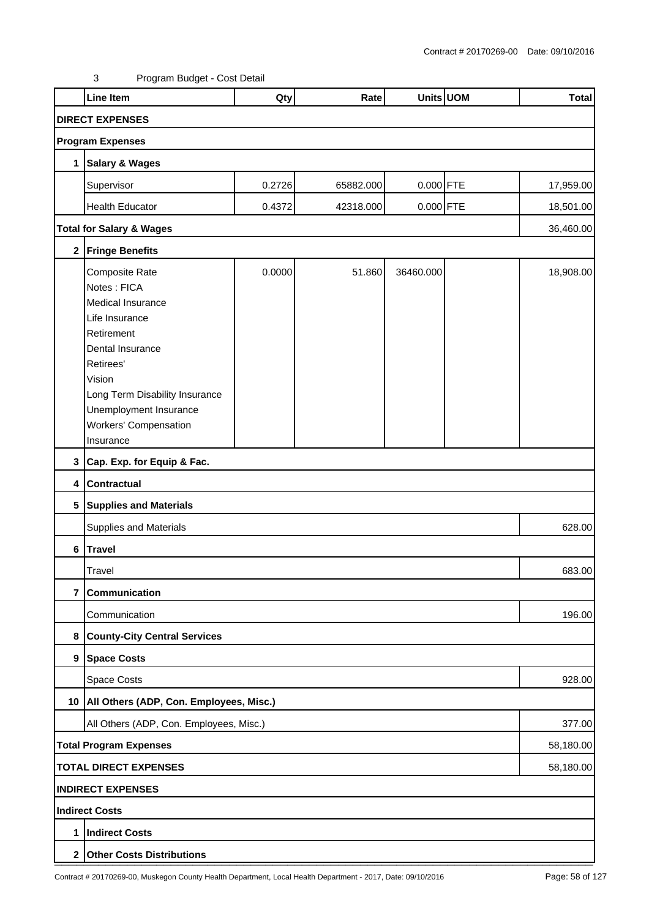Contract # 20170269-00 Date: 09/10/2016

3 Program Budget - Cost Detail

| | Line Item | Qty | Rate | Units | UOM | Total |
|---|---|---|---|---|---|---|
| **DIRECT EXPENSES** | | | | | | |
| **Program Expenses** | | | | | | |
| **1** | **Salary & Wages** | | | | | |
| | Supervisor | 0.2726 | 65882.000 | 0.000 | FTE | 17,959.00 |
| | Health Educator | 0.4372 | 42318.000 | 0.000 | FTE | 18,501.00 |
| **Total for Salary & Wages** | | | | | | 36,460.00 |
| **2** | **Fringe Benefits** | | | | | |
| | Composite Rate<br>Notes : FICA<br>Medical Insurance<br>Life Insurance<br>Retirement<br>Dental Insurance<br>Retirees'<br>Vision<br>Long Term Disability Insurance<br>Unemployment Insurance<br>Workers' Compensation<br>Insurance | 0.0000 | 51.860 | 36460.000 | | 18,908.00 |
| **3** | **Cap. Exp. for Equip & Fac.** | | | | | |
| **4** | **Contractual** | | | | | |
| **5** | **Supplies and Materials** | | | | | |
| | Supplies and Materials | | | | | 628.00 |
| **6** | **Travel** | | | | | |
| | Travel | | | | | 683.00 |
| **7** | **Communication** | | | | | |
| | Communication | | | | | 196.00 |
| **8** | **County-City Central Services** | | | | | |
| **9** | **Space Costs** | | | | | |
| | Space Costs | | | | | 928.00 |
| **10** | **All Others (ADP, Con. Employees, Misc.)** | | | | | |
| | All Others (ADP, Con. Employees, Misc.) | | | | | 377.00 |
| **Total Program Expenses** | | | | | | 58,180.00 |
| **TOTAL DIRECT EXPENSES** | | | | | | 58,180.00 |
| **INDIRECT EXPENSES** | | | | | | |
| **Indirect Costs** | | | | | | |
| **1** | **Indirect Costs** | | | | | |
| **2** | **Other Costs Distributions** | | | | | |

Contract # 20170269-00, Muskegon County Health Department, Local Health Department - 2017, Date: 09/10/2016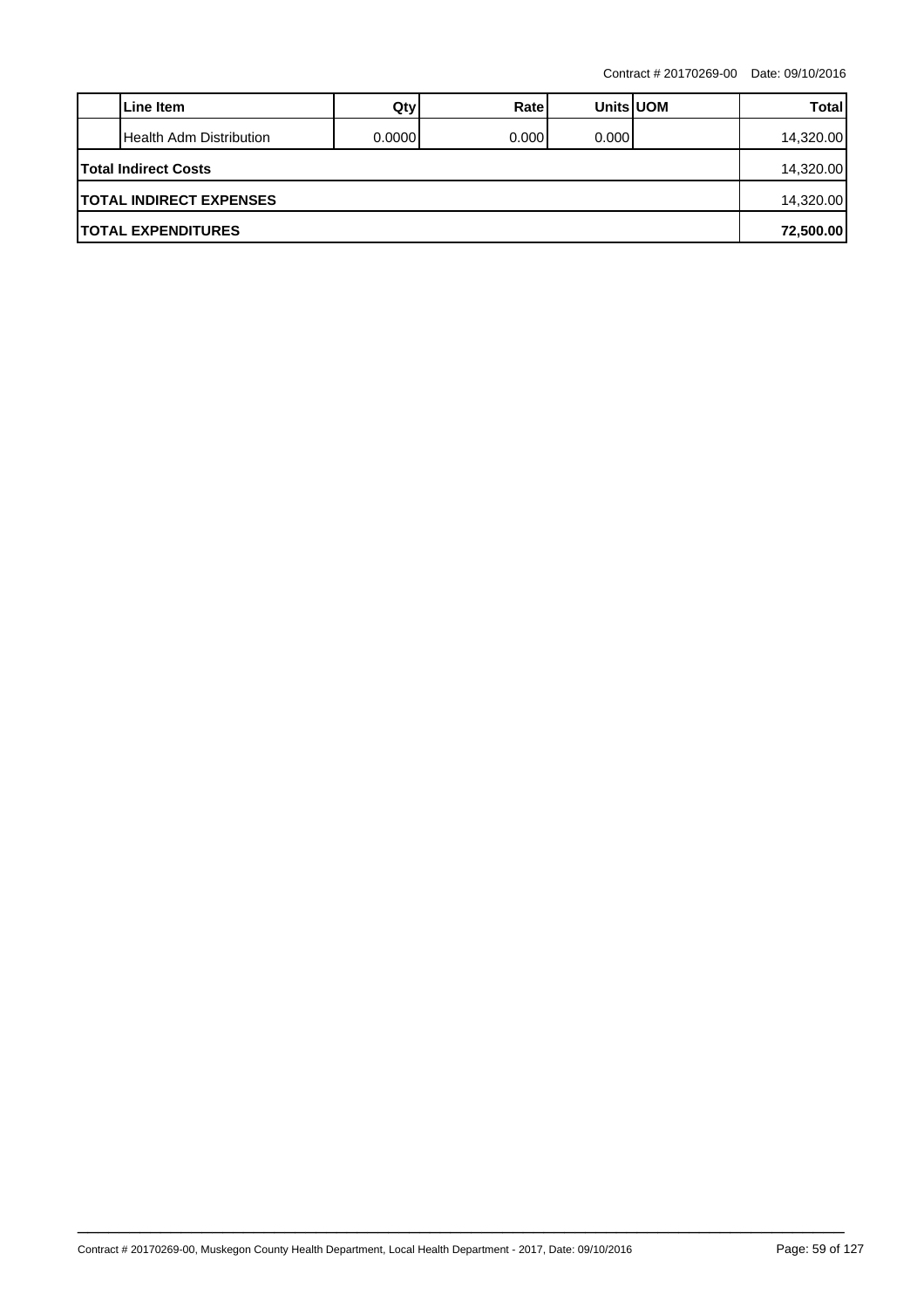| | Line Item | Qty | Rate | Units | UOM | Total |
|---|---|---|---|---|---|---|
| | Health Adm Distribution | 0.0000 | 0.000 | 0.000 | | 14,320.00 |
| **Total Indirect Costs** | | | | | | 14,320.00 |
| **TOTAL INDIRECT EXPENSES** | | | | | | 14,320.00 |
| **TOTAL EXPENDITURES** | | | | | | **72,500.00** |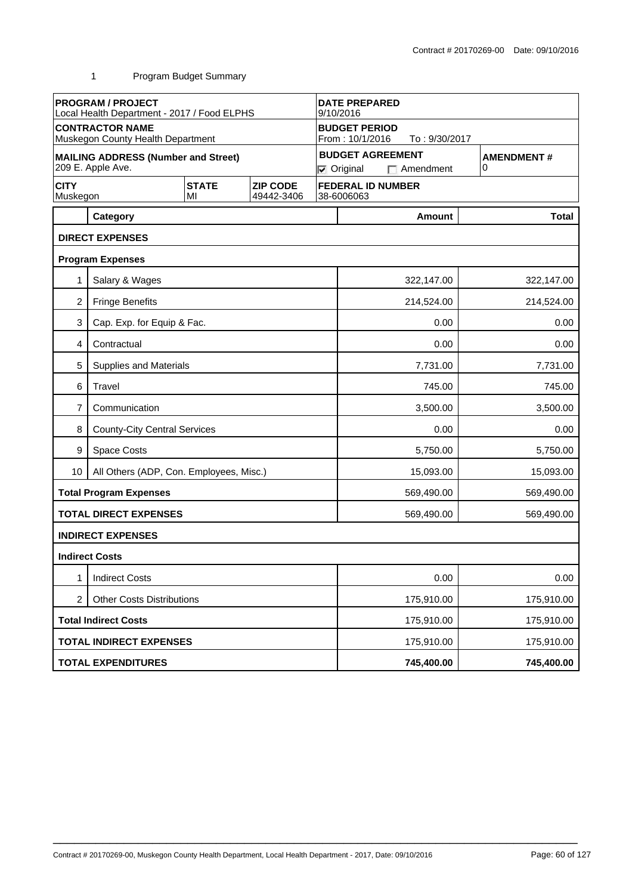Contract # 20170269-00 Date: 09/10/2016

1 Program Budget Summary

| PROGRAM / PROJECT<br>Local Health Department - 2017 / Food ELPHS | | | DATE PREPARED<br>9/10/2016 | |
|---|---|---|---|---|
| CONTRACTOR NAME<br>Muskegon County Health Department | | | BUDGET PERIOD<br>From : 10/1/2016 To : 9/30/2017 | |
| MAILING ADDRESS (Number and Street)<br>209 E. Apple Ave. | | | BUDGET AGREEMENT<br>☑ Original ☐ Amendment | AMENDMENT #<br>0 |
| CITY<br>Muskegon | STATE<br>MI | ZIP CODE<br>49442-3406 | FEDERAL ID NUMBER<br>38-6006063 | |

| | Category | Amount | Total |
|---|---|---|---|
| **DIRECT EXPENSES** | | | |
| **Program Expenses** | | | |
| 1 | Salary & Wages | 322,147.00 | 322,147.00 |
| 2 | Fringe Benefits | 214,524.00 | 214,524.00 |
| 3 | Cap. Exp. for Equip & Fac. | 0.00 | 0.00 |
| 4 | Contractual | 0.00 | 0.00 |
| 5 | Supplies and Materials | 7,731.00 | 7,731.00 |
| 6 | Travel | 745.00 | 745.00 |
| 7 | Communication | 3,500.00 | 3,500.00 |
| 8 | County-City Central Services | 0.00 | 0.00 |
| 9 | Space Costs | 5,750.00 | 5,750.00 |
| 10 | All Others (ADP, Con. Employees, Misc.) | 15,093.00 | 15,093.00 |
| **Total Program Expenses** | | 569,490.00 | 569,490.00 |
| **TOTAL DIRECT EXPENSES** | | 569,490.00 | 569,490.00 |
| **INDIRECT EXPENSES** | | | |
| **Indirect Costs** | | | |
| 1 | Indirect Costs | 0.00 | 0.00 |
| 2 | Other Costs Distributions | 175,910.00 | 175,910.00 |
| **Total Indirect Costs** | | 175,910.00 | 175,910.00 |
| **TOTAL INDIRECT EXPENSES** | | 175,910.00 | 175,910.00 |
| **TOTAL EXPENDITURES** | | **745,400.00** | **745,400.00** |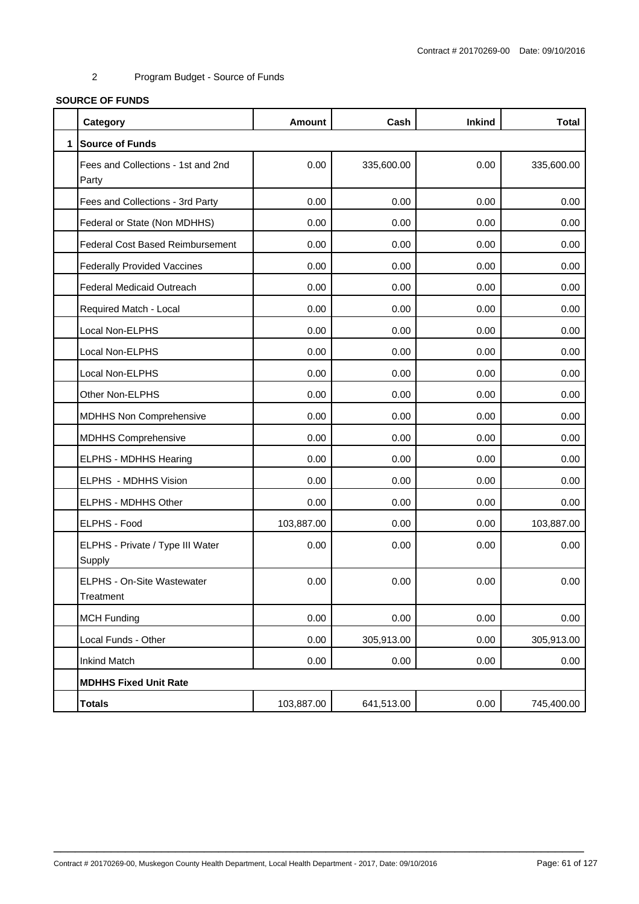2 Program Budget - Source of Funds

**SOURCE OF FUNDS**

| | Category | Amount | Cash | Inkind | Total |
|---|---|---|---|---|---|
| 1 | **Source of Funds** | | | | |
| | Fees and Collections - 1st and 2nd Party | 0.00 | 335,600.00 | 0.00 | 335,600.00 |
| | Fees and Collections - 3rd Party | 0.00 | 0.00 | 0.00 | 0.00 |
| | Federal or State (Non MDHHS) | 0.00 | 0.00 | 0.00 | 0.00 |
| | Federal Cost Based Reimbursement | 0.00 | 0.00 | 0.00 | 0.00 |
| | Federally Provided Vaccines | 0.00 | 0.00 | 0.00 | 0.00 |
| | Federal Medicaid Outreach | 0.00 | 0.00 | 0.00 | 0.00 |
| | Required Match - Local | 0.00 | 0.00 | 0.00 | 0.00 |
| | Local Non-ELPHS | 0.00 | 0.00 | 0.00 | 0.00 |
| | Local Non-ELPHS | 0.00 | 0.00 | 0.00 | 0.00 |
| | Local Non-ELPHS | 0.00 | 0.00 | 0.00 | 0.00 |
| | Other Non-ELPHS | 0.00 | 0.00 | 0.00 | 0.00 |
| | MDHHS Non Comprehensive | 0.00 | 0.00 | 0.00 | 0.00 |
| | MDHHS Comprehensive | 0.00 | 0.00 | 0.00 | 0.00 |
| | ELPHS - MDHHS Hearing | 0.00 | 0.00 | 0.00 | 0.00 |
| | ELPHS - MDHHS Vision | 0.00 | 0.00 | 0.00 | 0.00 |
| | ELPHS - MDHHS Other | 0.00 | 0.00 | 0.00 | 0.00 |
| | ELPHS - Food | 103,887.00 | 0.00 | 0.00 | 103,887.00 |
| | ELPHS - Private / Type III Water Supply | 0.00 | 0.00 | 0.00 | 0.00 |
| | ELPHS - On-Site Wastewater Treatment | 0.00 | 0.00 | 0.00 | 0.00 |
| | MCH Funding | 0.00 | 0.00 | 0.00 | 0.00 |
| | Local Funds - Other | 0.00 | 305,913.00 | 0.00 | 305,913.00 |
| | Inkind Match | 0.00 | 0.00 | 0.00 | 0.00 |
| | **MDHHS Fixed Unit Rate** | | | | |
| | **Totals** | 103,887.00 | 641,513.00 | 0.00 | 745,400.00 |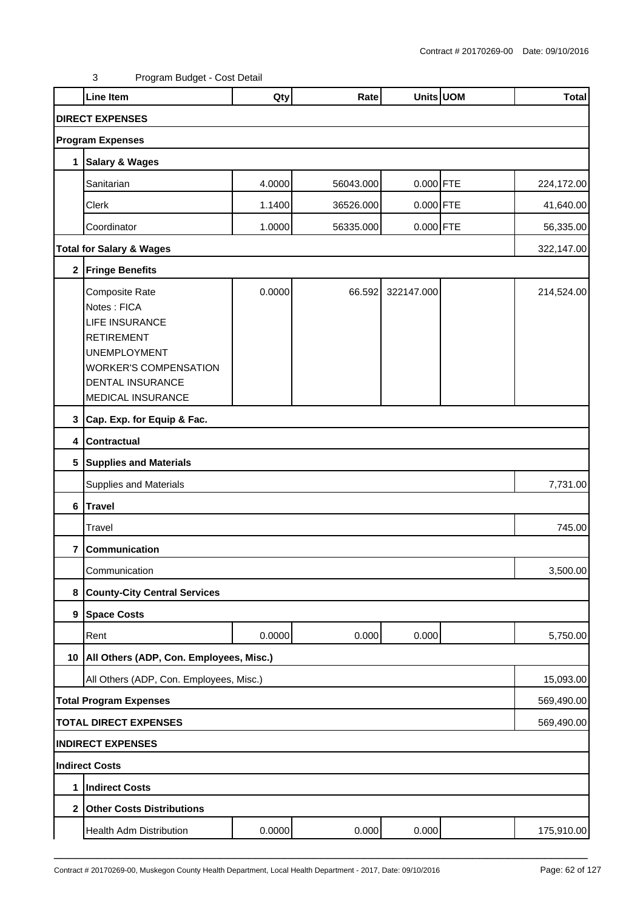Contract # 20170269-00 Date: 09/10/2016

3 Program Budget - Cost Detail

| | Line Item | Qty | Rate | Units | UOM | Total |
|---|---|---|---|---|---|---|
| **DIRECT EXPENSES** | | | | | | |
| **Program Expenses** | | | | | | |
| **1** | **Salary & Wages** | | | | | |
| | Sanitarian | 4.0000 | 56043.000 | 0.000 | FTE | 224,172.00 |
| | Clerk | 1.1400 | 36526.000 | 0.000 | FTE | 41,640.00 |
| | Coordinator | 1.0000 | 56335.000 | 0.000 | FTE | 56,335.00 |
| **Total for Salary & Wages** | | | | | | 322,147.00 |
| **2** | **Fringe Benefits** | | | | | |
| | Composite Rate<br>Notes : FICA<br>LIFE INSURANCE<br>RETIREMENT<br>UNEMPLOYMENT<br>WORKER'S COMPENSATION<br>DENTAL INSURANCE<br>MEDICAL INSURANCE | 0.0000 | 66.592 | 322147.000 | | 214,524.00 |
| **3** | **Cap. Exp. for Equip & Fac.** | | | | | |
| **4** | **Contractual** | | | | | |
| **5** | **Supplies and Materials** | | | | | |
| | Supplies and Materials | | | | | 7,731.00 |
| **6** | **Travel** | | | | | |
| | Travel | | | | | 745.00 |
| **7** | **Communication** | | | | | |
| | Communication | | | | | 3,500.00 |
| **8** | **County-City Central Services** | | | | | |
| **9** | **Space Costs** | | | | | |
| | Rent | 0.0000 | 0.000 | 0.000 | | 5,750.00 |
| **10** | **All Others (ADP, Con. Employees, Misc.)** | | | | | |
| | All Others (ADP, Con. Employees, Misc.) | | | | | 15,093.00 |
| **Total Program Expenses** | | | | | | 569,490.00 |
| **TOTAL DIRECT EXPENSES** | | | | | | 569,490.00 |
| **INDIRECT EXPENSES** | | | | | | |
| **Indirect Costs** | | | | | | |
| **1** | **Indirect Costs** | | | | | |
| **2** | **Other Costs Distributions** | | | | | |
| | Health Adm Distribution | 0.0000 | 0.000 | 0.000 | | 175,910.00 |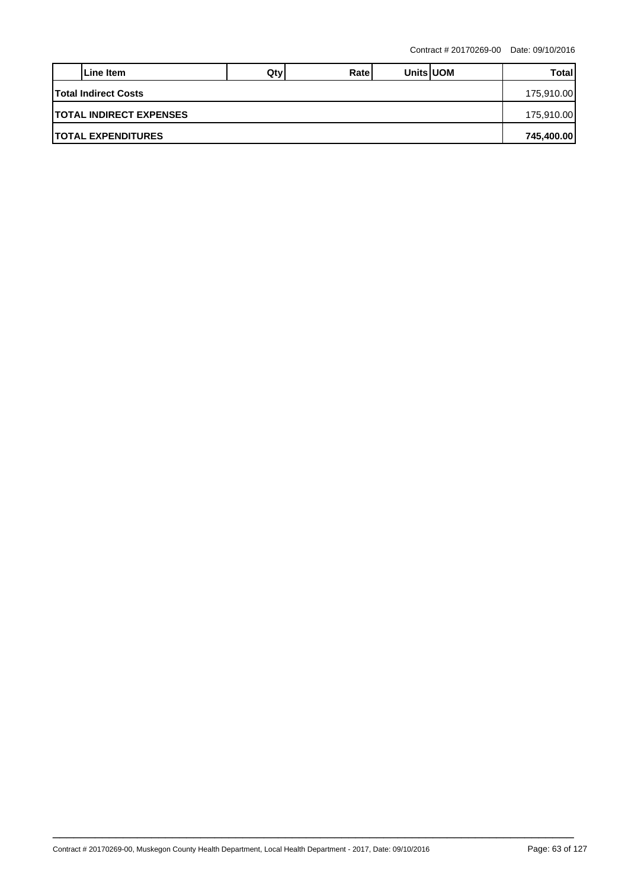| | Line Item | Qty | Rate | Units | UOM | Total |
|---|---|---|---|---|---|---|
| **Total Indirect Costs** | | | | | | 175,910.00 |
| **TOTAL INDIRECT EXPENSES** | | | | | | 175,910.00 |
| **TOTAL EXPENDITURES** | | | | | | **745,400.00** |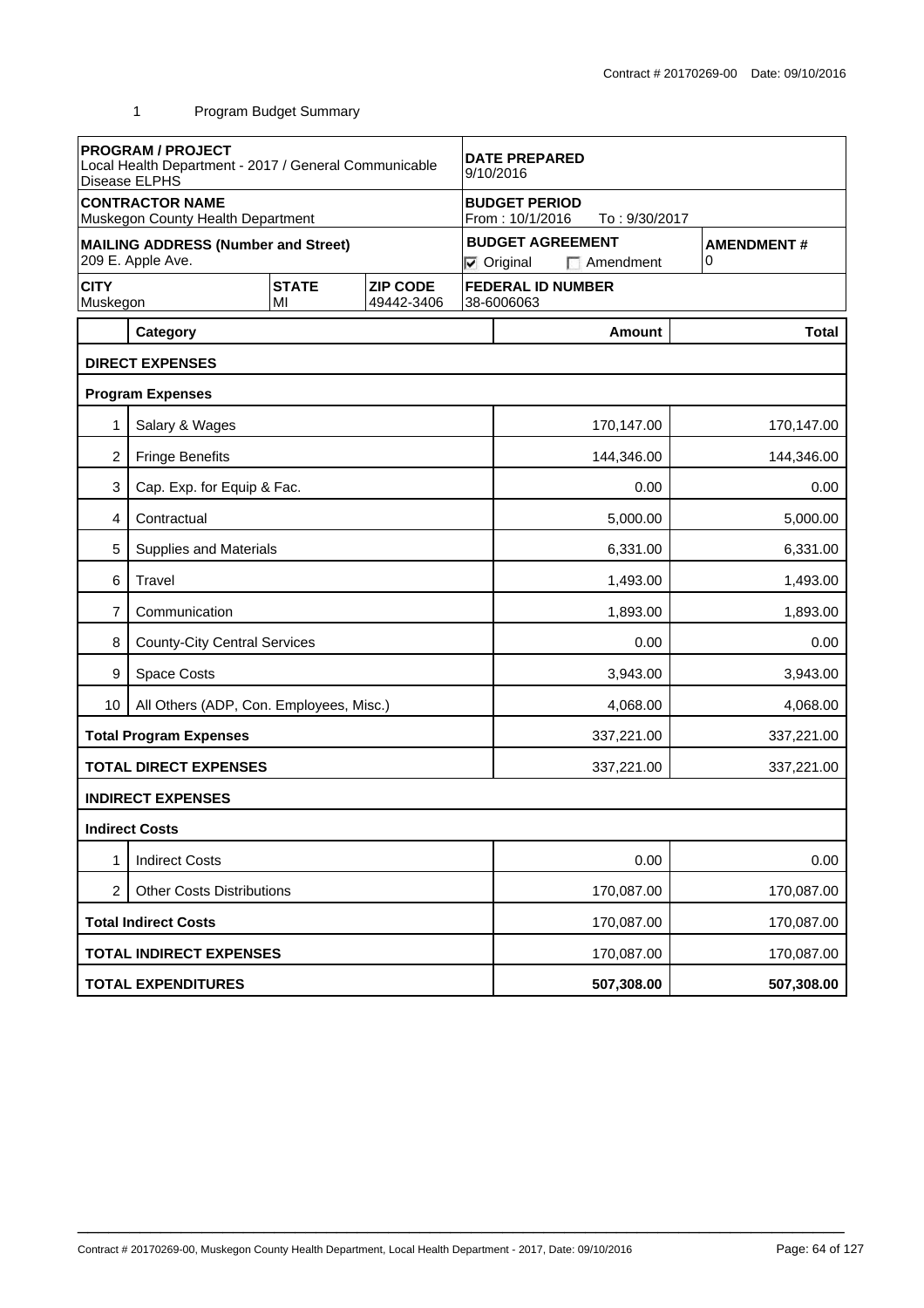Contract # 20170269-00 Date: 09/10/2016

1 Program Budget Summary

| **PROGRAM / PROJECT**<br>Local Health Department - 2017 / General Communicable Disease ELPHS | | | **DATE PREPARED**<br>9/10/2016 | |
|---|---|---|---|---|
| **CONTRACTOR NAME**<br>Muskegon County Health Department | | | **BUDGET PERIOD**<br>From : 10/1/2016 To : 9/30/2017 | |
| **MAILING ADDRESS (Number and Street)**<br>209 E. Apple Ave. | | | **BUDGET AGREEMENT**<br>☑ Original ☐ Amendment | **AMENDMENT #**<br>0 |
| **CITY**<br>Muskegon | **STATE**<br>MI | **ZIP CODE**<br>49442-3406 | **FEDERAL ID NUMBER**<br>38-6006063 | |

| | Category | Amount | Total |
|---|---|---|---|
| | **DIRECT EXPENSES** | | |
| | **Program Expenses** | | |
| 1 | Salary & Wages | 170,147.00 | 170,147.00 |
| 2 | Fringe Benefits | 144,346.00 | 144,346.00 |
| 3 | Cap. Exp. for Equip & Fac. | 0.00 | 0.00 |
| 4 | Contractual | 5,000.00 | 5,000.00 |
| 5 | Supplies and Materials | 6,331.00 | 6,331.00 |
| 6 | Travel | 1,493.00 | 1,493.00 |
| 7 | Communication | 1,893.00 | 1,893.00 |
| 8 | County-City Central Services | 0.00 | 0.00 |
| 9 | Space Costs | 3,943.00 | 3,943.00 |
| 10 | All Others (ADP, Con. Employees, Misc.) | 4,068.00 | 4,068.00 |
| | **Total Program Expenses** | 337,221.00 | 337,221.00 |
| | **TOTAL DIRECT EXPENSES** | 337,221.00 | 337,221.00 |
| | **INDIRECT EXPENSES** | | |
| | **Indirect Costs** | | |
| 1 | Indirect Costs | 0.00 | 0.00 |
| 2 | Other Costs Distributions | 170,087.00 | 170,087.00 |
| | **Total Indirect Costs** | 170,087.00 | 170,087.00 |
| | **TOTAL INDIRECT EXPENSES** | 170,087.00 | 170,087.00 |
| | **TOTAL EXPENDITURES** | **507,308.00** | **507,308.00** |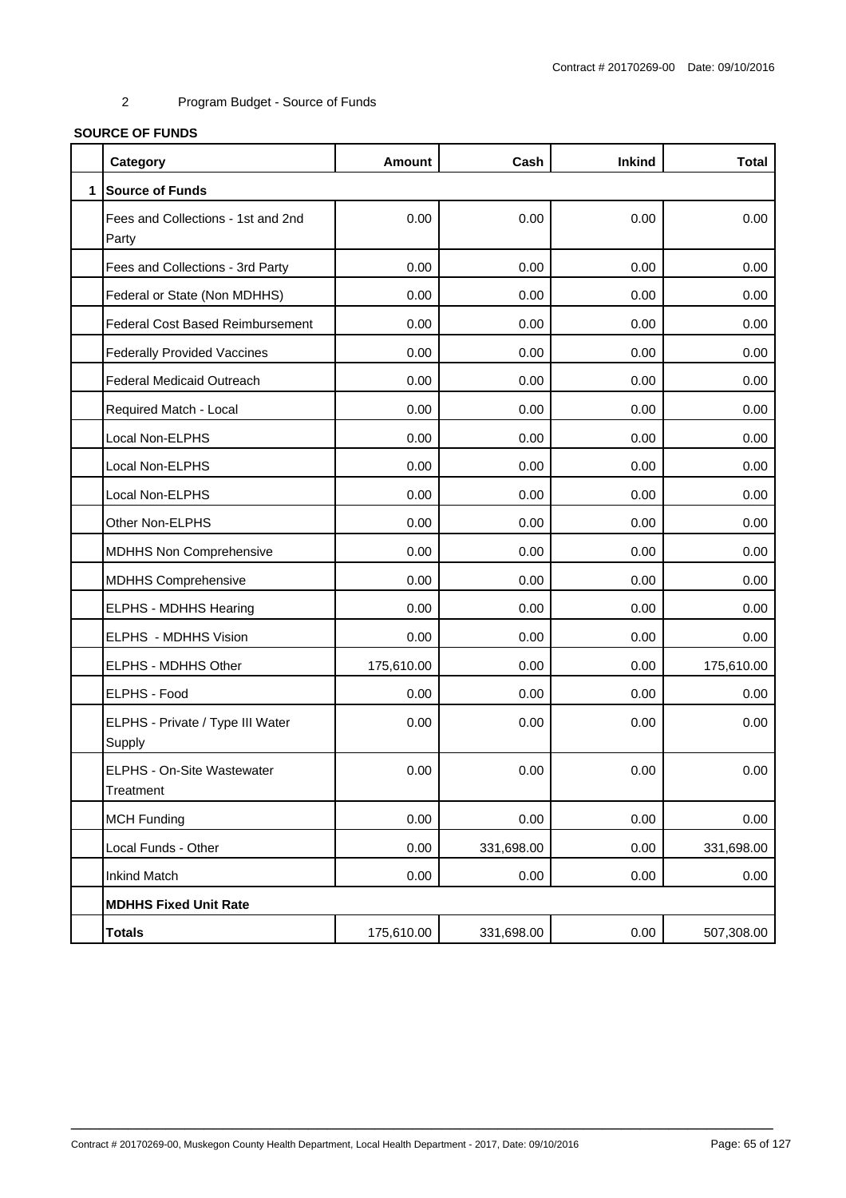2 Program Budget - Source of Funds

**SOURCE OF FUNDS**

| | Category | Amount | Cash | Inkind | Total |
|---|---|---|---|---|---|
| 1 | **Source of Funds** | | | | |
| | Fees and Collections - 1st and 2nd Party | 0.00 | 0.00 | 0.00 | 0.00 |
| | Fees and Collections - 3rd Party | 0.00 | 0.00 | 0.00 | 0.00 |
| | Federal or State (Non MDHHS) | 0.00 | 0.00 | 0.00 | 0.00 |
| | Federal Cost Based Reimbursement | 0.00 | 0.00 | 0.00 | 0.00 |
| | Federally Provided Vaccines | 0.00 | 0.00 | 0.00 | 0.00 |
| | Federal Medicaid Outreach | 0.00 | 0.00 | 0.00 | 0.00 |
| | Required Match - Local | 0.00 | 0.00 | 0.00 | 0.00 |
| | Local Non-ELPHS | 0.00 | 0.00 | 0.00 | 0.00 |
| | Local Non-ELPHS | 0.00 | 0.00 | 0.00 | 0.00 |
| | Local Non-ELPHS | 0.00 | 0.00 | 0.00 | 0.00 |
| | Other Non-ELPHS | 0.00 | 0.00 | 0.00 | 0.00 |
| | MDHHS Non Comprehensive | 0.00 | 0.00 | 0.00 | 0.00 |
| | MDHHS Comprehensive | 0.00 | 0.00 | 0.00 | 0.00 |
| | ELPHS - MDHHS Hearing | 0.00 | 0.00 | 0.00 | 0.00 |
| | ELPHS - MDHHS Vision | 0.00 | 0.00 | 0.00 | 0.00 |
| | ELPHS - MDHHS Other | 175,610.00 | 0.00 | 0.00 | 175,610.00 |
| | ELPHS - Food | 0.00 | 0.00 | 0.00 | 0.00 |
| | ELPHS - Private / Type III Water Supply | 0.00 | 0.00 | 0.00 | 0.00 |
| | ELPHS - On-Site Wastewater Treatment | 0.00 | 0.00 | 0.00 | 0.00 |
| | MCH Funding | 0.00 | 0.00 | 0.00 | 0.00 |
| | Local Funds - Other | 0.00 | 331,698.00 | 0.00 | 331,698.00 |
| | Inkind Match | 0.00 | 0.00 | 0.00 | 0.00 |
| | **MDHHS Fixed Unit Rate** | | | | |
| | **Totals** | 175,610.00 | 331,698.00 | 0.00 | 507,308.00 |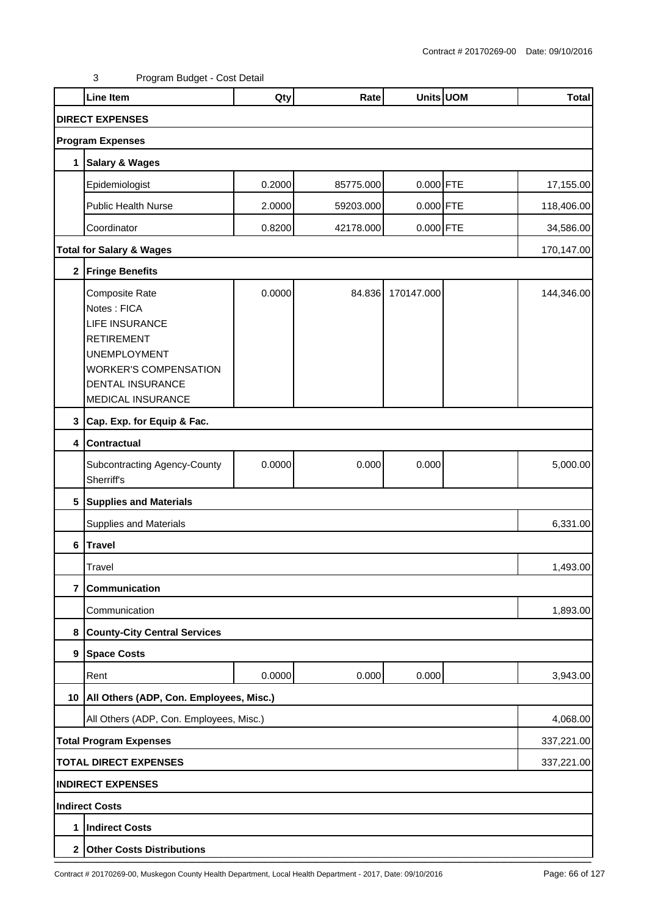3 Program Budget - Cost Detail

| | Line Item | Qty | Rate | Units | UOM | Total |
|---|---|---|---|---|---|---|
| **DIRECT EXPENSES** | | | | | | |
| **Program Expenses** | | | | | | |
| **1** | **Salary & Wages** | | | | | |
| | Epidemiologist | 0.2000 | 85775.000 | 0.000 | FTE | 17,155.00 |
| | Public Health Nurse | 2.0000 | 59203.000 | 0.000 | FTE | 118,406.00 |
| | Coordinator | 0.8200 | 42178.000 | 0.000 | FTE | 34,586.00 |
| **Total for Salary & Wages** | | | | | | 170,147.00 |
| **2** | **Fringe Benefits** | | | | | |
| | Composite Rate<br>Notes : FICA<br>LIFE INSURANCE<br>RETIREMENT<br>UNEMPLOYMENT<br>WORKER'S COMPENSATION<br>DENTAL INSURANCE<br>MEDICAL INSURANCE | 0.0000 | 84.836 | 170147.000 | | 144,346.00 |
| **3** | **Cap. Exp. for Equip & Fac.** | | | | | |
| **4** | **Contractual** | | | | | |
| | Subcontracting Agency-County Sherriff's | 0.0000 | 0.000 | 0.000 | | 5,000.00 |
| **5** | **Supplies and Materials** | | | | | |
| | Supplies and Materials | | | | | 6,331.00 |
| **6** | **Travel** | | | | | |
| | Travel | | | | | 1,493.00 |
| **7** | **Communication** | | | | | |
| | Communication | | | | | 1,893.00 |
| **8** | **County-City Central Services** | | | | | |
| **9** | **Space Costs** | | | | | |
| | Rent | 0.0000 | 0.000 | 0.000 | | 3,943.00 |
| **10** | **All Others (ADP, Con. Employees, Misc.)** | | | | | |
| | All Others (ADP, Con. Employees, Misc.) | | | | | 4,068.00 |
| **Total Program Expenses** | | | | | | 337,221.00 |
| **TOTAL DIRECT EXPENSES** | | | | | | 337,221.00 |
| **INDIRECT EXPENSES** | | | | | | |
| **Indirect Costs** | | | | | | |
| **1** | **Indirect Costs** | | | | | |
| **2** | **Other Costs Distributions** | | | | | |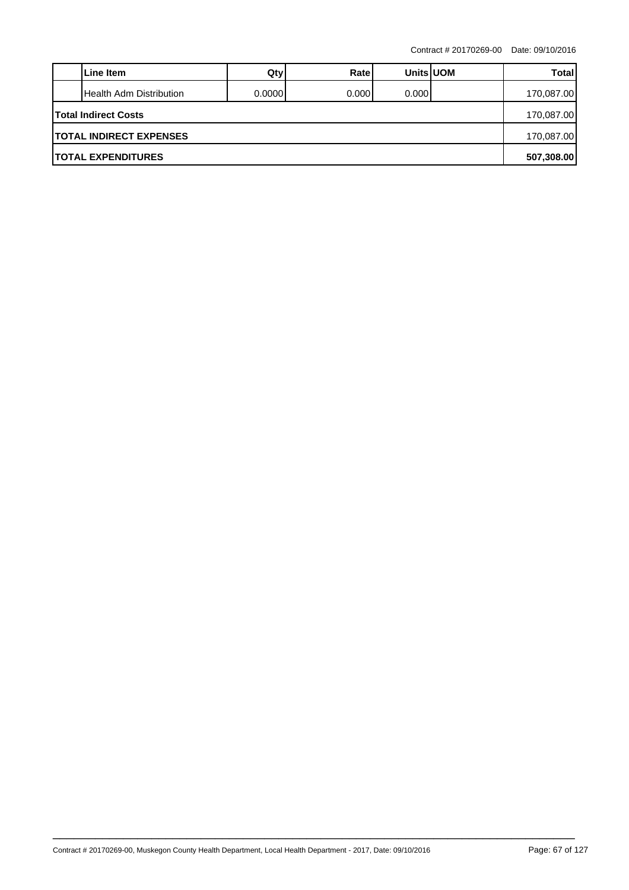| | Line Item | Qty | Rate | Units | UOM | Total |
|---|---|---|---|---|---|---|
| | Health Adm Distribution | 0.0000 | 0.000 | 0.000 | | 170,087.00 |
| **Total Indirect Costs** | | | | | | 170,087.00 |
| **TOTAL INDIRECT EXPENSES** | | | | | | 170,087.00 |
| **TOTAL EXPENDITURES** | | | | | | **507,308.00** |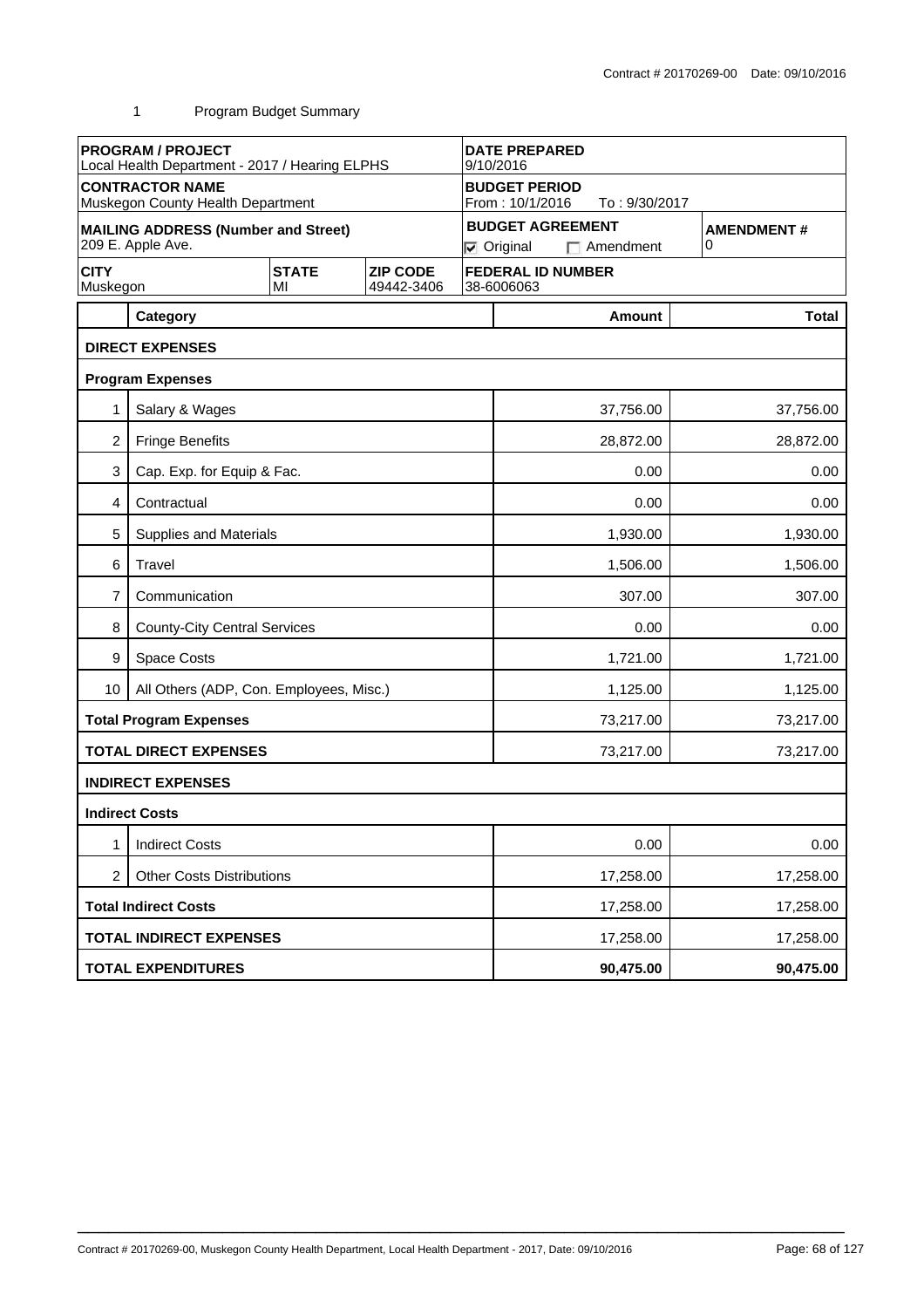Contract # 20170269-00 Date: 09/10/2016

1 Program Budget Summary

| **PROGRAM / PROJECT**<br>Local Health Department - 2017 / Hearing ELPHS | | | **DATE PREPARED**<br>9/10/2016 | |
|---|---|---|---|---|
| **CONTRACTOR NAME**<br>Muskegon County Health Department | | | **BUDGET PERIOD**<br>From : 10/1/2016 To : 9/30/2017 | |
| **MAILING ADDRESS (Number and Street)**<br>209 E. Apple Ave. | | | **BUDGET AGREEMENT**<br>☑ Original ☐ Amendment | **AMENDMENT #**<br>0 |
| **CITY**<br>Muskegon | **STATE**<br>MI | **ZIP CODE**<br>49442-3406 | **FEDERAL ID NUMBER**<br>38-6006063 | |

| | Category | Amount | Total |
|---|---|---|---|
| | **DIRECT EXPENSES** | | |
| | **Program Expenses** | | |
| 1 | Salary & Wages | 37,756.00 | 37,756.00 |
| 2 | Fringe Benefits | 28,872.00 | 28,872.00 |
| 3 | Cap. Exp. for Equip & Fac. | 0.00 | 0.00 |
| 4 | Contractual | 0.00 | 0.00 |
| 5 | Supplies and Materials | 1,930.00 | 1,930.00 |
| 6 | Travel | 1,506.00 | 1,506.00 |
| 7 | Communication | 307.00 | 307.00 |
| 8 | County-City Central Services | 0.00 | 0.00 |
| 9 | Space Costs | 1,721.00 | 1,721.00 |
| 10 | All Others (ADP, Con. Employees, Misc.) | 1,125.00 | 1,125.00 |
| | **Total Program Expenses** | 73,217.00 | 73,217.00 |
| | **TOTAL DIRECT EXPENSES** | 73,217.00 | 73,217.00 |
| | **INDIRECT EXPENSES** | | |
| | **Indirect Costs** | | |
| 1 | Indirect Costs | 0.00 | 0.00 |
| 2 | Other Costs Distributions | 17,258.00 | 17,258.00 |
| | **Total Indirect Costs** | 17,258.00 | 17,258.00 |
| | **TOTAL INDIRECT EXPENSES** | 17,258.00 | 17,258.00 |
| | **TOTAL EXPENDITURES** | **90,475.00** | **90,475.00** |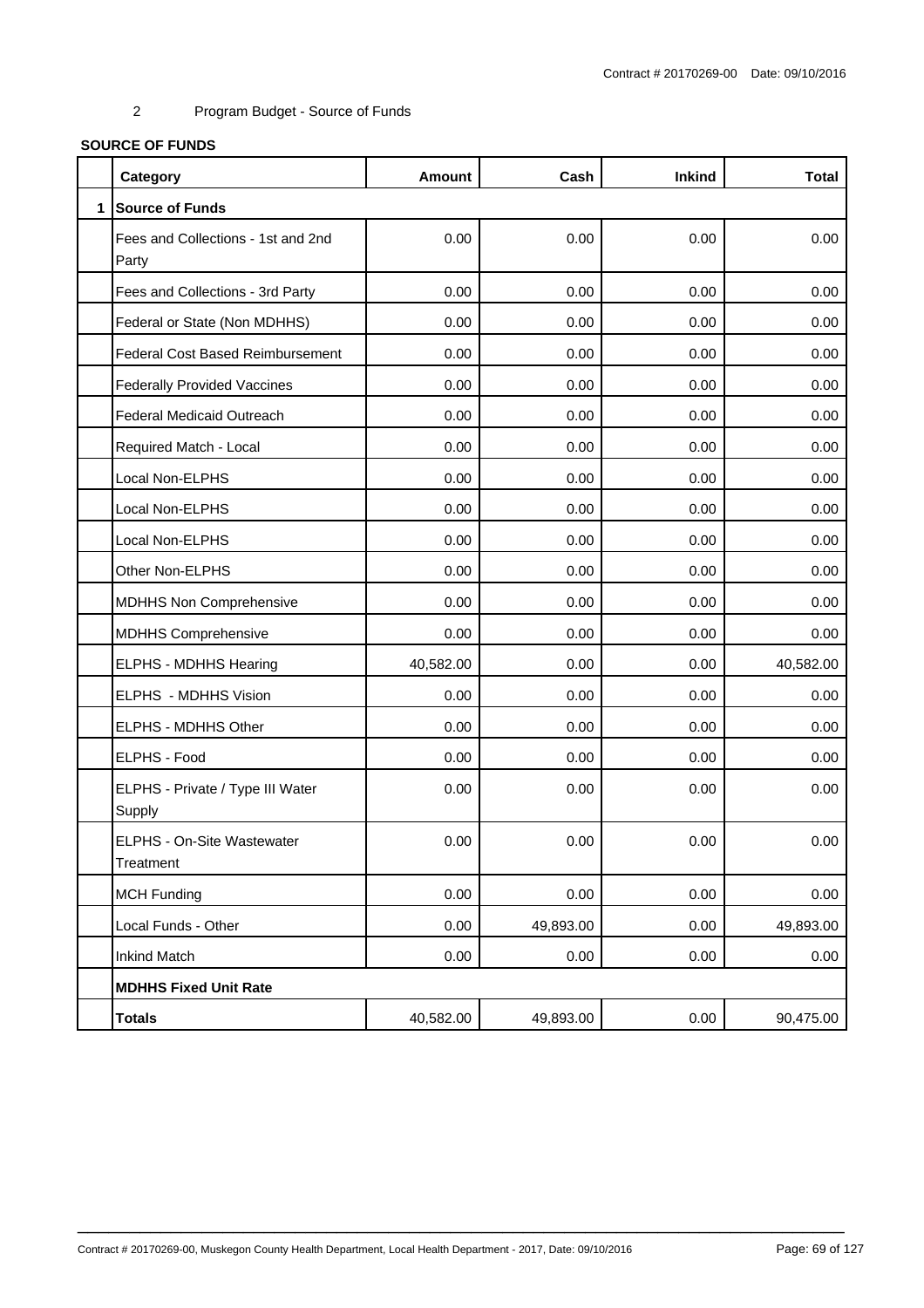2 Program Budget - Source of Funds

**SOURCE OF FUNDS**

| | Category | Amount | Cash | Inkind | Total |
|---|---|---|---|---|---|
| 1 | **Source of Funds** | | | | |
| | Fees and Collections - 1st and 2nd Party | 0.00 | 0.00 | 0.00 | 0.00 |
| | Fees and Collections - 3rd Party | 0.00 | 0.00 | 0.00 | 0.00 |
| | Federal or State (Non MDHHS) | 0.00 | 0.00 | 0.00 | 0.00 |
| | Federal Cost Based Reimbursement | 0.00 | 0.00 | 0.00 | 0.00 |
| | Federally Provided Vaccines | 0.00 | 0.00 | 0.00 | 0.00 |
| | Federal Medicaid Outreach | 0.00 | 0.00 | 0.00 | 0.00 |
| | Required Match - Local | 0.00 | 0.00 | 0.00 | 0.00 |
| | Local Non-ELPHS | 0.00 | 0.00 | 0.00 | 0.00 |
| | Local Non-ELPHS | 0.00 | 0.00 | 0.00 | 0.00 |
| | Local Non-ELPHS | 0.00 | 0.00 | 0.00 | 0.00 |
| | Other Non-ELPHS | 0.00 | 0.00 | 0.00 | 0.00 |
| | MDHHS Non Comprehensive | 0.00 | 0.00 | 0.00 | 0.00 |
| | MDHHS Comprehensive | 0.00 | 0.00 | 0.00 | 0.00 |
| | ELPHS - MDHHS Hearing | 40,582.00 | 0.00 | 0.00 | 40,582.00 |
| | ELPHS - MDHHS Vision | 0.00 | 0.00 | 0.00 | 0.00 |
| | ELPHS - MDHHS Other | 0.00 | 0.00 | 0.00 | 0.00 |
| | ELPHS - Food | 0.00 | 0.00 | 0.00 | 0.00 |
| | ELPHS - Private / Type III Water Supply | 0.00 | 0.00 | 0.00 | 0.00 |
| | ELPHS - On-Site Wastewater Treatment | 0.00 | 0.00 | 0.00 | 0.00 |
| | MCH Funding | 0.00 | 0.00 | 0.00 | 0.00 |
| | Local Funds - Other | 0.00 | 49,893.00 | 0.00 | 49,893.00 |
| | Inkind Match | 0.00 | 0.00 | 0.00 | 0.00 |
| | **MDHHS Fixed Unit Rate** | | | | |
| | **Totals** | 40,582.00 | 49,893.00 | 0.00 | 90,475.00 |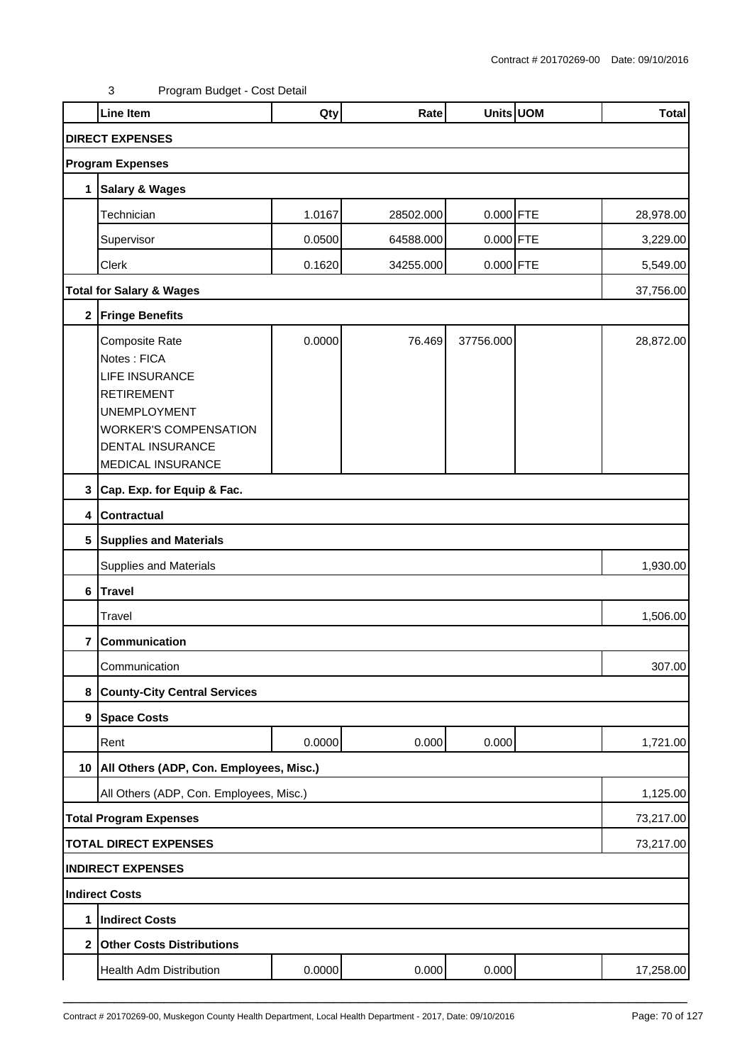3 Program Budget - Cost Detail

| | Line Item | Qty | Rate | Units | UOM | Total |
|---|---|---|---|---|---|---|
| **DIRECT EXPENSES** | | | | | | |
| **Program Expenses** | | | | | | |
| **1** | **Salary & Wages** | | | | | |
| | Technician | 1.0167 | 28502.000 | 0.000 | FTE | 28,978.00 |
| | Supervisor | 0.0500 | 64588.000 | 0.000 | FTE | 3,229.00 |
| | Clerk | 0.1620 | 34255.000 | 0.000 | FTE | 5,549.00 |
| **Total for Salary & Wages** | | | | | | 37,756.00 |
| **2** | **Fringe Benefits** | | | | | |
| | Composite Rate<br>Notes : FICA<br>LIFE INSURANCE<br>RETIREMENT<br>UNEMPLOYMENT<br>WORKER'S COMPENSATION<br>DENTAL INSURANCE<br>MEDICAL INSURANCE | 0.0000 | 76.469 | 37756.000 | | 28,872.00 |
| **3** | **Cap. Exp. for Equip & Fac.** | | | | | |
| **4** | **Contractual** | | | | | |
| **5** | **Supplies and Materials** | | | | | |
| | Supplies and Materials | | | | | 1,930.00 |
| **6** | **Travel** | | | | | |
| | Travel | | | | | 1,506.00 |
| **7** | **Communication** | | | | | |
| | Communication | | | | | 307.00 |
| **8** | **County-City Central Services** | | | | | |
| **9** | **Space Costs** | | | | | |
| | Rent | 0.0000 | 0.000 | 0.000 | | 1,721.00 |
| **10** | **All Others (ADP, Con. Employees, Misc.)** | | | | | |
| | All Others (ADP, Con. Employees, Misc.) | | | | | 1,125.00 |
| **Total Program Expenses** | | | | | | 73,217.00 |
| **TOTAL DIRECT EXPENSES** | | | | | | 73,217.00 |
| **INDIRECT EXPENSES** | | | | | | |
| **Indirect Costs** | | | | | | |
| **1** | **Indirect Costs** | | | | | |
| **2** | **Other Costs Distributions** | | | | | |
| | Health Adm Distribution | 0.0000 | 0.000 | 0.000 | | 17,258.00 |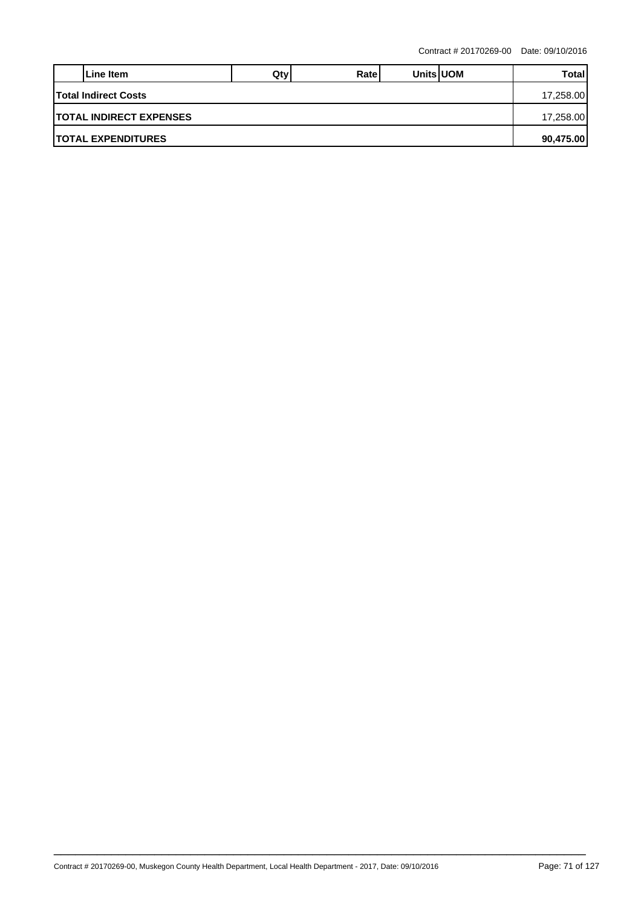| | Line Item | Qty | Rate | Units | UOM | Total |
|---|---|---|---|---|---|---|
| **Total Indirect Costs** | | | | | | 17,258.00 |
| **TOTAL INDIRECT EXPENSES** | | | | | | 17,258.00 |
| **TOTAL EXPENDITURES** | | | | | | **90,475.00** |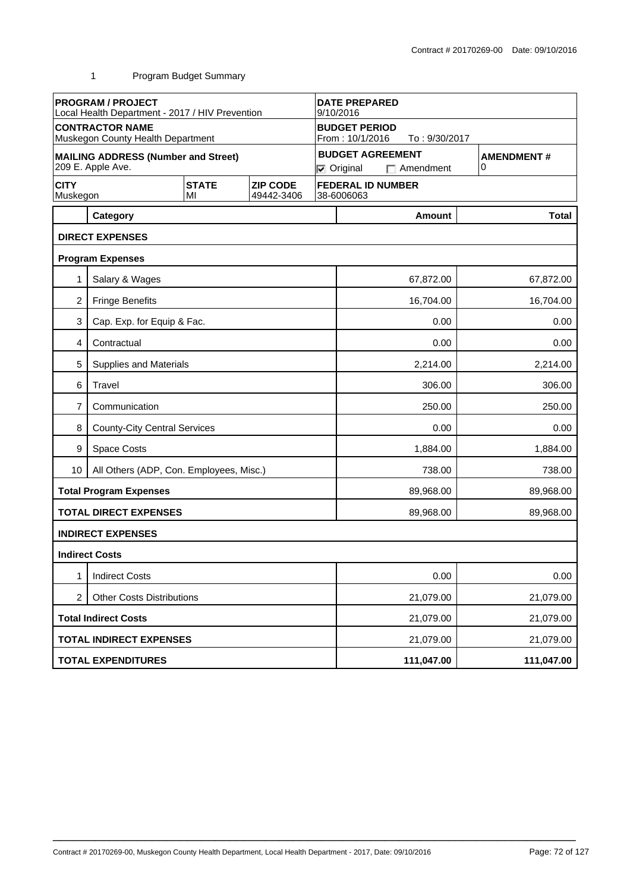Contract # 20170269-00 Date: 09/10/2016

1 Program Budget Summary

| PROGRAM / PROJECT<br>Local Health Department - 2017 / HIV Prevention | | | DATE PREPARED<br>9/10/2016 | |
|---|---|---|---|---|
| CONTRACTOR NAME<br>Muskegon County Health Department | | | BUDGET PERIOD<br>From : 10/1/2016 To : 9/30/2017 | |
| MAILING ADDRESS (Number and Street)<br>209 E. Apple Ave. | | | BUDGET AGREEMENT<br>☑ Original ☐ Amendment | AMENDMENT #<br>0 |
| CITY<br>Muskegon | STATE<br>MI | ZIP CODE<br>49442-3406 | FEDERAL ID NUMBER<br>38-6006063 | |

| | Category | Amount | Total |
|---|---|---|---|
| **DIRECT EXPENSES** | | | |
| **Program Expenses** | | | |
| 1 | Salary & Wages | 67,872.00 | 67,872.00 |
| 2 | Fringe Benefits | 16,704.00 | 16,704.00 |
| 3 | Cap. Exp. for Equip & Fac. | 0.00 | 0.00 |
| 4 | Contractual | 0.00 | 0.00 |
| 5 | Supplies and Materials | 2,214.00 | 2,214.00 |
| 6 | Travel | 306.00 | 306.00 |
| 7 | Communication | 250.00 | 250.00 |
| 8 | County-City Central Services | 0.00 | 0.00 |
| 9 | Space Costs | 1,884.00 | 1,884.00 |
| 10 | All Others (ADP, Con. Employees, Misc.) | 738.00 | 738.00 |
| **Total Program Expenses** | | 89,968.00 | 89,968.00 |
| **TOTAL DIRECT EXPENSES** | | 89,968.00 | 89,968.00 |
| **INDIRECT EXPENSES** | | | |
| **Indirect Costs** | | | |
| 1 | Indirect Costs | 0.00 | 0.00 |
| 2 | Other Costs Distributions | 21,079.00 | 21,079.00 |
| **Total Indirect Costs** | | 21,079.00 | 21,079.00 |
| **TOTAL INDIRECT EXPENSES** | | 21,079.00 | 21,079.00 |
| **TOTAL EXPENDITURES** | | **111,047.00** | **111,047.00** |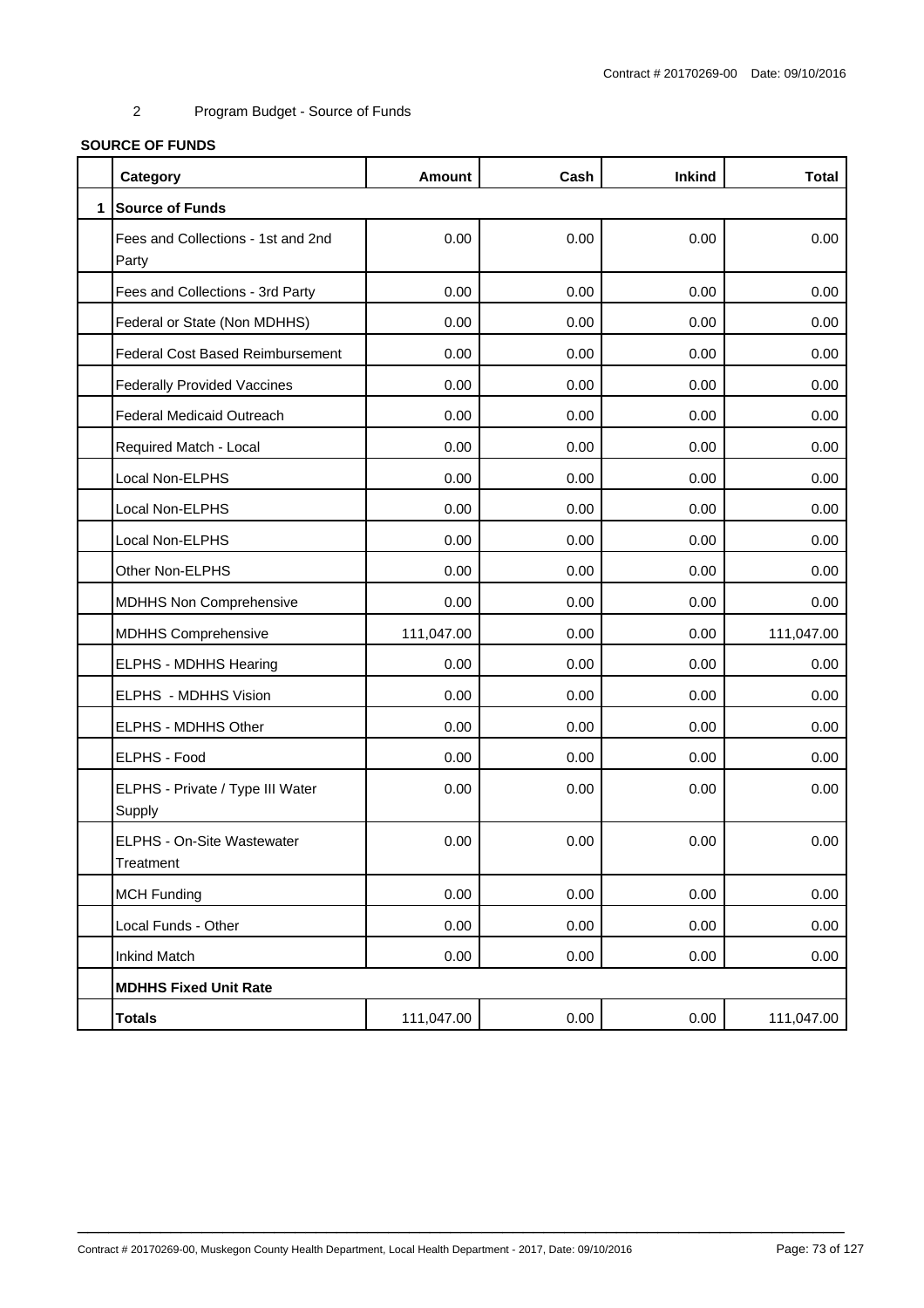2 Program Budget - Source of Funds

**SOURCE OF FUNDS**

| | Category | Amount | Cash | Inkind | Total |
|---|---|---|---|---|---|
| 1 | **Source of Funds** | | | | |
| | Fees and Collections - 1st and 2nd Party | 0.00 | 0.00 | 0.00 | 0.00 |
| | Fees and Collections - 3rd Party | 0.00 | 0.00 | 0.00 | 0.00 |
| | Federal or State (Non MDHHS) | 0.00 | 0.00 | 0.00 | 0.00 |
| | Federal Cost Based Reimbursement | 0.00 | 0.00 | 0.00 | 0.00 |
| | Federally Provided Vaccines | 0.00 | 0.00 | 0.00 | 0.00 |
| | Federal Medicaid Outreach | 0.00 | 0.00 | 0.00 | 0.00 |
| | Required Match - Local | 0.00 | 0.00 | 0.00 | 0.00 |
| | Local Non-ELPHS | 0.00 | 0.00 | 0.00 | 0.00 |
| | Local Non-ELPHS | 0.00 | 0.00 | 0.00 | 0.00 |
| | Local Non-ELPHS | 0.00 | 0.00 | 0.00 | 0.00 |
| | Other Non-ELPHS | 0.00 | 0.00 | 0.00 | 0.00 |
| | MDHHS Non Comprehensive | 0.00 | 0.00 | 0.00 | 0.00 |
| | MDHHS Comprehensive | 111,047.00 | 0.00 | 0.00 | 111,047.00 |
| | ELPHS - MDHHS Hearing | 0.00 | 0.00 | 0.00 | 0.00 |
| | ELPHS - MDHHS Vision | 0.00 | 0.00 | 0.00 | 0.00 |
| | ELPHS - MDHHS Other | 0.00 | 0.00 | 0.00 | 0.00 |
| | ELPHS - Food | 0.00 | 0.00 | 0.00 | 0.00 |
| | ELPHS - Private / Type III Water Supply | 0.00 | 0.00 | 0.00 | 0.00 |
| | ELPHS - On-Site Wastewater Treatment | 0.00 | 0.00 | 0.00 | 0.00 |
| | MCH Funding | 0.00 | 0.00 | 0.00 | 0.00 |
| | Local Funds - Other | 0.00 | 0.00 | 0.00 | 0.00 |
| | Inkind Match | 0.00 | 0.00 | 0.00 | 0.00 |
| | **MDHHS Fixed Unit Rate** | | | | |
| | **Totals** | 111,047.00 | 0.00 | 0.00 | 111,047.00 |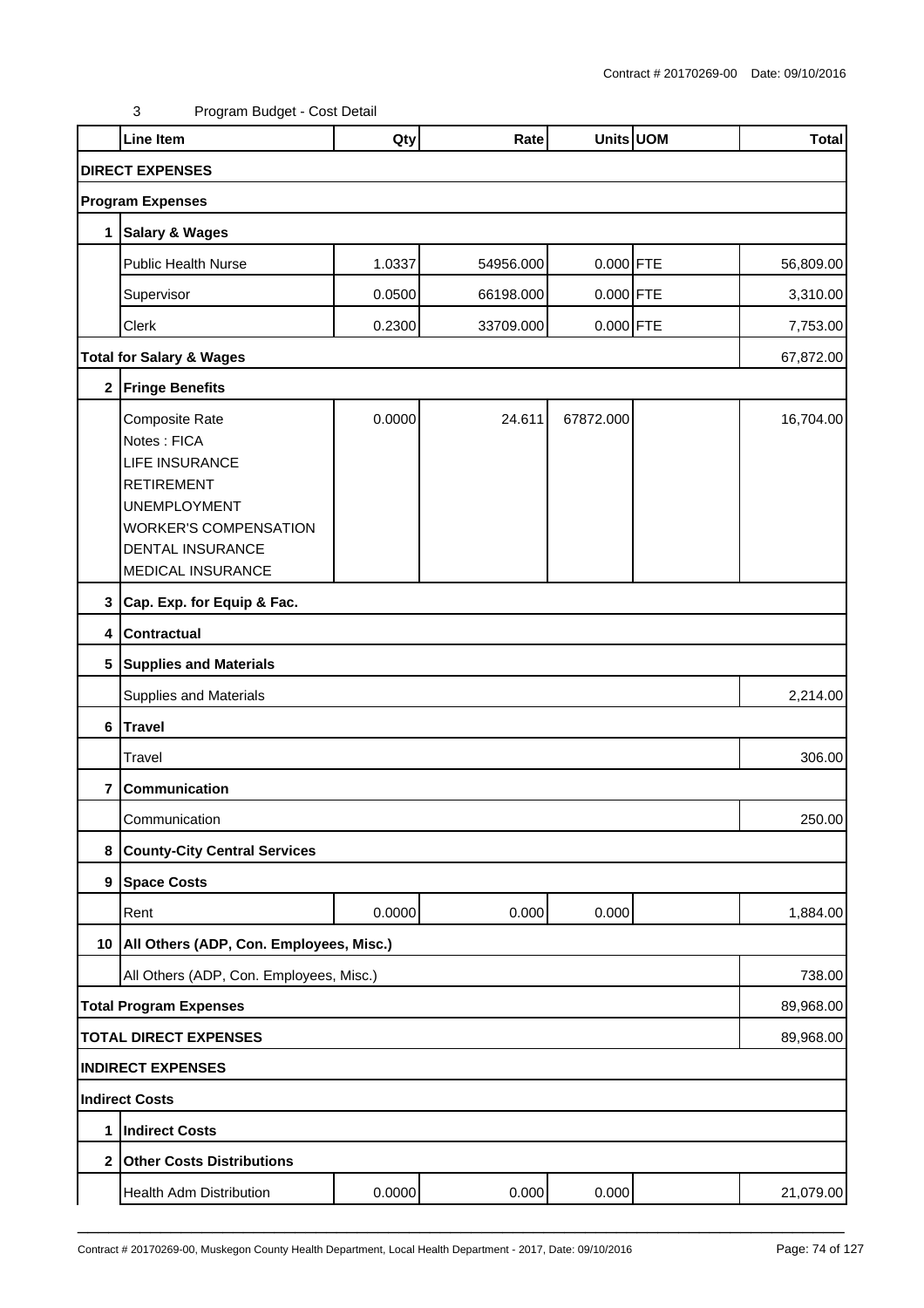Contract # 20170269-00 Date: 09/10/2016

3 Program Budget - Cost Detail

| | Line Item | Qty | Rate | Units | UOM | Total |
|---|---|---|---|---|---|---|
| **DIRECT EXPENSES** | | | | | | |
| **Program Expenses** | | | | | | |
| **1** | **Salary & Wages** | | | | | |
| | Public Health Nurse | 1.0337 | 54956.000 | 0.000 | FTE | 56,809.00 |
| | Supervisor | 0.0500 | 66198.000 | 0.000 | FTE | 3,310.00 |
| | Clerk | 0.2300 | 33709.000 | 0.000 | FTE | 7,753.00 |
| **Total for Salary & Wages** | | | | | | 67,872.00 |
| **2** | **Fringe Benefits** | | | | | |
| | Composite Rate<br>Notes : FICA<br>LIFE INSURANCE<br>RETIREMENT<br>UNEMPLOYMENT<br>WORKER'S COMPENSATION<br>DENTAL INSURANCE<br>MEDICAL INSURANCE | 0.0000 | 24.611 | 67872.000 | | 16,704.00 |
| **3** | **Cap. Exp. for Equip & Fac.** | | | | | |
| **4** | **Contractual** | | | | | |
| **5** | **Supplies and Materials** | | | | | |
| | Supplies and Materials | | | | | 2,214.00 |
| **6** | **Travel** | | | | | |
| | Travel | | | | | 306.00 |
| **7** | **Communication** | | | | | |
| | Communication | | | | | 250.00 |
| **8** | **County-City Central Services** | | | | | |
| **9** | **Space Costs** | | | | | |
| | Rent | 0.0000 | 0.000 | 0.000 | | 1,884.00 |
| **10** | **All Others (ADP, Con. Employees, Misc.)** | | | | | |
| | All Others (ADP, Con. Employees, Misc.) | | | | | 738.00 |
| **Total Program Expenses** | | | | | | 89,968.00 |
| **TOTAL DIRECT EXPENSES** | | | | | | 89,968.00 |
| **INDIRECT EXPENSES** | | | | | | |
| **Indirect Costs** | | | | | | |
| **1** | **Indirect Costs** | | | | | |
| **2** | **Other Costs Distributions** | | | | | |
| | Health Adm Distribution | 0.0000 | 0.000 | 0.000 | | 21,079.00 |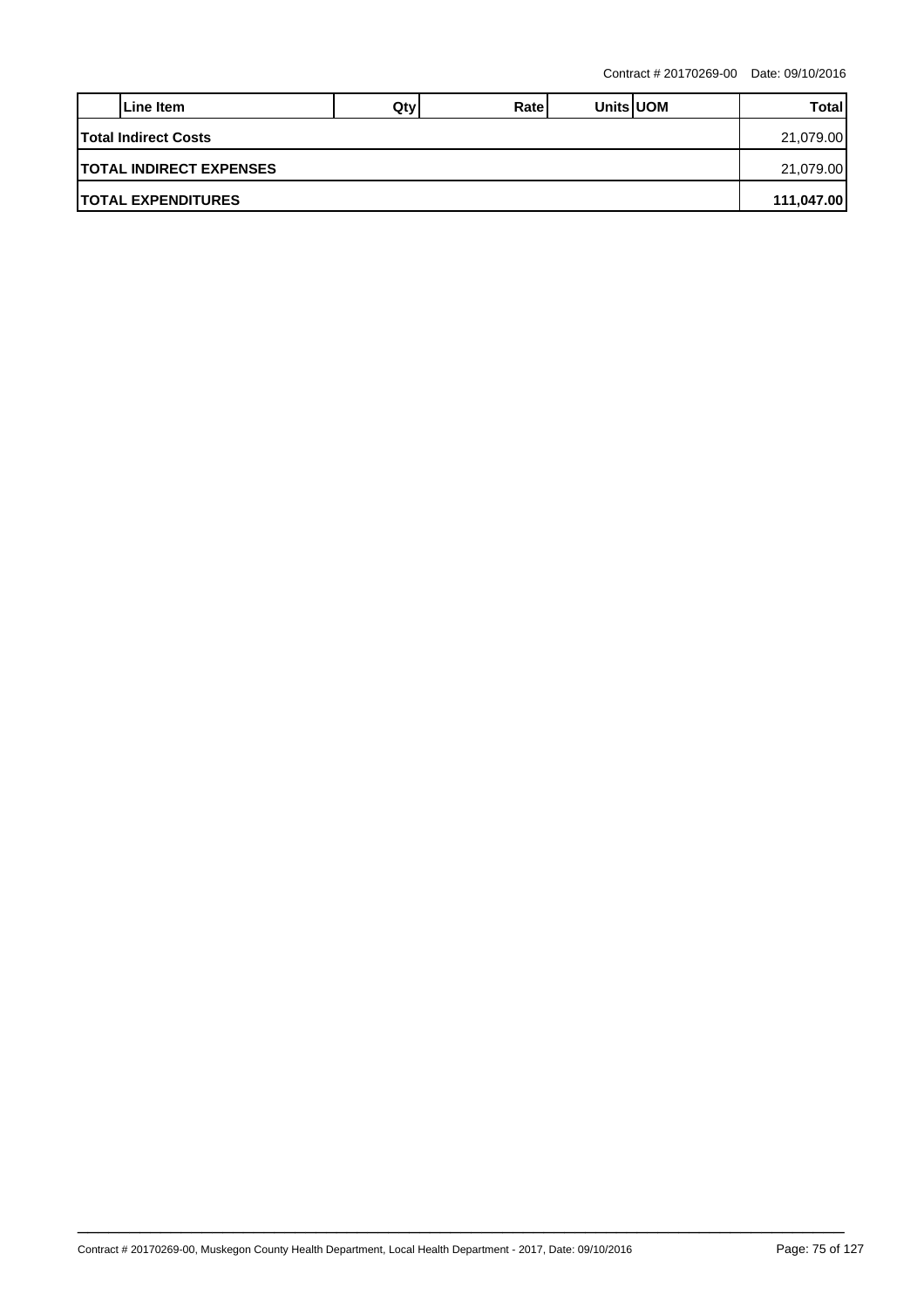| Line Item | Qty | Rate | Units | UOM | Total |
|---|---|---|---|---|---|
| **Total Indirect Costs** | | | | | 21,079.00 |
| **TOTAL INDIRECT EXPENSES** | | | | | 21,079.00 |
| **TOTAL EXPENDITURES** | | | | | **111,047.00** |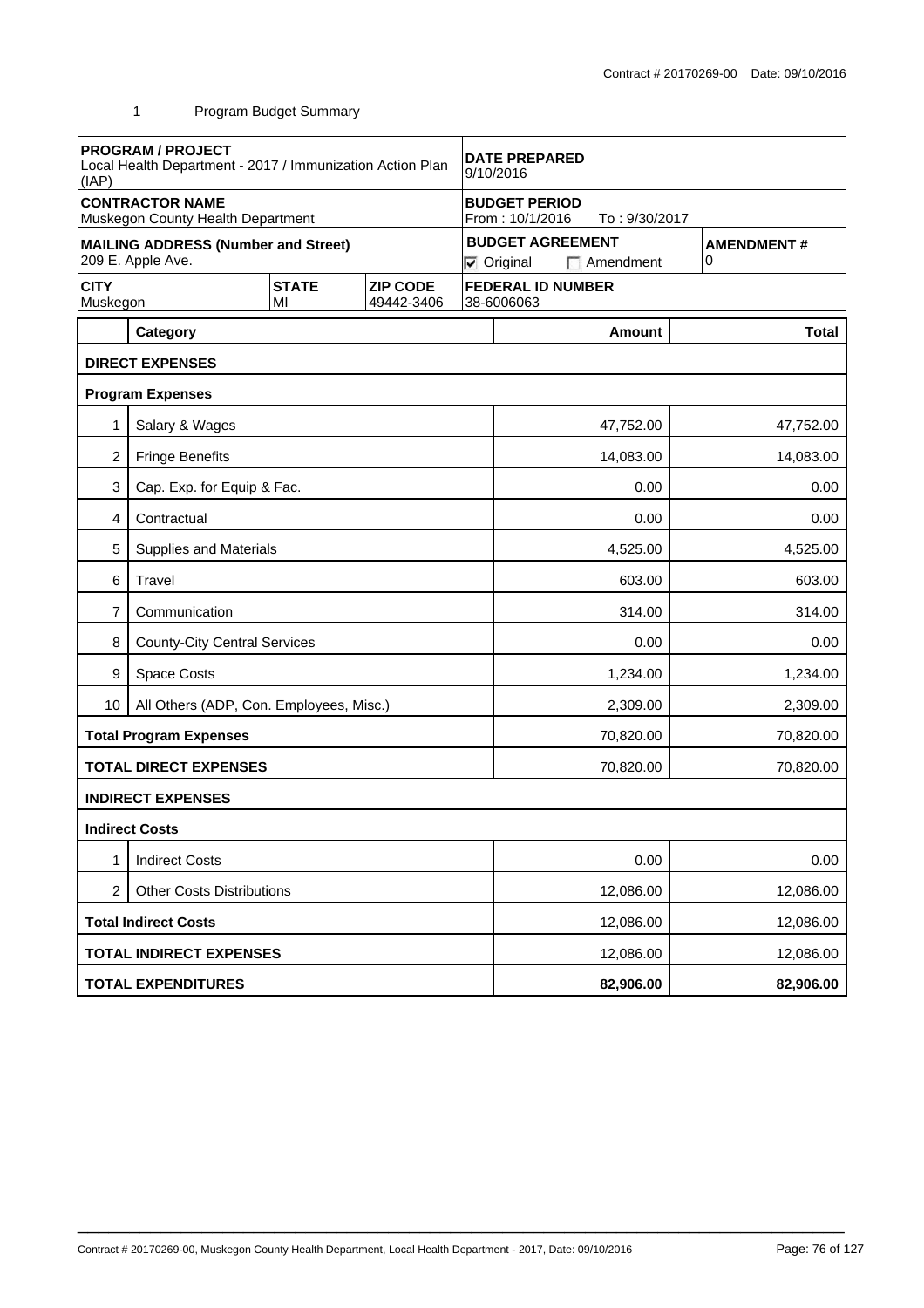Contract # 20170269-00 Date: 09/10/2016

1 Program Budget Summary

| **PROGRAM / PROJECT**<br>Local Health Department - 2017 / Immunization Action Plan (IAP) | | | **DATE PREPARED**<br>9/10/2016 | |
|---|---|---|---|---|
| **CONTRACTOR NAME**<br>Muskegon County Health Department | | | **BUDGET PERIOD**<br>From : 10/1/2016 To : 9/30/2017 | |
| **MAILING ADDRESS (Number and Street)**<br>209 E. Apple Ave. | | | **BUDGET AGREEMENT**<br>☑ Original ☐ Amendment | **AMENDMENT #**<br>0 |
| **CITY**<br>Muskegon | **STATE**<br>MI | **ZIP CODE**<br>49442-3406 | **FEDERAL ID NUMBER**<br>38-6006063 | |

| | Category | Amount | Total |
|---|---|---|---|
| **DIRECT EXPENSES** | | | |
| **Program Expenses** | | | |
| 1 | Salary & Wages | 47,752.00 | 47,752.00 |
| 2 | Fringe Benefits | 14,083.00 | 14,083.00 |
| 3 | Cap. Exp. for Equip & Fac. | 0.00 | 0.00 |
| 4 | Contractual | 0.00 | 0.00 |
| 5 | Supplies and Materials | 4,525.00 | 4,525.00 |
| 6 | Travel | 603.00 | 603.00 |
| 7 | Communication | 314.00 | 314.00 |
| 8 | County-City Central Services | 0.00 | 0.00 |
| 9 | Space Costs | 1,234.00 | 1,234.00 |
| 10 | All Others (ADP, Con. Employees, Misc.) | 2,309.00 | 2,309.00 |
| **Total Program Expenses** | | 70,820.00 | 70,820.00 |
| **TOTAL DIRECT EXPENSES** | | 70,820.00 | 70,820.00 |
| **INDIRECT EXPENSES** | | | |
| **Indirect Costs** | | | |
| 1 | Indirect Costs | 0.00 | 0.00 |
| 2 | Other Costs Distributions | 12,086.00 | 12,086.00 |
| **Total Indirect Costs** | | 12,086.00 | 12,086.00 |
| **TOTAL INDIRECT EXPENSES** | | 12,086.00 | 12,086.00 |
| **TOTAL EXPENDITURES** | | **82,906.00** | **82,906.00** |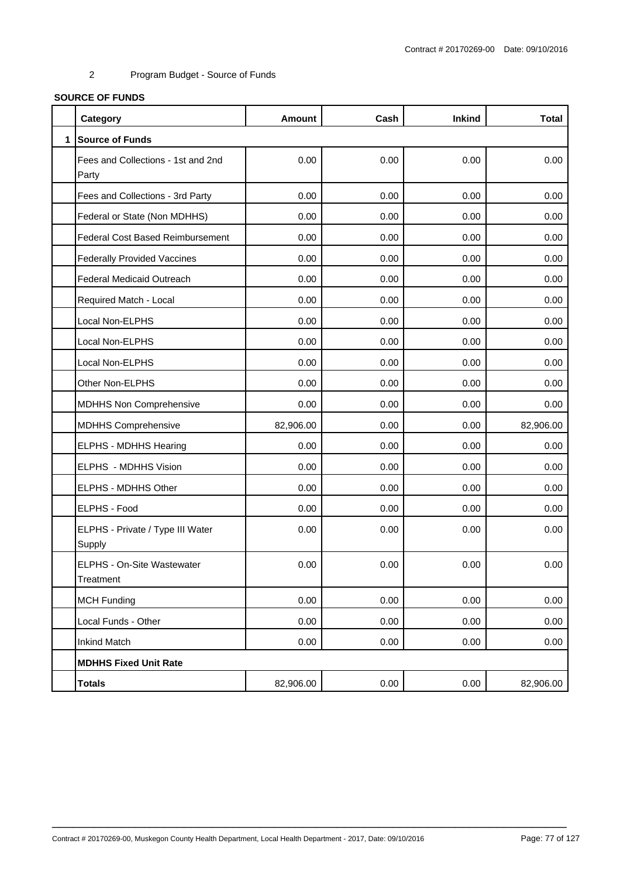2 Program Budget - Source of Funds

**SOURCE OF FUNDS**

| | Category | Amount | Cash | Inkind | Total |
|---|---|---|---|---|---|
| 1 | **Source of Funds** | | | | |
| | Fees and Collections - 1st and 2nd Party | 0.00 | 0.00 | 0.00 | 0.00 |
| | Fees and Collections - 3rd Party | 0.00 | 0.00 | 0.00 | 0.00 |
| | Federal or State (Non MDHHS) | 0.00 | 0.00 | 0.00 | 0.00 |
| | Federal Cost Based Reimbursement | 0.00 | 0.00 | 0.00 | 0.00 |
| | Federally Provided Vaccines | 0.00 | 0.00 | 0.00 | 0.00 |
| | Federal Medicaid Outreach | 0.00 | 0.00 | 0.00 | 0.00 |
| | Required Match - Local | 0.00 | 0.00 | 0.00 | 0.00 |
| | Local Non-ELPHS | 0.00 | 0.00 | 0.00 | 0.00 |
| | Local Non-ELPHS | 0.00 | 0.00 | 0.00 | 0.00 |
| | Local Non-ELPHS | 0.00 | 0.00 | 0.00 | 0.00 |
| | Other Non-ELPHS | 0.00 | 0.00 | 0.00 | 0.00 |
| | MDHHS Non Comprehensive | 0.00 | 0.00 | 0.00 | 0.00 |
| | MDHHS Comprehensive | 82,906.00 | 0.00 | 0.00 | 82,906.00 |
| | ELPHS - MDHHS Hearing | 0.00 | 0.00 | 0.00 | 0.00 |
| | ELPHS - MDHHS Vision | 0.00 | 0.00 | 0.00 | 0.00 |
| | ELPHS - MDHHS Other | 0.00 | 0.00 | 0.00 | 0.00 |
| | ELPHS - Food | 0.00 | 0.00 | 0.00 | 0.00 |
| | ELPHS - Private / Type III Water Supply | 0.00 | 0.00 | 0.00 | 0.00 |
| | ELPHS - On-Site Wastewater Treatment | 0.00 | 0.00 | 0.00 | 0.00 |
| | MCH Funding | 0.00 | 0.00 | 0.00 | 0.00 |
| | Local Funds - Other | 0.00 | 0.00 | 0.00 | 0.00 |
| | Inkind Match | 0.00 | 0.00 | 0.00 | 0.00 |
| | **MDHHS Fixed Unit Rate** | | | | |
| | **Totals** | 82,906.00 | 0.00 | 0.00 | 82,906.00 |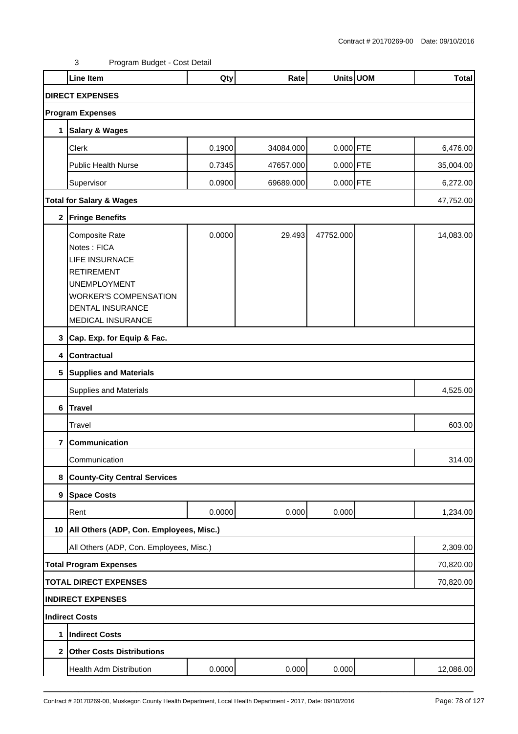Contract # 20170269-00 Date: 09/10/2016

3 Program Budget - Cost Detail

| | Line Item | Qty | Rate | Units | UOM | Total |
|---|---|---|---|---|---|---|
| **DIRECT EXPENSES** | | | | | | |
| **Program Expenses** | | | | | | |
| **1** | **Salary & Wages** | | | | | |
| | Clerk | 0.1900 | 34084.000 | 0.000 | FTE | 6,476.00 |
| | Public Health Nurse | 0.7345 | 47657.000 | 0.000 | FTE | 35,004.00 |
| | Supervisor | 0.0900 | 69689.000 | 0.000 | FTE | 6,272.00 |
| **Total for Salary & Wages** | | | | | | 47,752.00 |
| **2** | **Fringe Benefits** | | | | | |
| | Composite Rate<br>Notes : FICA<br>LIFE INSURNACE<br>RETIREMENT<br>UNEMPLOYMENT<br>WORKER'S COMPENSATION<br>DENTAL INSURANCE<br>MEDICAL INSURANCE | 0.0000 | 29.493 | 47752.000 | | 14,083.00 |
| **3** | **Cap. Exp. for Equip & Fac.** | | | | | |
| **4** | **Contractual** | | | | | |
| **5** | **Supplies and Materials** | | | | | |
| | Supplies and Materials | | | | | 4,525.00 |
| **6** | **Travel** | | | | | |
| | Travel | | | | | 603.00 |
| **7** | **Communication** | | | | | |
| | Communication | | | | | 314.00 |
| **8** | **County-City Central Services** | | | | | |
| **9** | **Space Costs** | | | | | |
| | Rent | 0.0000 | 0.000 | 0.000 | | 1,234.00 |
| **10** | **All Others (ADP, Con. Employees, Misc.)** | | | | | |
| | All Others (ADP, Con. Employees, Misc.) | | | | | 2,309.00 |
| **Total Program Expenses** | | | | | | 70,820.00 |
| **TOTAL DIRECT EXPENSES** | | | | | | 70,820.00 |
| **INDIRECT EXPENSES** | | | | | | |
| **Indirect Costs** | | | | | | |
| **1** | **Indirect Costs** | | | | | |
| **2** | **Other Costs Distributions** | | | | | |
| | Health Adm Distribution | 0.0000 | 0.000 | 0.000 | | 12,086.00 |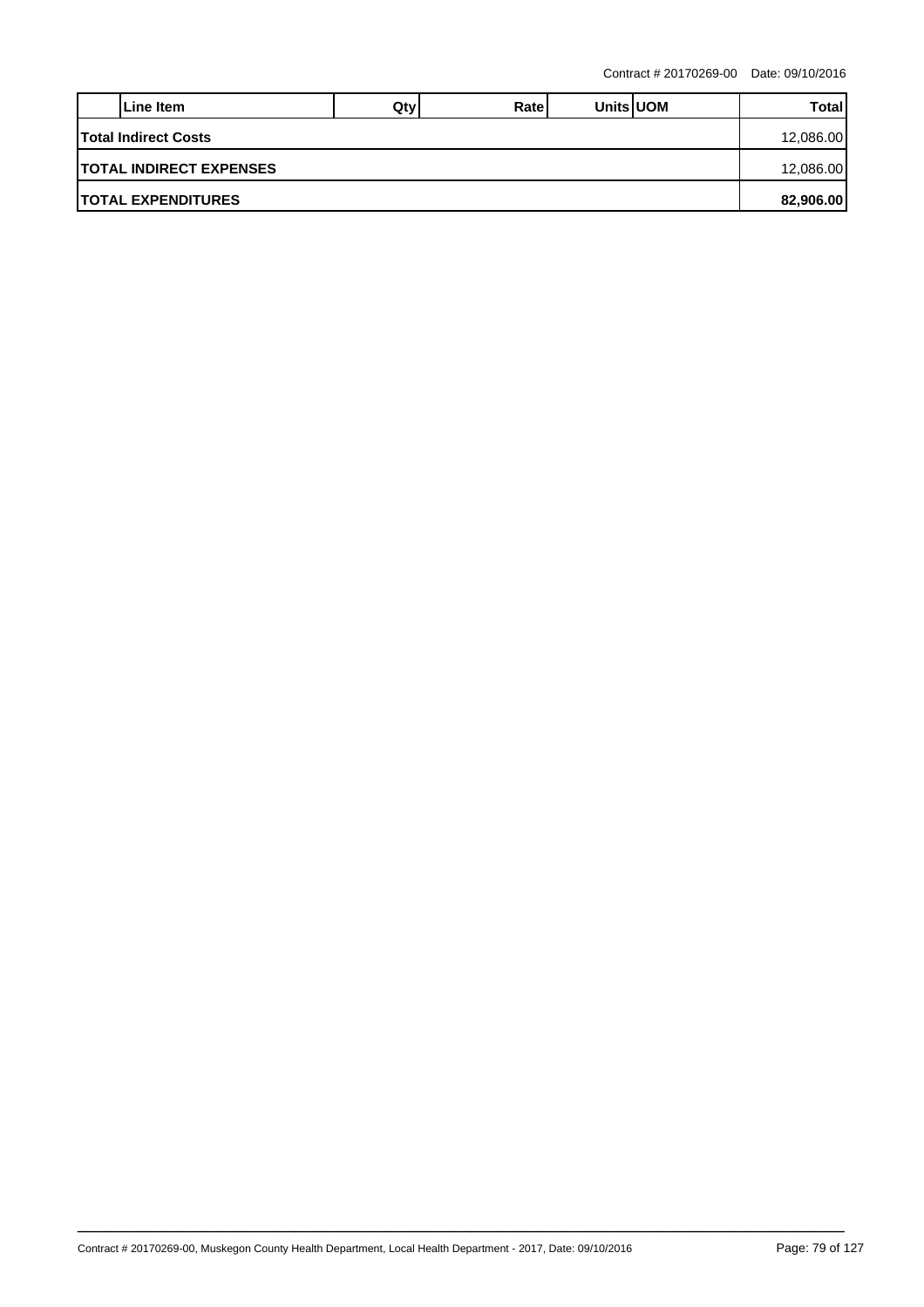| | Line Item | Qty | Rate | Units | UOM | Total |
|---|---|---|---|---|---|---|
| **Total Indirect Costs** | | | | | | 12,086.00 |
| **TOTAL INDIRECT EXPENSES** | | | | | | 12,086.00 |
| **TOTAL EXPENDITURES** | | | | | | **82,906.00** |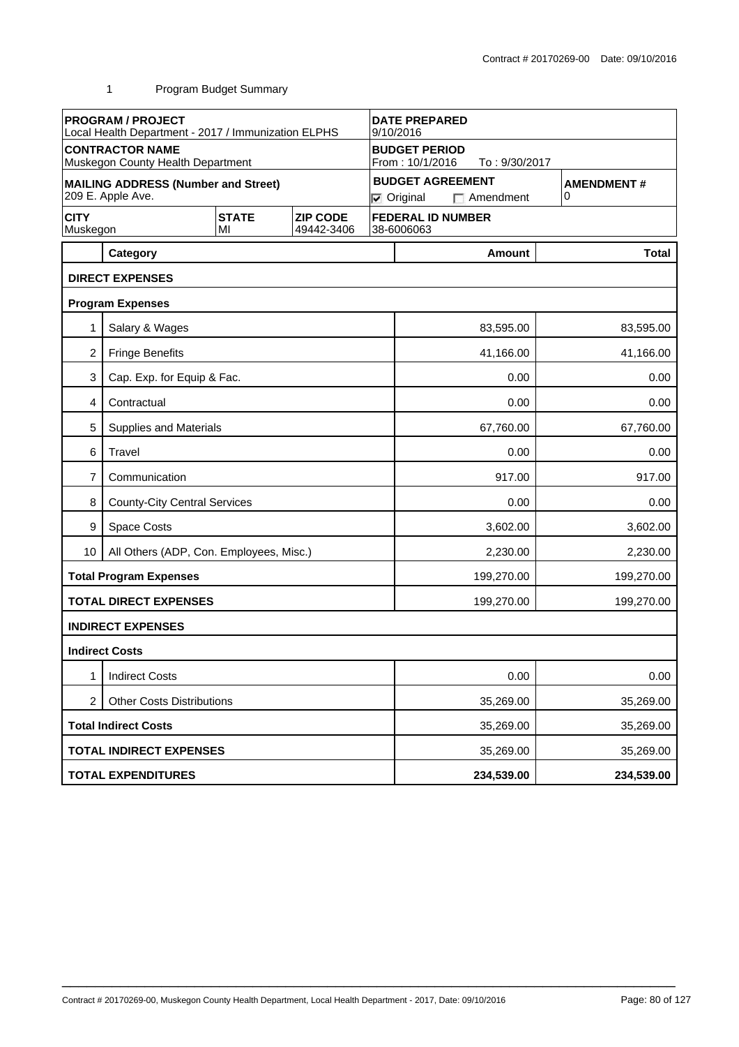Contract # 20170269-00 Date: 09/10/2016

1 Program Budget Summary

| PROGRAM / PROJECT<br>Local Health Department - 2017 / Immunization ELPHS | | | DATE PREPARED<br>9/10/2016 | |
|---|---|---|---|---|
| **CONTRACTOR NAME**<br>Muskegon County Health Department | | | **BUDGET PERIOD**<br>From : 10/1/2016 To : 9/30/2017 | |
| **MAILING ADDRESS (Number and Street)**<br>209 E. Apple Ave. | | | **BUDGET AGREEMENT**<br>☑ Original ☐ Amendment | **AMENDMENT #**<br>0 |
| **CITY**<br>Muskegon | **STATE**<br>MI | **ZIP CODE**<br>49442-3406 | **FEDERAL ID NUMBER**<br>38-6006063 | |

| | Category | Amount | Total |
|---|---|---|---|
| **DIRECT EXPENSES** | | | |
| **Program Expenses** | | | |
| 1 | Salary & Wages | 83,595.00 | 83,595.00 |
| 2 | Fringe Benefits | 41,166.00 | 41,166.00 |
| 3 | Cap. Exp. for Equip & Fac. | 0.00 | 0.00 |
| 4 | Contractual | 0.00 | 0.00 |
| 5 | Supplies and Materials | 67,760.00 | 67,760.00 |
| 6 | Travel | 0.00 | 0.00 |
| 7 | Communication | 917.00 | 917.00 |
| 8 | County-City Central Services | 0.00 | 0.00 |
| 9 | Space Costs | 3,602.00 | 3,602.00 |
| 10 | All Others (ADP, Con. Employees, Misc.) | 2,230.00 | 2,230.00 |
| **Total Program Expenses** | | 199,270.00 | 199,270.00 |
| **TOTAL DIRECT EXPENSES** | | 199,270.00 | 199,270.00 |
| **INDIRECT EXPENSES** | | | |
| **Indirect Costs** | | | |
| 1 | Indirect Costs | 0.00 | 0.00 |
| 2 | Other Costs Distributions | 35,269.00 | 35,269.00 |
| **Total Indirect Costs** | | 35,269.00 | 35,269.00 |
| **TOTAL INDIRECT EXPENSES** | | 35,269.00 | 35,269.00 |
| **TOTAL EXPENDITURES** | | **234,539.00** | **234,539.00** |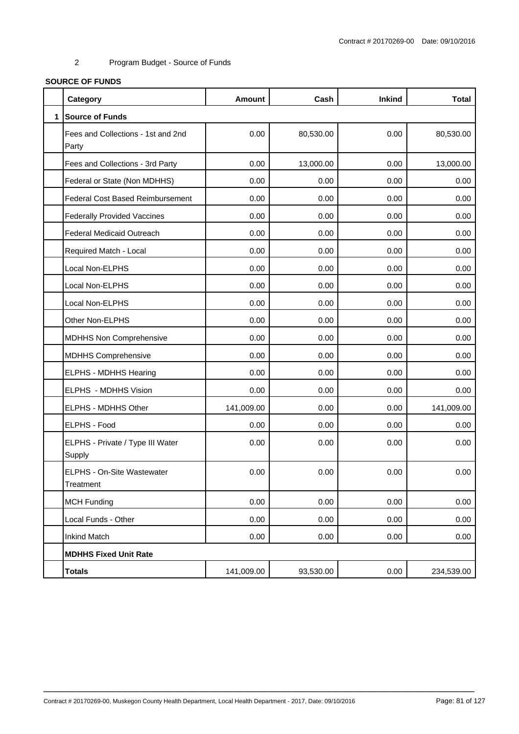2 Program Budget - Source of Funds

**SOURCE OF FUNDS**

| | Category | Amount | Cash | Inkind | Total |
|---|---|---|---|---|---|
| 1 | **Source of Funds** | | | | |
| | Fees and Collections - 1st and 2nd Party | 0.00 | 80,530.00 | 0.00 | 80,530.00 |
| | Fees and Collections - 3rd Party | 0.00 | 13,000.00 | 0.00 | 13,000.00 |
| | Federal or State (Non MDHHS) | 0.00 | 0.00 | 0.00 | 0.00 |
| | Federal Cost Based Reimbursement | 0.00 | 0.00 | 0.00 | 0.00 |
| | Federally Provided Vaccines | 0.00 | 0.00 | 0.00 | 0.00 |
| | Federal Medicaid Outreach | 0.00 | 0.00 | 0.00 | 0.00 |
| | Required Match - Local | 0.00 | 0.00 | 0.00 | 0.00 |
| | Local Non-ELPHS | 0.00 | 0.00 | 0.00 | 0.00 |
| | Local Non-ELPHS | 0.00 | 0.00 | 0.00 | 0.00 |
| | Local Non-ELPHS | 0.00 | 0.00 | 0.00 | 0.00 |
| | Other Non-ELPHS | 0.00 | 0.00 | 0.00 | 0.00 |
| | MDHHS Non Comprehensive | 0.00 | 0.00 | 0.00 | 0.00 |
| | MDHHS Comprehensive | 0.00 | 0.00 | 0.00 | 0.00 |
| | ELPHS - MDHHS Hearing | 0.00 | 0.00 | 0.00 | 0.00 |
| | ELPHS - MDHHS Vision | 0.00 | 0.00 | 0.00 | 0.00 |
| | ELPHS - MDHHS Other | 141,009.00 | 0.00 | 0.00 | 141,009.00 |
| | ELPHS - Food | 0.00 | 0.00 | 0.00 | 0.00 |
| | ELPHS - Private / Type III Water Supply | 0.00 | 0.00 | 0.00 | 0.00 |
| | ELPHS - On-Site Wastewater Treatment | 0.00 | 0.00 | 0.00 | 0.00 |
| | MCH Funding | 0.00 | 0.00 | 0.00 | 0.00 |
| | Local Funds - Other | 0.00 | 0.00 | 0.00 | 0.00 |
| | Inkind Match | 0.00 | 0.00 | 0.00 | 0.00 |
| | **MDHHS Fixed Unit Rate** | | | | |
| | **Totals** | 141,009.00 | 93,530.00 | 0.00 | 234,539.00 |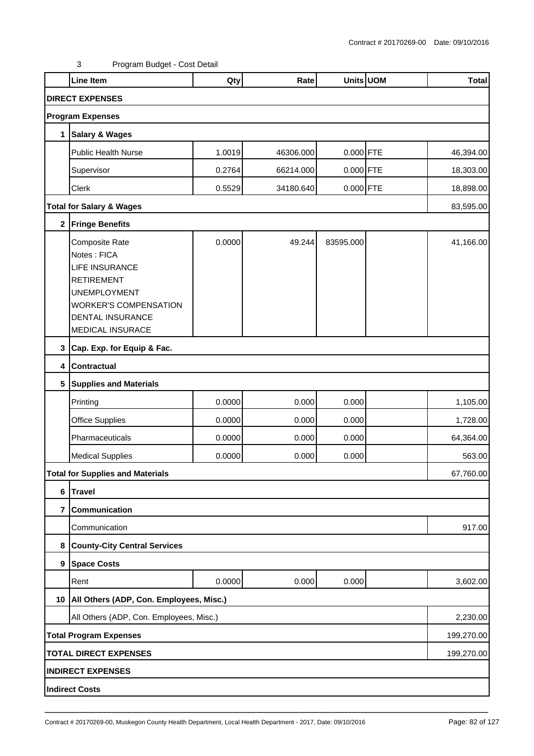3 Program Budget - Cost Detail

| | Line Item | Qty | Rate | Units | UOM | Total |
|---|---|---|---|---|---|---|
| **DIRECT EXPENSES** | | | | | | |
| **Program Expenses** | | | | | | |
| **1** | **Salary & Wages** | | | | | |
| | Public Health Nurse | 1.0019 | 46306.000 | 0.000 | FTE | 46,394.00 |
| | Supervisor | 0.2764 | 66214.000 | 0.000 | FTE | 18,303.00 |
| | Clerk | 0.5529 | 34180.640 | 0.000 | FTE | 18,898.00 |
| **Total for Salary & Wages** | | | | | | 83,595.00 |
| **2** | **Fringe Benefits** | | | | | |
| | Composite Rate<br>Notes : FICA<br>LIFE INSURANCE<br>RETIREMENT<br>UNEMPLOYMENT<br>WORKER'S COMPENSATION<br>DENTAL INSURANCE<br>MEDICAL INSURACE | 0.0000 | 49.244 | 83595.000 | | 41,166.00 |
| **3** | **Cap. Exp. for Equip & Fac.** | | | | | |
| **4** | **Contractual** | | | | | |
| **5** | **Supplies and Materials** | | | | | |
| | Printing | 0.0000 | 0.000 | 0.000 | | 1,105.00 |
| | Office Supplies | 0.0000 | 0.000 | 0.000 | | 1,728.00 |
| | Pharmaceuticals | 0.0000 | 0.000 | 0.000 | | 64,364.00 |
| | Medical Supplies | 0.0000 | 0.000 | 0.000 | | 563.00 |
| **Total for Supplies and Materials** | | | | | | 67,760.00 |
| **6** | **Travel** | | | | | |
| **7** | **Communication** | | | | | |
| | Communication | | | | | 917.00 |
| **8** | **County-City Central Services** | | | | | |
| **9** | **Space Costs** | | | | | |
| | Rent | 0.0000 | 0.000 | 0.000 | | 3,602.00 |
| **10** | **All Others (ADP, Con. Employees, Misc.)** | | | | | |
| | All Others (ADP, Con. Employees, Misc.) | | | | | 2,230.00 |
| **Total Program Expenses** | | | | | | 199,270.00 |
| **TOTAL DIRECT EXPENSES** | | | | | | 199,270.00 |
| **INDIRECT EXPENSES** | | | | | | |
| **Indirect Costs** | | | | | | |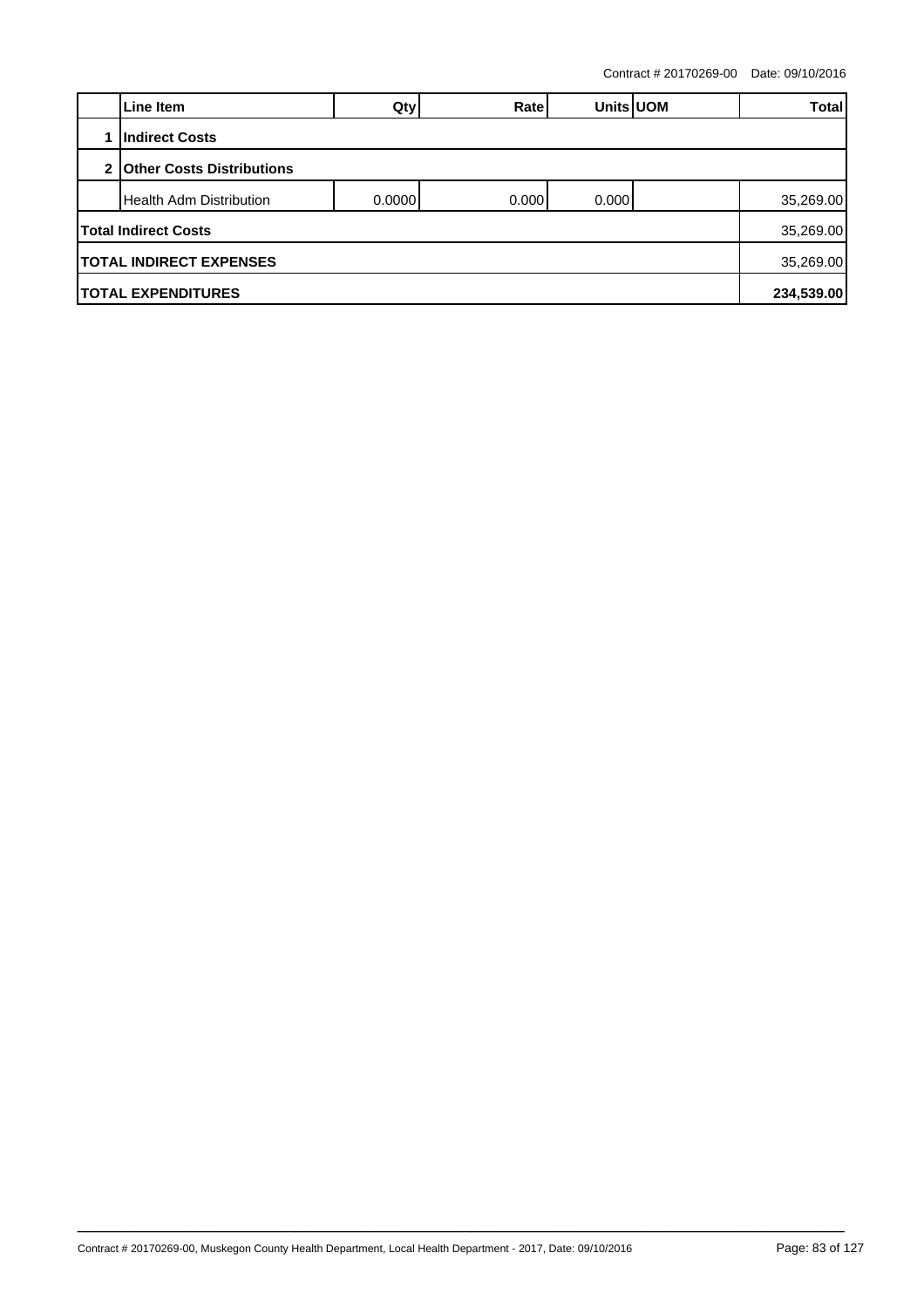Contract # 20170269-00 Date: 09/10/2016

| | Line Item | Qty | Rate | Units | UOM | Total |
|---|---|---|---|---|---|---|
| 1 | **Indirect Costs** | | | | | |
| 2 | **Other Costs Distributions** | | | | | |
| | Health Adm Distribution | 0.0000 | 0.000 | 0.000 | | 35,269.00 |
| **Total Indirect Costs** | | | | | | 35,269.00 |
| **TOTAL INDIRECT EXPENSES** | | | | | | 35,269.00 |
| **TOTAL EXPENDITURES** | | | | | | **234,539.00** |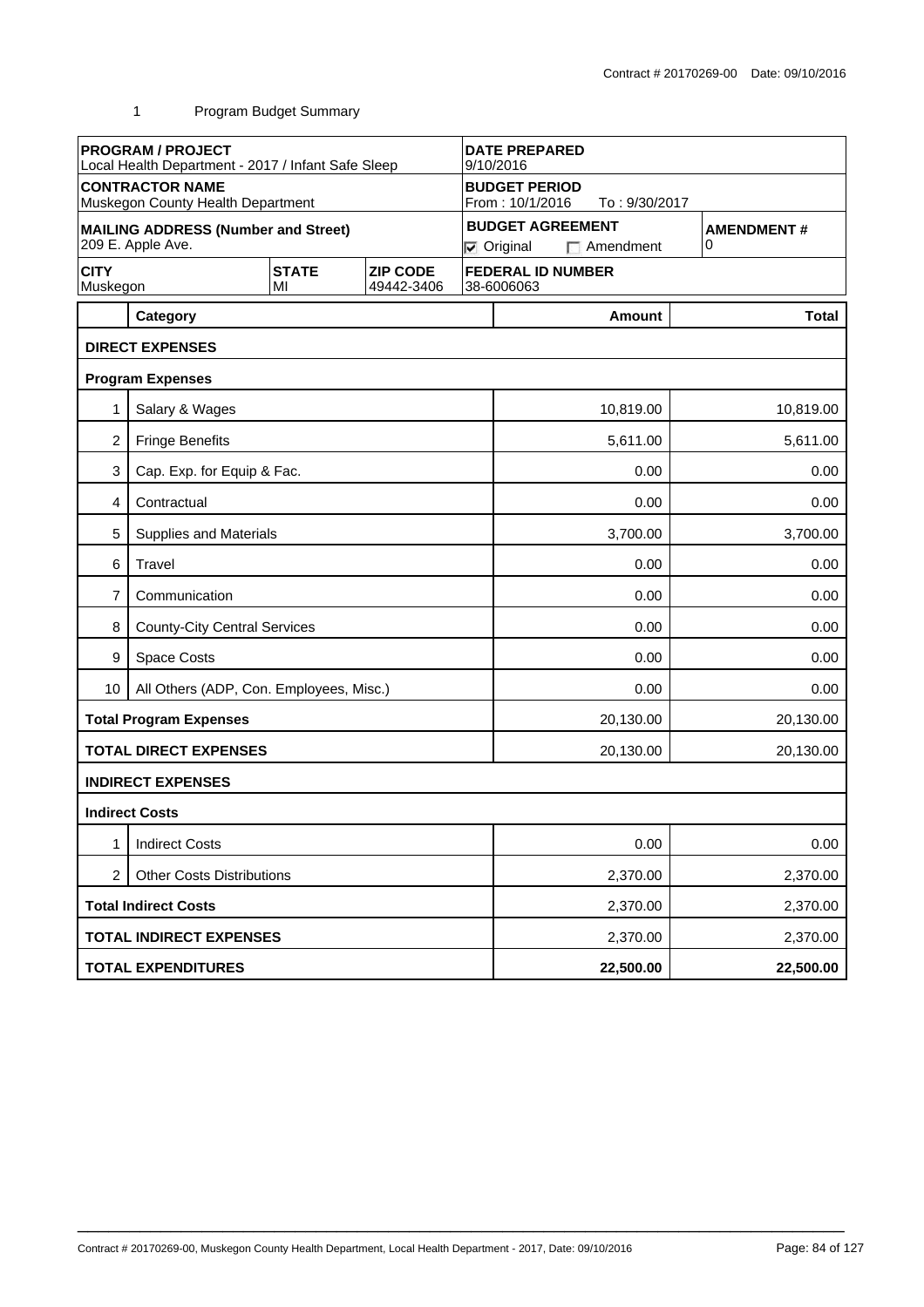1 Program Budget Summary

| PROGRAM / PROJECT | | | | DATE PREPARED | |
|---|---|---|---|---|---|
| Local Health Department - 2017 / Infant Safe Sleep | | | | 9/10/2016 | |
| **CONTRACTOR NAME** | | | | **BUDGET PERIOD** | |
| Muskegon County Health Department | | | | From : 10/1/2016 To : 9/30/2017 | |
| **MAILING ADDRESS (Number and Street)** | | | | **BUDGET AGREEMENT** | **AMENDMENT #** |
| 209 E. Apple Ave. | | | | ☑ Original ☐ Amendment | 0 |
| **CITY** | **STATE** | **ZIP CODE** | | **FEDERAL ID NUMBER** | |
| Muskegon | MI | 49442-3406 | | 38-6006063 | |

| | Category | Amount | Total |
|---|---|---|---|
| | **DIRECT EXPENSES** | | |
| | **Program Expenses** | | |
| 1 | Salary & Wages | 10,819.00 | 10,819.00 |
| 2 | Fringe Benefits | 5,611.00 | 5,611.00 |
| 3 | Cap. Exp. for Equip & Fac. | 0.00 | 0.00 |
| 4 | Contractual | 0.00 | 0.00 |
| 5 | Supplies and Materials | 3,700.00 | 3,700.00 |
| 6 | Travel | 0.00 | 0.00 |
| 7 | Communication | 0.00 | 0.00 |
| 8 | County-City Central Services | 0.00 | 0.00 |
| 9 | Space Costs | 0.00 | 0.00 |
| 10 | All Others (ADP, Con. Employees, Misc.) | 0.00 | 0.00 |
| | **Total Program Expenses** | 20,130.00 | 20,130.00 |
| | **TOTAL DIRECT EXPENSES** | 20,130.00 | 20,130.00 |
| | **INDIRECT EXPENSES** | | |
| | **Indirect Costs** | | |
| 1 | Indirect Costs | 0.00 | 0.00 |
| 2 | Other Costs Distributions | 2,370.00 | 2,370.00 |
| | **Total Indirect Costs** | 2,370.00 | 2,370.00 |
| | **TOTAL INDIRECT EXPENSES** | 2,370.00 | 2,370.00 |
| | **TOTAL EXPENDITURES** | **22,500.00** | **22,500.00** |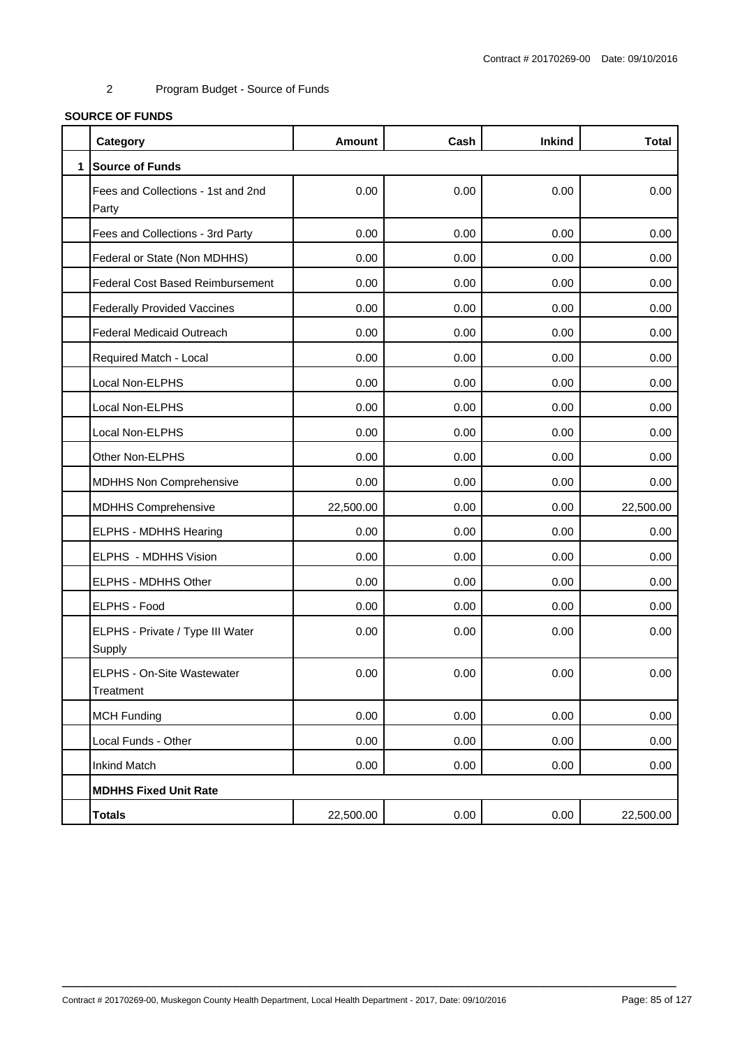2 Program Budget - Source of Funds

**SOURCE OF FUNDS**

| | Category | Amount | Cash | Inkind | Total |
|---|---|---|---|---|---|
| 1 | **Source of Funds** | | | | |
| | Fees and Collections - 1st and 2nd Party | 0.00 | 0.00 | 0.00 | 0.00 |
| | Fees and Collections - 3rd Party | 0.00 | 0.00 | 0.00 | 0.00 |
| | Federal or State (Non MDHHS) | 0.00 | 0.00 | 0.00 | 0.00 |
| | Federal Cost Based Reimbursement | 0.00 | 0.00 | 0.00 | 0.00 |
| | Federally Provided Vaccines | 0.00 | 0.00 | 0.00 | 0.00 |
| | Federal Medicaid Outreach | 0.00 | 0.00 | 0.00 | 0.00 |
| | Required Match - Local | 0.00 | 0.00 | 0.00 | 0.00 |
| | Local Non-ELPHS | 0.00 | 0.00 | 0.00 | 0.00 |
| | Local Non-ELPHS | 0.00 | 0.00 | 0.00 | 0.00 |
| | Local Non-ELPHS | 0.00 | 0.00 | 0.00 | 0.00 |
| | Other Non-ELPHS | 0.00 | 0.00 | 0.00 | 0.00 |
| | MDHHS Non Comprehensive | 0.00 | 0.00 | 0.00 | 0.00 |
| | MDHHS Comprehensive | 22,500.00 | 0.00 | 0.00 | 22,500.00 |
| | ELPHS - MDHHS Hearing | 0.00 | 0.00 | 0.00 | 0.00 |
| | ELPHS - MDHHS Vision | 0.00 | 0.00 | 0.00 | 0.00 |
| | ELPHS - MDHHS Other | 0.00 | 0.00 | 0.00 | 0.00 |
| | ELPHS - Food | 0.00 | 0.00 | 0.00 | 0.00 |
| | ELPHS - Private / Type III Water Supply | 0.00 | 0.00 | 0.00 | 0.00 |
| | ELPHS - On-Site Wastewater Treatment | 0.00 | 0.00 | 0.00 | 0.00 |
| | MCH Funding | 0.00 | 0.00 | 0.00 | 0.00 |
| | Local Funds - Other | 0.00 | 0.00 | 0.00 | 0.00 |
| | Inkind Match | 0.00 | 0.00 | 0.00 | 0.00 |
| | **MDHHS Fixed Unit Rate** | | | | |
| | **Totals** | 22,500.00 | 0.00 | 0.00 | 22,500.00 |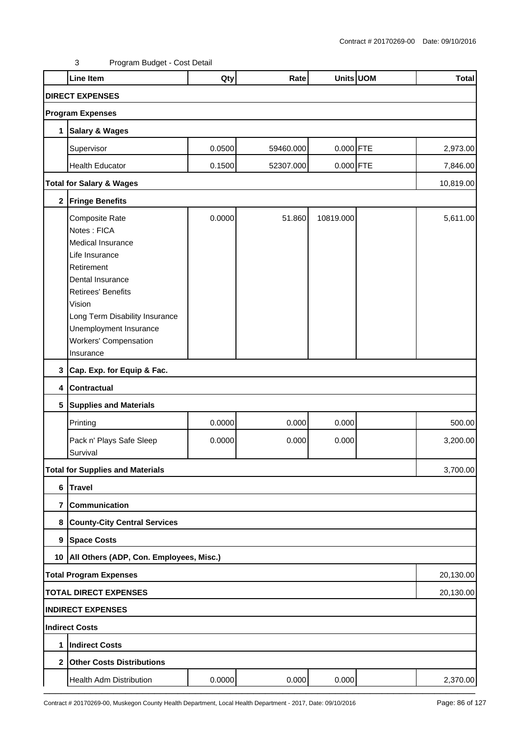Contract # 20170269-00 Date: 09/10/2016

3 Program Budget - Cost Detail

| | Line Item | Qty | Rate | Units | UOM | Total |
|---|---|---|---|---|---|---|
| | **DIRECT EXPENSES** | | | | | |
| | **Program Expenses** | | | | | |
| **1** | **Salary & Wages** | | | | | |
| | Supervisor | 0.0500 | 59460.000 | 0.000 | FTE | 2,973.00 |
| | Health Educator | 0.1500 | 52307.000 | 0.000 | FTE | 7,846.00 |
| | **Total for Salary & Wages** | | | | | 10,819.00 |
| **2** | **Fringe Benefits** | | | | | |
| | Composite Rate<br>Notes : FICA<br>Medical Insurance<br>Life Insurance<br>Retirement<br>Dental Insurance<br>Retirees' Benefits<br>Vision<br>Long Term Disability Insurance<br>Unemployment Insurance<br>Workers' Compensation Insurance | 0.0000 | 51.860 | 10819.000 | | 5,611.00 |
| **3** | **Cap. Exp. for Equip & Fac.** | | | | | |
| **4** | **Contractual** | | | | | |
| **5** | **Supplies and Materials** | | | | | |
| | Printing | 0.0000 | 0.000 | 0.000 | | 500.00 |
| | Pack n' Plays Safe Sleep Survival | 0.0000 | 0.000 | 0.000 | | 3,200.00 |
| | **Total for Supplies and Materials** | | | | | 3,700.00 |
| **6** | **Travel** | | | | | |
| **7** | **Communication** | | | | | |
| **8** | **County-City Central Services** | | | | | |
| **9** | **Space Costs** | | | | | |
| **10** | **All Others (ADP, Con. Employees, Misc.)** | | | | | |
| | **Total Program Expenses** | | | | | 20,130.00 |
| | **TOTAL DIRECT EXPENSES** | | | | | 20,130.00 |
| | **INDIRECT EXPENSES** | | | | | |
| | **Indirect Costs** | | | | | |
| **1** | **Indirect Costs** | | | | | |
| **2** | **Other Costs Distributions** | | | | | |
| | Health Adm Distribution | 0.0000 | 0.000 | 0.000 | | 2,370.00 |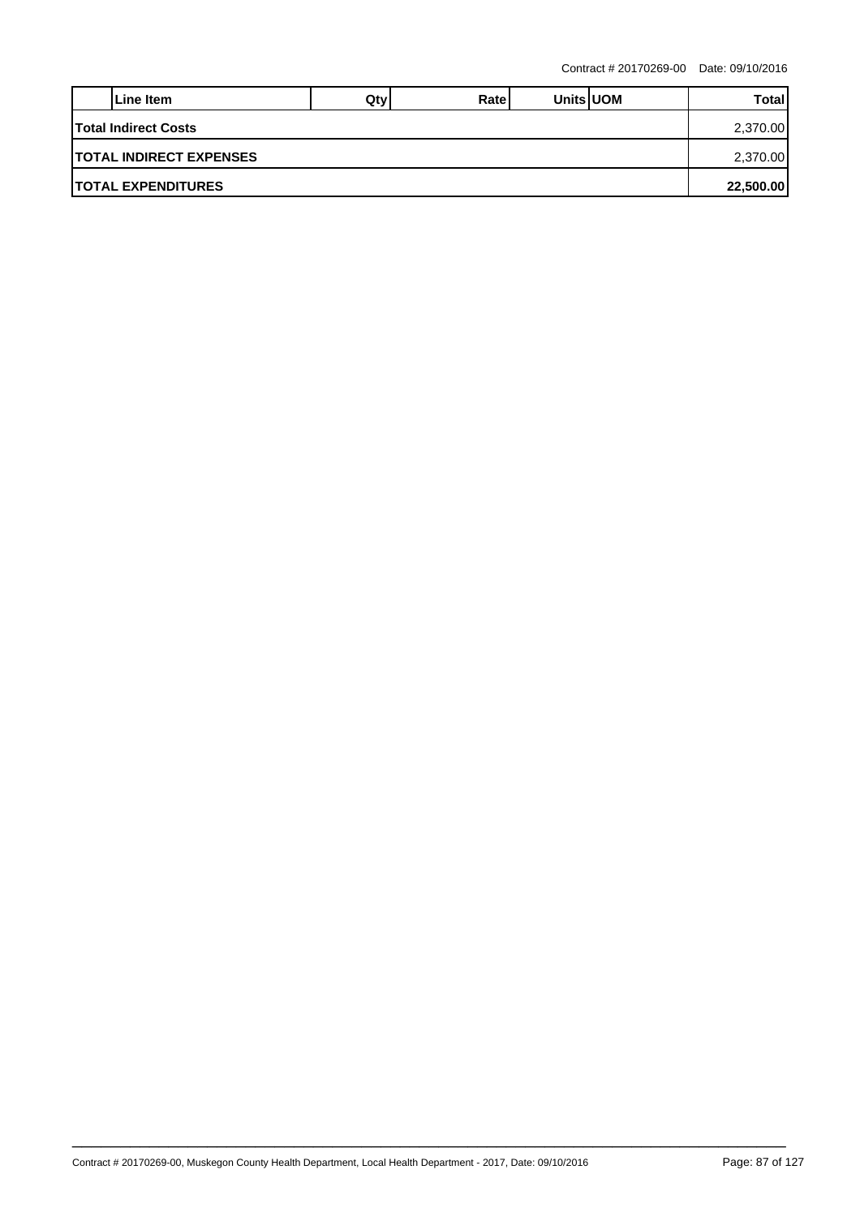| Line Item | Qty | Rate | Units | UOM | Total |
|---|---|---|---|---|---|
| **Total Indirect Costs** | | | | | 2,370.00 |
| **TOTAL INDIRECT EXPENSES** | | | | | 2,370.00 |
| **TOTAL EXPENDITURES** | | | | | **22,500.00** |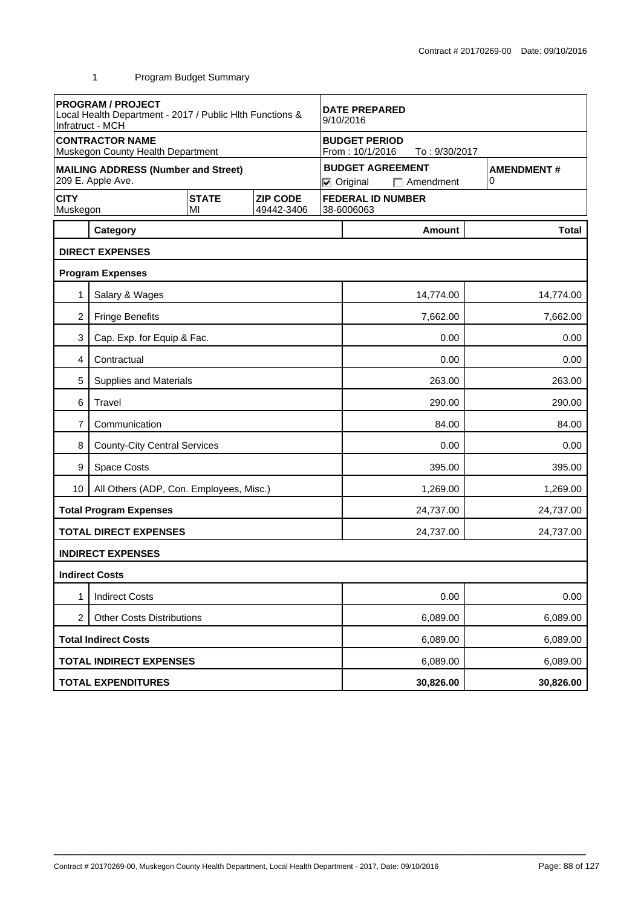Contract # 20170269-00 Date: 09/10/2016

1 Program Budget Summary

| **PROGRAM / PROJECT** | | | **DATE PREPARED** | |
|---|---|---|---|---|
| Local Health Department - 2017 / Public Hlth Functions & Infratruct - MCH | | | 9/10/2016 | |
| **CONTRACTOR NAME** | | | **BUDGET PERIOD** | |
| Muskegon County Health Department | | | From : 10/1/2016 To : 9/30/2017 | |
| **MAILING ADDRESS (Number and Street)** | | | **BUDGET AGREEMENT** | **AMENDMENT #** |
| 209 E. Apple Ave. | | | ☑ Original ☐ Amendment | 0 |
| **CITY** | **STATE** | **ZIP CODE** | **FEDERAL ID NUMBER** | |
| Muskegon | MI | 49442-3406 | 38-6006063 | |

| | Category | Amount | Total |
|---|---|---|---|
| | **DIRECT EXPENSES** | | |
| | **Program Expenses** | | |
| 1 | Salary & Wages | 14,774.00 | 14,774.00 |
| 2 | Fringe Benefits | 7,662.00 | 7,662.00 |
| 3 | Cap. Exp. for Equip & Fac. | 0.00 | 0.00 |
| 4 | Contractual | 0.00 | 0.00 |
| 5 | Supplies and Materials | 263.00 | 263.00 |
| 6 | Travel | 290.00 | 290.00 |
| 7 | Communication | 84.00 | 84.00 |
| 8 | County-City Central Services | 0.00 | 0.00 |
| 9 | Space Costs | 395.00 | 395.00 |
| 10 | All Others (ADP, Con. Employees, Misc.) | 1,269.00 | 1,269.00 |
| | **Total Program Expenses** | 24,737.00 | 24,737.00 |
| | **TOTAL DIRECT EXPENSES** | 24,737.00 | 24,737.00 |
| | **INDIRECT EXPENSES** | | |
| | **Indirect Costs** | | |
| 1 | Indirect Costs | 0.00 | 0.00 |
| 2 | Other Costs Distributions | 6,089.00 | 6,089.00 |
| | **Total Indirect Costs** | 6,089.00 | 6,089.00 |
| | **TOTAL INDIRECT EXPENSES** | 6,089.00 | 6,089.00 |
| | **TOTAL EXPENDITURES** | **30,826.00** | **30,826.00** |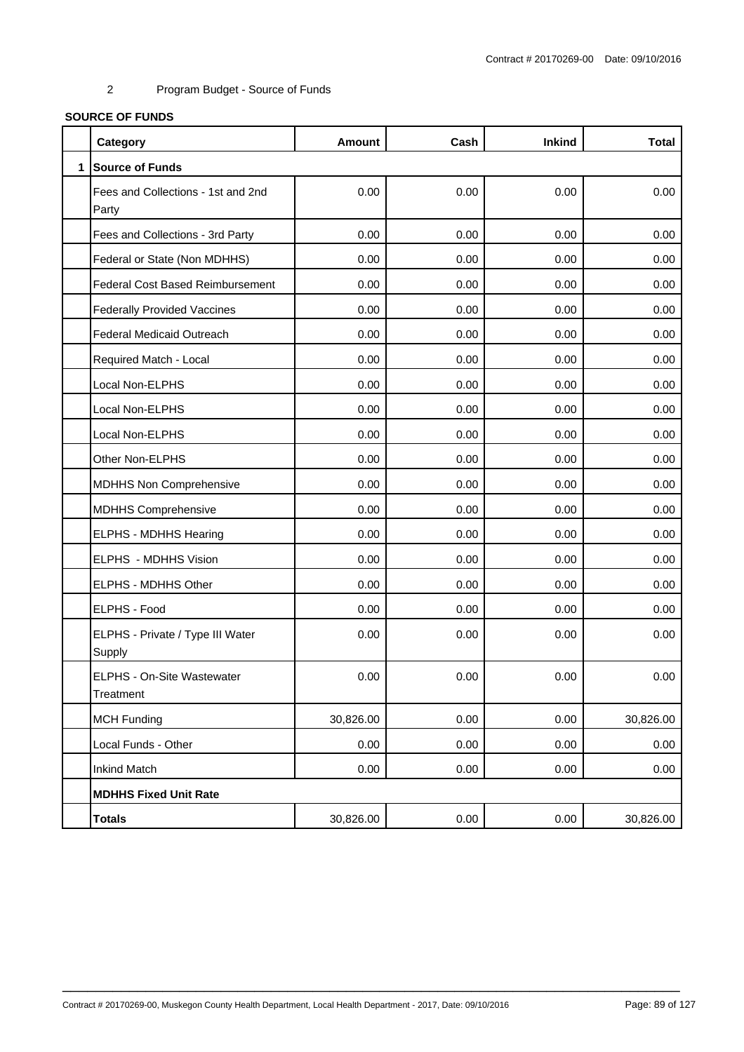2 Program Budget - Source of Funds

**SOURCE OF FUNDS**

| | Category | Amount | Cash | Inkind | Total |
|---|---|---|---|---|---|
| 1 | **Source of Funds** | | | | |
| | Fees and Collections - 1st and 2nd Party | 0.00 | 0.00 | 0.00 | 0.00 |
| | Fees and Collections - 3rd Party | 0.00 | 0.00 | 0.00 | 0.00 |
| | Federal or State (Non MDHHS) | 0.00 | 0.00 | 0.00 | 0.00 |
| | Federal Cost Based Reimbursement | 0.00 | 0.00 | 0.00 | 0.00 |
| | Federally Provided Vaccines | 0.00 | 0.00 | 0.00 | 0.00 |
| | Federal Medicaid Outreach | 0.00 | 0.00 | 0.00 | 0.00 |
| | Required Match - Local | 0.00 | 0.00 | 0.00 | 0.00 |
| | Local Non-ELPHS | 0.00 | 0.00 | 0.00 | 0.00 |
| | Local Non-ELPHS | 0.00 | 0.00 | 0.00 | 0.00 |
| | Local Non-ELPHS | 0.00 | 0.00 | 0.00 | 0.00 |
| | Other Non-ELPHS | 0.00 | 0.00 | 0.00 | 0.00 |
| | MDHHS Non Comprehensive | 0.00 | 0.00 | 0.00 | 0.00 |
| | MDHHS Comprehensive | 0.00 | 0.00 | 0.00 | 0.00 |
| | ELPHS - MDHHS Hearing | 0.00 | 0.00 | 0.00 | 0.00 |
| | ELPHS - MDHHS Vision | 0.00 | 0.00 | 0.00 | 0.00 |
| | ELPHS - MDHHS Other | 0.00 | 0.00 | 0.00 | 0.00 |
| | ELPHS - Food | 0.00 | 0.00 | 0.00 | 0.00 |
| | ELPHS - Private / Type III Water Supply | 0.00 | 0.00 | 0.00 | 0.00 |
| | ELPHS - On-Site Wastewater Treatment | 0.00 | 0.00 | 0.00 | 0.00 |
| | MCH Funding | 30,826.00 | 0.00 | 0.00 | 30,826.00 |
| | Local Funds - Other | 0.00 | 0.00 | 0.00 | 0.00 |
| | Inkind Match | 0.00 | 0.00 | 0.00 | 0.00 |
| | **MDHHS Fixed Unit Rate** | | | | |
| | **Totals** | 30,826.00 | 0.00 | 0.00 | 30,826.00 |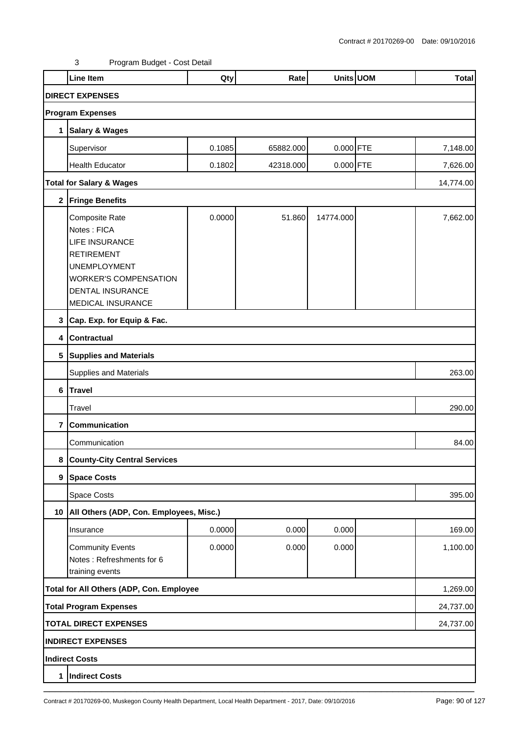Contract # 20170269-00 Date: 09/10/2016

3 Program Budget - Cost Detail

| | Line Item | Qty | Rate | Units | UOM | Total |
|---|---|---|---|---|---|---|
| **DIRECT EXPENSES** | | | | | | |
| **Program Expenses** | | | | | | |
| **1** | **Salary & Wages** | | | | | |
| | Supervisor | 0.1085 | 65882.000 | 0.000 | FTE | 7,148.00 |
| | Health Educator | 0.1802 | 42318.000 | 0.000 | FTE | 7,626.00 |
| **Total for Salary & Wages** | | | | | | 14,774.00 |
| **2** | **Fringe Benefits** | | | | | |
| | Composite Rate<br>Notes : FICA<br>LIFE INSURANCE<br>RETIREMENT<br>UNEMPLOYMENT<br>WORKER'S COMPENSATION<br>DENTAL INSURANCE<br>MEDICAL INSURANCE | 0.0000 | 51.860 | 14774.000 | | 7,662.00 |
| **3** | **Cap. Exp. for Equip & Fac.** | | | | | |
| **4** | **Contractual** | | | | | |
| **5** | **Supplies and Materials** | | | | | |
| | Supplies and Materials | | | | | 263.00 |
| **6** | **Travel** | | | | | |
| | Travel | | | | | 290.00 |
| **7** | **Communication** | | | | | |
| | Communication | | | | | 84.00 |
| **8** | **County-City Central Services** | | | | | |
| **9** | **Space Costs** | | | | | |
| | Space Costs | | | | | 395.00 |
| **10** | **All Others (ADP, Con. Employees, Misc.)** | | | | | |
| | Insurance | 0.0000 | 0.000 | 0.000 | | 169.00 |
| | Community Events<br>Notes : Refreshments for 6 training events | 0.0000 | 0.000 | 0.000 | | 1,100.00 |
| **Total for All Others (ADP, Con. Employee** | | | | | | 1,269.00 |
| **Total Program Expenses** | | | | | | 24,737.00 |
| **TOTAL DIRECT EXPENSES** | | | | | | 24,737.00 |
| **INDIRECT EXPENSES** | | | | | | |
| **Indirect Costs** | | | | | | |
| **1** | **Indirect Costs** | | | | | |

Contract # 20170269-00, Muskegon County Health Department, Local Health Department - 2017, Date: 09/10/2016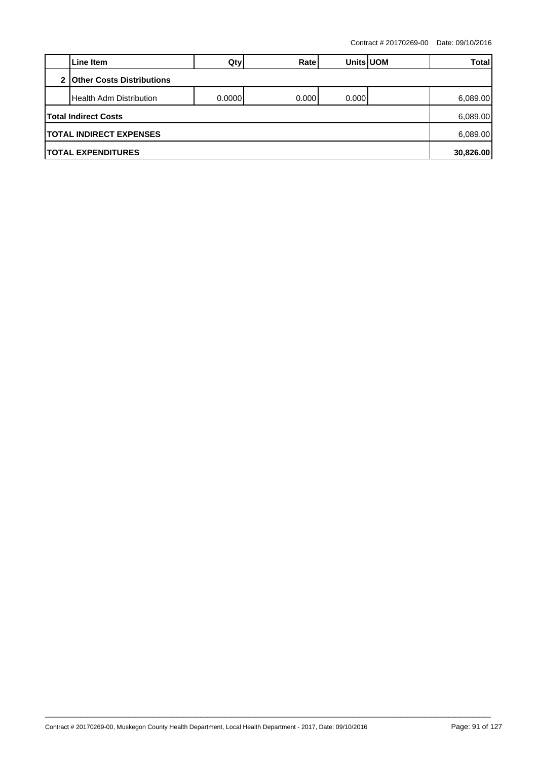Contract # 20170269-00 Date: 09/10/2016

| | Line Item | Qty | Rate | Units | UOM | Total |
|---|---|---|---|---|---|---|
| 2 | **Other Costs Distributions** | | | | | |
| | Health Adm Distribution | 0.0000 | 0.000 | 0.000 | | 6,089.00 |
| **Total Indirect Costs** | | | | | | 6,089.00 |
| **TOTAL INDIRECT EXPENSES** | | | | | | 6,089.00 |
| **TOTAL EXPENDITURES** | | | | | | **30,826.00** |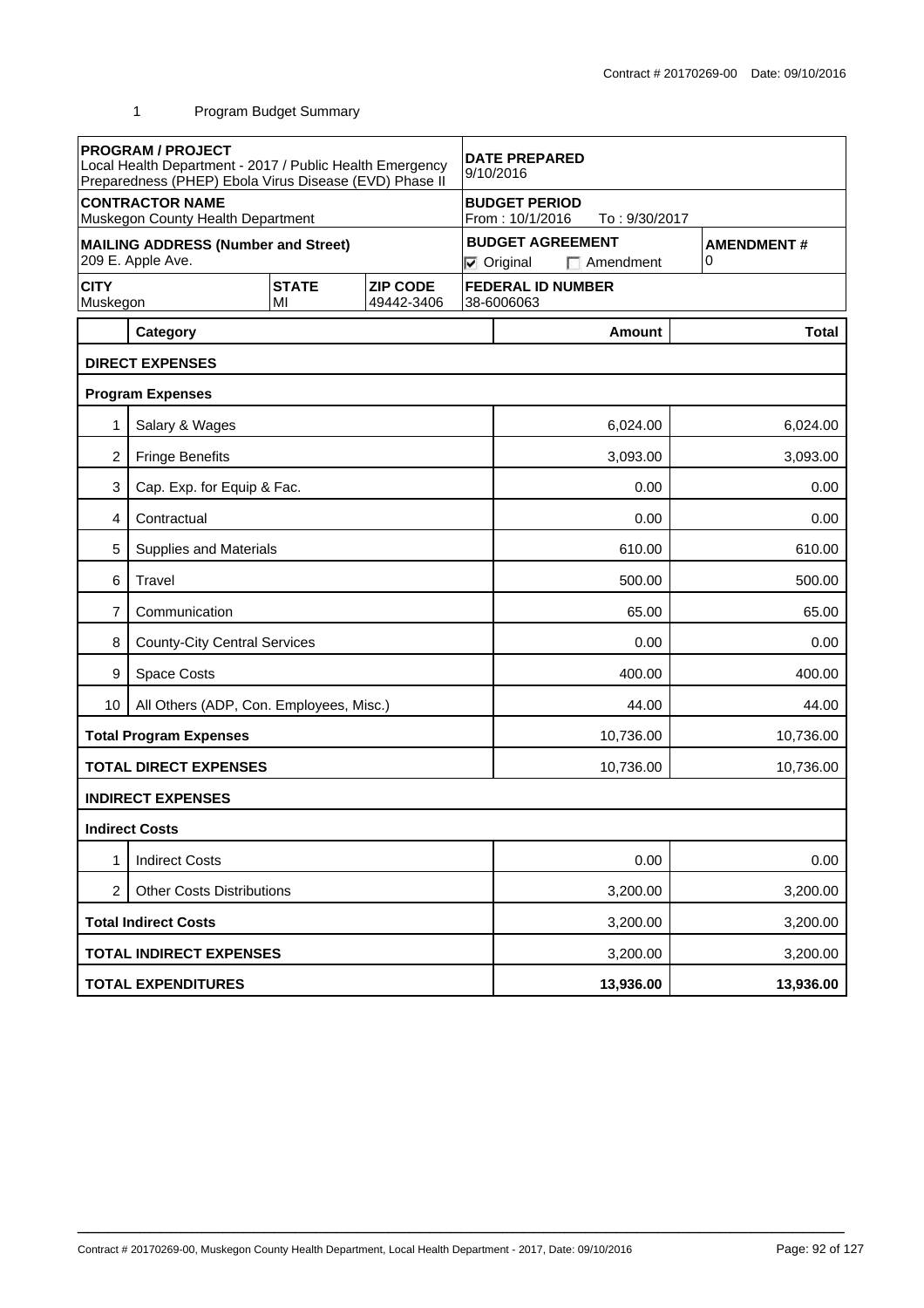Contract # 20170269-00 Date: 09/10/2016

1 Program Budget Summary

| **PROGRAM / PROJECT**<br>Local Health Department - 2017 / Public Health Emergency Preparedness (PHEP) Ebola Virus Disease (EVD) Phase II | | | **DATE PREPARED**<br>9/10/2016 | |
|---|---|---|---|---|
| **CONTRACTOR NAME**<br>Muskegon County Health Department | | | **BUDGET PERIOD**<br>From : 10/1/2016 To : 9/30/2017 | |
| **MAILING ADDRESS (Number and Street)**<br>209 E. Apple Ave. | | | **BUDGET AGREEMENT**<br>☑ Original ☐ Amendment | **AMENDMENT #**<br>0 |
| **CITY**<br>Muskegon | **STATE**<br>MI | **ZIP CODE**<br>49442-3406 | **FEDERAL ID NUMBER**<br>38-6006063 | |

| | Category | Amount | Total |
|---|---|---|---|
| | **DIRECT EXPENSES** | | |
| | **Program Expenses** | | |
| 1 | Salary & Wages | 6,024.00 | 6,024.00 |
| 2 | Fringe Benefits | 3,093.00 | 3,093.00 |
| 3 | Cap. Exp. for Equip & Fac. | 0.00 | 0.00 |
| 4 | Contractual | 0.00 | 0.00 |
| 5 | Supplies and Materials | 610.00 | 610.00 |
| 6 | Travel | 500.00 | 500.00 |
| 7 | Communication | 65.00 | 65.00 |
| 8 | County-City Central Services | 0.00 | 0.00 |
| 9 | Space Costs | 400.00 | 400.00 |
| 10 | All Others (ADP, Con. Employees, Misc.) | 44.00 | 44.00 |
| | **Total Program Expenses** | 10,736.00 | 10,736.00 |
| | **TOTAL DIRECT EXPENSES** | 10,736.00 | 10,736.00 |
| | **INDIRECT EXPENSES** | | |
| | **Indirect Costs** | | |
| 1 | Indirect Costs | 0.00 | 0.00 |
| 2 | Other Costs Distributions | 3,200.00 | 3,200.00 |
| | **Total Indirect Costs** | 3,200.00 | 3,200.00 |
| | **TOTAL INDIRECT EXPENSES** | 3,200.00 | 3,200.00 |
| | **TOTAL EXPENDITURES** | **13,936.00** | **13,936.00** |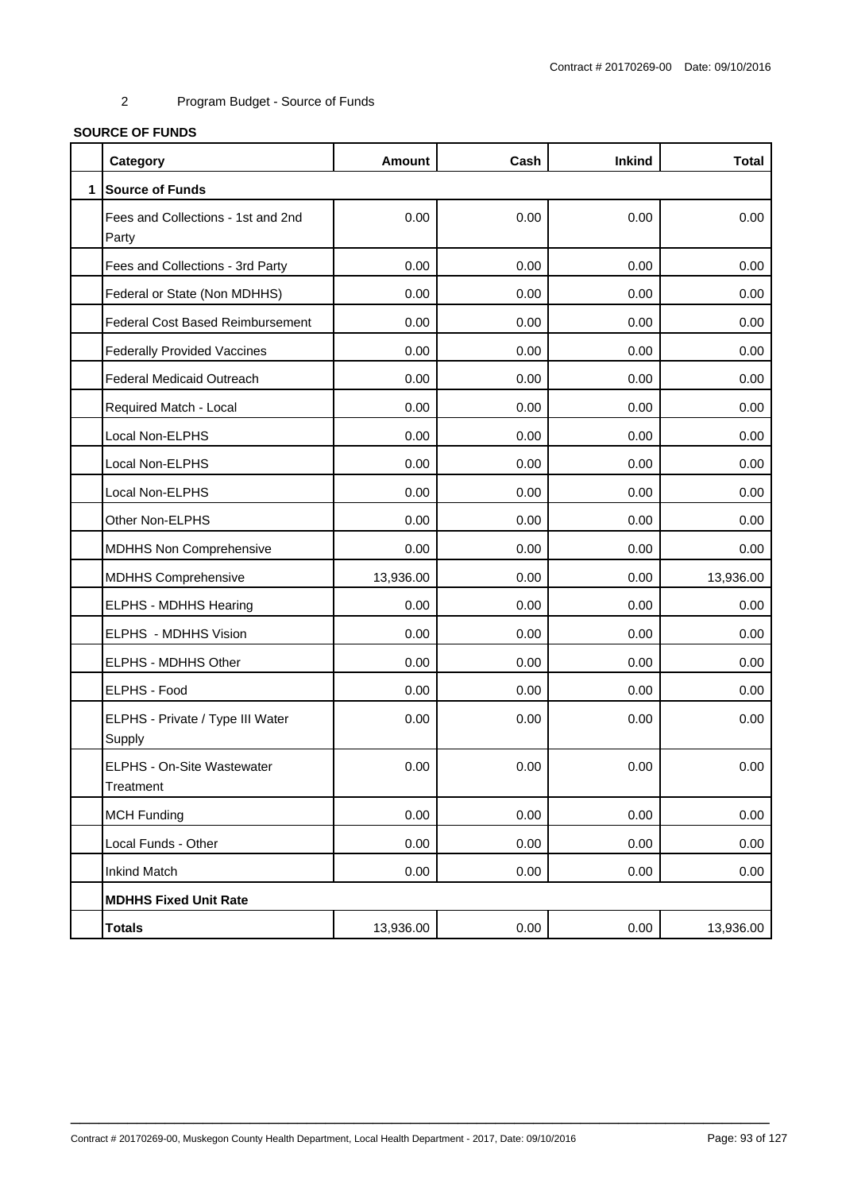2 Program Budget - Source of Funds

**SOURCE OF FUNDS**

| | Category | Amount | Cash | Inkind | Total |
|---|---|---|---|---|---|
| 1 | **Source of Funds** | | | | |
| | Fees and Collections - 1st and 2nd Party | 0.00 | 0.00 | 0.00 | 0.00 |
| | Fees and Collections - 3rd Party | 0.00 | 0.00 | 0.00 | 0.00 |
| | Federal or State (Non MDHHS) | 0.00 | 0.00 | 0.00 | 0.00 |
| | Federal Cost Based Reimbursement | 0.00 | 0.00 | 0.00 | 0.00 |
| | Federally Provided Vaccines | 0.00 | 0.00 | 0.00 | 0.00 |
| | Federal Medicaid Outreach | 0.00 | 0.00 | 0.00 | 0.00 |
| | Required Match - Local | 0.00 | 0.00 | 0.00 | 0.00 |
| | Local Non-ELPHS | 0.00 | 0.00 | 0.00 | 0.00 |
| | Local Non-ELPHS | 0.00 | 0.00 | 0.00 | 0.00 |
| | Local Non-ELPHS | 0.00 | 0.00 | 0.00 | 0.00 |
| | Other Non-ELPHS | 0.00 | 0.00 | 0.00 | 0.00 |
| | MDHHS Non Comprehensive | 0.00 | 0.00 | 0.00 | 0.00 |
| | MDHHS Comprehensive | 13,936.00 | 0.00 | 0.00 | 13,936.00 |
| | ELPHS - MDHHS Hearing | 0.00 | 0.00 | 0.00 | 0.00 |
| | ELPHS - MDHHS Vision | 0.00 | 0.00 | 0.00 | 0.00 |
| | ELPHS - MDHHS Other | 0.00 | 0.00 | 0.00 | 0.00 |
| | ELPHS - Food | 0.00 | 0.00 | 0.00 | 0.00 |
| | ELPHS - Private / Type III Water Supply | 0.00 | 0.00 | 0.00 | 0.00 |
| | ELPHS - On-Site Wastewater Treatment | 0.00 | 0.00 | 0.00 | 0.00 |
| | MCH Funding | 0.00 | 0.00 | 0.00 | 0.00 |
| | Local Funds - Other | 0.00 | 0.00 | 0.00 | 0.00 |
| | Inkind Match | 0.00 | 0.00 | 0.00 | 0.00 |
| | **MDHHS Fixed Unit Rate** | | | | |
| | **Totals** | 13,936.00 | 0.00 | 0.00 | 13,936.00 |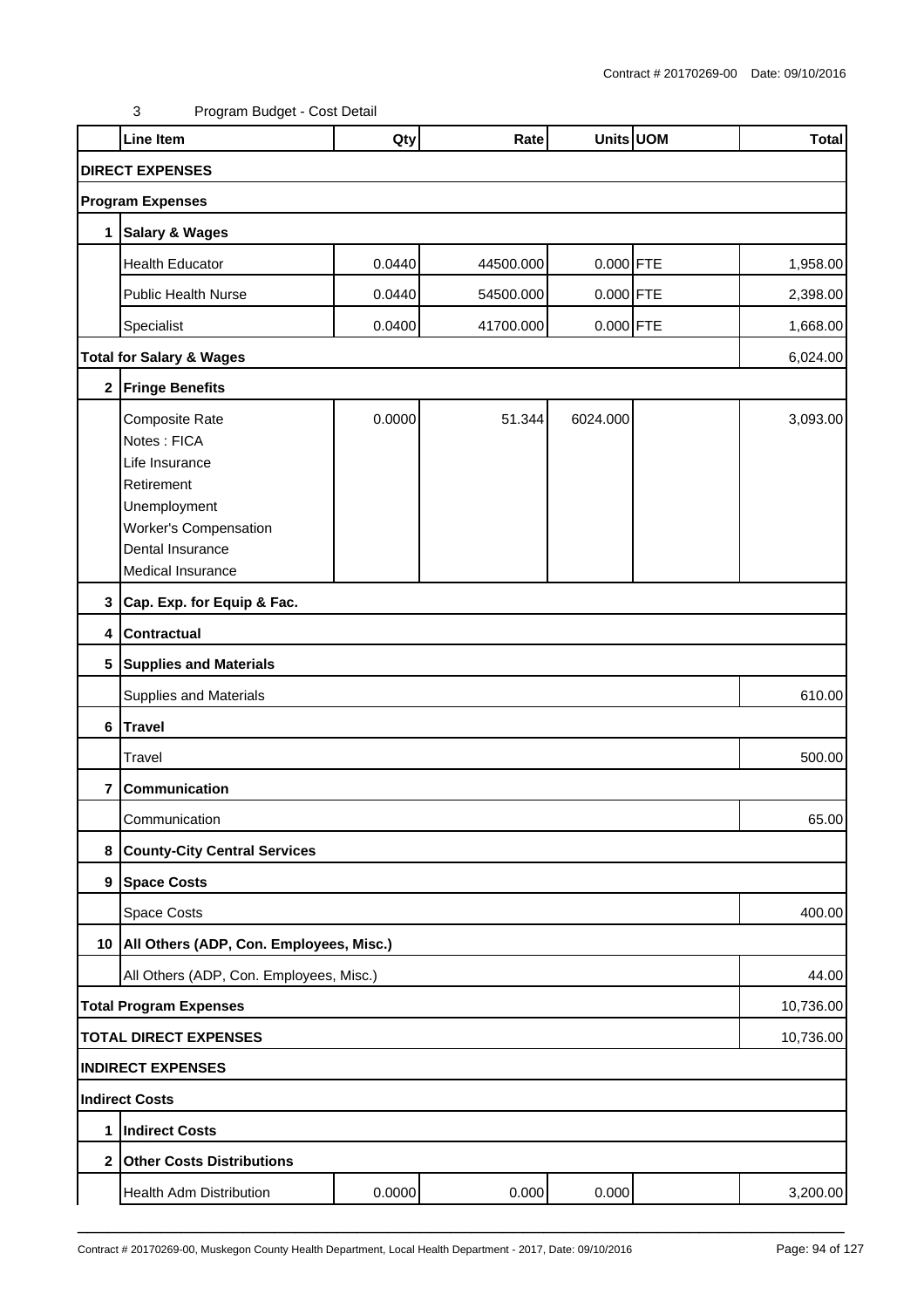Contract # 20170269-00 Date: 09/10/2016

3 Program Budget - Cost Detail

| | Line Item | Qty | Rate | Units | UOM | Total |
|---|---|---|---|---|---|---|
| **DIRECT EXPENSES** | | | | | | |
| **Program Expenses** | | | | | | |
| **1** | **Salary & Wages** | | | | | |
| | Health Educator | 0.0440 | 44500.000 | 0.000 | FTE | 1,958.00 |
| | Public Health Nurse | 0.0440 | 54500.000 | 0.000 | FTE | 2,398.00 |
| | Specialist | 0.0400 | 41700.000 | 0.000 | FTE | 1,668.00 |
| **Total for Salary & Wages** | | | | | | 6,024.00 |
| **2** | **Fringe Benefits** | | | | | |
| | Composite Rate<br>Notes : FICA<br>Life Insurance<br>Retirement<br>Unemployment<br>Worker's Compensation<br>Dental Insurance<br>Medical Insurance | 0.0000 | 51.344 | 6024.000 | | 3,093.00 |
| **3** | **Cap. Exp. for Equip & Fac.** | | | | | |
| **4** | **Contractual** | | | | | |
| **5** | **Supplies and Materials** | | | | | |
| | Supplies and Materials | | | | | 610.00 |
| **6** | **Travel** | | | | | |
| | Travel | | | | | 500.00 |
| **7** | **Communication** | | | | | |
| | Communication | | | | | 65.00 |
| **8** | **County-City Central Services** | | | | | |
| **9** | **Space Costs** | | | | | |
| | Space Costs | | | | | 400.00 |
| **10** | **All Others (ADP, Con. Employees, Misc.)** | | | | | |
| | All Others (ADP, Con. Employees, Misc.) | | | | | 44.00 |
| **Total Program Expenses** | | | | | | 10,736.00 |
| **TOTAL DIRECT EXPENSES** | | | | | | 10,736.00 |
| **INDIRECT EXPENSES** | | | | | | |
| **Indirect Costs** | | | | | | |
| **1** | **Indirect Costs** | | | | | |
| **2** | **Other Costs Distributions** | | | | | |
| | Health Adm Distribution | 0.0000 | 0.000 | 0.000 | | 3,200.00 |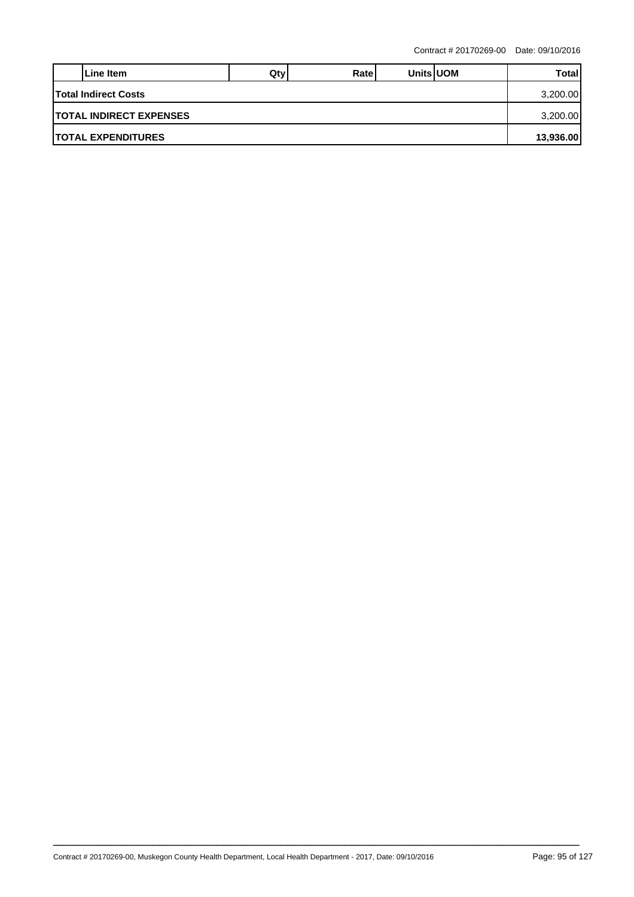| | Line Item | Qty | Rate | Units | UOM | Total |
|---|---|---|---|---|---|---|
| **Total Indirect Costs** | | | | | | 3,200.00 |
| **TOTAL INDIRECT EXPENSES** | | | | | | 3,200.00 |
| **TOTAL EXPENDITURES** | | | | | | **13,936.00** |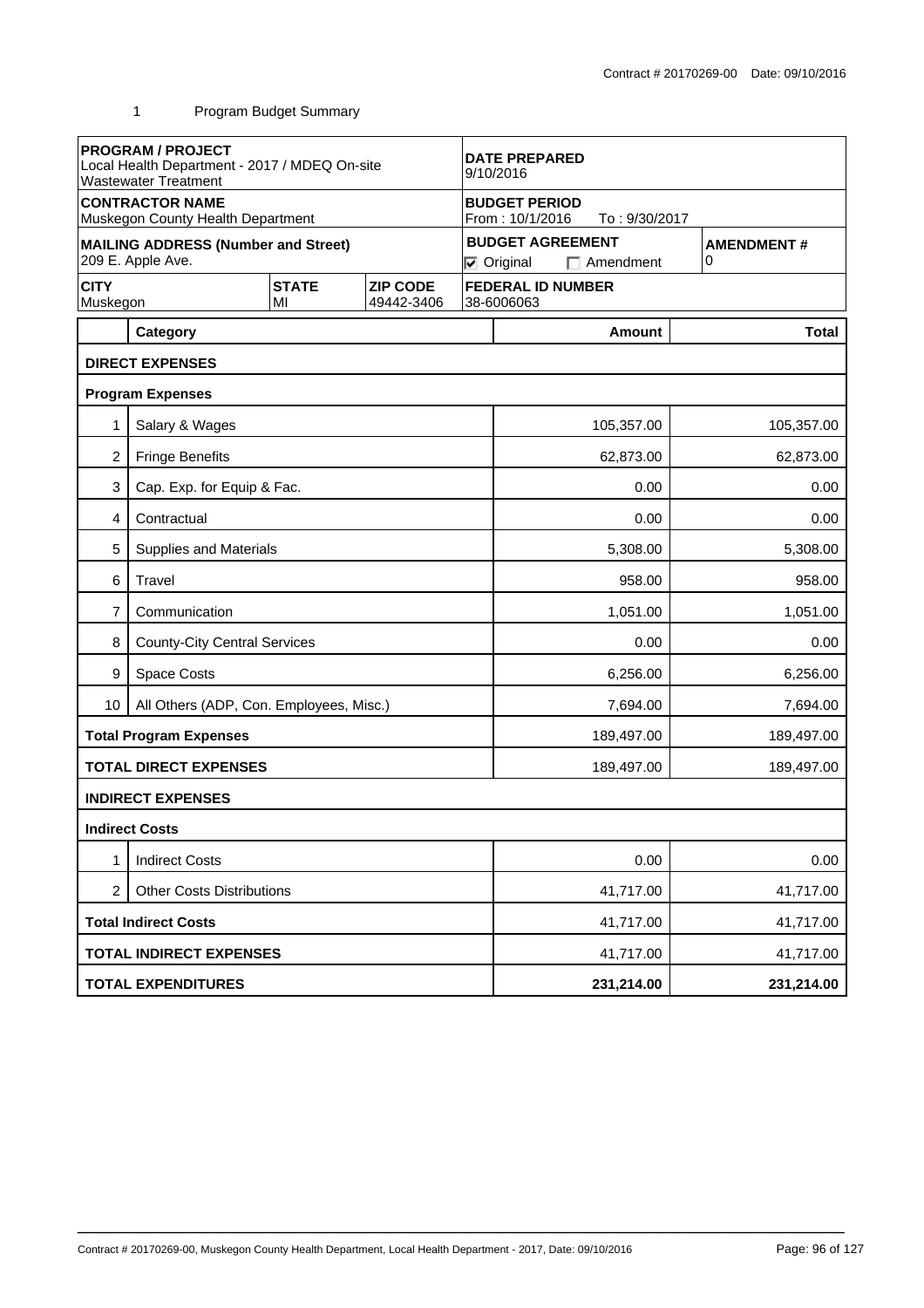1 Program Budget Summary

| PROGRAM / PROJECT<br>Local Health Department - 2017 / MDEQ On-site Wastewater Treatment | | | DATE PREPARED<br>9/10/2016 | |
|---|---|---|---|---|
| CONTRACTOR NAME<br>Muskegon County Health Department | | | BUDGET PERIOD<br>From : 10/1/2016 To : 9/30/2017 | |
| MAILING ADDRESS (Number and Street)<br>209 E. Apple Ave. | | | BUDGET AGREEMENT<br>☑ Original ☐ Amendment | AMENDMENT #<br>0 |
| CITY<br>Muskegon | STATE<br>MI | ZIP CODE<br>49442-3406 | FEDERAL ID NUMBER<br>38-6006063 | |

| | Category | Amount | Total |
|---|---|---|---|
| | **DIRECT EXPENSES** | | |
| | **Program Expenses** | | |
| 1 | Salary & Wages | 105,357.00 | 105,357.00 |
| 2 | Fringe Benefits | 62,873.00 | 62,873.00 |
| 3 | Cap. Exp. for Equip & Fac. | 0.00 | 0.00 |
| 4 | Contractual | 0.00 | 0.00 |
| 5 | Supplies and Materials | 5,308.00 | 5,308.00 |
| 6 | Travel | 958.00 | 958.00 |
| 7 | Communication | 1,051.00 | 1,051.00 |
| 8 | County-City Central Services | 0.00 | 0.00 |
| 9 | Space Costs | 6,256.00 | 6,256.00 |
| 10 | All Others (ADP, Con. Employees, Misc.) | 7,694.00 | 7,694.00 |
| | **Total Program Expenses** | 189,497.00 | 189,497.00 |
| | **TOTAL DIRECT EXPENSES** | 189,497.00 | 189,497.00 |
| | **INDIRECT EXPENSES** | | |
| | **Indirect Costs** | | |
| 1 | Indirect Costs | 0.00 | 0.00 |
| 2 | Other Costs Distributions | 41,717.00 | 41,717.00 |
| | **Total Indirect Costs** | 41,717.00 | 41,717.00 |
| | **TOTAL INDIRECT EXPENSES** | 41,717.00 | 41,717.00 |
| | **TOTAL EXPENDITURES** | **231,214.00** | **231,214.00** |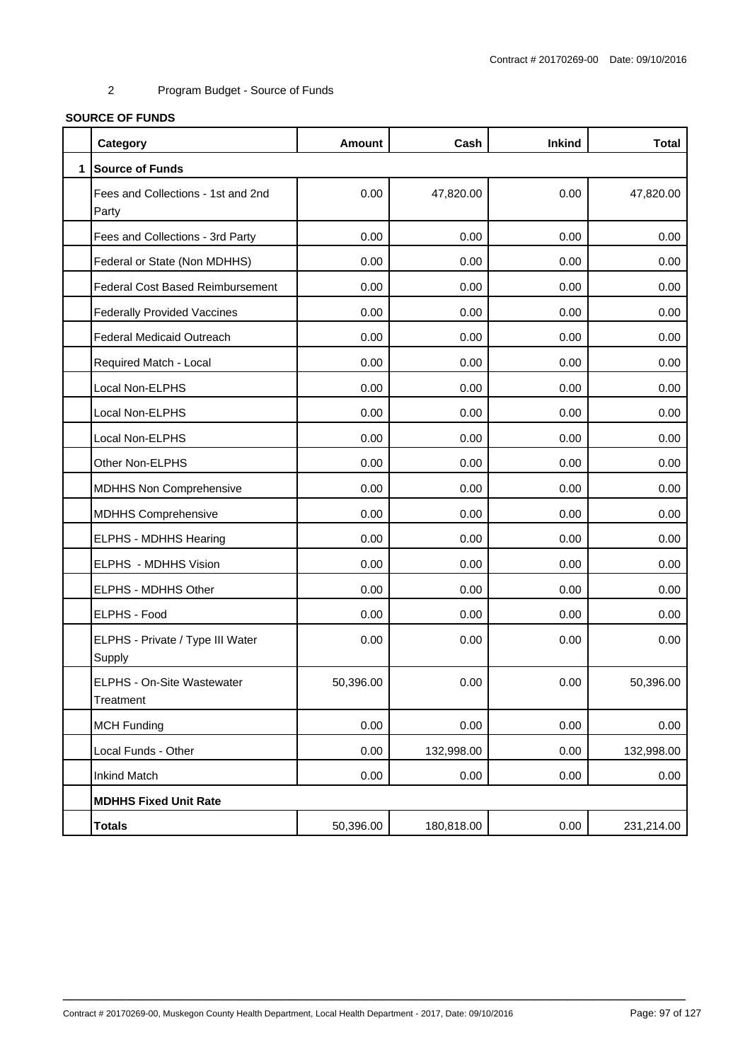2 Program Budget - Source of Funds

**SOURCE OF FUNDS**

| | Category | Amount | Cash | Inkind | Total |
|---|---|---|---|---|---|
| 1 | **Source of Funds** | | | | |
| | Fees and Collections - 1st and 2nd Party | 0.00 | 47,820.00 | 0.00 | 47,820.00 |
| | Fees and Collections - 3rd Party | 0.00 | 0.00 | 0.00 | 0.00 |
| | Federal or State (Non MDHHS) | 0.00 | 0.00 | 0.00 | 0.00 |
| | Federal Cost Based Reimbursement | 0.00 | 0.00 | 0.00 | 0.00 |
| | Federally Provided Vaccines | 0.00 | 0.00 | 0.00 | 0.00 |
| | Federal Medicaid Outreach | 0.00 | 0.00 | 0.00 | 0.00 |
| | Required Match - Local | 0.00 | 0.00 | 0.00 | 0.00 |
| | Local Non-ELPHS | 0.00 | 0.00 | 0.00 | 0.00 |
| | Local Non-ELPHS | 0.00 | 0.00 | 0.00 | 0.00 |
| | Local Non-ELPHS | 0.00 | 0.00 | 0.00 | 0.00 |
| | Other Non-ELPHS | 0.00 | 0.00 | 0.00 | 0.00 |
| | MDHHS Non Comprehensive | 0.00 | 0.00 | 0.00 | 0.00 |
| | MDHHS Comprehensive | 0.00 | 0.00 | 0.00 | 0.00 |
| | ELPHS - MDHHS Hearing | 0.00 | 0.00 | 0.00 | 0.00 |
| | ELPHS - MDHHS Vision | 0.00 | 0.00 | 0.00 | 0.00 |
| | ELPHS - MDHHS Other | 0.00 | 0.00 | 0.00 | 0.00 |
| | ELPHS - Food | 0.00 | 0.00 | 0.00 | 0.00 |
| | ELPHS - Private / Type III Water Supply | 0.00 | 0.00 | 0.00 | 0.00 |
| | ELPHS - On-Site Wastewater Treatment | 50,396.00 | 0.00 | 0.00 | 50,396.00 |
| | MCH Funding | 0.00 | 0.00 | 0.00 | 0.00 |
| | Local Funds - Other | 0.00 | 132,998.00 | 0.00 | 132,998.00 |
| | Inkind Match | 0.00 | 0.00 | 0.00 | 0.00 |
| | **MDHHS Fixed Unit Rate** | | | | |
| | **Totals** | 50,396.00 | 180,818.00 | 0.00 | 231,214.00 |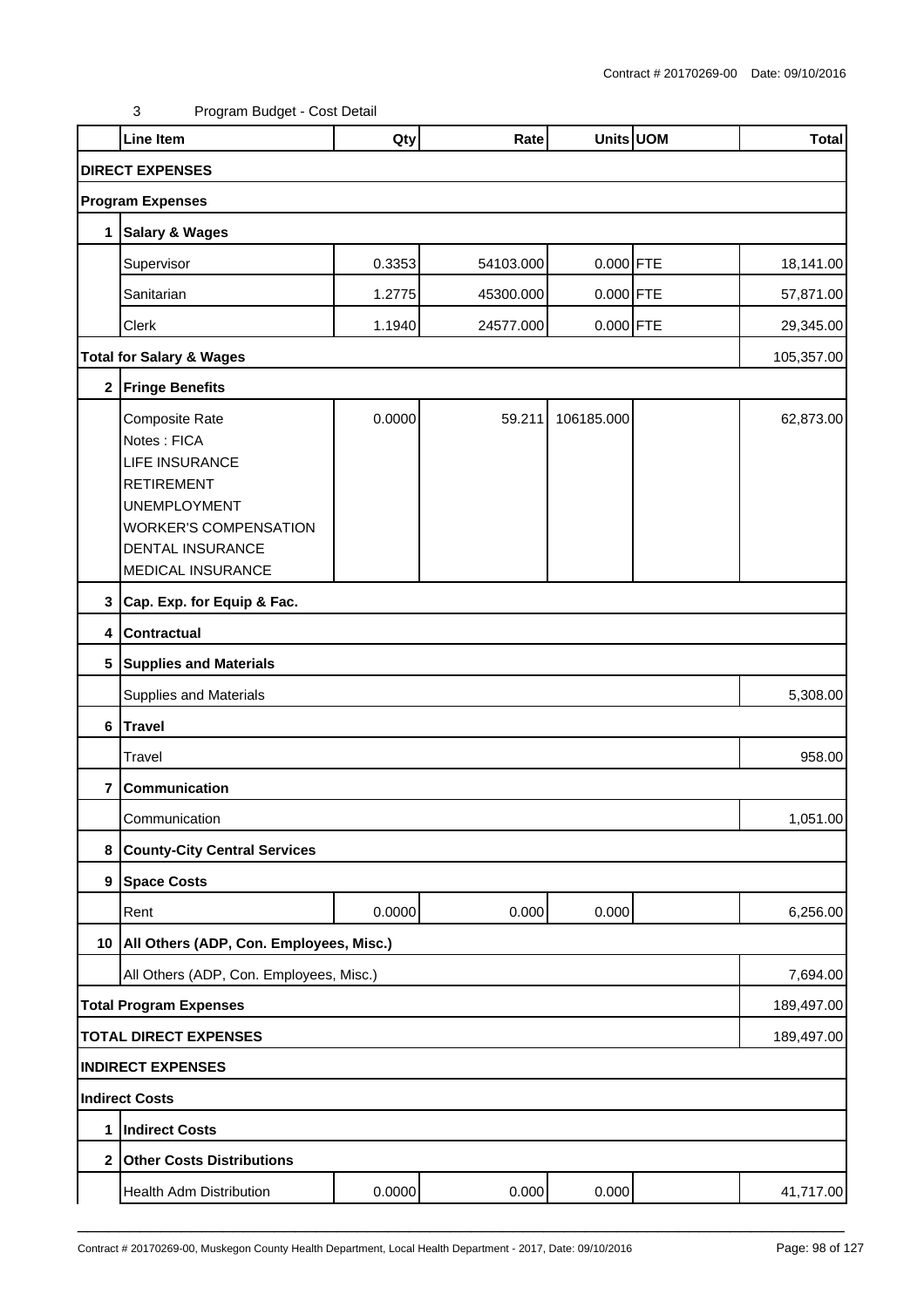Contract # 20170269-00 Date: 09/10/2016

3 Program Budget - Cost Detail

| | Line Item | Qty | Rate | Units | UOM | Total |
|---|---|---|---|---|---|---|
| **DIRECT EXPENSES** | | | | | | |
| **Program Expenses** | | | | | | |
| **1** | **Salary & Wages** | | | | | |
| | Supervisor | 0.3353 | 54103.000 | 0.000 | FTE | 18,141.00 |
| | Sanitarian | 1.2775 | 45300.000 | 0.000 | FTE | 57,871.00 |
| | Clerk | 1.1940 | 24577.000 | 0.000 | FTE | 29,345.00 |
| **Total for Salary & Wages** | | | | | | 105,357.00 |
| **2** | **Fringe Benefits** | | | | | |
| | Composite Rate<br>Notes : FICA<br>LIFE INSURANCE<br>RETIREMENT<br>UNEMPLOYMENT<br>WORKER'S COMPENSATION<br>DENTAL INSURANCE<br>MEDICAL INSURANCE | 0.0000 | 59.211 | 106185.000 | | 62,873.00 |
| **3** | **Cap. Exp. for Equip & Fac.** | | | | | |
| **4** | **Contractual** | | | | | |
| **5** | **Supplies and Materials** | | | | | |
| | Supplies and Materials | | | | | 5,308.00 |
| **6** | **Travel** | | | | | |
| | Travel | | | | | 958.00 |
| **7** | **Communication** | | | | | |
| | Communication | | | | | 1,051.00 |
| **8** | **County-City Central Services** | | | | | |
| **9** | **Space Costs** | | | | | |
| | Rent | 0.0000 | 0.000 | 0.000 | | 6,256.00 |
| **10** | **All Others (ADP, Con. Employees, Misc.)** | | | | | |
| | All Others (ADP, Con. Employees, Misc.) | | | | | 7,694.00 |
| **Total Program Expenses** | | | | | | 189,497.00 |
| **TOTAL DIRECT EXPENSES** | | | | | | 189,497.00 |
| **INDIRECT EXPENSES** | | | | | | |
| **Indirect Costs** | | | | | | |
| **1** | **Indirect Costs** | | | | | |
| **2** | **Other Costs Distributions** | | | | | |
| | Health Adm Distribution | 0.0000 | 0.000 | 0.000 | | 41,717.00 |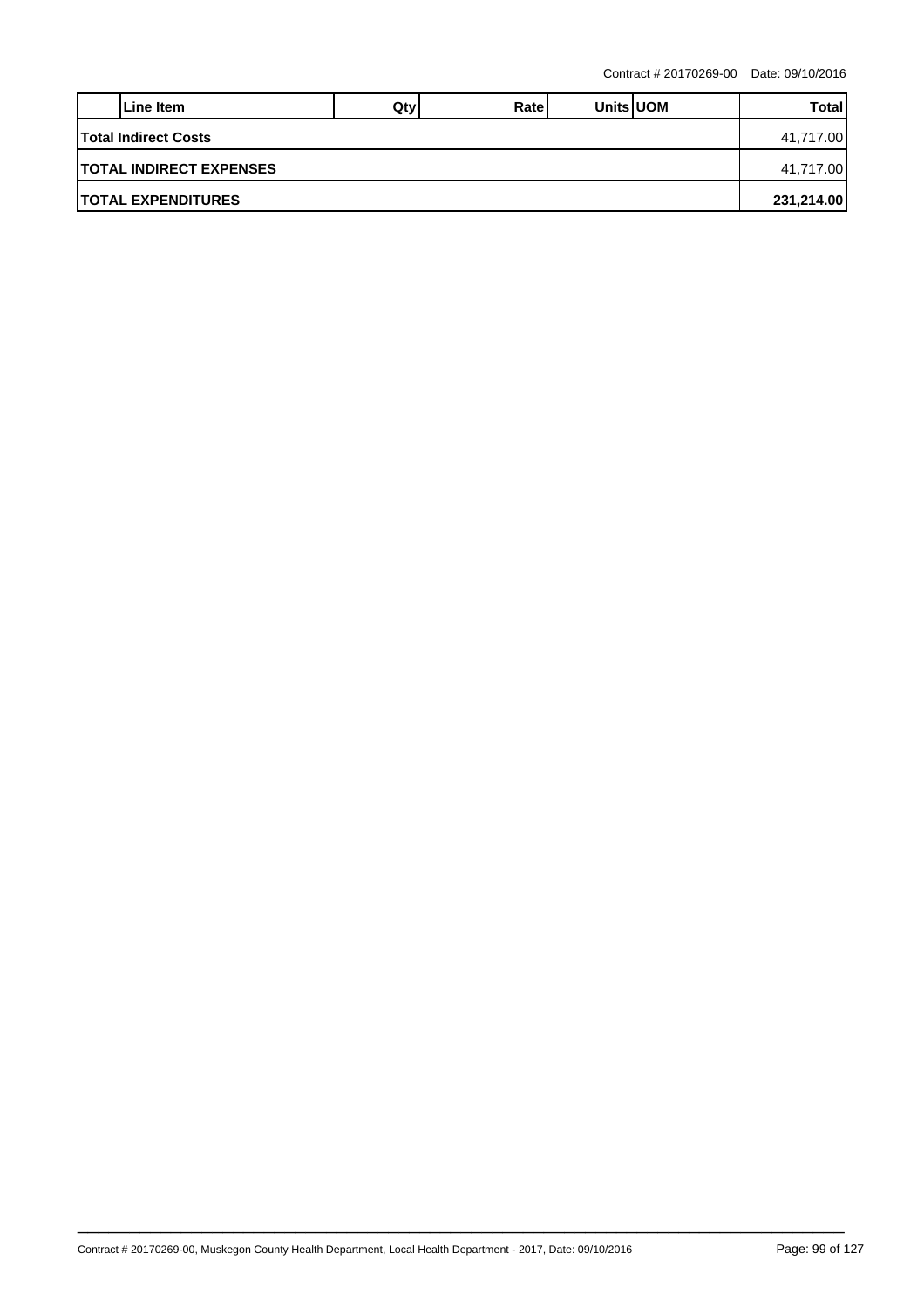| | Line Item | Qty | Rate | Units | UOM | Total |
|---|---|---|---|---|---|---|
| **Total Indirect Costs** | | | | | | 41,717.00 |
| **TOTAL INDIRECT EXPENSES** | | | | | | 41,717.00 |
| **TOTAL EXPENDITURES** | | | | | | **231,214.00** |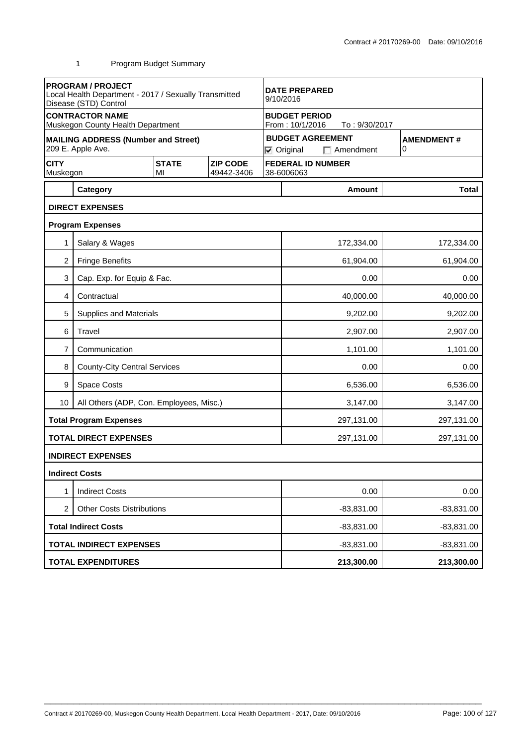Contract # 20170269-00 Date: 09/10/2016

## 1 Program Budget Summary

| PROGRAM / PROJECT | | | DATE PREPARED | |
|---|---|---|---|---|
| Local Health Department - 2017 / Sexually Transmitted Disease (STD) Control | | | 9/10/2016 | |
| **CONTRACTOR NAME**<br>Muskegon County Health Department | | | **BUDGET PERIOD**<br>From : 10/1/2016 To : 9/30/2017 | |
| **MAILING ADDRESS (Number and Street)**<br>209 E. Apple Ave. | | | **BUDGET AGREEMENT**<br>☑ Original ☐ Amendment | **AMENDMENT #**<br>0 |
| **CITY**<br>Muskegon | **STATE**<br>MI | **ZIP CODE**<br>49442-3406 | **FEDERAL ID NUMBER**<br>38-6006063 | |

| | Category | Amount | Total |
|---|---|---|---|
| | **DIRECT EXPENSES** | | |
| | **Program Expenses** | | |
| 1 | Salary & Wages | 172,334.00 | 172,334.00 |
| 2 | Fringe Benefits | 61,904.00 | 61,904.00 |
| 3 | Cap. Exp. for Equip & Fac. | 0.00 | 0.00 |
| 4 | Contractual | 40,000.00 | 40,000.00 |
| 5 | Supplies and Materials | 9,202.00 | 9,202.00 |
| 6 | Travel | 2,907.00 | 2,907.00 |
| 7 | Communication | 1,101.00 | 1,101.00 |
| 8 | County-City Central Services | 0.00 | 0.00 |
| 9 | Space Costs | 6,536.00 | 6,536.00 |
| 10 | All Others (ADP, Con. Employees, Misc.) | 3,147.00 | 3,147.00 |
| | **Total Program Expenses** | 297,131.00 | 297,131.00 |
| | **TOTAL DIRECT EXPENSES** | 297,131.00 | 297,131.00 |
| | **INDIRECT EXPENSES** | | |
| | **Indirect Costs** | | |
| 1 | Indirect Costs | 0.00 | 0.00 |
| 2 | Other Costs Distributions | -83,831.00 | -83,831.00 |
| | **Total Indirect Costs** | -83,831.00 | -83,831.00 |
| | **TOTAL INDIRECT EXPENSES** | -83,831.00 | -83,831.00 |
| | **TOTAL EXPENDITURES** | **213,300.00** | **213,300.00** |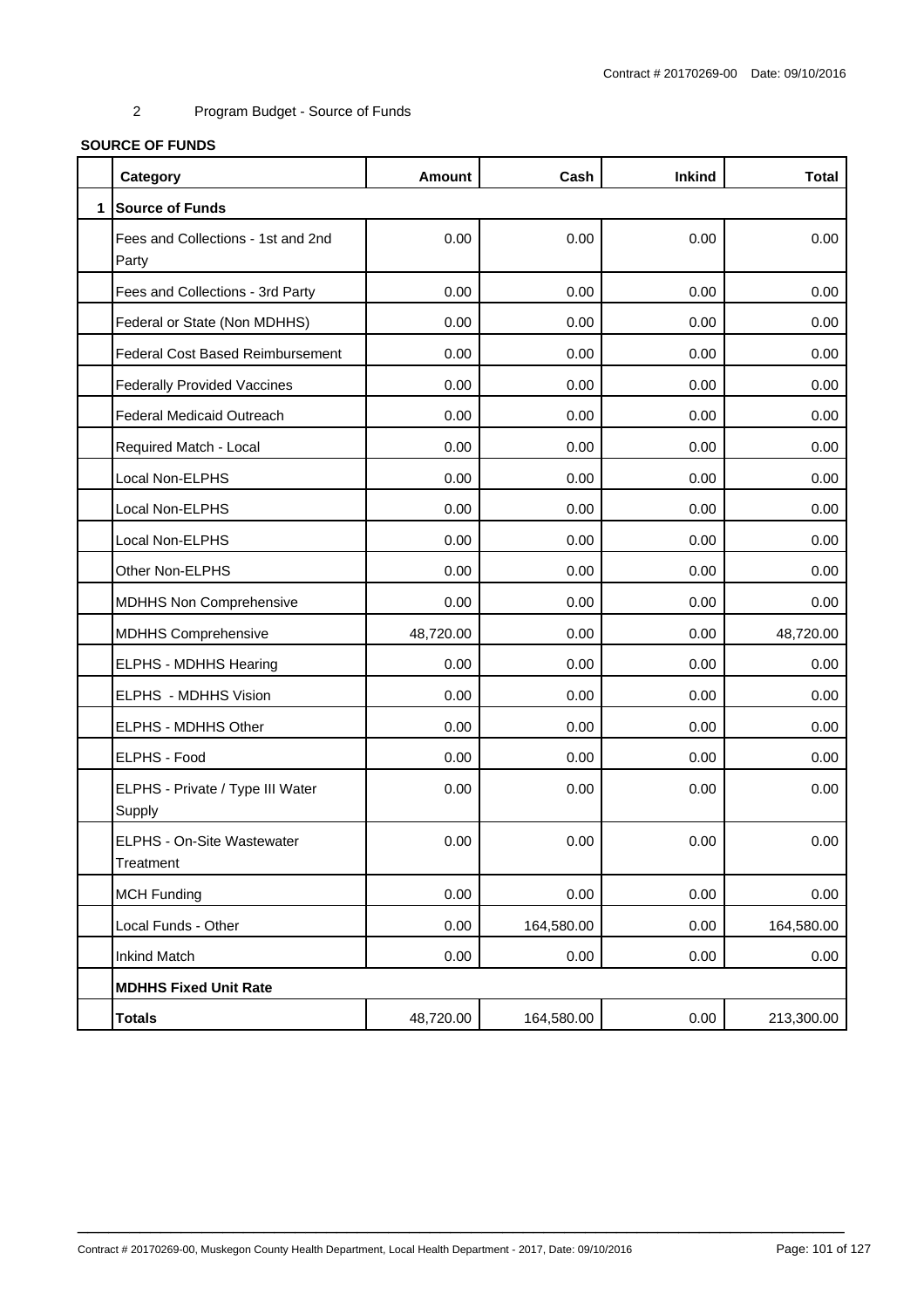2 Program Budget - Source of Funds

**SOURCE OF FUNDS**

| | Category | Amount | Cash | Inkind | Total |
|---|---|---|---|---|---|
| 1 | **Source of Funds** | | | | |
| | Fees and Collections - 1st and 2nd Party | 0.00 | 0.00 | 0.00 | 0.00 |
| | Fees and Collections - 3rd Party | 0.00 | 0.00 | 0.00 | 0.00 |
| | Federal or State (Non MDHHS) | 0.00 | 0.00 | 0.00 | 0.00 |
| | Federal Cost Based Reimbursement | 0.00 | 0.00 | 0.00 | 0.00 |
| | Federally Provided Vaccines | 0.00 | 0.00 | 0.00 | 0.00 |
| | Federal Medicaid Outreach | 0.00 | 0.00 | 0.00 | 0.00 |
| | Required Match - Local | 0.00 | 0.00 | 0.00 | 0.00 |
| | Local Non-ELPHS | 0.00 | 0.00 | 0.00 | 0.00 |
| | Local Non-ELPHS | 0.00 | 0.00 | 0.00 | 0.00 |
| | Local Non-ELPHS | 0.00 | 0.00 | 0.00 | 0.00 |
| | Other Non-ELPHS | 0.00 | 0.00 | 0.00 | 0.00 |
| | MDHHS Non Comprehensive | 0.00 | 0.00 | 0.00 | 0.00 |
| | MDHHS Comprehensive | 48,720.00 | 0.00 | 0.00 | 48,720.00 |
| | ELPHS - MDHHS Hearing | 0.00 | 0.00 | 0.00 | 0.00 |
| | ELPHS - MDHHS Vision | 0.00 | 0.00 | 0.00 | 0.00 |
| | ELPHS - MDHHS Other | 0.00 | 0.00 | 0.00 | 0.00 |
| | ELPHS - Food | 0.00 | 0.00 | 0.00 | 0.00 |
| | ELPHS - Private / Type III Water Supply | 0.00 | 0.00 | 0.00 | 0.00 |
| | ELPHS - On-Site Wastewater Treatment | 0.00 | 0.00 | 0.00 | 0.00 |
| | MCH Funding | 0.00 | 0.00 | 0.00 | 0.00 |
| | Local Funds - Other | 0.00 | 164,580.00 | 0.00 | 164,580.00 |
| | Inkind Match | 0.00 | 0.00 | 0.00 | 0.00 |
| | **MDHHS Fixed Unit Rate** | | | | |
| | **Totals** | 48,720.00 | 164,580.00 | 0.00 | 213,300.00 |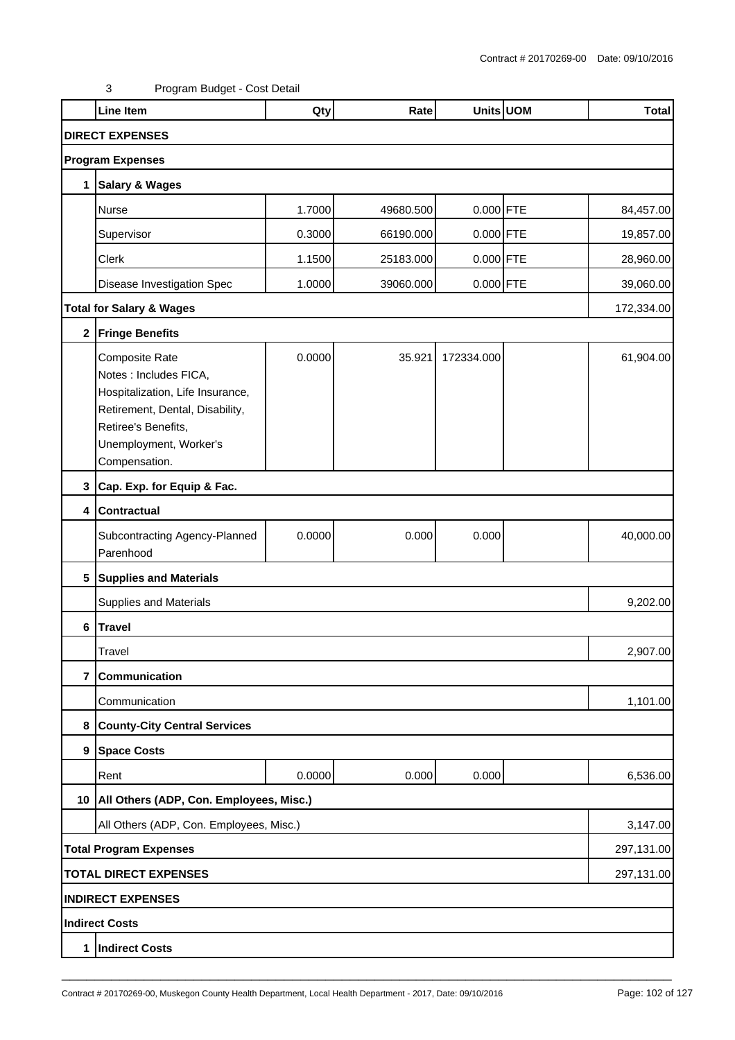Contract # 20170269-00 Date: 09/10/2016

3 Program Budget - Cost Detail

| | Line Item | Qty | Rate | Units | UOM | Total |
|---|---|---|---|---|---|---|
| **DIRECT EXPENSES** | | | | | | |
| **Program Expenses** | | | | | | |
| **1** | **Salary & Wages** | | | | | |
| | Nurse | 1.7000 | 49680.500 | 0.000 | FTE | 84,457.00 |
| | Supervisor | 0.3000 | 66190.000 | 0.000 | FTE | 19,857.00 |
| | Clerk | 1.1500 | 25183.000 | 0.000 | FTE | 28,960.00 |
| | Disease Investigation Spec | 1.0000 | 39060.000 | 0.000 | FTE | 39,060.00 |
| **Total for Salary & Wages** | | | | | | 172,334.00 |
| **2** | **Fringe Benefits** | | | | | |
| | Composite Rate Notes : Includes FICA, Hospitalization, Life Insurance, Retirement, Dental, Disability, Retiree's Benefits, Unemployment, Worker's Compensation. | 0.0000 | 35.921 | 172334.000 | | 61,904.00 |
| **3** | **Cap. Exp. for Equip & Fac.** | | | | | |
| **4** | **Contractual** | | | | | |
| | Subcontracting Agency-Planned Parenhood | 0.0000 | 0.000 | 0.000 | | 40,000.00 |
| **5** | **Supplies and Materials** | | | | | |
| | Supplies and Materials | | | | | 9,202.00 |
| **6** | **Travel** | | | | | |
| | Travel | | | | | 2,907.00 |
| **7** | **Communication** | | | | | |
| | Communication | | | | | 1,101.00 |
| **8** | **County-City Central Services** | | | | | |
| **9** | **Space Costs** | | | | | |
| | Rent | 0.0000 | 0.000 | 0.000 | | 6,536.00 |
| **10** | **All Others (ADP, Con. Employees, Misc.)** | | | | | |
| | All Others (ADP, Con. Employees, Misc.) | | | | | 3,147.00 |
| **Total Program Expenses** | | | | | | 297,131.00 |
| **TOTAL DIRECT EXPENSES** | | | | | | 297,131.00 |
| **INDIRECT EXPENSES** | | | | | | |
| **Indirect Costs** | | | | | | |
| **1** | **Indirect Costs** | | | | | |

Contract # 20170269-00, Muskegon County Health Department, Local Health Department - 2017, Date: 09/10/2016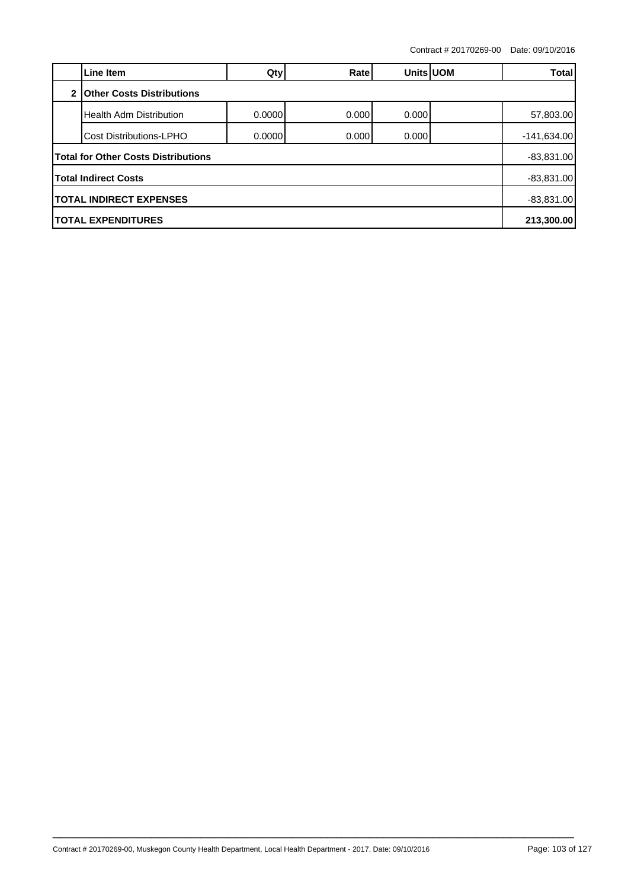|  | Line Item | Qty | Rate | Units | UOM | Total |
|---|---|---|---|---|---|---|
| **2** | **Other Costs Distributions** | | | | | |
|  | Health Adm Distribution | 0.0000 | 0.000 | 0.000 | | 57,803.00 |
|  | Cost Distributions-LPHO | 0.0000 | 0.000 | 0.000 | | -141,634.00 |
| **Total for Other Costs Distributions** | | | | | | -83,831.00 |
| **Total Indirect Costs** | | | | | | -83,831.00 |
| **TOTAL INDIRECT EXPENSES** | | | | | | -83,831.00 |
| **TOTAL EXPENDITURES** | | | | | | **213,300.00** |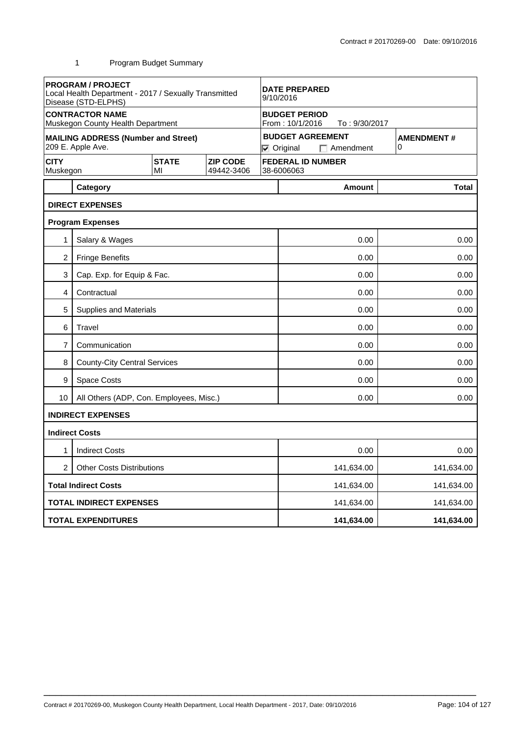Contract # 20170269-00 Date: 09/10/2016

1 Program Budget Summary

| **PROGRAM / PROJECT**<br>Local Health Department - 2017 / Sexually Transmitted Disease (STD-ELPHS) | | | **DATE PREPARED**<br>9/10/2016 | |
|---|---|---|---|---|
| **CONTRACTOR NAME**<br>Muskegon County Health Department | | | **BUDGET PERIOD**<br>From : 10/1/2016 To : 9/30/2017 | |
| **MAILING ADDRESS (Number and Street)**<br>209 E. Apple Ave. | | | **BUDGET AGREEMENT**<br>☑ Original ☐ Amendment | **AMENDMENT #**<br>0 |
| **CITY**<br>Muskegon | **STATE**<br>MI | **ZIP CODE**<br>49442-3406 | **FEDERAL ID NUMBER**<br>38-6006063 | |

| | Category | Amount | Total |
|---|---|---|---|
| | **DIRECT EXPENSES** | | |
| | **Program Expenses** | | |
| 1 | Salary & Wages | 0.00 | 0.00 |
| 2 | Fringe Benefits | 0.00 | 0.00 |
| 3 | Cap. Exp. for Equip & Fac. | 0.00 | 0.00 |
| 4 | Contractual | 0.00 | 0.00 |
| 5 | Supplies and Materials | 0.00 | 0.00 |
| 6 | Travel | 0.00 | 0.00 |
| 7 | Communication | 0.00 | 0.00 |
| 8 | County-City Central Services | 0.00 | 0.00 |
| 9 | Space Costs | 0.00 | 0.00 |
| 10 | All Others (ADP, Con. Employees, Misc.) | 0.00 | 0.00 |
| | **INDIRECT EXPENSES** | | |
| | **Indirect Costs** | | |
| 1 | Indirect Costs | 0.00 | 0.00 |
| 2 | Other Costs Distributions | 141,634.00 | 141,634.00 |
| | **Total Indirect Costs** | 141,634.00 | 141,634.00 |
| | **TOTAL INDIRECT EXPENSES** | 141,634.00 | 141,634.00 |
| | **TOTAL EXPENDITURES** | **141,634.00** | **141,634.00** |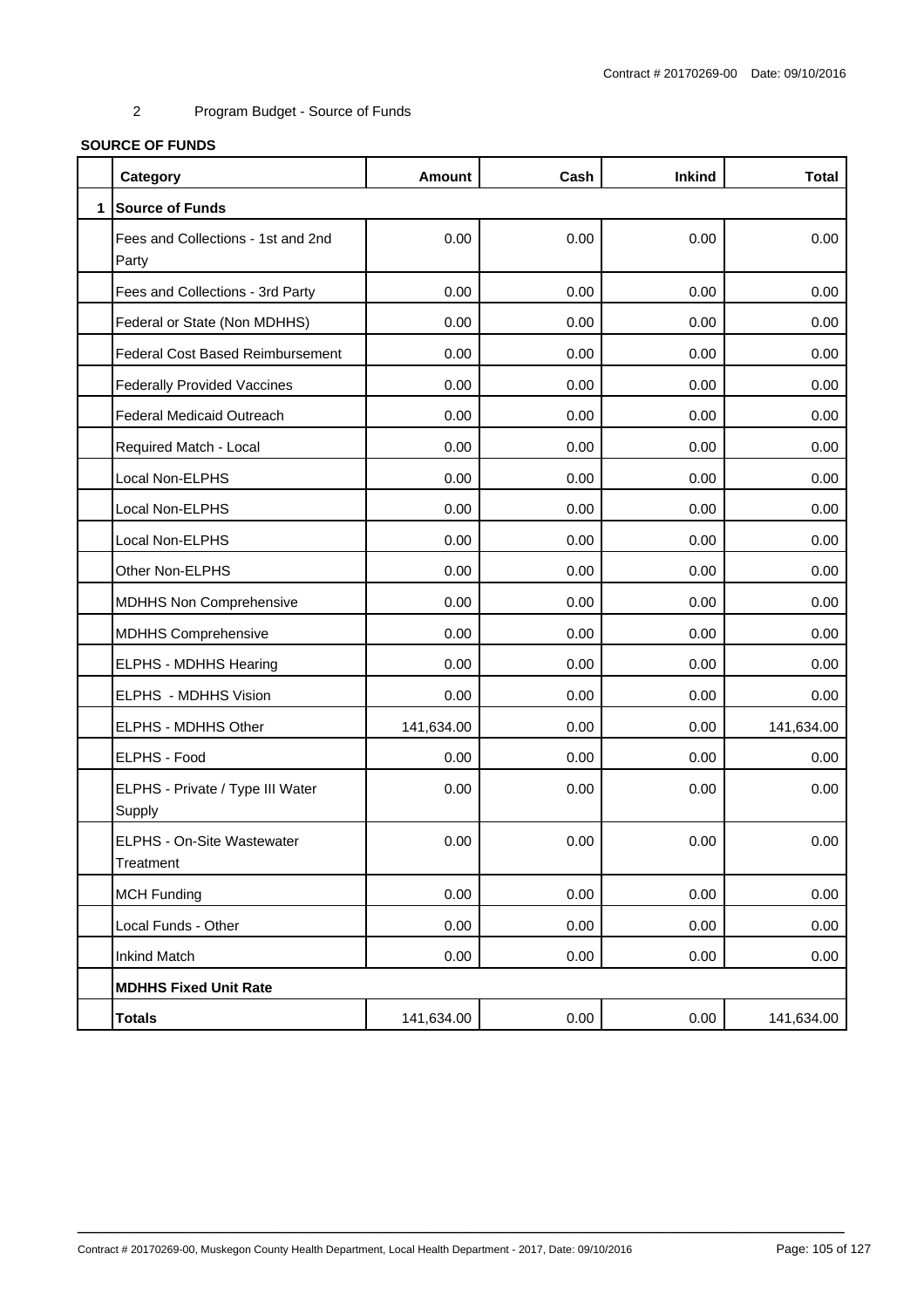2 Program Budget - Source of Funds

**SOURCE OF FUNDS**

| | Category | Amount | Cash | Inkind | Total |
|---|---|---|---|---|---|
| 1 | **Source of Funds** | | | | |
| | Fees and Collections - 1st and 2nd Party | 0.00 | 0.00 | 0.00 | 0.00 |
| | Fees and Collections - 3rd Party | 0.00 | 0.00 | 0.00 | 0.00 |
| | Federal or State (Non MDHHS) | 0.00 | 0.00 | 0.00 | 0.00 |
| | Federal Cost Based Reimbursement | 0.00 | 0.00 | 0.00 | 0.00 |
| | Federally Provided Vaccines | 0.00 | 0.00 | 0.00 | 0.00 |
| | Federal Medicaid Outreach | 0.00 | 0.00 | 0.00 | 0.00 |
| | Required Match - Local | 0.00 | 0.00 | 0.00 | 0.00 |
| | Local Non-ELPHS | 0.00 | 0.00 | 0.00 | 0.00 |
| | Local Non-ELPHS | 0.00 | 0.00 | 0.00 | 0.00 |
| | Local Non-ELPHS | 0.00 | 0.00 | 0.00 | 0.00 |
| | Other Non-ELPHS | 0.00 | 0.00 | 0.00 | 0.00 |
| | MDHHS Non Comprehensive | 0.00 | 0.00 | 0.00 | 0.00 |
| | MDHHS Comprehensive | 0.00 | 0.00 | 0.00 | 0.00 |
| | ELPHS - MDHHS Hearing | 0.00 | 0.00 | 0.00 | 0.00 |
| | ELPHS - MDHHS Vision | 0.00 | 0.00 | 0.00 | 0.00 |
| | ELPHS - MDHHS Other | 141,634.00 | 0.00 | 0.00 | 141,634.00 |
| | ELPHS - Food | 0.00 | 0.00 | 0.00 | 0.00 |
| | ELPHS - Private / Type III Water Supply | 0.00 | 0.00 | 0.00 | 0.00 |
| | ELPHS - On-Site Wastewater Treatment | 0.00 | 0.00 | 0.00 | 0.00 |
| | MCH Funding | 0.00 | 0.00 | 0.00 | 0.00 |
| | Local Funds - Other | 0.00 | 0.00 | 0.00 | 0.00 |
| | Inkind Match | 0.00 | 0.00 | 0.00 | 0.00 |
| | **MDHHS Fixed Unit Rate** | | | | |
| | **Totals** | 141,634.00 | 0.00 | 0.00 | 141,634.00 |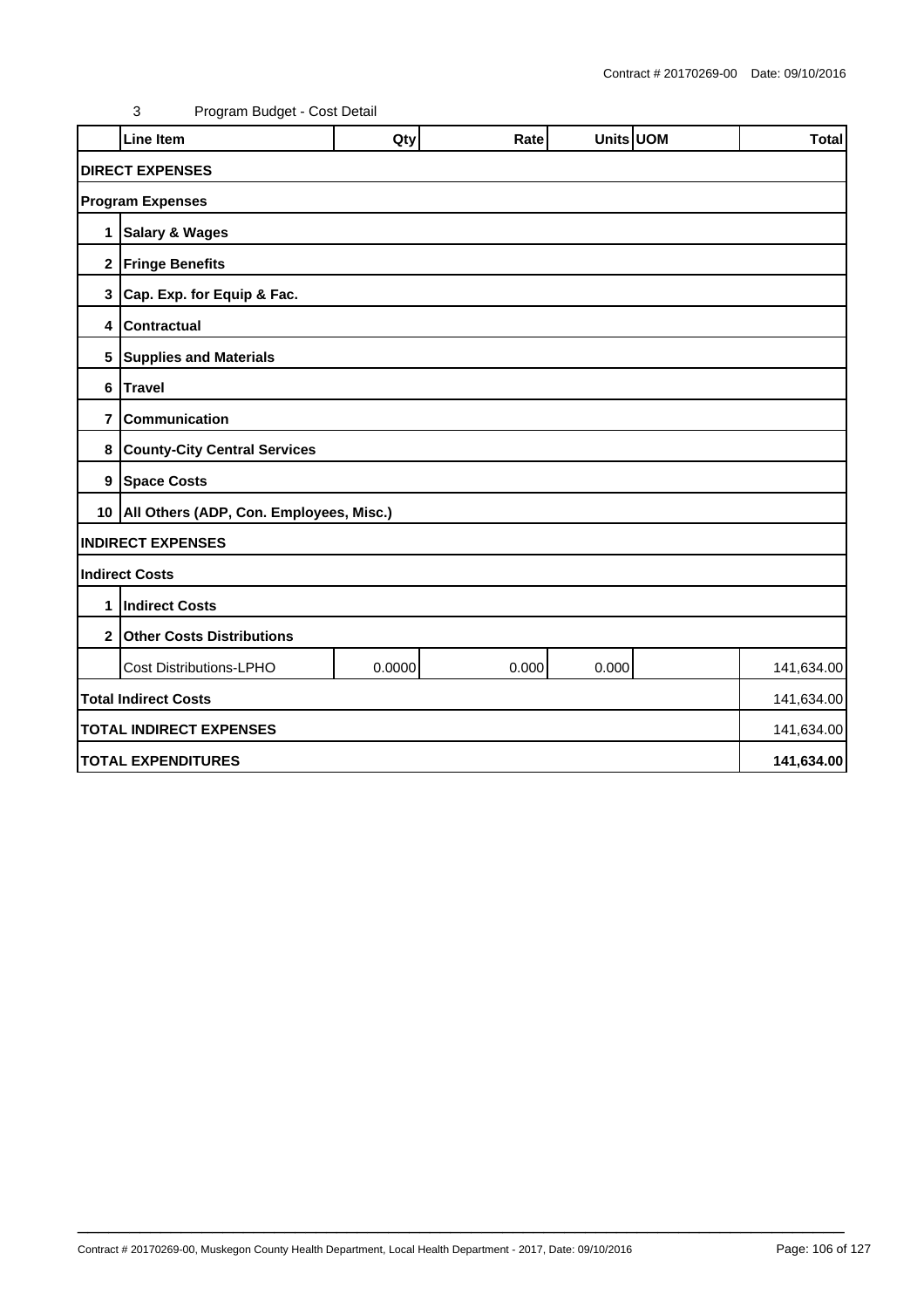Contract # 20170269-00 Date: 09/10/2016

3 Program Budget - Cost Detail

| | Line Item | Qty | Rate | Units | UOM | Total |
|---|---|---|---|---|---|---|
| **DIRECT EXPENSES** | | | | | | |
| **Program Expenses** | | | | | | |
| **1** | **Salary & Wages** | | | | | |
| **2** | **Fringe Benefits** | | | | | |
| **3** | **Cap. Exp. for Equip & Fac.** | | | | | |
| **4** | **Contractual** | | | | | |
| **5** | **Supplies and Materials** | | | | | |
| **6** | **Travel** | | | | | |
| **7** | **Communication** | | | | | |
| **8** | **County-City Central Services** | | | | | |
| **9** | **Space Costs** | | | | | |
| **10** | **All Others (ADP, Con. Employees, Misc.)** | | | | | |
| **INDIRECT EXPENSES** | | | | | | |
| **Indirect Costs** | | | | | | |
| **1** | **Indirect Costs** | | | | | |
| **2** | **Other Costs Distributions** | | | | | |
| | Cost Distributions-LPHO | 0.0000 | 0.000 | 0.000 | | 141,634.00 |
| **Total Indirect Costs** | | | | | | 141,634.00 |
| **TOTAL INDIRECT EXPENSES** | | | | | | 141,634.00 |
| **TOTAL EXPENDITURES** | | | | | | **141,634.00** |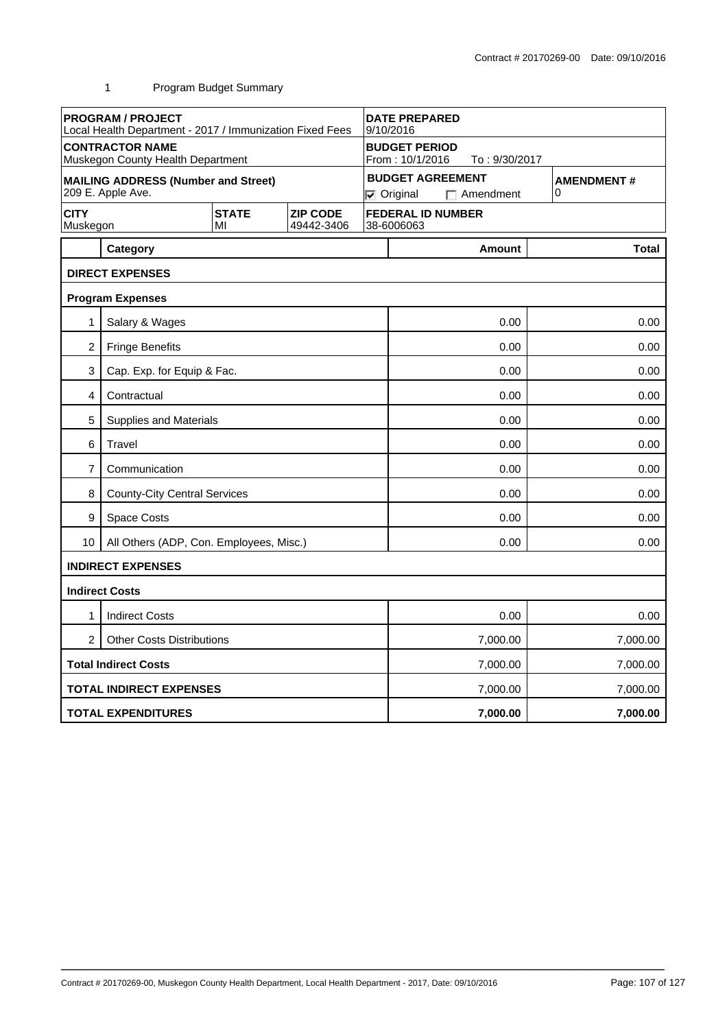Contract # 20170269-00 Date: 09/10/2016

1 Program Budget Summary

| PROGRAM / PROJECT | | | DATE PREPARED | |
|---|---|---|---|---|
| Local Health Department - 2017 / Immunization Fixed Fees | | | 9/10/2016 | |
| **CONTRACTOR NAME** Muskegon County Health Department | | | **BUDGET PERIOD** From : 10/1/2016 To : 9/30/2017 | |
| **MAILING ADDRESS (Number and Street)** 209 E. Apple Ave. | | | **BUDGET AGREEMENT** ☑ Original ☐ Amendment | **AMENDMENT #** 0 |
| **CITY** Muskegon | **STATE** MI | **ZIP CODE** 49442-3406 | **FEDERAL ID NUMBER** 38-6006063 | |

| | Category | Amount | Total |
|---|---|---|---|
| | **DIRECT EXPENSES** | | |
| | **Program Expenses** | | |
| 1 | Salary & Wages | 0.00 | 0.00 |
| 2 | Fringe Benefits | 0.00 | 0.00 |
| 3 | Cap. Exp. for Equip & Fac. | 0.00 | 0.00 |
| 4 | Contractual | 0.00 | 0.00 |
| 5 | Supplies and Materials | 0.00 | 0.00 |
| 6 | Travel | 0.00 | 0.00 |
| 7 | Communication | 0.00 | 0.00 |
| 8 | County-City Central Services | 0.00 | 0.00 |
| 9 | Space Costs | 0.00 | 0.00 |
| 10 | All Others (ADP, Con. Employees, Misc.) | 0.00 | 0.00 |
| | **INDIRECT EXPENSES** | | |
| | **Indirect Costs** | | |
| 1 | Indirect Costs | 0.00 | 0.00 |
| 2 | Other Costs Distributions | 7,000.00 | 7,000.00 |
| | **Total Indirect Costs** | 7,000.00 | 7,000.00 |
| | **TOTAL INDIRECT EXPENSES** | 7,000.00 | 7,000.00 |
| | **TOTAL EXPENDITURES** | **7,000.00** | **7,000.00** |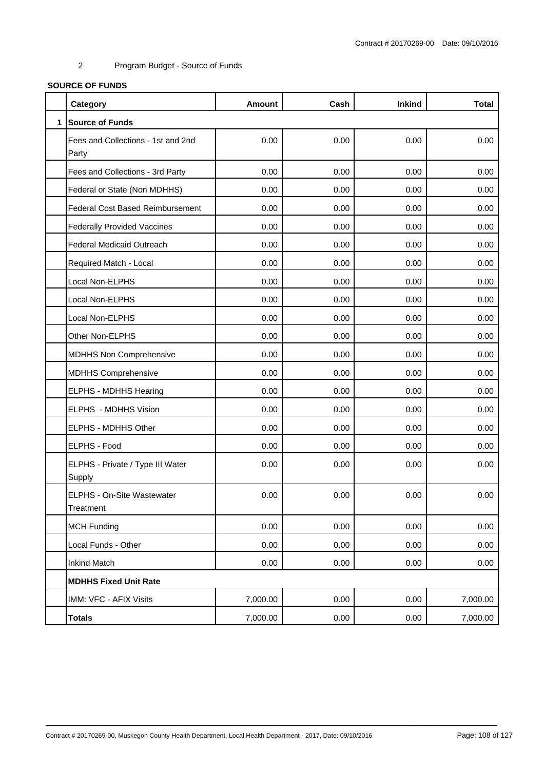2 Program Budget - Source of Funds

**SOURCE OF FUNDS**

| | Category | Amount | Cash | Inkind | Total |
|---|---|---|---|---|---|
| 1 | **Source of Funds** | | | | |
| | Fees and Collections - 1st and 2nd Party | 0.00 | 0.00 | 0.00 | 0.00 |
| | Fees and Collections - 3rd Party | 0.00 | 0.00 | 0.00 | 0.00 |
| | Federal or State (Non MDHHS) | 0.00 | 0.00 | 0.00 | 0.00 |
| | Federal Cost Based Reimbursement | 0.00 | 0.00 | 0.00 | 0.00 |
| | Federally Provided Vaccines | 0.00 | 0.00 | 0.00 | 0.00 |
| | Federal Medicaid Outreach | 0.00 | 0.00 | 0.00 | 0.00 |
| | Required Match - Local | 0.00 | 0.00 | 0.00 | 0.00 |
| | Local Non-ELPHS | 0.00 | 0.00 | 0.00 | 0.00 |
| | Local Non-ELPHS | 0.00 | 0.00 | 0.00 | 0.00 |
| | Local Non-ELPHS | 0.00 | 0.00 | 0.00 | 0.00 |
| | Other Non-ELPHS | 0.00 | 0.00 | 0.00 | 0.00 |
| | MDHHS Non Comprehensive | 0.00 | 0.00 | 0.00 | 0.00 |
| | MDHHS Comprehensive | 0.00 | 0.00 | 0.00 | 0.00 |
| | ELPHS - MDHHS Hearing | 0.00 | 0.00 | 0.00 | 0.00 |
| | ELPHS - MDHHS Vision | 0.00 | 0.00 | 0.00 | 0.00 |
| | ELPHS - MDHHS Other | 0.00 | 0.00 | 0.00 | 0.00 |
| | ELPHS - Food | 0.00 | 0.00 | 0.00 | 0.00 |
| | ELPHS - Private / Type III Water Supply | 0.00 | 0.00 | 0.00 | 0.00 |
| | ELPHS - On-Site Wastewater Treatment | 0.00 | 0.00 | 0.00 | 0.00 |
| | MCH Funding | 0.00 | 0.00 | 0.00 | 0.00 |
| | Local Funds - Other | 0.00 | 0.00 | 0.00 | 0.00 |
| | Inkind Match | 0.00 | 0.00 | 0.00 | 0.00 |
| | **MDHHS Fixed Unit Rate** | | | | |
| | IMM: VFC - AFIX Visits | 7,000.00 | 0.00 | 0.00 | 7,000.00 |
| | **Totals** | 7,000.00 | 0.00 | 0.00 | 7,000.00 |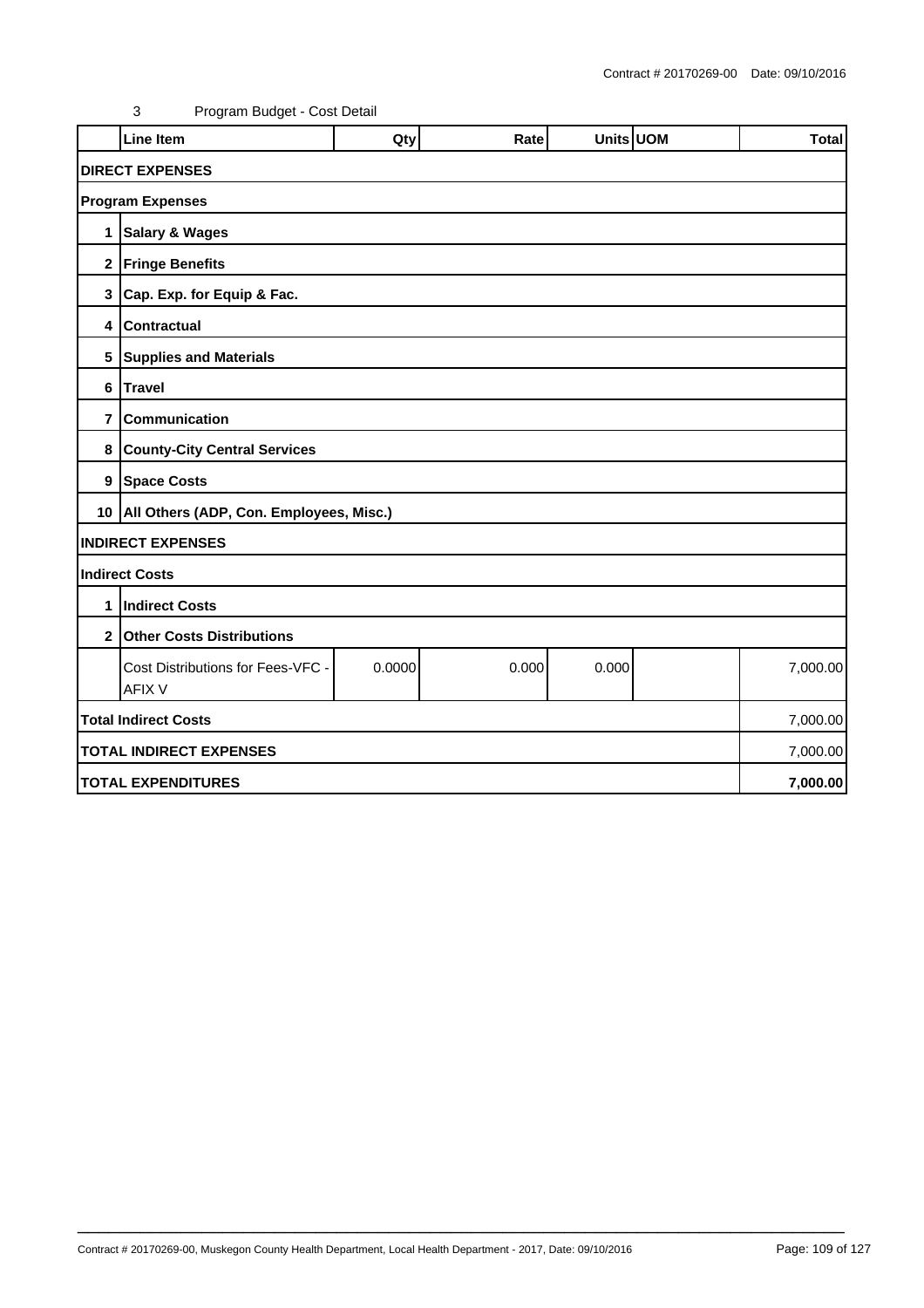3 Program Budget - Cost Detail

| | Line Item | Qty | Rate | Units | UOM | Total |
|---|---|---|---|---|---|---|
| **DIRECT EXPENSES** | | | | | | |
| **Program Expenses** | | | | | | |
| **1** | **Salary & Wages** | | | | | |
| **2** | **Fringe Benefits** | | | | | |
| **3** | **Cap. Exp. for Equip & Fac.** | | | | | |
| **4** | **Contractual** | | | | | |
| **5** | **Supplies and Materials** | | | | | |
| **6** | **Travel** | | | | | |
| **7** | **Communication** | | | | | |
| **8** | **County-City Central Services** | | | | | |
| **9** | **Space Costs** | | | | | |
| **10** | **All Others (ADP, Con. Employees, Misc.)** | | | | | |
| **INDIRECT EXPENSES** | | | | | | |
| **Indirect Costs** | | | | | | |
| **1** | **Indirect Costs** | | | | | |
| **2** | **Other Costs Distributions** | | | | | |
| | Cost Distributions for Fees-VFC - AFIX V | 0.0000 | 0.000 | 0.000 | | 7,000.00 |
| **Total Indirect Costs** | | | | | | 7,000.00 |
| **TOTAL INDIRECT EXPENSES** | | | | | | 7,000.00 |
| **TOTAL EXPENDITURES** | | | | | | **7,000.00** |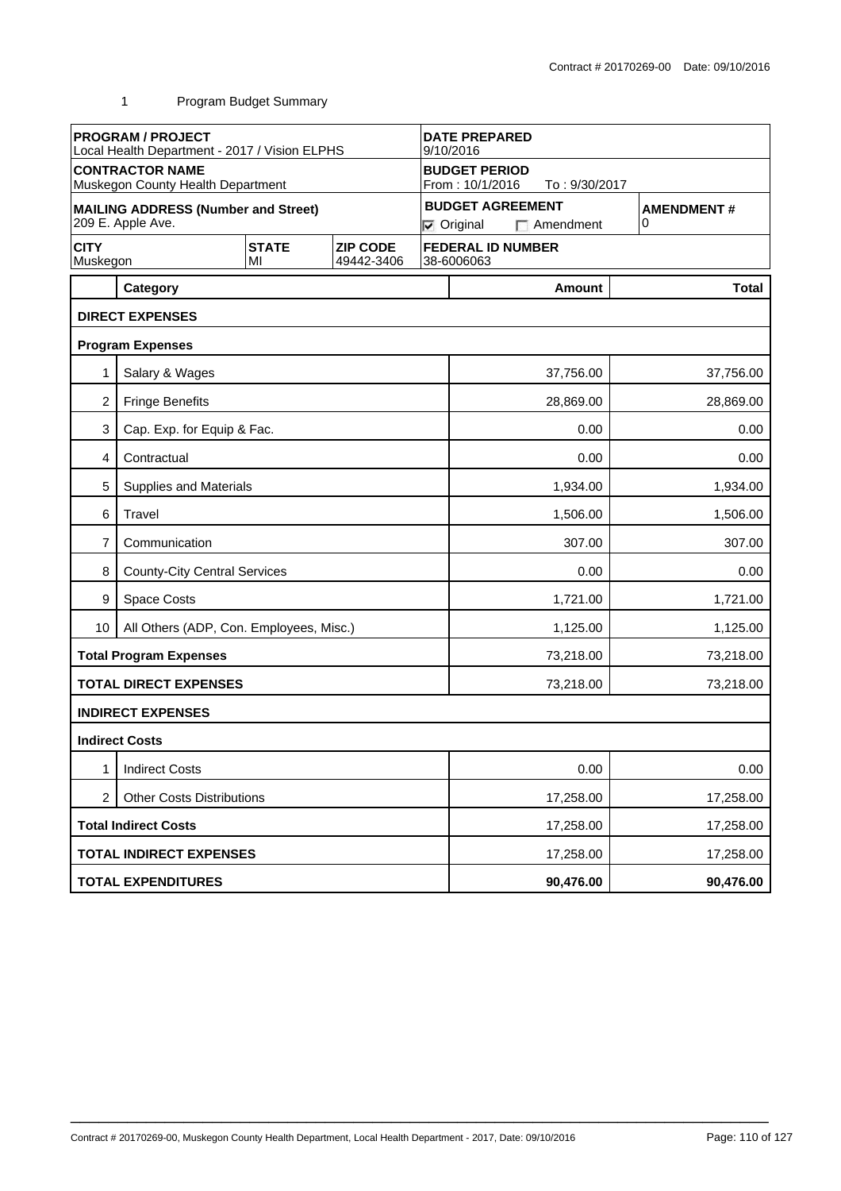Contract # 20170269-00 Date: 09/10/2016

1 Program Budget Summary

| **PROGRAM / PROJECT** Local Health Department - 2017 / Vision ELPHS | | | **DATE PREPARED** 9/10/2016 | |
|---|---|---|---|---|
| **CONTRACTOR NAME** Muskegon County Health Department | | | **BUDGET PERIOD** From : 10/1/2016 To : 9/30/2017 | |
| **MAILING ADDRESS (Number and Street)** 209 E. Apple Ave. | | | **BUDGET AGREEMENT** ☑ Original ☐ Amendment | **AMENDMENT #** 0 |
| **CITY** Muskegon | **STATE** MI | **ZIP CODE** 49442-3406 | **FEDERAL ID NUMBER** 38-6006063 | |

| | Category | Amount | Total |
|---|---|---|---|
| | **DIRECT EXPENSES** | | |
| | **Program Expenses** | | |
| 1 | Salary & Wages | 37,756.00 | 37,756.00 |
| 2 | Fringe Benefits | 28,869.00 | 28,869.00 |
| 3 | Cap. Exp. for Equip & Fac. | 0.00 | 0.00 |
| 4 | Contractual | 0.00 | 0.00 |
| 5 | Supplies and Materials | 1,934.00 | 1,934.00 |
| 6 | Travel | 1,506.00 | 1,506.00 |
| 7 | Communication | 307.00 | 307.00 |
| 8 | County-City Central Services | 0.00 | 0.00 |
| 9 | Space Costs | 1,721.00 | 1,721.00 |
| 10 | All Others (ADP, Con. Employees, Misc.) | 1,125.00 | 1,125.00 |
| | **Total Program Expenses** | 73,218.00 | 73,218.00 |
| | **TOTAL DIRECT EXPENSES** | 73,218.00 | 73,218.00 |
| | **INDIRECT EXPENSES** | | |
| | **Indirect Costs** | | |
| 1 | Indirect Costs | 0.00 | 0.00 |
| 2 | Other Costs Distributions | 17,258.00 | 17,258.00 |
| | **Total Indirect Costs** | 17,258.00 | 17,258.00 |
| | **TOTAL INDIRECT EXPENSES** | 17,258.00 | 17,258.00 |
| | **TOTAL EXPENDITURES** | **90,476.00** | **90,476.00** |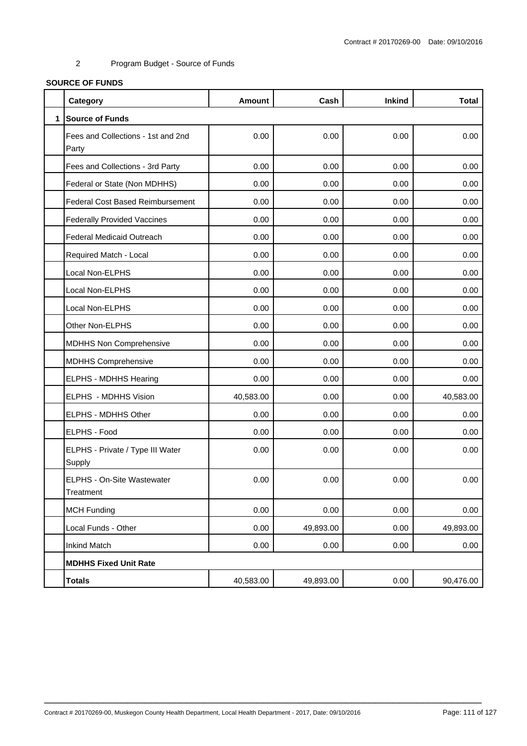2 Program Budget - Source of Funds

**SOURCE OF FUNDS**

| | Category | Amount | Cash | Inkind | Total |
|---|---|---|---|---|---|
| 1 | **Source of Funds** | | | | |
| | Fees and Collections - 1st and 2nd Party | 0.00 | 0.00 | 0.00 | 0.00 |
| | Fees and Collections - 3rd Party | 0.00 | 0.00 | 0.00 | 0.00 |
| | Federal or State (Non MDHHS) | 0.00 | 0.00 | 0.00 | 0.00 |
| | Federal Cost Based Reimbursement | 0.00 | 0.00 | 0.00 | 0.00 |
| | Federally Provided Vaccines | 0.00 | 0.00 | 0.00 | 0.00 |
| | Federal Medicaid Outreach | 0.00 | 0.00 | 0.00 | 0.00 |
| | Required Match - Local | 0.00 | 0.00 | 0.00 | 0.00 |
| | Local Non-ELPHS | 0.00 | 0.00 | 0.00 | 0.00 |
| | Local Non-ELPHS | 0.00 | 0.00 | 0.00 | 0.00 |
| | Local Non-ELPHS | 0.00 | 0.00 | 0.00 | 0.00 |
| | Other Non-ELPHS | 0.00 | 0.00 | 0.00 | 0.00 |
| | MDHHS Non Comprehensive | 0.00 | 0.00 | 0.00 | 0.00 |
| | MDHHS Comprehensive | 0.00 | 0.00 | 0.00 | 0.00 |
| | ELPHS - MDHHS Hearing | 0.00 | 0.00 | 0.00 | 0.00 |
| | ELPHS - MDHHS Vision | 40,583.00 | 0.00 | 0.00 | 40,583.00 |
| | ELPHS - MDHHS Other | 0.00 | 0.00 | 0.00 | 0.00 |
| | ELPHS - Food | 0.00 | 0.00 | 0.00 | 0.00 |
| | ELPHS - Private / Type III Water Supply | 0.00 | 0.00 | 0.00 | 0.00 |
| | ELPHS - On-Site Wastewater Treatment | 0.00 | 0.00 | 0.00 | 0.00 |
| | MCH Funding | 0.00 | 0.00 | 0.00 | 0.00 |
| | Local Funds - Other | 0.00 | 49,893.00 | 0.00 | 49,893.00 |
| | Inkind Match | 0.00 | 0.00 | 0.00 | 0.00 |
| | **MDHHS Fixed Unit Rate** | | | | |
| | **Totals** | 40,583.00 | 49,893.00 | 0.00 | 90,476.00 |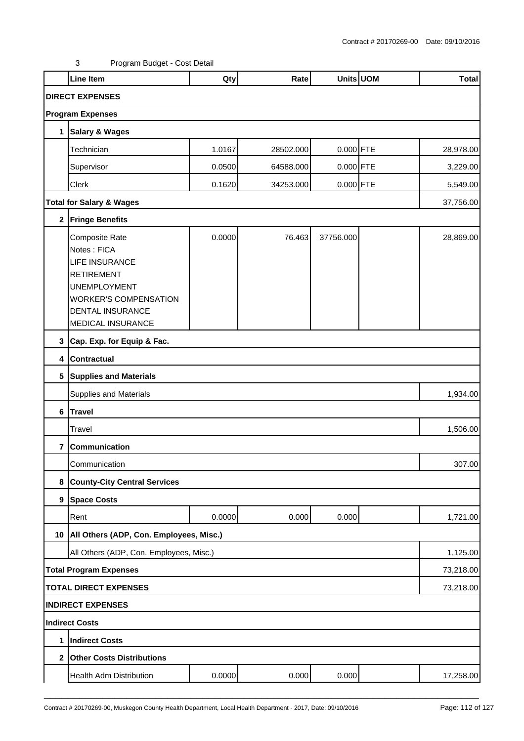3 Program Budget - Cost Detail

| | Line Item | Qty | Rate | Units | UOM | Total |
|---|---|---|---|---|---|---|
| **DIRECT EXPENSES** | | | | | | |
| **Program Expenses** | | | | | | |
| **1** | **Salary & Wages** | | | | | |
| | Technician | 1.0167 | 28502.000 | 0.000 | FTE | 28,978.00 |
| | Supervisor | 0.0500 | 64588.000 | 0.000 | FTE | 3,229.00 |
| | Clerk | 0.1620 | 34253.000 | 0.000 | FTE | 5,549.00 |
| **Total for Salary & Wages** | | | | | | 37,756.00 |
| **2** | **Fringe Benefits** | | | | | |
| | Composite Rate<br>Notes : FICA<br>LIFE INSURANCE<br>RETIREMENT<br>UNEMPLOYMENT<br>WORKER'S COMPENSATION<br>DENTAL INSURANCE<br>MEDICAL INSURANCE | 0.0000 | 76.463 | 37756.000 | | 28,869.00 |
| **3** | **Cap. Exp. for Equip & Fac.** | | | | | |
| **4** | **Contractual** | | | | | |
| **5** | **Supplies and Materials** | | | | | |
| | Supplies and Materials | | | | | 1,934.00 |
| **6** | **Travel** | | | | | |
| | Travel | | | | | 1,506.00 |
| **7** | **Communication** | | | | | |
| | Communication | | | | | 307.00 |
| **8** | **County-City Central Services** | | | | | |
| **9** | **Space Costs** | | | | | |
| | Rent | 0.0000 | 0.000 | 0.000 | | 1,721.00 |
| **10** | **All Others (ADP, Con. Employees, Misc.)** | | | | | |
| | All Others (ADP, Con. Employees, Misc.) | | | | | 1,125.00 |
| **Total Program Expenses** | | | | | | 73,218.00 |
| **TOTAL DIRECT EXPENSES** | | | | | | 73,218.00 |
| **INDIRECT EXPENSES** | | | | | | |
| **Indirect Costs** | | | | | | |
| **1** | **Indirect Costs** | | | | | |
| **2** | **Other Costs Distributions** | | | | | |
| | Health Adm Distribution | 0.0000 | 0.000 | 0.000 | | 17,258.00 |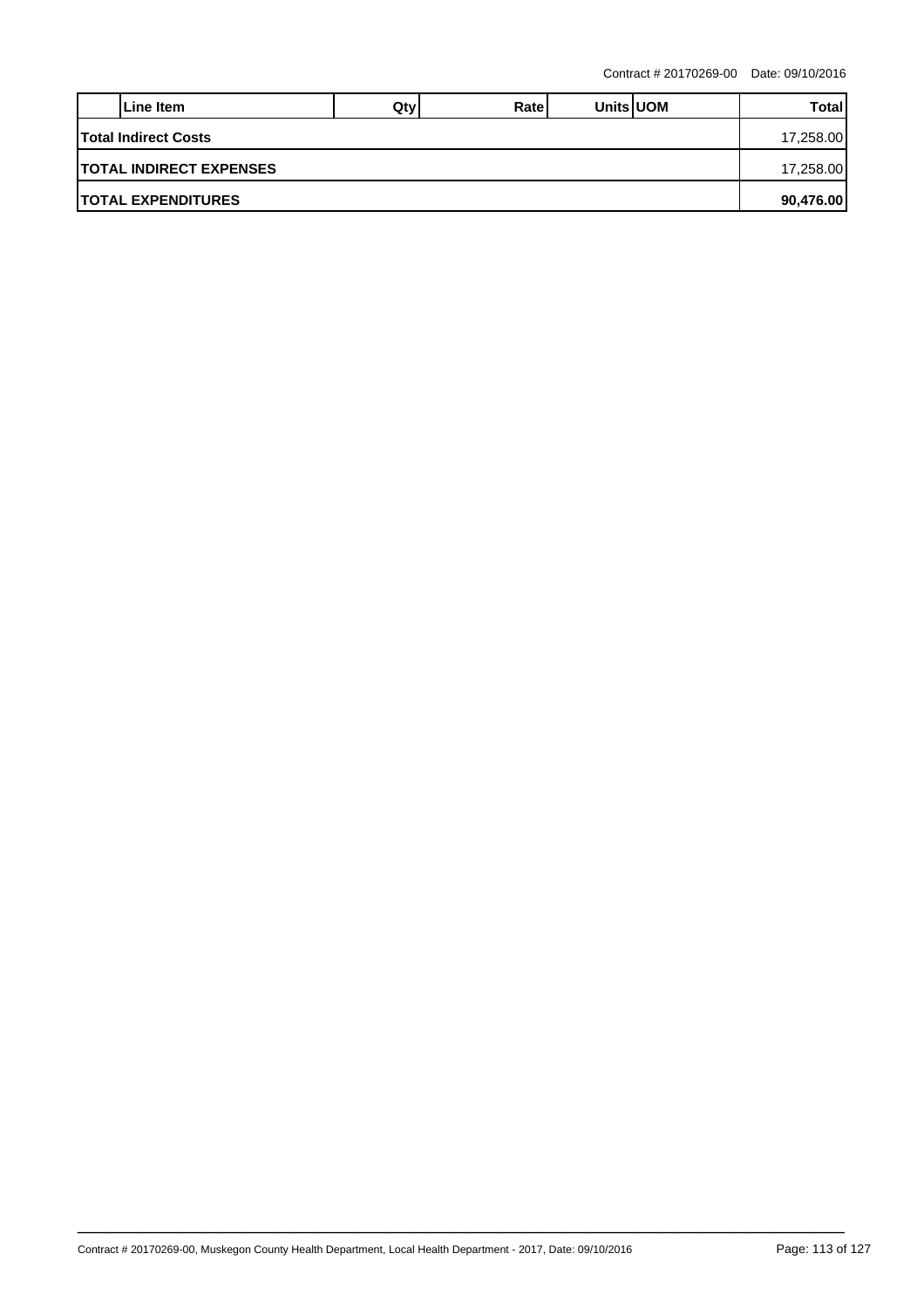| | Line Item | Qty | Rate | Units | UOM | Total |
|---|---|---|---|---|---|---|
| **Total Indirect Costs** | | | | | | 17,258.00 |
| **TOTAL INDIRECT EXPENSES** | | | | | | 17,258.00 |
| **TOTAL EXPENDITURES** | | | | | | **90,476.00** |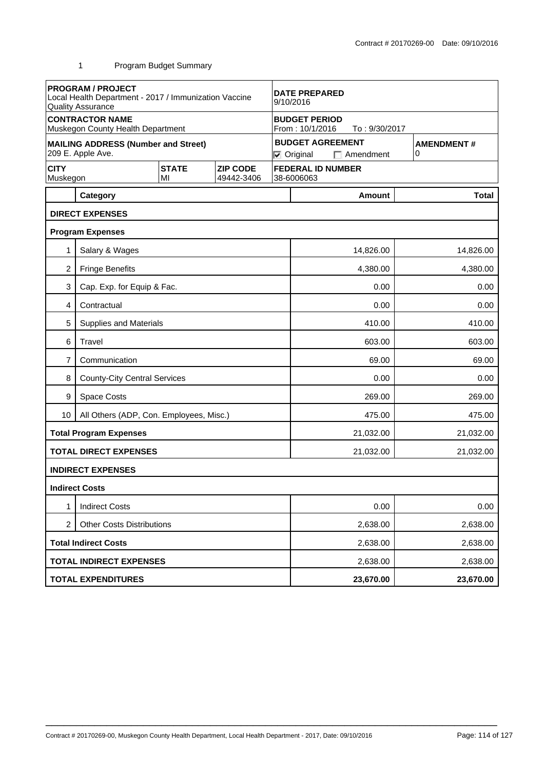Contract # 20170269-00 Date: 09/10/2016

1 Program Budget Summary

| PROGRAM / PROJECT<br>Local Health Department - 2017 / Immunization Vaccine Quality Assurance | | | DATE PREPARED<br>9/10/2016 | |
|---|---|---|---|---|
| CONTRACTOR NAME<br>Muskegon County Health Department | | | BUDGET PERIOD<br>From : 10/1/2016 To : 9/30/2017 | |
| MAILING ADDRESS (Number and Street)<br>209 E. Apple Ave. | | | BUDGET AGREEMENT<br>☑ Original ☐ Amendment | AMENDMENT #<br>0 |
| CITY<br>Muskegon | STATE<br>MI | ZIP CODE<br>49442-3406 | FEDERAL ID NUMBER<br>38-6006063 | |

| | Category | Amount | Total |
|---|---|---|---|
| **DIRECT EXPENSES** | | | |
| **Program Expenses** | | | |
| 1 | Salary & Wages | 14,826.00 | 14,826.00 |
| 2 | Fringe Benefits | 4,380.00 | 4,380.00 |
| 3 | Cap. Exp. for Equip & Fac. | 0.00 | 0.00 |
| 4 | Contractual | 0.00 | 0.00 |
| 5 | Supplies and Materials | 410.00 | 410.00 |
| 6 | Travel | 603.00 | 603.00 |
| 7 | Communication | 69.00 | 69.00 |
| 8 | County-City Central Services | 0.00 | 0.00 |
| 9 | Space Costs | 269.00 | 269.00 |
| 10 | All Others (ADP, Con. Employees, Misc.) | 475.00 | 475.00 |
| **Total Program Expenses** | | 21,032.00 | 21,032.00 |
| **TOTAL DIRECT EXPENSES** | | 21,032.00 | 21,032.00 |
| **INDIRECT EXPENSES** | | | |
| **Indirect Costs** | | | |
| 1 | Indirect Costs | 0.00 | 0.00 |
| 2 | Other Costs Distributions | 2,638.00 | 2,638.00 |
| **Total Indirect Costs** | | 2,638.00 | 2,638.00 |
| **TOTAL INDIRECT EXPENSES** | | 2,638.00 | 2,638.00 |
| **TOTAL EXPENDITURES** | | **23,670.00** | **23,670.00** |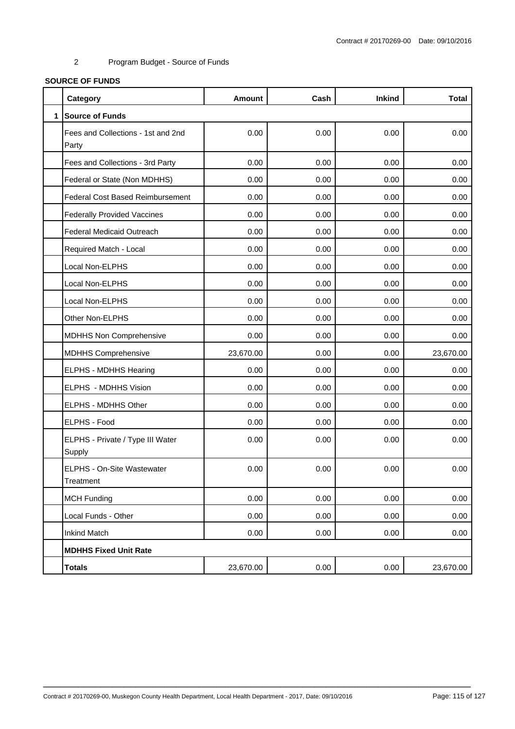2 Program Budget - Source of Funds

**SOURCE OF FUNDS**

| | Category | Amount | Cash | Inkind | Total |
|---|---|---|---|---|---|
| 1 | **Source of Funds** | | | | |
| | Fees and Collections - 1st and 2nd Party | 0.00 | 0.00 | 0.00 | 0.00 |
| | Fees and Collections - 3rd Party | 0.00 | 0.00 | 0.00 | 0.00 |
| | Federal or State (Non MDHHS) | 0.00 | 0.00 | 0.00 | 0.00 |
| | Federal Cost Based Reimbursement | 0.00 | 0.00 | 0.00 | 0.00 |
| | Federally Provided Vaccines | 0.00 | 0.00 | 0.00 | 0.00 |
| | Federal Medicaid Outreach | 0.00 | 0.00 | 0.00 | 0.00 |
| | Required Match - Local | 0.00 | 0.00 | 0.00 | 0.00 |
| | Local Non-ELPHS | 0.00 | 0.00 | 0.00 | 0.00 |
| | Local Non-ELPHS | 0.00 | 0.00 | 0.00 | 0.00 |
| | Local Non-ELPHS | 0.00 | 0.00 | 0.00 | 0.00 |
| | Other Non-ELPHS | 0.00 | 0.00 | 0.00 | 0.00 |
| | MDHHS Non Comprehensive | 0.00 | 0.00 | 0.00 | 0.00 |
| | MDHHS Comprehensive | 23,670.00 | 0.00 | 0.00 | 23,670.00 |
| | ELPHS - MDHHS Hearing | 0.00 | 0.00 | 0.00 | 0.00 |
| | ELPHS - MDHHS Vision | 0.00 | 0.00 | 0.00 | 0.00 |
| | ELPHS - MDHHS Other | 0.00 | 0.00 | 0.00 | 0.00 |
| | ELPHS - Food | 0.00 | 0.00 | 0.00 | 0.00 |
| | ELPHS - Private / Type III Water Supply | 0.00 | 0.00 | 0.00 | 0.00 |
| | ELPHS - On-Site Wastewater Treatment | 0.00 | 0.00 | 0.00 | 0.00 |
| | MCH Funding | 0.00 | 0.00 | 0.00 | 0.00 |
| | Local Funds - Other | 0.00 | 0.00 | 0.00 | 0.00 |
| | Inkind Match | 0.00 | 0.00 | 0.00 | 0.00 |
| | **MDHHS Fixed Unit Rate** | | | | |
| | **Totals** | 23,670.00 | 0.00 | 0.00 | 23,670.00 |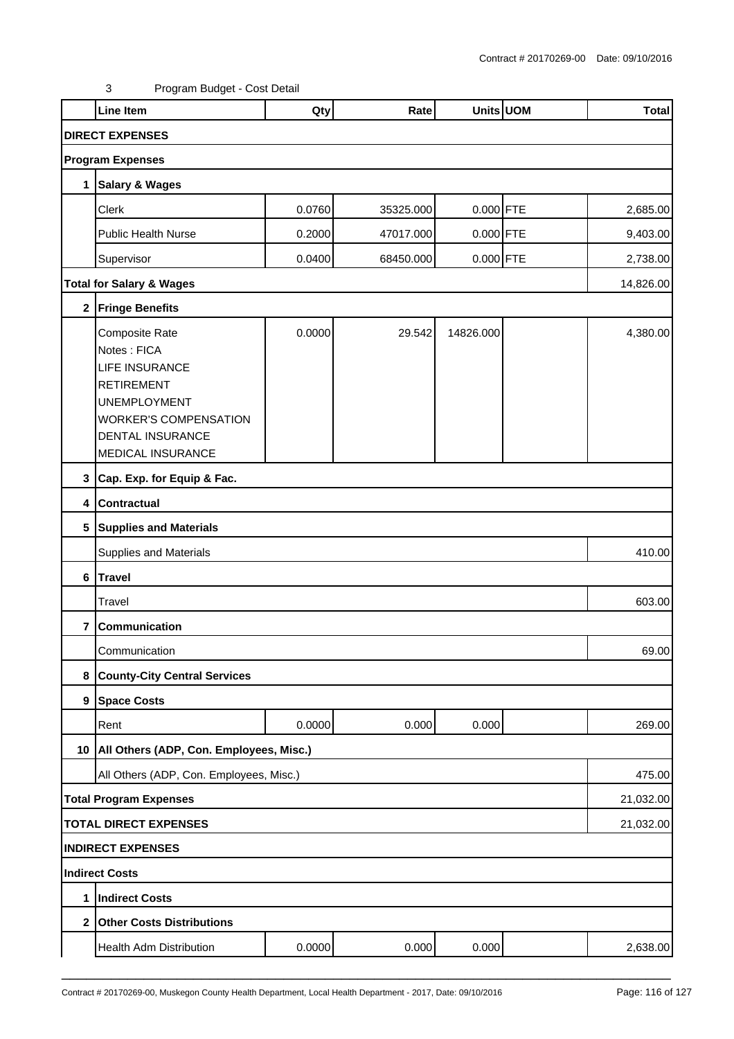3 Program Budget - Cost Detail

| | Line Item | Qty | Rate | Units | UOM | Total |
|---|---|---|---|---|---|---|
| **DIRECT EXPENSES** | | | | | | |
| **Program Expenses** | | | | | | |
| **1** | **Salary & Wages** | | | | | |
| | Clerk | 0.0760 | 35325.000 | 0.000 | FTE | 2,685.00 |
| | Public Health Nurse | 0.2000 | 47017.000 | 0.000 | FTE | 9,403.00 |
| | Supervisor | 0.0400 | 68450.000 | 0.000 | FTE | 2,738.00 |
| **Total for Salary & Wages** | | | | | | 14,826.00 |
| **2** | **Fringe Benefits** | | | | | |
| | Composite Rate<br>Notes : FICA<br>LIFE INSURANCE<br>RETIREMENT<br>UNEMPLOYMENT<br>WORKER'S COMPENSATION<br>DENTAL INSURANCE<br>MEDICAL INSURANCE | 0.0000 | 29.542 | 14826.000 | | 4,380.00 |
| **3** | **Cap. Exp. for Equip & Fac.** | | | | | |
| **4** | **Contractual** | | | | | |
| **5** | **Supplies and Materials** | | | | | |
| | Supplies and Materials | | | | | 410.00 |
| **6** | **Travel** | | | | | |
| | Travel | | | | | 603.00 |
| **7** | **Communication** | | | | | |
| | Communication | | | | | 69.00 |
| **8** | **County-City Central Services** | | | | | |
| **9** | **Space Costs** | | | | | |
| | Rent | 0.0000 | 0.000 | 0.000 | | 269.00 |
| **10** | **All Others (ADP, Con. Employees, Misc.)** | | | | | |
| | All Others (ADP, Con. Employees, Misc.) | | | | | 475.00 |
| **Total Program Expenses** | | | | | | 21,032.00 |
| **TOTAL DIRECT EXPENSES** | | | | | | 21,032.00 |
| **INDIRECT EXPENSES** | | | | | | |
| **Indirect Costs** | | | | | | |
| **1** | **Indirect Costs** | | | | | |
| **2** | **Other Costs Distributions** | | | | | |
| | Health Adm Distribution | 0.0000 | 0.000 | 0.000 | | 2,638.00 |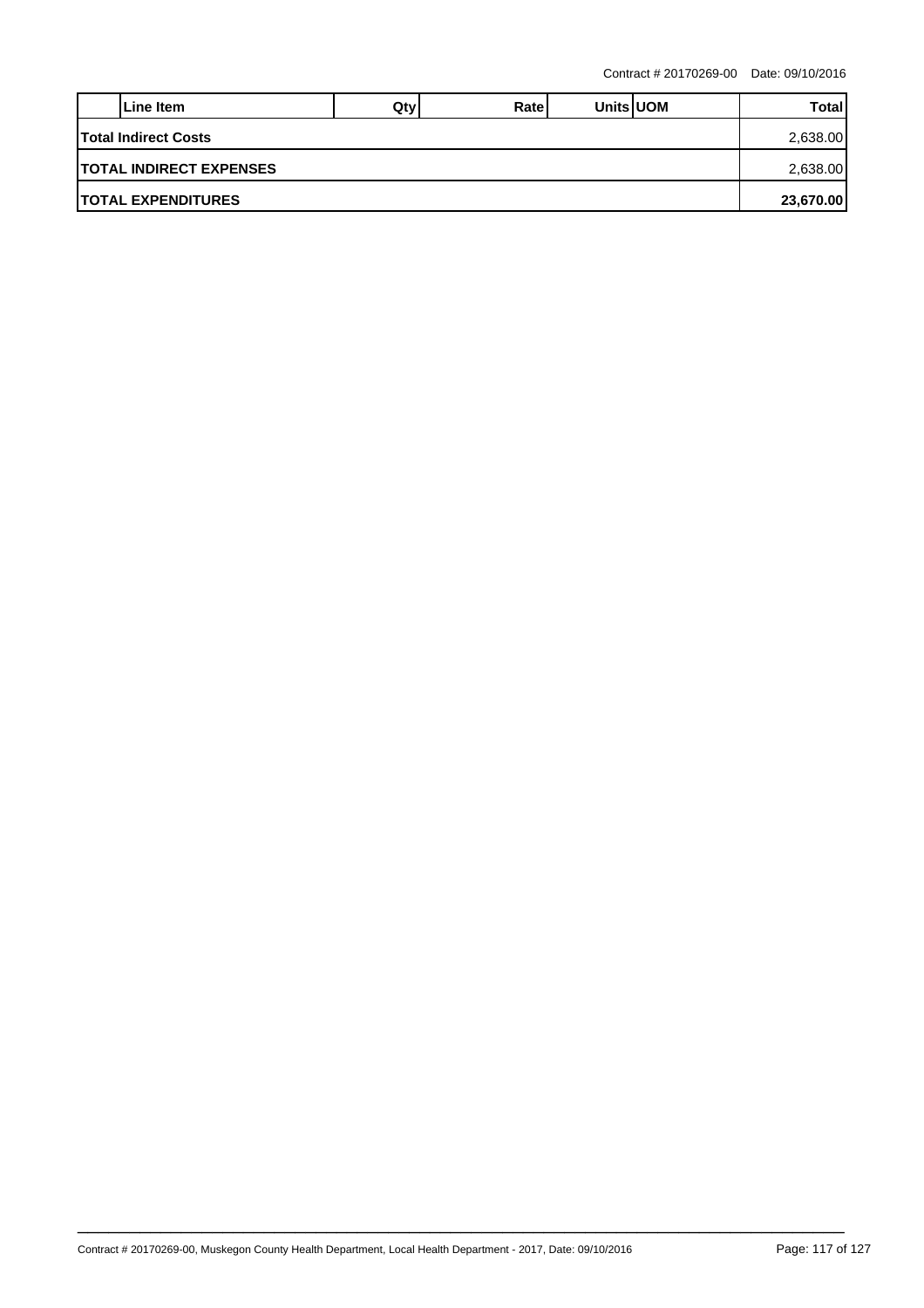| Line Item | Qty | Rate | Units | UOM | Total |
|---|---|---|---|---|---|
| **Total Indirect Costs** | | | | | 2,638.00 |
| **TOTAL INDIRECT EXPENSES** | | | | | 2,638.00 |
| **TOTAL EXPENDITURES** | | | | | **23,670.00** |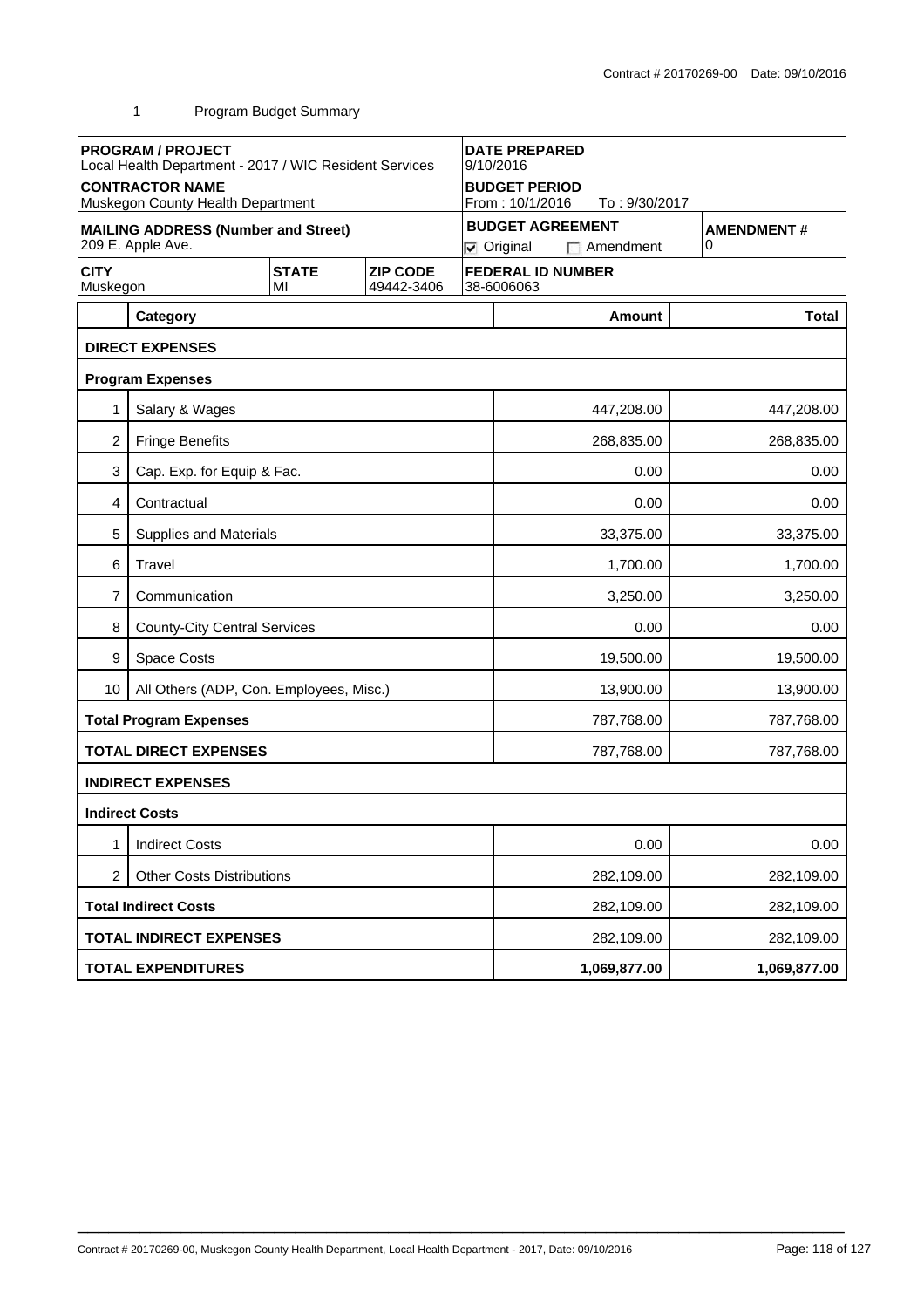Contract # 20170269-00 Date: 09/10/2016

1 Program Budget Summary

| **PROGRAM / PROJECT**<br>Local Health Department - 2017 / WIC Resident Services | | | **DATE PREPARED**<br>9/10/2016 | |
|---|---|---|---|---|
| **CONTRACTOR NAME**<br>Muskegon County Health Department | | | **BUDGET PERIOD**<br>From : 10/1/2016 To : 9/30/2017 | |
| **MAILING ADDRESS (Number and Street)**<br>209 E. Apple Ave. | | | **BUDGET AGREEMENT**<br>☑ Original ☐ Amendment | **AMENDMENT #**<br>0 |
| **CITY**<br>Muskegon | **STATE**<br>MI | **ZIP CODE**<br>49442-3406 | **FEDERAL ID NUMBER**<br>38-6006063 | |

| | Category | Amount | Total |
|---|---|---|---|
| **DIRECT EXPENSES** | | | |
| **Program Expenses** | | | |
| 1 | Salary & Wages | 447,208.00 | 447,208.00 |
| 2 | Fringe Benefits | 268,835.00 | 268,835.00 |
| 3 | Cap. Exp. for Equip & Fac. | 0.00 | 0.00 |
| 4 | Contractual | 0.00 | 0.00 |
| 5 | Supplies and Materials | 33,375.00 | 33,375.00 |
| 6 | Travel | 1,700.00 | 1,700.00 |
| 7 | Communication | 3,250.00 | 3,250.00 |
| 8 | County-City Central Services | 0.00 | 0.00 |
| 9 | Space Costs | 19,500.00 | 19,500.00 |
| 10 | All Others (ADP, Con. Employees, Misc.) | 13,900.00 | 13,900.00 |
| **Total Program Expenses** | | 787,768.00 | 787,768.00 |
| **TOTAL DIRECT EXPENSES** | | 787,768.00 | 787,768.00 |
| **INDIRECT EXPENSES** | | | |
| **Indirect Costs** | | | |
| 1 | Indirect Costs | 0.00 | 0.00 |
| 2 | Other Costs Distributions | 282,109.00 | 282,109.00 |
| **Total Indirect Costs** | | 282,109.00 | 282,109.00 |
| **TOTAL INDIRECT EXPENSES** | | 282,109.00 | 282,109.00 |
| **TOTAL EXPENDITURES** | | **1,069,877.00** | **1,069,877.00** |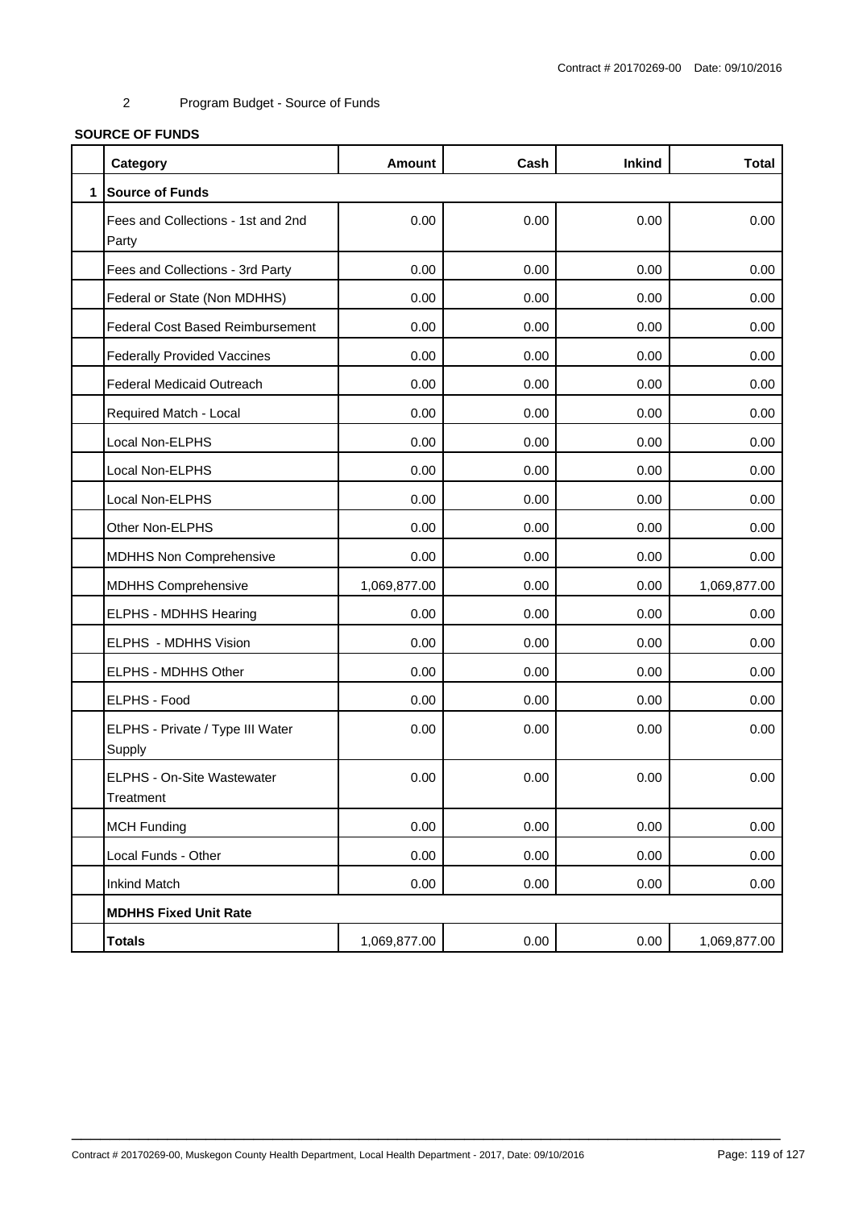2 Program Budget - Source of Funds

**SOURCE OF FUNDS**

| | Category | Amount | Cash | Inkind | Total |
|---|---|---|---|---|---|
| 1 | **Source of Funds** | | | | |
| | Fees and Collections - 1st and 2nd Party | 0.00 | 0.00 | 0.00 | 0.00 |
| | Fees and Collections - 3rd Party | 0.00 | 0.00 | 0.00 | 0.00 |
| | Federal or State (Non MDHHS) | 0.00 | 0.00 | 0.00 | 0.00 |
| | Federal Cost Based Reimbursement | 0.00 | 0.00 | 0.00 | 0.00 |
| | Federally Provided Vaccines | 0.00 | 0.00 | 0.00 | 0.00 |
| | Federal Medicaid Outreach | 0.00 | 0.00 | 0.00 | 0.00 |
| | Required Match - Local | 0.00 | 0.00 | 0.00 | 0.00 |
| | Local Non-ELPHS | 0.00 | 0.00 | 0.00 | 0.00 |
| | Local Non-ELPHS | 0.00 | 0.00 | 0.00 | 0.00 |
| | Local Non-ELPHS | 0.00 | 0.00 | 0.00 | 0.00 |
| | Other Non-ELPHS | 0.00 | 0.00 | 0.00 | 0.00 |
| | MDHHS Non Comprehensive | 0.00 | 0.00 | 0.00 | 0.00 |
| | MDHHS Comprehensive | 1,069,877.00 | 0.00 | 0.00 | 1,069,877.00 |
| | ELPHS - MDHHS Hearing | 0.00 | 0.00 | 0.00 | 0.00 |
| | ELPHS - MDHHS Vision | 0.00 | 0.00 | 0.00 | 0.00 |
| | ELPHS - MDHHS Other | 0.00 | 0.00 | 0.00 | 0.00 |
| | ELPHS - Food | 0.00 | 0.00 | 0.00 | 0.00 |
| | ELPHS - Private / Type III Water Supply | 0.00 | 0.00 | 0.00 | 0.00 |
| | ELPHS - On-Site Wastewater Treatment | 0.00 | 0.00 | 0.00 | 0.00 |
| | MCH Funding | 0.00 | 0.00 | 0.00 | 0.00 |
| | Local Funds - Other | 0.00 | 0.00 | 0.00 | 0.00 |
| | Inkind Match | 0.00 | 0.00 | 0.00 | 0.00 |
| | **MDHHS Fixed Unit Rate** | | | | |
| | **Totals** | 1,069,877.00 | 0.00 | 0.00 | 1,069,877.00 |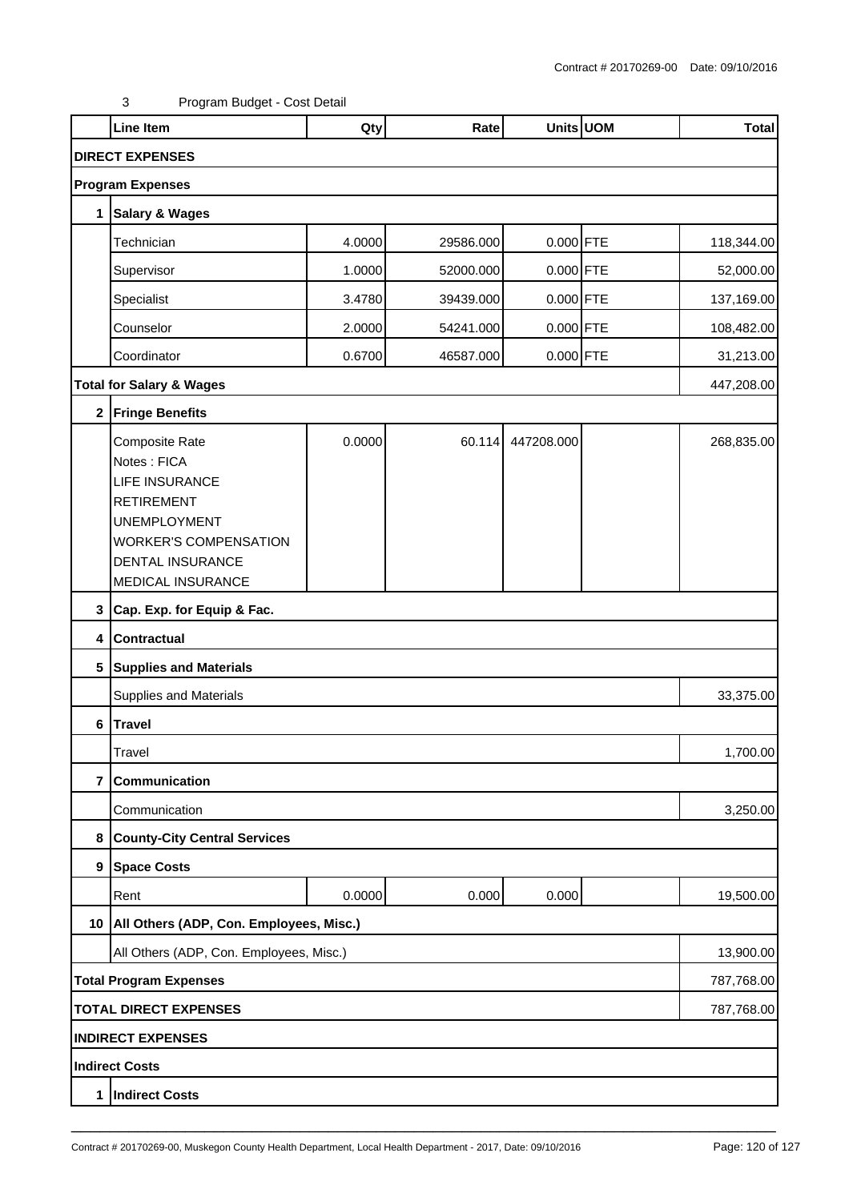Contract # 20170269-00 Date: 09/10/2016

3 Program Budget - Cost Detail

| | Line Item | Qty | Rate | Units | UOM | Total |
|---|---|---|---|---|---|---|
| **DIRECT EXPENSES** | | | | | | |
| **Program Expenses** | | | | | | |
| **1** | **Salary & Wages** | | | | | |
| | Technician | 4.0000 | 29586.000 | 0.000 | FTE | 118,344.00 |
| | Supervisor | 1.0000 | 52000.000 | 0.000 | FTE | 52,000.00 |
| | Specialist | 3.4780 | 39439.000 | 0.000 | FTE | 137,169.00 |
| | Counselor | 2.0000 | 54241.000 | 0.000 | FTE | 108,482.00 |
| | Coordinator | 0.6700 | 46587.000 | 0.000 | FTE | 31,213.00 |
| **Total for Salary & Wages** | | | | | | 447,208.00 |
| **2** | **Fringe Benefits** | | | | | |
| | Composite Rate<br>Notes : FICA<br>LIFE INSURANCE<br>RETIREMENT<br>UNEMPLOYMENT<br>WORKER'S COMPENSATION<br>DENTAL INSURANCE<br>MEDICAL INSURANCE | 0.0000 | 60.114 | 447208.000 | | 268,835.00 |
| **3** | **Cap. Exp. for Equip & Fac.** | | | | | |
| **4** | **Contractual** | | | | | |
| **5** | **Supplies and Materials** | | | | | |
| | Supplies and Materials | | | | | 33,375.00 |
| **6** | **Travel** | | | | | |
| | Travel | | | | | 1,700.00 |
| **7** | **Communication** | | | | | |
| | Communication | | | | | 3,250.00 |
| **8** | **County-City Central Services** | | | | | |
| **9** | **Space Costs** | | | | | |
| | Rent | 0.0000 | 0.000 | 0.000 | | 19,500.00 |
| **10** | **All Others (ADP, Con. Employees, Misc.)** | | | | | |
| | All Others (ADP, Con. Employees, Misc.) | | | | | 13,900.00 |
| **Total Program Expenses** | | | | | | 787,768.00 |
| **TOTAL DIRECT EXPENSES** | | | | | | 787,768.00 |
| **INDIRECT EXPENSES** | | | | | | |
| **Indirect Costs** | | | | | | |
| **1** | **Indirect Costs** | | | | | |

Contract # 20170269-00, Muskegon County Health Department, Local Health Department - 2017, Date: 09/10/2016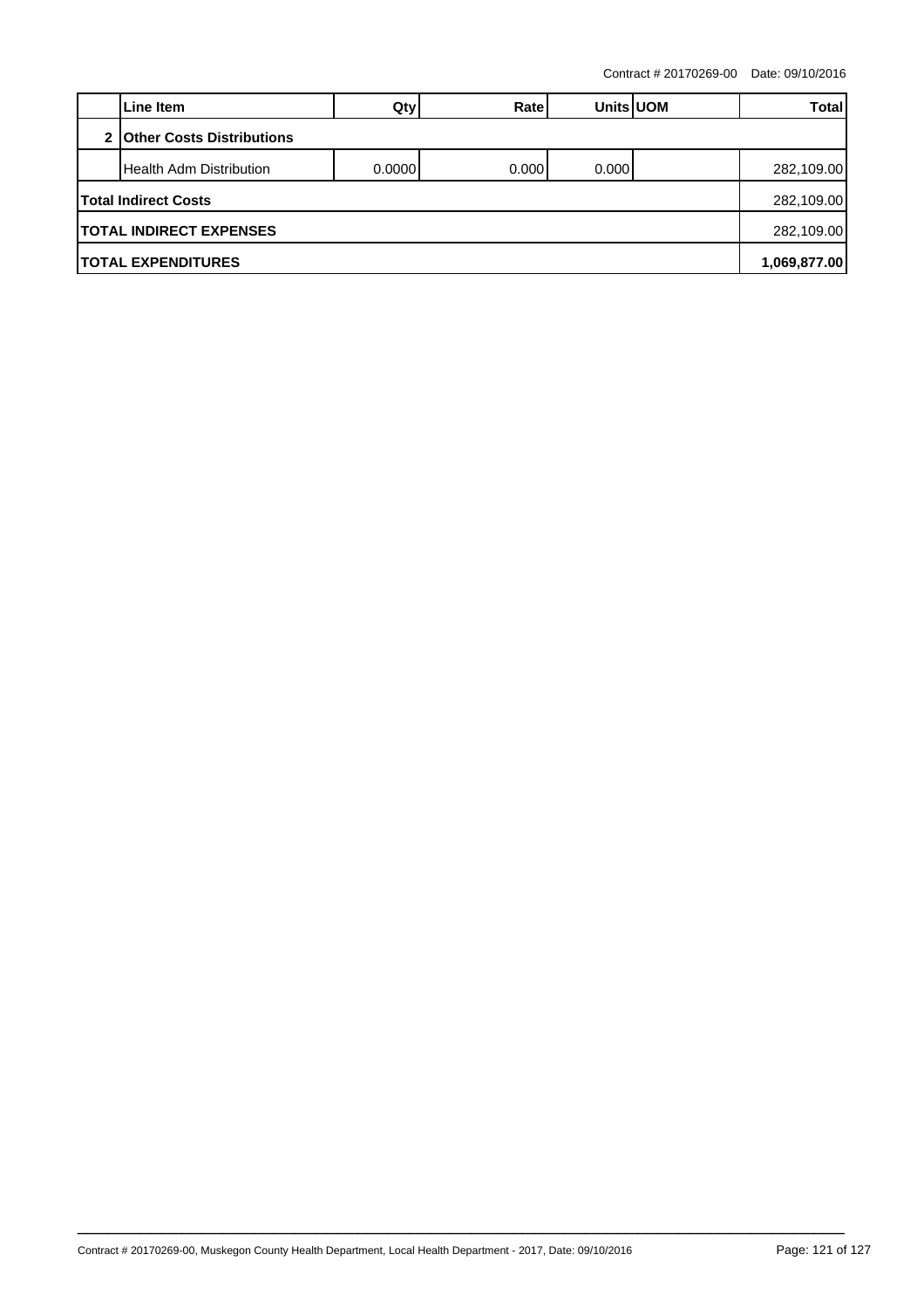Contract # 20170269-00 Date: 09/10/2016

| | Line Item | Qty | Rate | Units | UOM | Total |
|---|---|---|---|---|---|---|
| 2 | **Other Costs Distributions** | | | | | |
| | Health Adm Distribution | 0.0000 | 0.000 | 0.000 | | 282,109.00 |
| **Total Indirect Costs** | | | | | | 282,109.00 |
| **TOTAL INDIRECT EXPENSES** | | | | | | 282,109.00 |
| **TOTAL EXPENDITURES** | | | | | | **1,069,877.00** |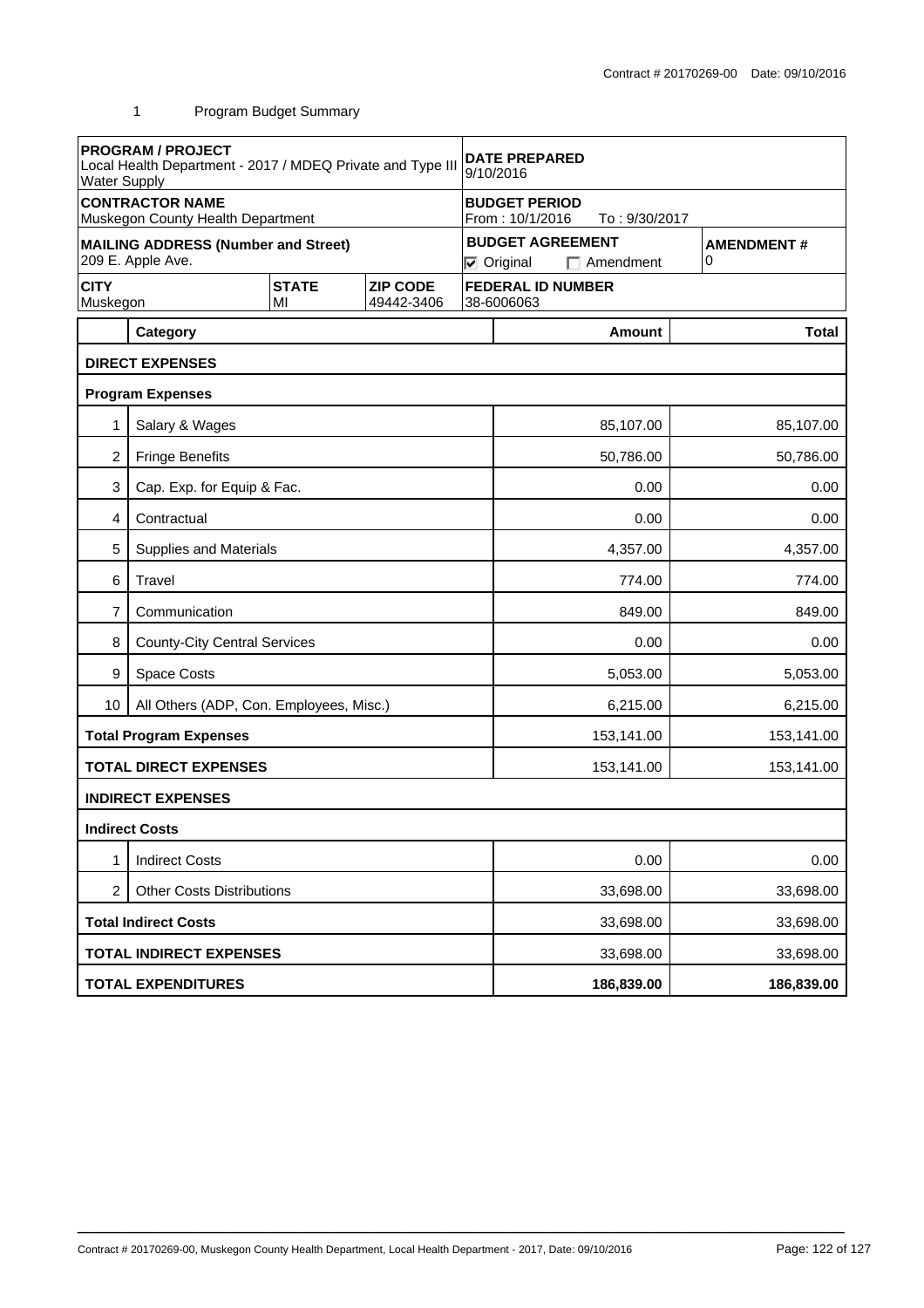1 Program Budget Summary

| PROGRAM / PROJECT<br>Local Health Department - 2017 / MDEQ Private and Type III Water Supply | | | DATE PREPARED<br>9/10/2016 | |
|---|---|---|---|---|
| **CONTRACTOR NAME**<br>Muskegon County Health Department | | | **BUDGET PERIOD**<br>From : 10/1/2016 To : 9/30/2017 | |
| **MAILING ADDRESS (Number and Street)**<br>209 E. Apple Ave. | | | **BUDGET AGREEMENT**<br>☑ Original ☐ Amendment | **AMENDMENT #**<br>0 |
| **CITY**<br>Muskegon | **STATE**<br>MI | **ZIP CODE**<br>49442-3406 | **FEDERAL ID NUMBER**<br>38-6006063 | |

| | Category | Amount | Total |
|---|---|---|---|
| | **DIRECT EXPENSES** | | |
| | **Program Expenses** | | |
| 1 | Salary & Wages | 85,107.00 | 85,107.00 |
| 2 | Fringe Benefits | 50,786.00 | 50,786.00 |
| 3 | Cap. Exp. for Equip & Fac. | 0.00 | 0.00 |
| 4 | Contractual | 0.00 | 0.00 |
| 5 | Supplies and Materials | 4,357.00 | 4,357.00 |
| 6 | Travel | 774.00 | 774.00 |
| 7 | Communication | 849.00 | 849.00 |
| 8 | County-City Central Services | 0.00 | 0.00 |
| 9 | Space Costs | 5,053.00 | 5,053.00 |
| 10 | All Others (ADP, Con. Employees, Misc.) | 6,215.00 | 6,215.00 |
| | **Total Program Expenses** | 153,141.00 | 153,141.00 |
| | **TOTAL DIRECT EXPENSES** | 153,141.00 | 153,141.00 |
| | **INDIRECT EXPENSES** | | |
| | **Indirect Costs** | | |
| 1 | Indirect Costs | 0.00 | 0.00 |
| 2 | Other Costs Distributions | 33,698.00 | 33,698.00 |
| | **Total Indirect Costs** | 33,698.00 | 33,698.00 |
| | **TOTAL INDIRECT EXPENSES** | 33,698.00 | 33,698.00 |
| | **TOTAL EXPENDITURES** | **186,839.00** | **186,839.00** |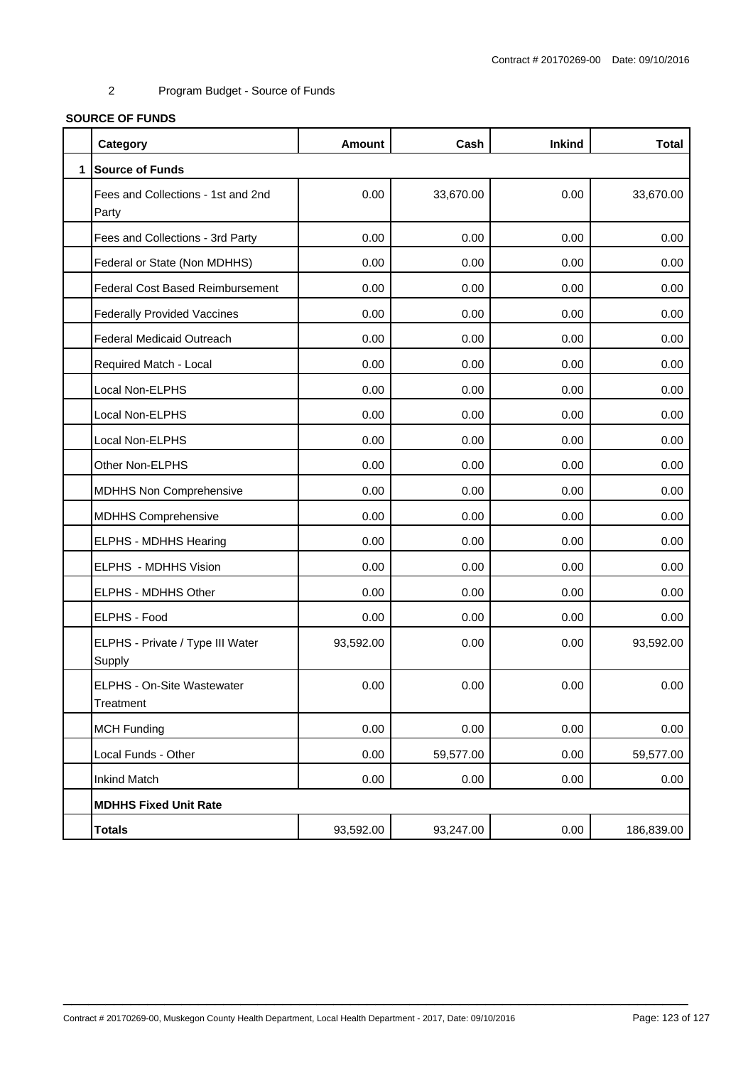2 Program Budget - Source of Funds

**SOURCE OF FUNDS**

| | Category | Amount | Cash | Inkind | Total |
|---|---|---|---|---|---|
| 1 | **Source of Funds** | | | | |
| | Fees and Collections - 1st and 2nd Party | 0.00 | 33,670.00 | 0.00 | 33,670.00 |
| | Fees and Collections - 3rd Party | 0.00 | 0.00 | 0.00 | 0.00 |
| | Federal or State (Non MDHHS) | 0.00 | 0.00 | 0.00 | 0.00 |
| | Federal Cost Based Reimbursement | 0.00 | 0.00 | 0.00 | 0.00 |
| | Federally Provided Vaccines | 0.00 | 0.00 | 0.00 | 0.00 |
| | Federal Medicaid Outreach | 0.00 | 0.00 | 0.00 | 0.00 |
| | Required Match - Local | 0.00 | 0.00 | 0.00 | 0.00 |
| | Local Non-ELPHS | 0.00 | 0.00 | 0.00 | 0.00 |
| | Local Non-ELPHS | 0.00 | 0.00 | 0.00 | 0.00 |
| | Local Non-ELPHS | 0.00 | 0.00 | 0.00 | 0.00 |
| | Other Non-ELPHS | 0.00 | 0.00 | 0.00 | 0.00 |
| | MDHHS Non Comprehensive | 0.00 | 0.00 | 0.00 | 0.00 |
| | MDHHS Comprehensive | 0.00 | 0.00 | 0.00 | 0.00 |
| | ELPHS - MDHHS Hearing | 0.00 | 0.00 | 0.00 | 0.00 |
| | ELPHS - MDHHS Vision | 0.00 | 0.00 | 0.00 | 0.00 |
| | ELPHS - MDHHS Other | 0.00 | 0.00 | 0.00 | 0.00 |
| | ELPHS - Food | 0.00 | 0.00 | 0.00 | 0.00 |
| | ELPHS - Private / Type III Water Supply | 93,592.00 | 0.00 | 0.00 | 93,592.00 |
| | ELPHS - On-Site Wastewater Treatment | 0.00 | 0.00 | 0.00 | 0.00 |
| | MCH Funding | 0.00 | 0.00 | 0.00 | 0.00 |
| | Local Funds - Other | 0.00 | 59,577.00 | 0.00 | 59,577.00 |
| | Inkind Match | 0.00 | 0.00 | 0.00 | 0.00 |
| | **MDHHS Fixed Unit Rate** | | | | |
| | **Totals** | 93,592.00 | 93,247.00 | 0.00 | 186,839.00 |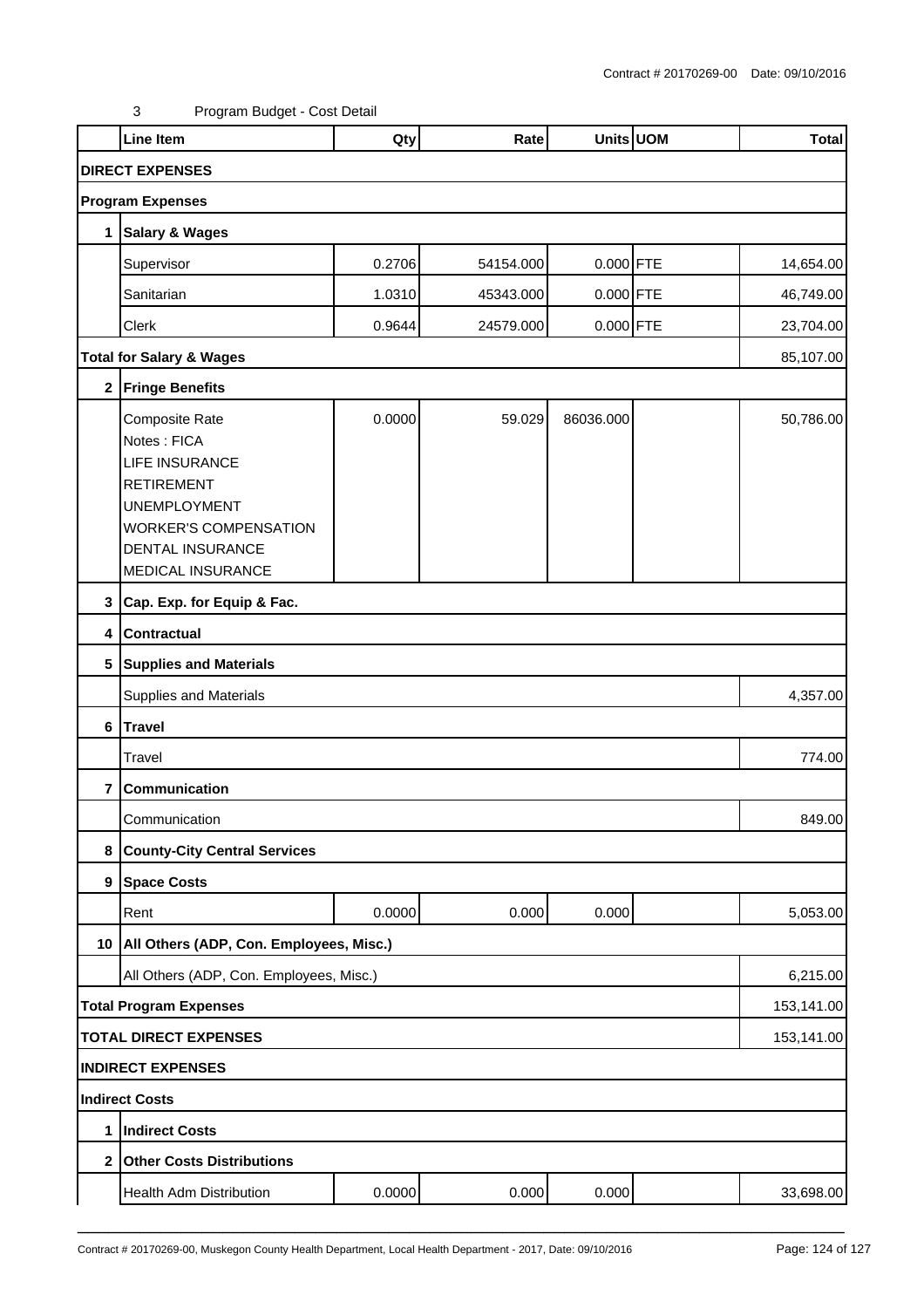3 Program Budget - Cost Detail

| | Line Item | Qty | Rate | Units | UOM | Total |
|---|---|---|---|---|---|---|
| **DIRECT EXPENSES** | | | | | | |
| **Program Expenses** | | | | | | |
| **1** | **Salary & Wages** | | | | | |
| | Supervisor | 0.2706 | 54154.000 | 0.000 | FTE | 14,654.00 |
| | Sanitarian | 1.0310 | 45343.000 | 0.000 | FTE | 46,749.00 |
| | Clerk | 0.9644 | 24579.000 | 0.000 | FTE | 23,704.00 |
| **Total for Salary & Wages** | | | | | | 85,107.00 |
| **2** | **Fringe Benefits** | | | | | |
| | Composite Rate<br>Notes : FICA<br>LIFE INSURANCE<br>RETIREMENT<br>UNEMPLOYMENT<br>WORKER'S COMPENSATION<br>DENTAL INSURANCE<br>MEDICAL INSURANCE | 0.0000 | 59.029 | 86036.000 | | 50,786.00 |
| **3** | **Cap. Exp. for Equip & Fac.** | | | | | |
| **4** | **Contractual** | | | | | |
| **5** | **Supplies and Materials** | | | | | |
| | Supplies and Materials | | | | | 4,357.00 |
| **6** | **Travel** | | | | | |
| | Travel | | | | | 774.00 |
| **7** | **Communication** | | | | | |
| | Communication | | | | | 849.00 |
| **8** | **County-City Central Services** | | | | | |
| **9** | **Space Costs** | | | | | |
| | Rent | 0.0000 | 0.000 | 0.000 | | 5,053.00 |
| **10** | **All Others (ADP, Con. Employees, Misc.)** | | | | | |
| | All Others (ADP, Con. Employees, Misc.) | | | | | 6,215.00 |
| **Total Program Expenses** | | | | | | 153,141.00 |
| **TOTAL DIRECT EXPENSES** | | | | | | 153,141.00 |
| **INDIRECT EXPENSES** | | | | | | |
| **Indirect Costs** | | | | | | |
| **1** | **Indirect Costs** | | | | | |
| **2** | **Other Costs Distributions** | | | | | |
| | Health Adm Distribution | 0.0000 | 0.000 | 0.000 | | 33,698.00 |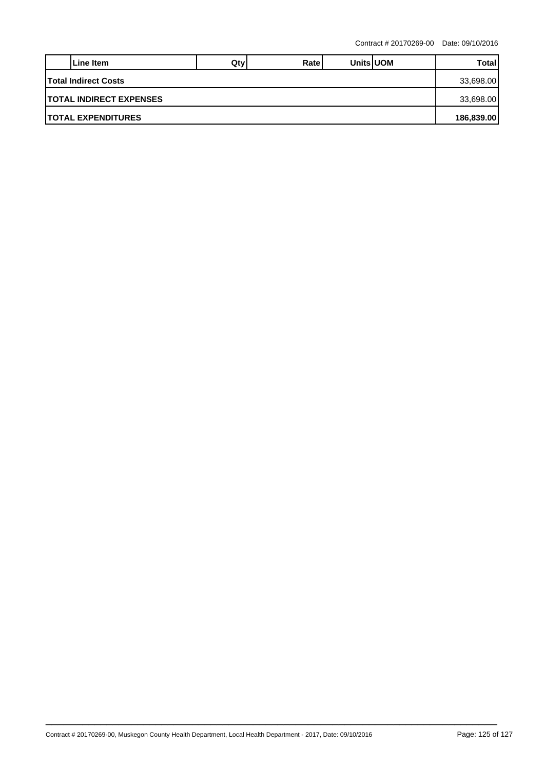| | Line Item | Qty | Rate | Units | UOM | Total |
|---|---|---|---|---|---|---|
| **Total Indirect Costs** | | | | | | 33,698.00 |
| **TOTAL INDIRECT EXPENSES** | | | | | | 33,698.00 |
| **TOTAL EXPENDITURES** | | | | | | **186,839.00** |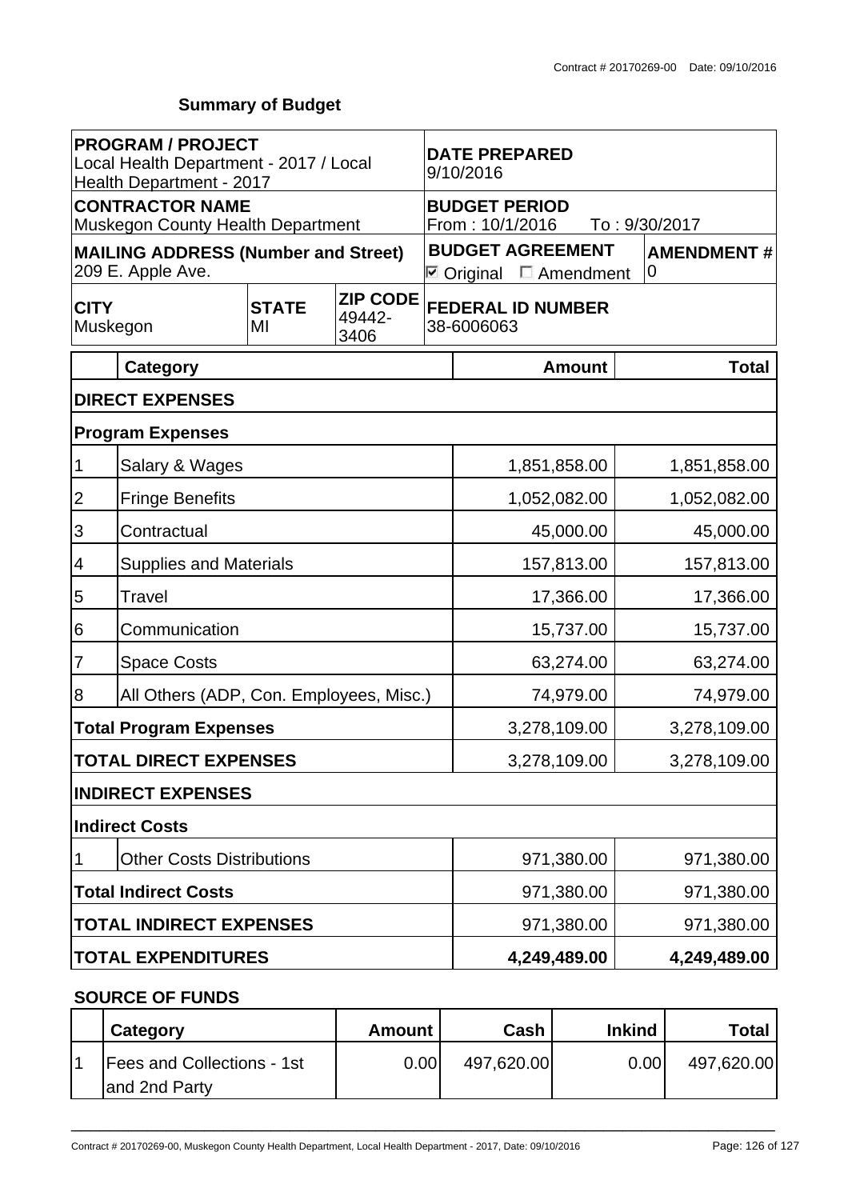Contract # 20170269-00 Date: 09/10/2016

## Summary of Budget

| PROGRAM / PROJECT | | | DATE PREPARED | |
|---|---|---|---|---|
| Local Health Department - 2017 / Local Health Department - 2017 | | | 9/10/2016 | |
| **CONTRACTOR NAME** Muskegon County Health Department | | | **BUDGET PERIOD** From : 10/1/2016 To : 9/30/2017 | |
| **MAILING ADDRESS (Number and Street)** 209 E. Apple Ave. | | | **BUDGET AGREEMENT** ☑ Original ☐ Amendment | **AMENDMENT #** 0 |
| **CITY** Muskegon | **STATE** MI | **ZIP CODE** 49442-3406 | **FEDERAL ID NUMBER** 38-6006063 | |

| | Category | Amount | Total |
|---|---|---|---|
| **DIRECT EXPENSES** | | | |
| **Program Expenses** | | | |
| 1 | Salary & Wages | 1,851,858.00 | 1,851,858.00 |
| 2 | Fringe Benefits | 1,052,082.00 | 1,052,082.00 |
| 3 | Contractual | 45,000.00 | 45,000.00 |
| 4 | Supplies and Materials | 157,813.00 | 157,813.00 |
| 5 | Travel | 17,366.00 | 17,366.00 |
| 6 | Communication | 15,737.00 | 15,737.00 |
| 7 | Space Costs | 63,274.00 | 63,274.00 |
| 8 | All Others (ADP, Con. Employees, Misc.) | 74,979.00 | 74,979.00 |
| **Total Program Expenses** | | 3,278,109.00 | 3,278,109.00 |
| **TOTAL DIRECT EXPENSES** | | 3,278,109.00 | 3,278,109.00 |
| **INDIRECT EXPENSES** | | | |
| **Indirect Costs** | | | |
| 1 | Other Costs Distributions | 971,380.00 | 971,380.00 |
| **Total Indirect Costs** | | 971,380.00 | 971,380.00 |
| **TOTAL INDIRECT EXPENSES** | | 971,380.00 | 971,380.00 |
| **TOTAL EXPENDITURES** | | **4,249,489.00** | **4,249,489.00** |

### SOURCE OF FUNDS

| | Category | Amount | Cash | Inkind | Total |
|---|---|---|---|---|---|
| 1 | Fees and Collections - 1st and 2nd Party | 0.00 | 497,620.00 | 0.00 | 497,620.00 |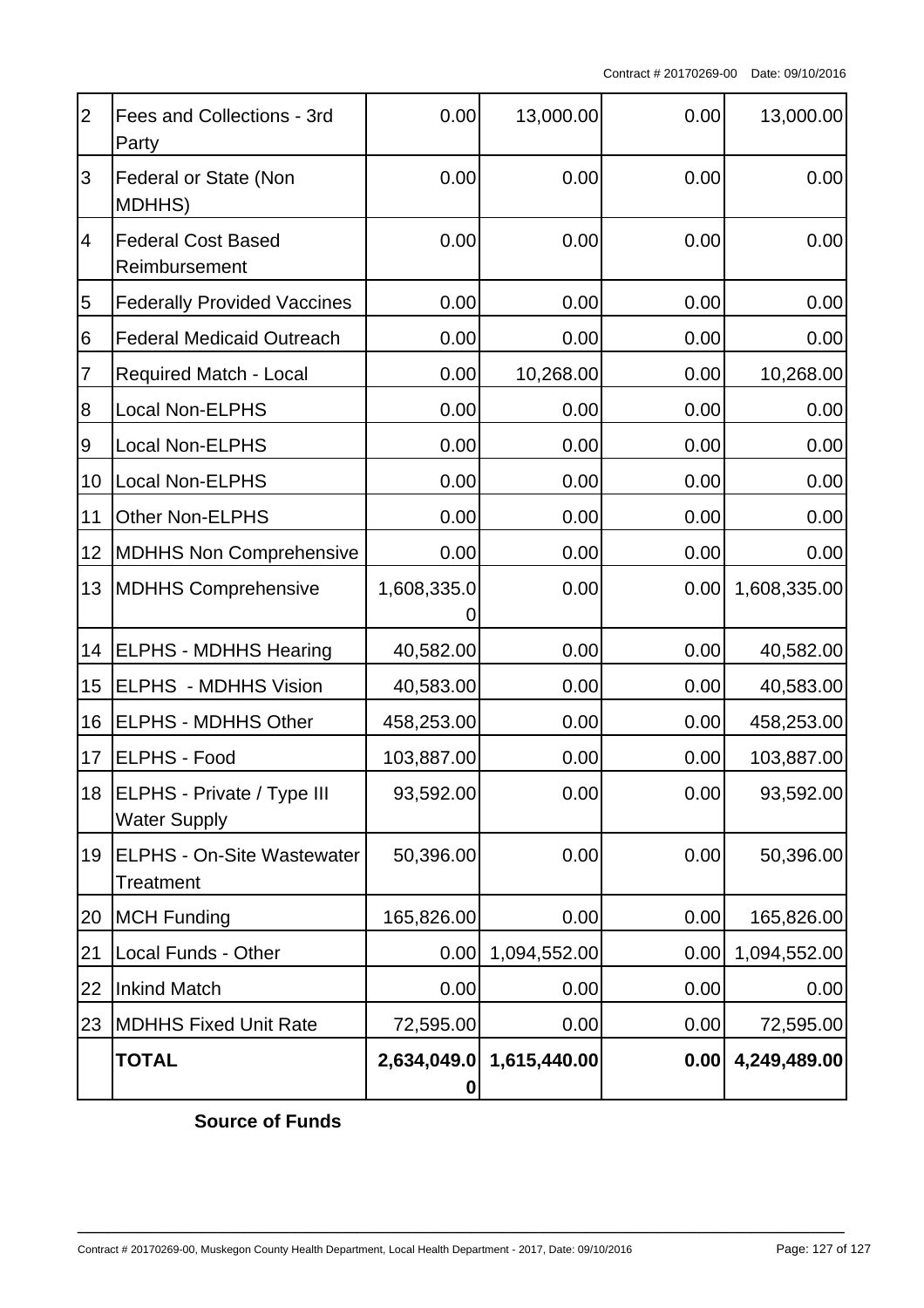| | | | | | |
|---|---|---|---|---|---|
| 2 | Fees and Collections - 3rd Party | 0.00 | 13,000.00 | 0.00 | 13,000.00 |
| 3 | Federal or State (Non MDHHS) | 0.00 | 0.00 | 0.00 | 0.00 |
| 4 | Federal Cost Based Reimbursement | 0.00 | 0.00 | 0.00 | 0.00 |
| 5 | Federally Provided Vaccines | 0.00 | 0.00 | 0.00 | 0.00 |
| 6 | Federal Medicaid Outreach | 0.00 | 0.00 | 0.00 | 0.00 |
| 7 | Required Match - Local | 0.00 | 10,268.00 | 0.00 | 10,268.00 |
| 8 | Local Non-ELPHS | 0.00 | 0.00 | 0.00 | 0.00 |
| 9 | Local Non-ELPHS | 0.00 | 0.00 | 0.00 | 0.00 |
| 10 | Local Non-ELPHS | 0.00 | 0.00 | 0.00 | 0.00 |
| 11 | Other Non-ELPHS | 0.00 | 0.00 | 0.00 | 0.00 |
| 12 | MDHHS Non Comprehensive | 0.00 | 0.00 | 0.00 | 0.00 |
| 13 | MDHHS Comprehensive | 1,608,335.00 | 0.00 | 0.00 | 1,608,335.00 |
| 14 | ELPHS - MDHHS Hearing | 40,582.00 | 0.00 | 0.00 | 40,582.00 |
| 15 | ELPHS - MDHHS Vision | 40,583.00 | 0.00 | 0.00 | 40,583.00 |
| 16 | ELPHS - MDHHS Other | 458,253.00 | 0.00 | 0.00 | 458,253.00 |
| 17 | ELPHS - Food | 103,887.00 | 0.00 | 0.00 | 103,887.00 |
| 18 | ELPHS - Private / Type III Water Supply | 93,592.00 | 0.00 | 0.00 | 93,592.00 |
| 19 | ELPHS - On-Site Wastewater Treatment | 50,396.00 | 0.00 | 0.00 | 50,396.00 |
| 20 | MCH Funding | 165,826.00 | 0.00 | 0.00 | 165,826.00 |
| 21 | Local Funds - Other | 0.00 | 1,094,552.00 | 0.00 | 1,094,552.00 |
| 22 | Inkind Match | 0.00 | 0.00 | 0.00 | 0.00 |
| 23 | MDHHS Fixed Unit Rate | 72,595.00 | 0.00 | 0.00 | 72,595.00 |
| | **TOTAL** | **2,634,049.00** | **1,615,440.00** | **0.00** | **4,249,489.00** |

**Source of Funds**